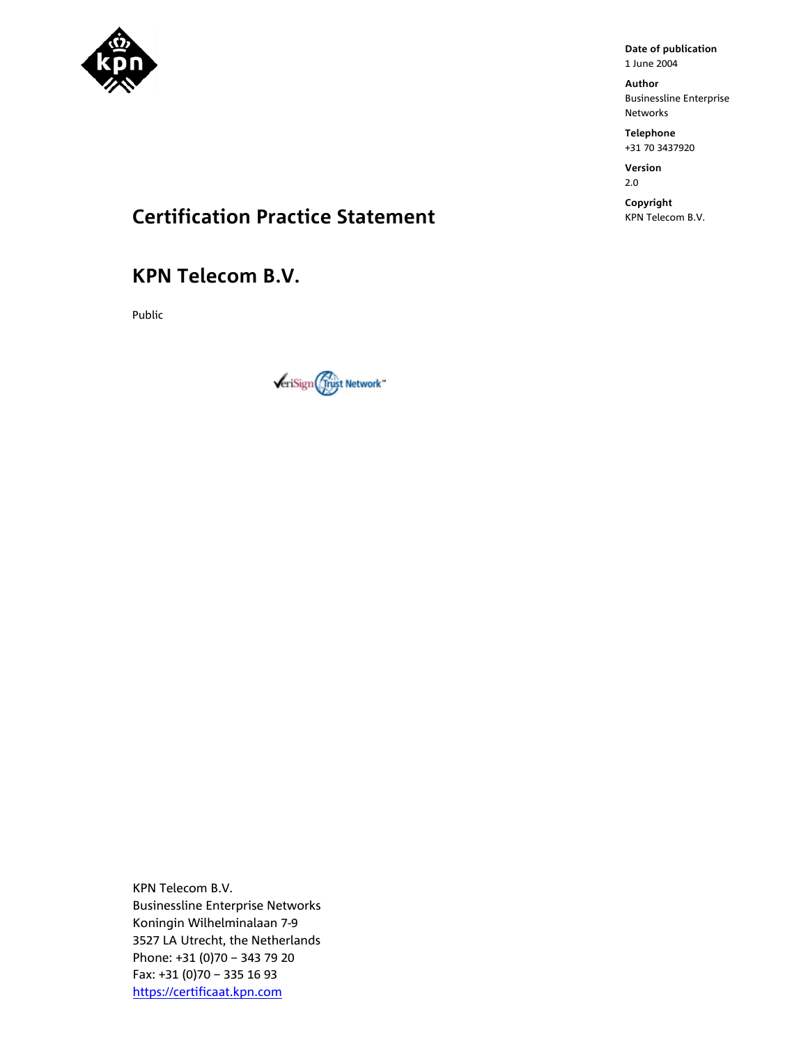**Date of publication**
1 June 2004

**Author**
Businessline Enterprise Networks

**Telephone**
+31 70 3437920

**Version**
2.0

**Copyright**
KPN Telecom B.V.

# Certification Practice Statement

# KPN Telecom B.V.

Public

KPN Telecom B.V.
Businessline Enterprise Networks
Koningin Wilhelminalaan 7-9
3527 LA Utrecht, the Netherlands
Phone: +31 (0)70 – 343 79 20
Fax: +31 (0)70 – 335 16 93
https://certificaat.kpn.com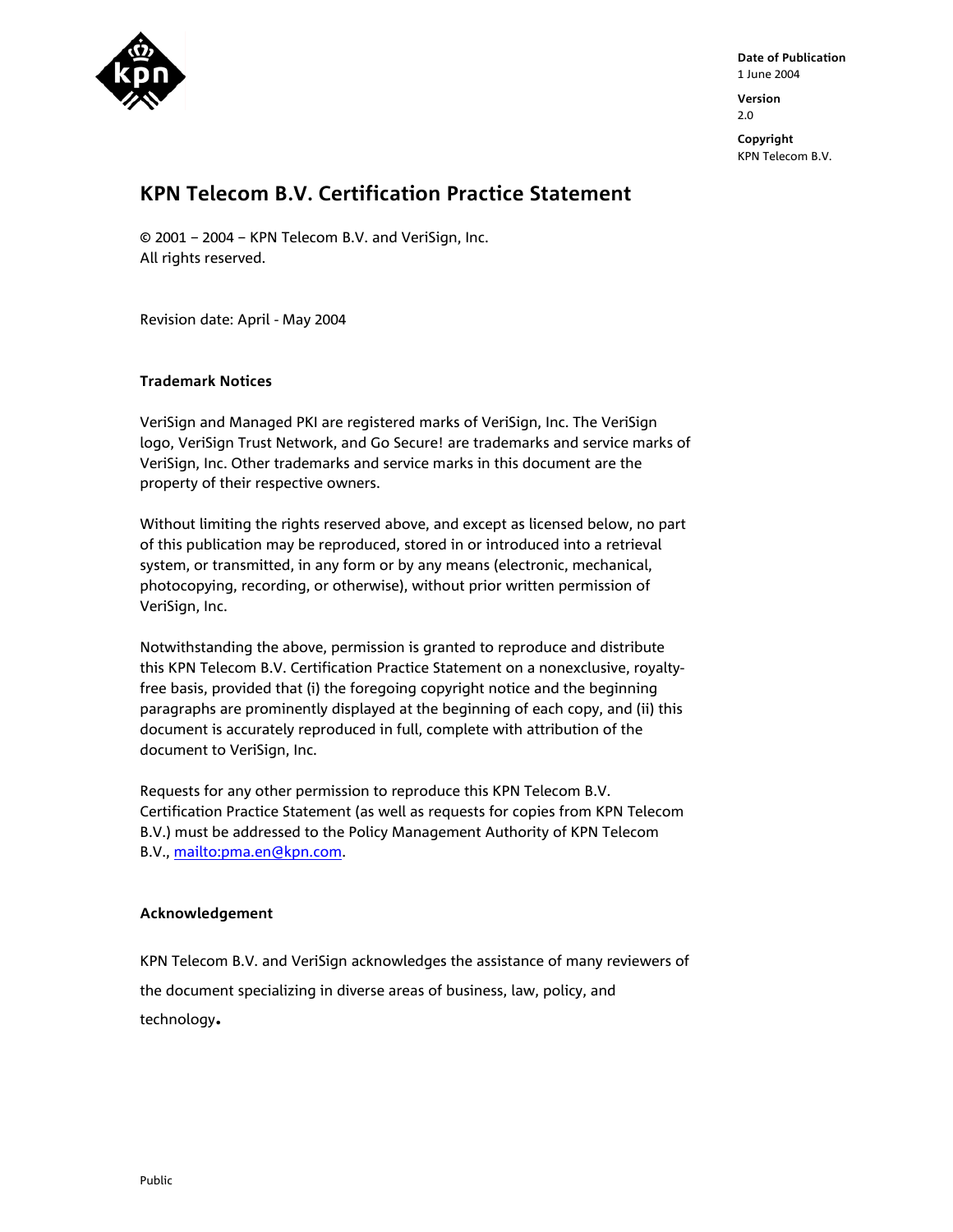**Date of Publication**
1 June 2004

**Version**
2.0

**Copyright**
KPN Telecom B.V.

# KPN Telecom B.V. Certification Practice Statement

© 2001 – 2004 – KPN Telecom B.V. and VeriSign, Inc.
All rights reserved.

Revision date: April - May 2004

**Trademark Notices**

VeriSign and Managed PKI are registered marks of VeriSign, Inc. The VeriSign logo, VeriSign Trust Network, and Go Secure! are trademarks and service marks of VeriSign, Inc. Other trademarks and service marks in this document are the property of their respective owners.

Without limiting the rights reserved above, and except as licensed below, no part of this publication may be reproduced, stored in or introduced into a retrieval system, or transmitted, in any form or by any means (electronic, mechanical, photocopying, recording, or otherwise), without prior written permission of VeriSign, Inc.

Notwithstanding the above, permission is granted to reproduce and distribute this KPN Telecom B.V. Certification Practice Statement on a nonexclusive, royalty-free basis, provided that (i) the foregoing copyright notice and the beginning paragraphs are prominently displayed at the beginning of each copy, and (ii) this document is accurately reproduced in full, complete with attribution of the document to VeriSign, Inc.

Requests for any other permission to reproduce this KPN Telecom B.V. Certification Practice Statement (as well as requests for copies from KPN Telecom B.V.) must be addressed to the Policy Management Authority of KPN Telecom B.V., mailto:pma.en@kpn.com.

**Acknowledgement**

KPN Telecom B.V. and VeriSign acknowledges the assistance of many reviewers of the document specializing in diverse areas of business, law, policy, and technology.

Public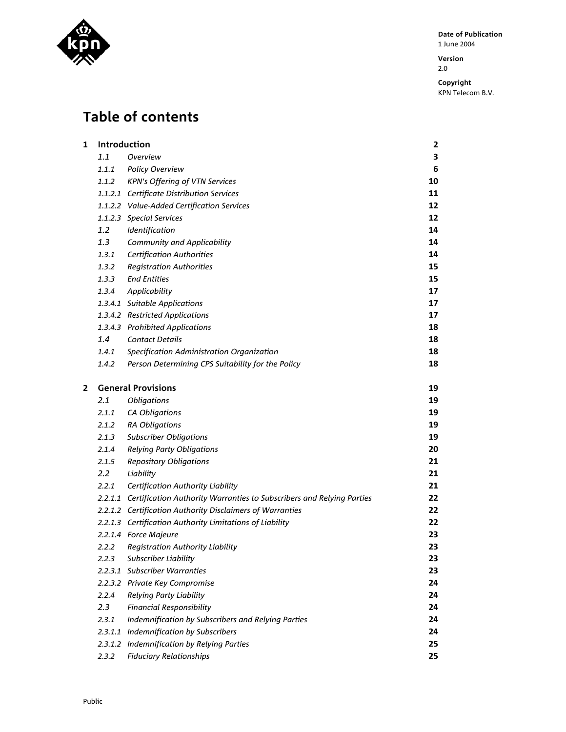Date of Publication
1 June 2004

Version
2.0

Copyright
KPN Telecom B.V.

# Table of contents

| | | | |
|---|---|---|---|
| **1** | **Introduction** | | **2** |
| | *1.1* | *Overview* | **3** |
| | *1.1.1* | *Policy Overview* | **6** |
| | *1.1.2* | *KPN's Offering of VTN Services* | **10** |
| | *1.1.2.1* | *Certificate Distribution Services* | **11** |
| | *1.1.2.2* | *Value-Added Certification Services* | **12** |
| | *1.1.2.3* | *Special Services* | **12** |
| | *1.2* | *Identification* | **14** |
| | *1.3* | *Community and Applicability* | **14** |
| | *1.3.1* | *Certification Authorities* | **14** |
| | *1.3.2* | *Registration Authorities* | **15** |
| | *1.3.3* | *End Entities* | **15** |
| | *1.3.4* | *Applicability* | **17** |
| | *1.3.4.1* | *Suitable Applications* | **17** |
| | *1.3.4.2* | *Restricted Applications* | **17** |
| | *1.3.4.3* | *Prohibited Applications* | **18** |
| | *1.4* | *Contact Details* | **18** |
| | *1.4.1* | *Specification Administration Organization* | **18** |
| | *1.4.2* | *Person Determining CPS Suitability for the Policy* | **18** |
| **2** | **General Provisions** | | **19** |
| | *2.1* | *Obligations* | **19** |
| | *2.1.1* | *CA Obligations* | **19** |
| | *2.1.2* | *RA Obligations* | **19** |
| | *2.1.3* | *Subscriber Obligations* | **19** |
| | *2.1.4* | *Relying Party Obligations* | **20** |
| | *2.1.5* | *Repository Obligations* | **21** |
| | *2.2* | *Liability* | **21** |
| | *2.2.1* | *Certification Authority Liability* | **21** |
| | *2.2.1.1* | *Certification Authority Warranties to Subscribers and Relying Parties* | **22** |
| | *2.2.1.2* | *Certification Authority Disclaimers of Warranties* | **22** |
| | *2.2.1.3* | *Certification Authority Limitations of Liability* | **22** |
| | *2.2.1.4* | *Force Majeure* | **23** |
| | *2.2.2* | *Registration Authority Liability* | **23** |
| | *2.2.3* | *Subscriber Liability* | **23** |
| | *2.2.3.1* | *Subscriber Warranties* | **23** |
| | *2.2.3.2* | *Private Key Compromise* | **24** |
| | *2.2.4* | *Relying Party Liability* | **24** |
| | *2.3* | *Financial Responsibility* | **24** |
| | *2.3.1* | *Indemnification by Subscribers and Relying Parties* | **24** |
| | *2.3.1.1* | *Indemnification by Subscribers* | **24** |
| | *2.3.1.2* | *Indemnification by Relying Parties* | **25** |
| | *2.3.2* | *Fiduciary Relationships* | **25** |

Public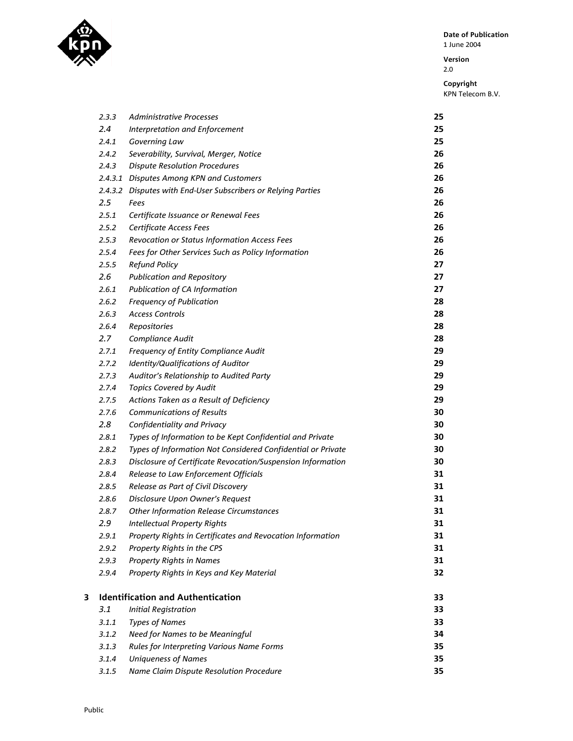| | | |
|---|---|---|
| *2.3.3* | *Administrative Processes* | **25** |
| *2.4* | *Interpretation and Enforcement* | **25** |
| *2.4.1* | *Governing Law* | **25** |
| *2.4.2* | *Severability, Survival, Merger, Notice* | **26** |
| *2.4.3* | *Dispute Resolution Procedures* | **26** |
| *2.4.3.1* | *Disputes Among KPN and Customers* | **26** |
| *2.4.3.2* | *Disputes with End-User Subscribers or Relying Parties* | **26** |
| *2.5* | *Fees* | **26** |
| *2.5.1* | *Certificate Issuance or Renewal Fees* | **26** |
| *2.5.2* | *Certificate Access Fees* | **26** |
| *2.5.3* | *Revocation or Status Information Access Fees* | **26** |
| *2.5.4* | *Fees for Other Services Such as Policy Information* | **26** |
| *2.5.5* | *Refund Policy* | **27** |
| *2.6* | *Publication and Repository* | **27** |
| *2.6.1* | *Publication of CA Information* | **27** |
| *2.6.2* | *Frequency of Publication* | **28** |
| *2.6.3* | *Access Controls* | **28** |
| *2.6.4* | *Repositories* | **28** |
| *2.7* | *Compliance Audit* | **28** |
| *2.7.1* | *Frequency of Entity Compliance Audit* | **29** |
| *2.7.2* | *Identity/Qualifications of Auditor* | **29** |
| *2.7.3* | *Auditor's Relationship to Audited Party* | **29** |
| *2.7.4* | *Topics Covered by Audit* | **29** |
| *2.7.5* | *Actions Taken as a Result of Deficiency* | **29** |
| *2.7.6* | *Communications of Results* | **30** |
| *2.8* | *Confidentiality and Privacy* | **30** |
| *2.8.1* | *Types of Information to be Kept Confidential and Private* | **30** |
| *2.8.2* | *Types of Information Not Considered Confidential or Private* | **30** |
| *2.8.3* | *Disclosure of Certificate Revocation/Suspension Information* | **30** |
| *2.8.4* | *Release to Law Enforcement Officials* | **31** |
| *2.8.5* | *Release as Part of Civil Discovery* | **31** |
| *2.8.6* | *Disclosure Upon Owner's Request* | **31** |
| *2.8.7* | *Other Information Release Circumstances* | **31** |
| *2.9* | *Intellectual Property Rights* | **31** |
| *2.9.1* | *Property Rights in Certificates and Revocation Information* | **31** |
| *2.9.2* | *Property Rights in the CPS* | **31** |
| *2.9.3* | *Property Rights in Names* | **31** |
| *2.9.4* | *Property Rights in Keys and Key Material* | **32** |
| **3** | **Identification and Authentication** | **33** |
| *3.1* | *Initial Registration* | **33** |
| *3.1.1* | *Types of Names* | **33** |
| *3.1.2* | *Need for Names to be Meaningful* | **34** |
| *3.1.3* | *Rules for Interpreting Various Name Forms* | **35** |
| *3.1.4* | *Uniqueness of Names* | **35** |
| *3.1.5* | *Name Claim Dispute Resolution Procedure* | **35** |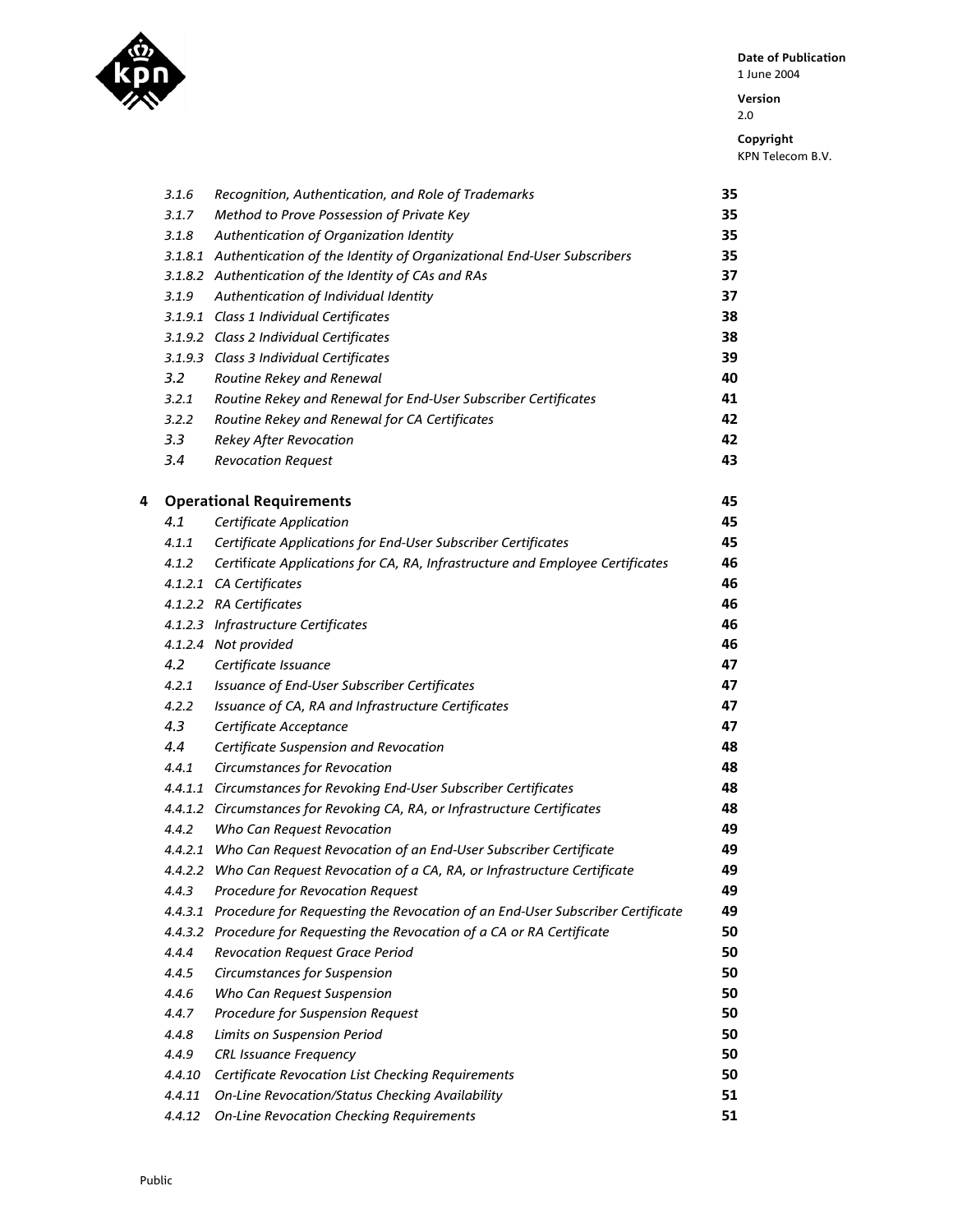| | | |
|---|---|---|
| *3.1.6* | *Recognition, Authentication, and Role of Trademarks* | **35** |
| *3.1.7* | *Method to Prove Possession of Private Key* | **35** |
| *3.1.8* | *Authentication of Organization Identity* | **35** |
| *3.1.8.1* | *Authentication of the Identity of Organizational End-User Subscribers* | **35** |
| *3.1.8.2* | *Authentication of the Identity of CAs and RAs* | **37** |
| *3.1.9* | *Authentication of Individual Identity* | **37** |
| *3.1.9.1* | *Class 1 Individual Certificates* | **38** |
| *3.1.9.2* | *Class 2 Individual Certificates* | **38** |
| *3.1.9.3* | *Class 3 Individual Certificates* | **39** |
| *3.2* | *Routine Rekey and Renewal* | **40** |
| *3.2.1* | *Routine Rekey and Renewal for End-User Subscriber Certificates* | **41** |
| *3.2.2* | *Routine Rekey and Renewal for CA Certificates* | **42** |
| *3.3* | *Rekey After Revocation* | **42** |
| *3.4* | *Revocation Request* | **43** |
| **4** | **Operational Requirements** | **45** |
| *4.1* | *Certificate Application* | **45** |
| *4.1.1* | *Certificate Applications for End-User Subscriber Certificates* | **45** |
| *4.1.2* | *Certificate Applications for CA, RA, Infrastructure and Employee Certificates* | **46** |
| *4.1.2.1* | *CA Certificates* | **46** |
| *4.1.2.2* | *RA Certificates* | **46** |
| *4.1.2.3* | *Infrastructure Certificates* | **46** |
| *4.1.2.4* | *Not provided* | **46** |
| *4.2* | *Certificate Issuance* | **47** |
| *4.2.1* | *Issuance of End-User Subscriber Certificates* | **47** |
| *4.2.2* | *Issuance of CA, RA and Infrastructure Certificates* | **47** |
| *4.3* | *Certificate Acceptance* | **47** |
| *4.4* | *Certificate Suspension and Revocation* | **48** |
| *4.4.1* | *Circumstances for Revocation* | **48** |
| *4.4.1.1* | *Circumstances for Revoking End-User Subscriber Certificates* | **48** |
| *4.4.1.2* | *Circumstances for Revoking CA, RA, or Infrastructure Certificates* | **48** |
| *4.4.2* | *Who Can Request Revocation* | **49** |
| *4.4.2.1* | *Who Can Request Revocation of an End-User Subscriber Certificate* | **49** |
| *4.4.2.2* | *Who Can Request Revocation of a CA, RA, or Infrastructure Certificate* | **49** |
| *4.4.3* | *Procedure for Revocation Request* | **49** |
| *4.4.3.1* | *Procedure for Requesting the Revocation of an End-User Subscriber Certificate* | **49** |
| *4.4.3.2* | *Procedure for Requesting the Revocation of a CA or RA Certificate* | **50** |
| *4.4.4* | *Revocation Request Grace Period* | **50** |
| *4.4.5* | *Circumstances for Suspension* | **50** |
| *4.4.6* | *Who Can Request Suspension* | **50** |
| *4.4.7* | *Procedure for Suspension Request* | **50** |
| *4.4.8* | *Limits on Suspension Period* | **50** |
| *4.4.9* | *CRL Issuance Frequency* | **50** |
| *4.4.10* | *Certificate Revocation List Checking Requirements* | **50** |
| *4.4.11* | *On-Line Revocation/Status Checking Availability* | **51** |
| *4.4.12* | *On-Line Revocation Checking Requirements* | **51** |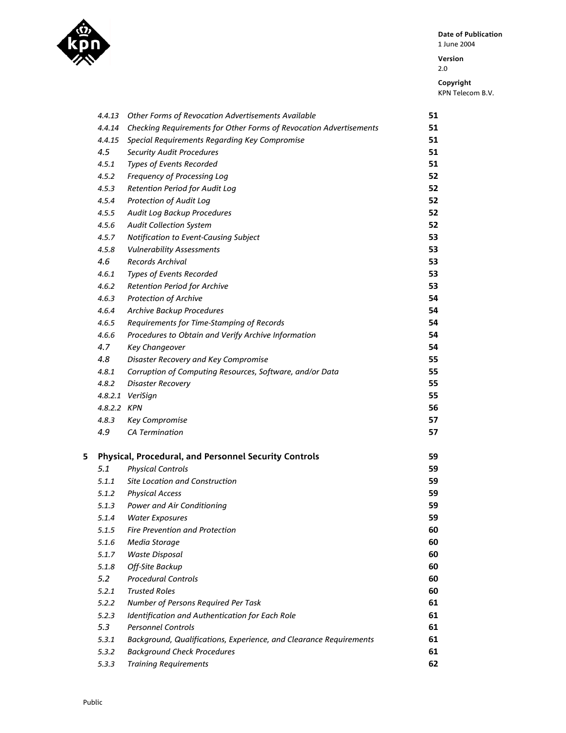| | | |
|---|---|---|
| *4.4.13* | *Other Forms of Revocation Advertisements Available* | **51** |
| *4.4.14* | *Checking Requirements for Other Forms of Revocation Advertisements* | **51** |
| *4.4.15* | *Special Requirements Regarding Key Compromise* | **51** |
| *4.5* | *Security Audit Procedures* | **51** |
| *4.5.1* | *Types of Events Recorded* | **51** |
| *4.5.2* | *Frequency of Processing Log* | **52** |
| *4.5.3* | *Retention Period for Audit Log* | **52** |
| *4.5.4* | *Protection of Audit Log* | **52** |
| *4.5.5* | *Audit Log Backup Procedures* | **52** |
| *4.5.6* | *Audit Collection System* | **52** |
| *4.5.7* | *Notification to Event-Causing Subject* | **53** |
| *4.5.8* | *Vulnerability Assessments* | **53** |
| *4.6* | *Records Archival* | **53** |
| *4.6.1* | *Types of Events Recorded* | **53** |
| *4.6.2* | *Retention Period for Archive* | **53** |
| *4.6.3* | *Protection of Archive* | **54** |
| *4.6.4* | *Archive Backup Procedures* | **54** |
| *4.6.5* | *Requirements for Time-Stamping of Records* | **54** |
| *4.6.6* | *Procedures to Obtain and Verify Archive Information* | **54** |
| *4.7* | *Key Changeover* | **54** |
| *4.8* | *Disaster Recovery and Key Compromise* | **55** |
| *4.8.1* | *Corruption of Computing Resources, Software, and/or Data* | **55** |
| *4.8.2* | *Disaster Recovery* | **55** |
| *4.8.2.1* | *VeriSign* | **55** |
| *4.8.2.2* | *KPN* | **56** |
| *4.8.3* | *Key Compromise* | **57** |
| *4.9* | *CA Termination* | **57** |
| **5** | **Physical, Procedural, and Personnel Security Controls** | **59** |
| *5.1* | *Physical Controls* | **59** |
| *5.1.1* | *Site Location and Construction* | **59** |
| *5.1.2* | *Physical Access* | **59** |
| *5.1.3* | *Power and Air Conditioning* | **59** |
| *5.1.4* | *Water Exposures* | **59** |
| *5.1.5* | *Fire Prevention and Protection* | **60** |
| *5.1.6* | *Media Storage* | **60** |
| *5.1.7* | *Waste Disposal* | **60** |
| *5.1.8* | *Off-Site Backup* | **60** |
| *5.2* | *Procedural Controls* | **60** |
| *5.2.1* | *Trusted Roles* | **60** |
| *5.2.2* | *Number of Persons Required Per Task* | **61** |
| *5.2.3* | *Identification and Authentication for Each Role* | **61** |
| *5.3* | *Personnel Controls* | **61** |
| *5.3.1* | *Background, Qualifications, Experience, and Clearance Requirements* | **61** |
| *5.3.2* | *Background Check Procedures* | **61** |
| *5.3.3* | *Training Requirements* | **62** |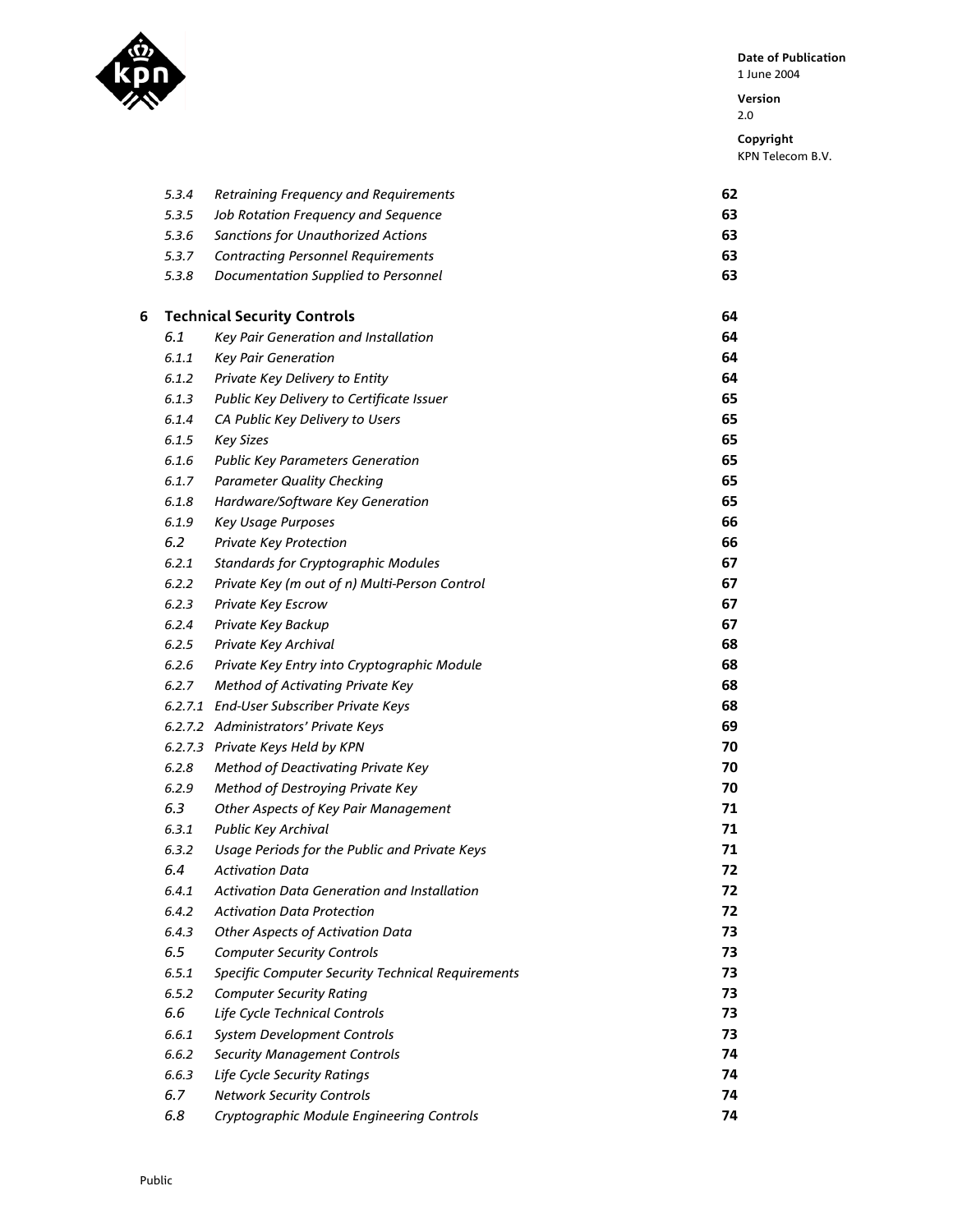| | | |
|---|---|---|
| 5.3.4 | *Retraining Frequency and Requirements* | **62** |
| 5.3.5 | *Job Rotation Frequency and Sequence* | **63** |
| 5.3.6 | *Sanctions for Unauthorized Actions* | **63** |
| 5.3.7 | *Contracting Personnel Requirements* | **63** |
| 5.3.8 | *Documentation Supplied to Personnel* | **63** |
| **6** | **Technical Security Controls** | **64** |
| 6.1 | *Key Pair Generation and Installation* | **64** |
| 6.1.1 | *Key Pair Generation* | **64** |
| 6.1.2 | *Private Key Delivery to Entity* | **64** |
| 6.1.3 | *Public Key Delivery to Certificate Issuer* | **65** |
| 6.1.4 | *CA Public Key Delivery to Users* | **65** |
| 6.1.5 | *Key Sizes* | **65** |
| 6.1.6 | *Public Key Parameters Generation* | **65** |
| 6.1.7 | *Parameter Quality Checking* | **65** |
| 6.1.8 | *Hardware/Software Key Generation* | **65** |
| 6.1.9 | *Key Usage Purposes* | **66** |
| 6.2 | *Private Key Protection* | **66** |
| 6.2.1 | *Standards for Cryptographic Modules* | **67** |
| 6.2.2 | *Private Key (m out of n) Multi-Person Control* | **67** |
| 6.2.3 | *Private Key Escrow* | **67** |
| 6.2.4 | *Private Key Backup* | **67** |
| 6.2.5 | *Private Key Archival* | **68** |
| 6.2.6 | *Private Key Entry into Cryptographic Module* | **68** |
| 6.2.7 | *Method of Activating Private Key* | **68** |
| 6.2.7.1 | *End-User Subscriber Private Keys* | **68** |
| 6.2.7.2 | *Administrators' Private Keys* | **69** |
| 6.2.7.3 | *Private Keys Held by KPN* | **70** |
| 6.2.8 | *Method of Deactivating Private Key* | **70** |
| 6.2.9 | *Method of Destroying Private Key* | **70** |
| 6.3 | *Other Aspects of Key Pair Management* | **71** |
| 6.3.1 | *Public Key Archival* | **71** |
| 6.3.2 | *Usage Periods for the Public and Private Keys* | **71** |
| 6.4 | *Activation Data* | **72** |
| 6.4.1 | *Activation Data Generation and Installation* | **72** |
| 6.4.2 | *Activation Data Protection* | **72** |
| 6.4.3 | *Other Aspects of Activation Data* | **73** |
| 6.5 | *Computer Security Controls* | **73** |
| 6.5.1 | *Specific Computer Security Technical Requirements* | **73** |
| 6.5.2 | *Computer Security Rating* | **73** |
| 6.6 | *Life Cycle Technical Controls* | **73** |
| 6.6.1 | *System Development Controls* | **73** |
| 6.6.2 | *Security Management Controls* | **74** |
| 6.6.3 | *Life Cycle Security Ratings* | **74** |
| 6.7 | *Network Security Controls* | **74** |
| 6.8 | *Cryptographic Module Engineering Controls* | **74** |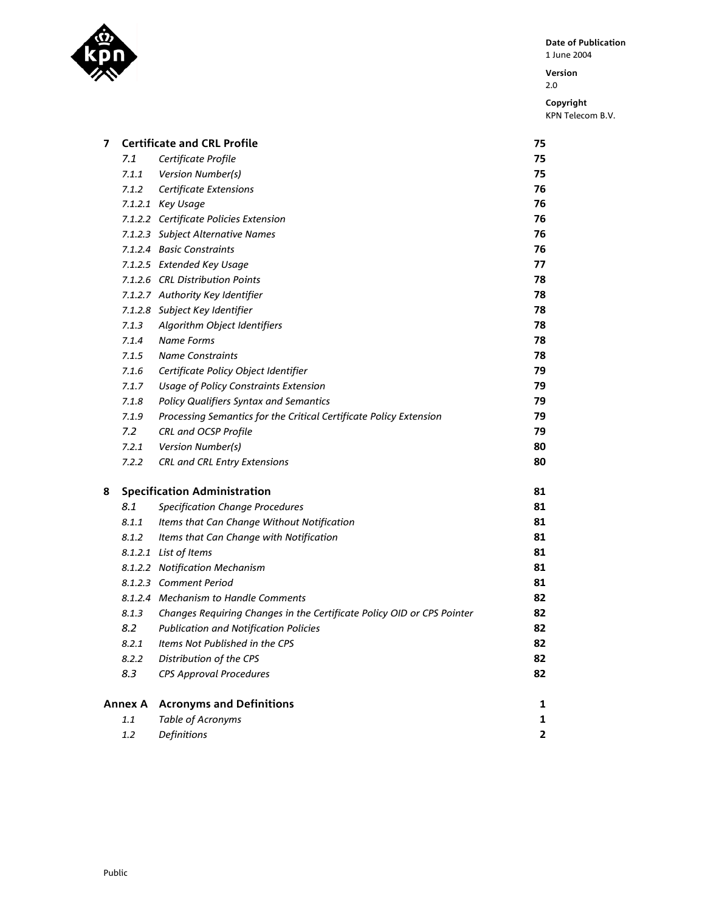| | | |
|---|---|---|
| **7** | **Certificate and CRL Profile** | **75** |
| *7.1* | *Certificate Profile* | **75** |
| *7.1.1* | *Version Number(s)* | **75** |
| *7.1.2* | *Certificate Extensions* | **76** |
| *7.1.2.1* | *Key Usage* | **76** |
| *7.1.2.2* | *Certificate Policies Extension* | **76** |
| *7.1.2.3* | *Subject Alternative Names* | **76** |
| *7.1.2.4* | *Basic Constraints* | **76** |
| *7.1.2.5* | *Extended Key Usage* | **77** |
| *7.1.2.6* | *CRL Distribution Points* | **78** |
| *7.1.2.7* | *Authority Key Identifier* | **78** |
| *7.1.2.8* | *Subject Key Identifier* | **78** |
| *7.1.3* | *Algorithm Object Identifiers* | **78** |
| *7.1.4* | *Name Forms* | **78** |
| *7.1.5* | *Name Constraints* | **78** |
| *7.1.6* | *Certificate Policy Object Identifier* | **79** |
| *7.1.7* | *Usage of Policy Constraints Extension* | **79** |
| *7.1.8* | *Policy Qualifiers Syntax and Semantics* | **79** |
| *7.1.9* | *Processing Semantics for the Critical Certificate Policy Extension* | **79** |
| *7.2* | *CRL and OCSP Profile* | **79** |
| *7.2.1* | *Version Number(s)* | **80** |
| *7.2.2* | *CRL and CRL Entry Extensions* | **80** |
| **8** | **Specification Administration** | **81** |
| *8.1* | *Specification Change Procedures* | **81** |
| *8.1.1* | *Items that Can Change Without Notification* | **81** |
| *8.1.2* | *Items that Can Change with Notification* | **81** |
| *8.1.2.1* | *List of Items* | **81** |
| *8.1.2.2* | *Notification Mechanism* | **81** |
| *8.1.2.3* | *Comment Period* | **81** |
| *8.1.2.4* | *Mechanism to Handle Comments* | **82** |
| *8.1.3* | *Changes Requiring Changes in the Certificate Policy OID or CPS Pointer* | **82** |
| *8.2* | *Publication and Notification Policies* | **82** |
| *8.2.1* | *Items Not Published in the CPS* | **82** |
| *8.2.2* | *Distribution of the CPS* | **82** |
| *8.3* | *CPS Approval Procedures* | **82** |
| **Annex A** | **Acronyms and Definitions** | **1** |
| *1.1* | *Table of Acronyms* | **1** |
| *1.2* | *Definitions* | **2** |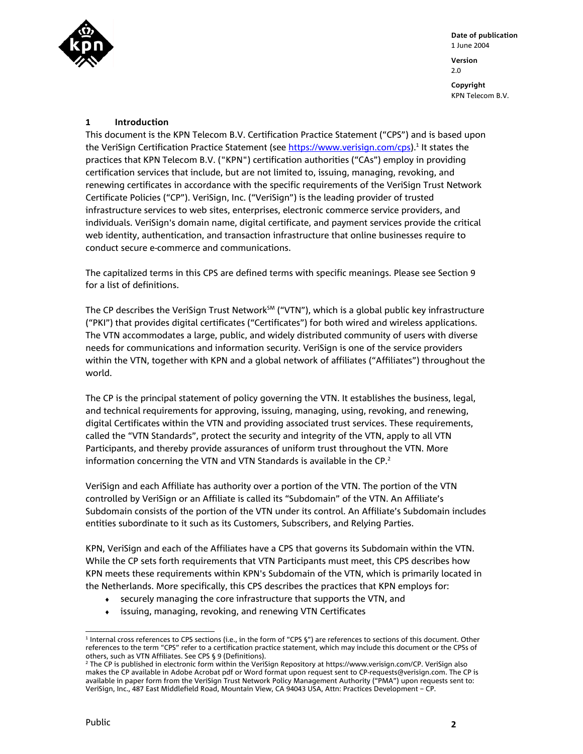Date of publication
1 June 2004

Version
2.0

Copyright
KPN Telecom B.V.

## 1 Introduction

This document is the KPN Telecom B.V. Certification Practice Statement ("CPS") and is based upon the VeriSign Certification Practice Statement (see https://www.verisign.com/cps).[1] It states the practices that KPN Telecom B.V. ("KPN") certification authorities ("CAs") employ in providing certification services that include, but are not limited to, issuing, managing, revoking, and renewing certificates in accordance with the specific requirements of the VeriSign Trust Network Certificate Policies ("CP"). VeriSign, Inc. ("VeriSign") is the leading provider of trusted infrastructure services to web sites, enterprises, electronic commerce service providers, and individuals. VeriSign's domain name, digital certificate, and payment services provide the critical web identity, authentication, and transaction infrastructure that online businesses require to conduct secure e-commerce and communications.

The capitalized terms in this CPS are defined terms with specific meanings. Please see Section 9 for a list of definitions.

The CP describes the VeriSign Trust Network[SM] ("VTN"), which is a global public key infrastructure ("PKI") that provides digital certificates ("Certificates") for both wired and wireless applications. The VTN accommodates a large, public, and widely distributed community of users with diverse needs for communications and information security. VeriSign is one of the service providers within the VTN, together with KPN and a global network of affiliates ("Affiliates") throughout the world.

The CP is the principal statement of policy governing the VTN. It establishes the business, legal, and technical requirements for approving, issuing, managing, using, revoking, and renewing, digital Certificates within the VTN and providing associated trust services. These requirements, called the "VTN Standards", protect the security and integrity of the VTN, apply to all VTN Participants, and thereby provide assurances of uniform trust throughout the VTN. More information concerning the VTN and VTN Standards is available in the CP.[2]

VeriSign and each Affiliate has authority over a portion of the VTN. The portion of the VTN controlled by VeriSign or an Affiliate is called its "Subdomain" of the VTN. An Affiliate's Subdomain consists of the portion of the VTN under its control. An Affiliate's Subdomain includes entities subordinate to it such as its Customers, Subscribers, and Relying Parties.

KPN, VeriSign and each of the Affiliates have a CPS that governs its Subdomain within the VTN. While the CP sets forth requirements that VTN Participants must meet, this CPS describes how KPN meets these requirements within KPN's Subdomain of the VTN, which is primarily located in the Netherlands. More specifically, this CPS describes the practices that KPN employs for:

- securely managing the core infrastructure that supports the VTN, and
- issuing, managing, revoking, and renewing VTN Certificates

---

[1] Internal cross references to CPS sections (i.e., in the form of "CPS §") are references to sections of this document. Other references to the term "CPS" refer to a certification practice statement, which may include this document or the CPSs of others, such as VTN Affiliates. See CPS § 9 (Definitions).

[2] The CP is published in electronic form within the VeriSign Repository at https://www.verisign.com/CP. VeriSign also makes the CP available in Adobe Acrobat pdf or Word format upon request sent to CP-requests@verisign.com. The CP is available in paper form from the VeriSign Trust Network Policy Management Authority ("PMA") upon requests sent to: VeriSign, Inc., 487 East Middlefield Road, Mountain View, CA 94043 USA, Attn: Practices Development – CP.

Public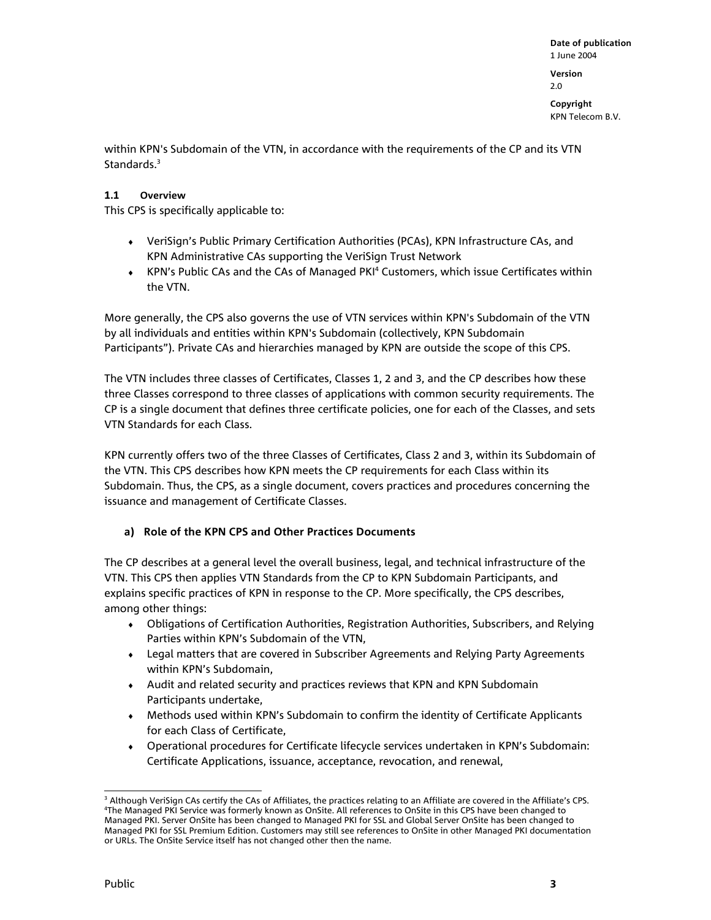within KPN's Subdomain of the VTN, in accordance with the requirements of the CP and its VTN Standards.[3]

### 1.1 Overview

This CPS is specifically applicable to:

- VeriSign's Public Primary Certification Authorities (PCAs), KPN Infrastructure CAs, and KPN Administrative CAs supporting the VeriSign Trust Network
- KPN's Public CAs and the CAs of Managed PKI[4] Customers, which issue Certificates within the VTN.

More generally, the CPS also governs the use of VTN services within KPN's Subdomain of the VTN by all individuals and entities within KPN's Subdomain (collectively, KPN Subdomain Participants"). Private CAs and hierarchies managed by KPN are outside the scope of this CPS.

The VTN includes three classes of Certificates, Classes 1, 2 and 3, and the CP describes how these three Classes correspond to three classes of applications with common security requirements. The CP is a single document that defines three certificate policies, one for each of the Classes, and sets VTN Standards for each Class.

KPN currently offers two of the three Classes of Certificates, Class 2 and 3, within its Subdomain of the VTN. This CPS describes how KPN meets the CP requirements for each Class within its Subdomain. Thus, the CPS, as a single document, covers practices and procedures concerning the issuance and management of Certificate Classes.

#### a) Role of the KPN CPS and Other Practices Documents

The CP describes at a general level the overall business, legal, and technical infrastructure of the VTN. This CPS then applies VTN Standards from the CP to KPN Subdomain Participants, and explains specific practices of KPN in response to the CP. More specifically, the CPS describes, among other things:

- Obligations of Certification Authorities, Registration Authorities, Subscribers, and Relying Parties within KPN's Subdomain of the VTN,
- Legal matters that are covered in Subscriber Agreements and Relying Party Agreements within KPN's Subdomain,
- Audit and related security and practices reviews that KPN and KPN Subdomain Participants undertake,
- Methods used within KPN's Subdomain to confirm the identity of Certificate Applicants for each Class of Certificate,
- Operational procedures for Certificate lifecycle services undertaken in KPN's Subdomain: Certificate Applications, issuance, acceptance, revocation, and renewal,

---

[3] Although VeriSign CAs certify the CAs of Affiliates, the practices relating to an Affiliate are covered in the Affiliate's CPS.
[4] The Managed PKI Service was formerly known as OnSite. All references to OnSite in this CPS have been changed to Managed PKI. Server OnSite has been changed to Managed PKI for SSL and Global Server OnSite has been changed to Managed PKI for SSL Premium Edition. Customers may still see references to OnSite in other Managed PKI documentation or URLs. The OnSite Service itself has not changed other then the name.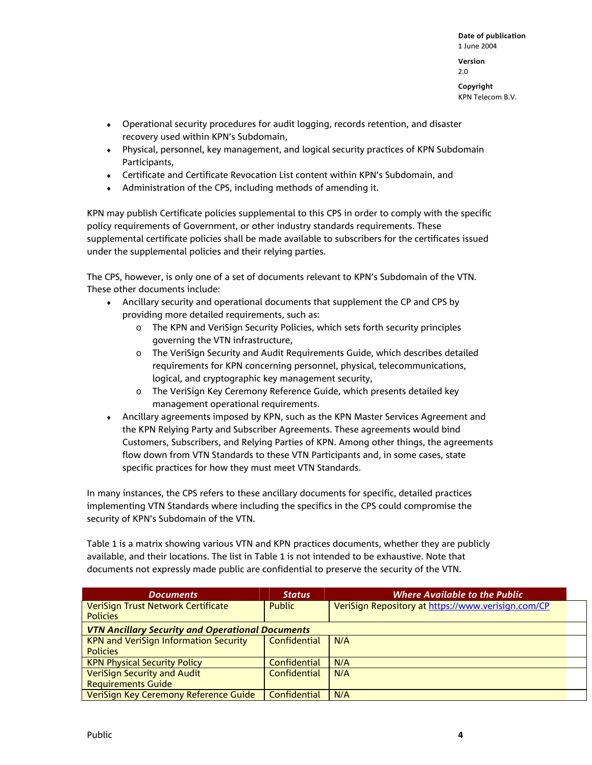- Operational security procedures for audit logging, records retention, and disaster recovery used within KPN's Subdomain,
- Physical, personnel, key management, and logical security practices of KPN Subdomain Participants,
- Certificate and Certificate Revocation List content within KPN's Subdomain, and
- Administration of the CPS, including methods of amending it.

KPN may publish Certificate policies supplemental to this CPS in order to comply with the specific policy requirements of Government, or other industry standards requirements. These supplemental certificate policies shall be made available to subscribers for the certificates issued under the supplemental policies and their relying parties.

The CPS, however, is only one of a set of documents relevant to KPN's Subdomain of the VTN. These other documents include:

- Ancillary security and operational documents that supplement the CP and CPS by providing more detailed requirements, such as:
  - The KPN and VeriSign Security Policies, which sets forth security principles governing the VTN infrastructure,
  - The VeriSign Security and Audit Requirements Guide, which describes detailed requirements for KPN concerning personnel, physical, telecommunications, logical, and cryptographic key management security,
  - The VeriSign Key Ceremony Reference Guide, which presents detailed key management operational requirements.
- Ancillary agreements imposed by KPN, such as the KPN Master Services Agreement and the KPN Relying Party and Subscriber Agreements. These agreements would bind Customers, Subscribers, and Relying Parties of KPN. Among other things, the agreements flow down from VTN Standards to these VTN Participants and, in some cases, state specific practices for how they must meet VTN Standards.

In many instances, the CPS refers to these ancillary documents for specific, detailed practices implementing VTN Standards where including the specifics in the CPS could compromise the security of KPN's Subdomain of the VTN.

Table 1 is a matrix showing various VTN and KPN practices documents, whether they are publicly available, and their locations. The list in Table 1 is not intended to be exhaustive. Note that documents not expressly made public are confidential to preserve the security of the VTN.

| *Documents* | *Status* | *Where Available to the Public* |
|---|---|---|
| VeriSign Trust Network Certificate Policies | Public | VeriSign Repository at https://www.verisign.com/CP |
| ***VTN Ancillary Security and Operational Documents*** | | |
| KPN and VeriSign Information Security Policies | Confidential | N/A |
| KPN Physical Security Policy | Confidential | N/A |
| VeriSign Security and Audit Requirements Guide | Confidential | N/A |
| VeriSign Key Ceremony Reference Guide | Confidential | N/A |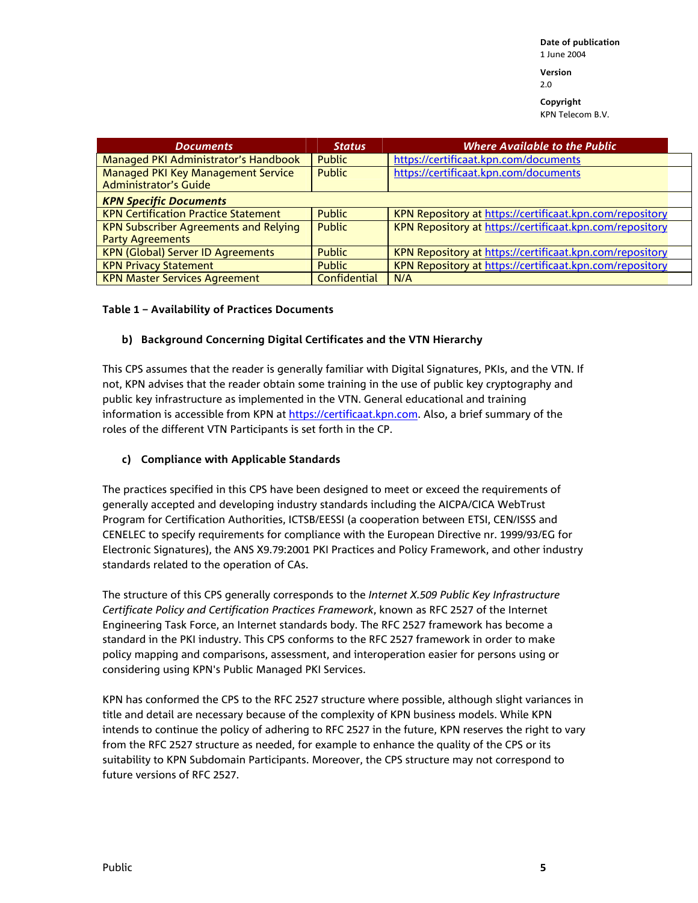Date of publication
1 June 2004

Version
2.0

Copyright
KPN Telecom B.V.

| Documents | Status | Where Available to the Public |
|---|---|---|
| Managed PKI Administrator's Handbook | Public | https://certificaat.kpn.com/documents |
| Managed PKI Key Management Service Administrator's Guide | Public | https://certificaat.kpn.com/documents |
| ***KPN Specific Documents*** | | |
| KPN Certification Practice Statement | Public | KPN Repository at https://certificaat.kpn.com/repository |
| KPN Subscriber Agreements and Relying Party Agreements | Public | KPN Repository at https://certificaat.kpn.com/repository |
| KPN (Global) Server ID Agreements | Public | KPN Repository at https://certificaat.kpn.com/repository |
| KPN Privacy Statement | Public | KPN Repository at https://certificaat.kpn.com/repository |
| KPN Master Services Agreement | Confidential | N/A |

**Table 1 – Availability of Practices Documents**

### b) Background Concerning Digital Certificates and the VTN Hierarchy

This CPS assumes that the reader is generally familiar with Digital Signatures, PKIs, and the VTN. If not, KPN advises that the reader obtain some training in the use of public key cryptography and public key infrastructure as implemented in the VTN. General educational and training information is accessible from KPN at https://certificaat.kpn.com. Also, a brief summary of the roles of the different VTN Participants is set forth in the CP.

### c) Compliance with Applicable Standards

The practices specified in this CPS have been designed to meet or exceed the requirements of generally accepted and developing industry standards including the AICPA/CICA WebTrust Program for Certification Authorities, ICTSB/EESSI (a cooperation between ETSI, CEN/ISSS and CENELEC to specify requirements for compliance with the European Directive nr. 1999/93/EG for Electronic Signatures), the ANS X9.79:2001 PKI Practices and Policy Framework, and other industry standards related to the operation of CAs.

The structure of this CPS generally corresponds to the *Internet X.509 Public Key Infrastructure Certificate Policy and Certification Practices Framework*, known as RFC 2527 of the Internet Engineering Task Force, an Internet standards body. The RFC 2527 framework has become a standard in the PKI industry. This CPS conforms to the RFC 2527 framework in order to make policy mapping and comparisons, assessment, and interoperation easier for persons using or considering using KPN's Public Managed PKI Services.

KPN has conformed the CPS to the RFC 2527 structure where possible, although slight variances in title and detail are necessary because of the complexity of KPN business models. While KPN intends to continue the policy of adhering to RFC 2527 in the future, KPN reserves the right to vary from the RFC 2527 structure as needed, for example to enhance the quality of the CPS or its suitability to KPN Subdomain Participants. Moreover, the CPS structure may not correspond to future versions of RFC 2527.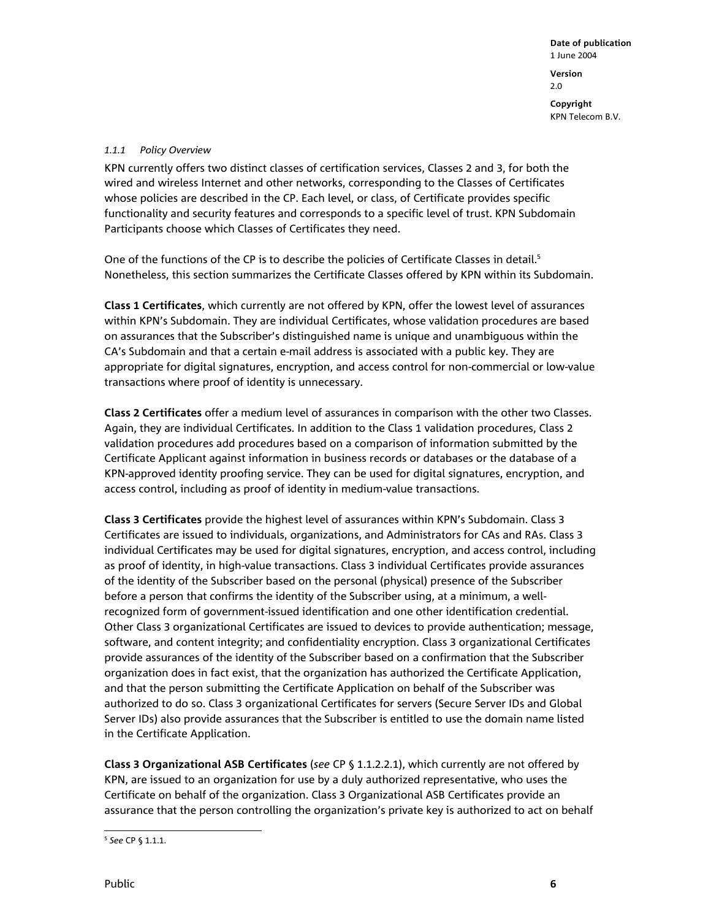#### *1.1.1 Policy Overview*

KPN currently offers two distinct classes of certification services, Classes 2 and 3, for both the wired and wireless Internet and other networks, corresponding to the Classes of Certificates whose policies are described in the CP. Each level, or class, of Certificate provides specific functionality and security features and corresponds to a specific level of trust. KPN Subdomain Participants choose which Classes of Certificates they need.

One of the functions of the CP is to describe the policies of Certificate Classes in detail.[5] Nonetheless, this section summarizes the Certificate Classes offered by KPN within its Subdomain.

**Class 1 Certificates**, which currently are not offered by KPN, offer the lowest level of assurances within KPN's Subdomain. They are individual Certificates, whose validation procedures are based on assurances that the Subscriber's distinguished name is unique and unambiguous within the CA's Subdomain and that a certain e-mail address is associated with a public key. They are appropriate for digital signatures, encryption, and access control for non-commercial or low-value transactions where proof of identity is unnecessary.

**Class 2 Certificates** offer a medium level of assurances in comparison with the other two Classes. Again, they are individual Certificates. In addition to the Class 1 validation procedures, Class 2 validation procedures add procedures based on a comparison of information submitted by the Certificate Applicant against information in business records or databases or the database of a KPN-approved identity proofing service. They can be used for digital signatures, encryption, and access control, including as proof of identity in medium-value transactions.

**Class 3 Certificates** provide the highest level of assurances within KPN's Subdomain. Class 3 Certificates are issued to individuals, organizations, and Administrators for CAs and RAs. Class 3 individual Certificates may be used for digital signatures, encryption, and access control, including as proof of identity, in high-value transactions. Class 3 individual Certificates provide assurances of the identity of the Subscriber based on the personal (physical) presence of the Subscriber before a person that confirms the identity of the Subscriber using, at a minimum, a well-recognized form of government-issued identification and one other identification credential. Other Class 3 organizational Certificates are issued to devices to provide authentication; message, software, and content integrity; and confidentiality encryption. Class 3 organizational Certificates provide assurances of the identity of the Subscriber based on a confirmation that the Subscriber organization does in fact exist, that the organization has authorized the Certificate Application, and that the person submitting the Certificate Application on behalf of the Subscriber was authorized to do so. Class 3 organizational Certificates for servers (Secure Server IDs and Global Server IDs) also provide assurances that the Subscriber is entitled to use the domain name listed in the Certificate Application.

**Class 3 Organizational ASB Certificates** (*see* CP § 1.1.2.2.1), which currently are not offered by KPN, are issued to an organization for use by a duly authorized representative, who uses the Certificate on behalf of the organization. Class 3 Organizational ASB Certificates provide an assurance that the person controlling the organization's private key is authorized to act on behalf

---

[5] *See* CP § 1.1.1.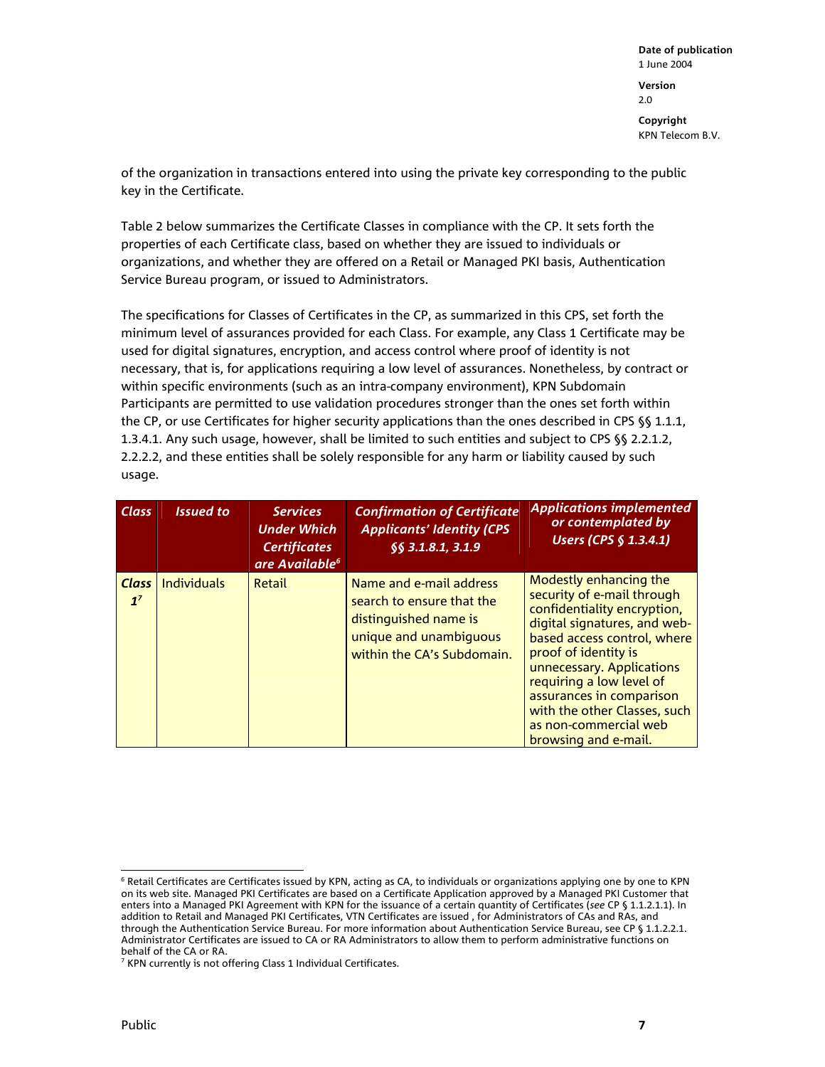of the organization in transactions entered into using the private key corresponding to the public key in the Certificate.

Table 2 below summarizes the Certificate Classes in compliance with the CP. It sets forth the properties of each Certificate class, based on whether they are issued to individuals or organizations, and whether they are offered on a Retail or Managed PKI basis, Authentication Service Bureau program, or issued to Administrators.

The specifications for Classes of Certificates in the CP, as summarized in this CPS, set forth the minimum level of assurances provided for each Class. For example, any Class 1 Certificate may be used for digital signatures, encryption, and access control where proof of identity is not necessary, that is, for applications requiring a low level of assurances. Nonetheless, by contract or within specific environments (such as an intra-company environment), KPN Subdomain Participants are permitted to use validation procedures stronger than the ones set forth within the CP, or use Certificates for higher security applications than the ones described in CPS §§ 1.1.1, 1.3.4.1. Any such usage, however, shall be limited to such entities and subject to CPS §§ 2.2.1.2, 2.2.2.2, and these entities shall be solely responsible for any harm or liability caused by such usage.

| *Class* | *Issued to* | *Services Under Which Certificates are Available*[6] | *Confirmation of Certificate Applicants' Identity (CPS §§ 3.1.8.1, 3.1.9* | *Applications implemented or contemplated by Users (CPS § 1.3.4.1)* |
|---|---|---|---|---|
| ***Class 1***[7] | Individuals | Retail | Name and e-mail address search to ensure that the distinguished name is unique and unambiguous within the CA's Subdomain. | Modestly enhancing the security of e-mail through confidentiality encryption, digital signatures, and web-based access control, where proof of identity is unnecessary. Applications requiring a low level of assurances in comparison with the other Classes, such as non-commercial web browsing and e-mail. |

[6] Retail Certificates are Certificates issued by KPN, acting as CA, to individuals or organizations applying one by one to KPN on its web site. Managed PKI Certificates are based on a Certificate Application approved by a Managed PKI Customer that enters into a Managed PKI Agreement with KPN for the issuance of a certain quantity of Certificates (*see* CP § 1.1.2.1.1). In addition to Retail and Managed PKI Certificates, VTN Certificates are issued , for Administrators of CAs and RAs, and through the Authentication Service Bureau. For more information about Authentication Service Bureau, see CP § 1.1.2.2.1. Administrator Certificates are issued to CA or RA Administrators to allow them to perform administrative functions on behalf of the CA or RA.

[7] KPN currently is not offering Class 1 Individual Certificates.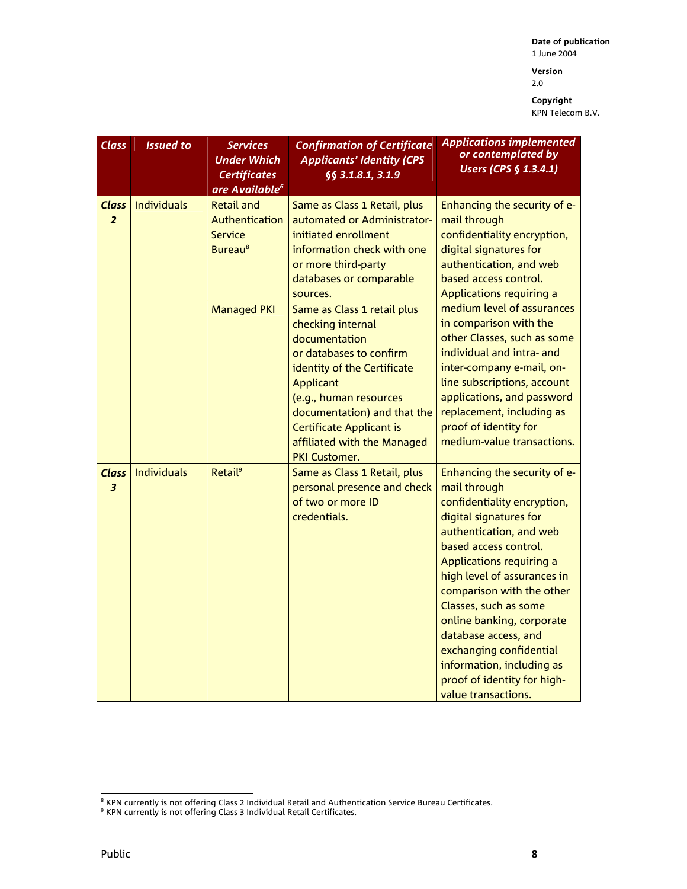| Class | Issued to | Services Under Which Certificates are Available[6] | Confirmation of Certificate Applicants' Identity (CPS §§ 3.1.8.1, 3.1.9 | Applications implemented or contemplated by Users (CPS § 1.3.4.1) |
|---|---|---|---|---|
| *Class 2* | Individuals | Retail and Authentication Service Bureau[8] | Same as Class 1 Retail, plus automated or Administrator-initiated enrollment information check with one or more third-party databases or comparable sources. | Enhancing the security of e-mail through confidentiality encryption, digital signatures for authentication, and web based access control. Applications requiring a medium level of assurances in comparison with the other Classes, such as some individual and intra- and inter-company e-mail, on-line subscriptions, account applications, and password replacement, including as proof of identity for medium-value transactions. |
| | | Managed PKI | Same as Class 1 retail plus checking internal documentation or databases to confirm identity of the Certificate Applicant (e.g., human resources documentation) and that the Certificate Applicant is affiliated with the Managed PKI Customer. | |
| *Class 3* | Individuals | Retail[9] | Same as Class 1 Retail, plus personal presence and check of two or more ID credentials. | Enhancing the security of e-mail through confidentiality encryption, digital signatures for authentication, and web based access control. Applications requiring a high level of assurances in comparison with the other Classes, such as some online banking, corporate database access, and exchanging confidential information, including as proof of identity for high-value transactions. |

[8] KPN currently is not offering Class 2 Individual Retail and Authentication Service Bureau Certificates.
[9] KPN currently is not offering Class 3 Individual Retail Certificates.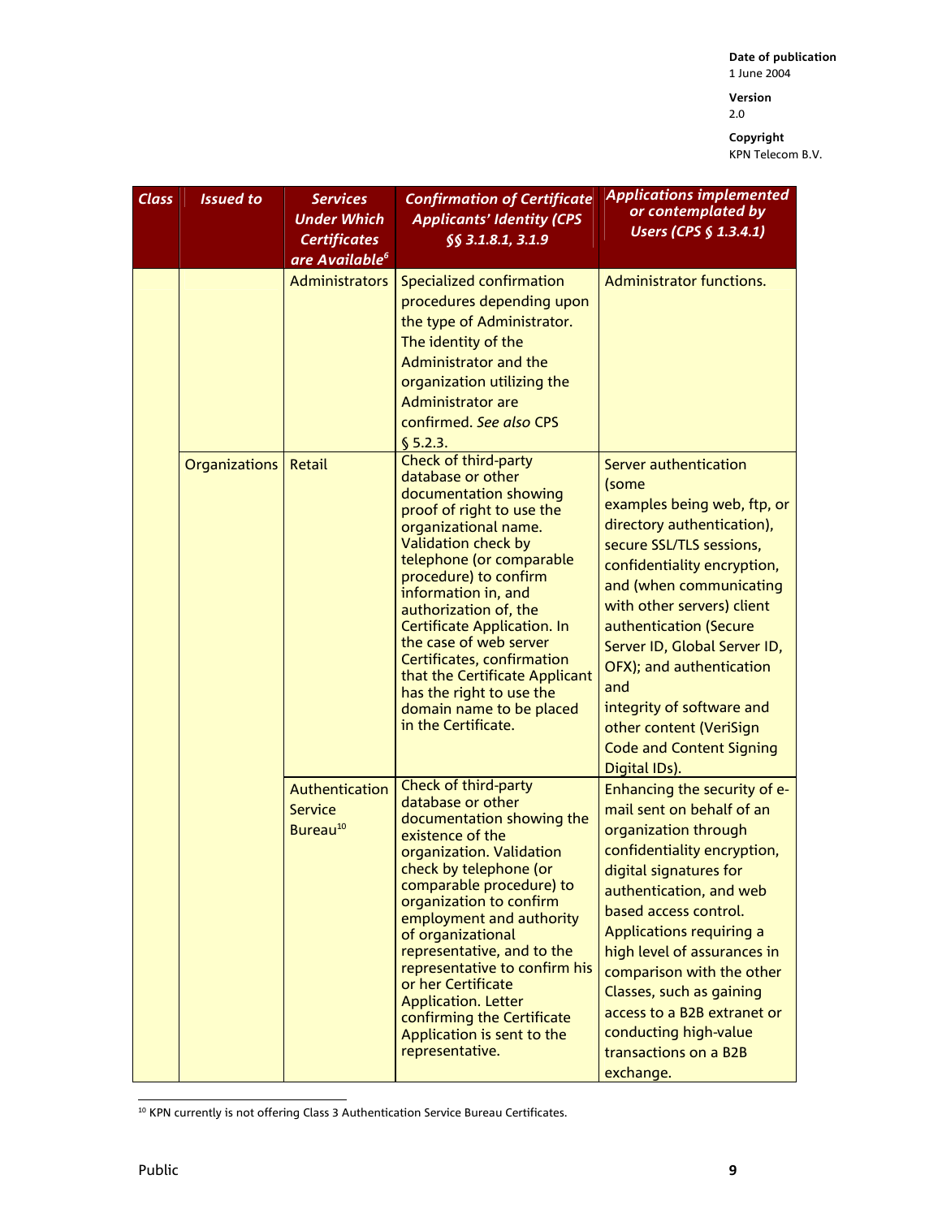| Class | Issued to | Services Under Which Certificates are Available[6] | Confirmation of Certificate Applicants' Identity (CPS §§ 3.1.8.1, 3.1.9 | Applications implemented or contemplated by Users (CPS § 1.3.4.1) |
|---|---|---|---|---|
| | | Administrators | Specialized confirmation procedures depending upon the type of Administrator. The identity of the Administrator and the organization utilizing the Administrator are confirmed. *See also* CPS § 5.2.3. | Administrator functions. |
| | Organizations | Retail | Check of third-party database or other documentation showing proof of right to use the organizational name. Validation check by telephone (or comparable procedure) to confirm information in, and authorization of, the Certificate Application. In the case of web server Certificates, confirmation that the Certificate Applicant has the right to use the domain name to be placed in the Certificate. | Server authentication (some examples being web, ftp, or directory authentication), secure SSL/TLS sessions, confidentiality encryption, and (when communicating with other servers) client authentication (Secure Server ID, Global Server ID, OFX); and authentication and integrity of software and other content (VeriSign Code and Content Signing Digital IDs). |
| | | Authentication Service Bureau[10] | Check of third-party database or other documentation showing the existence of the organization. Validation check by telephone (or comparable procedure) to organization to confirm employment and authority of organizational representative, and to the representative to confirm his or her Certificate Application. Letter confirming the Certificate Application is sent to the representative. | Enhancing the security of e-mail sent on behalf of an organization through confidentiality encryption, digital signatures for authentication, and web based access control. Applications requiring a high level of assurances in comparison with the other Classes, such as gaining access to a B2B extranet or conducting high-value transactions on a B2B exchange. |

[10] KPN currently is not offering Class 3 Authentication Service Bureau Certificates.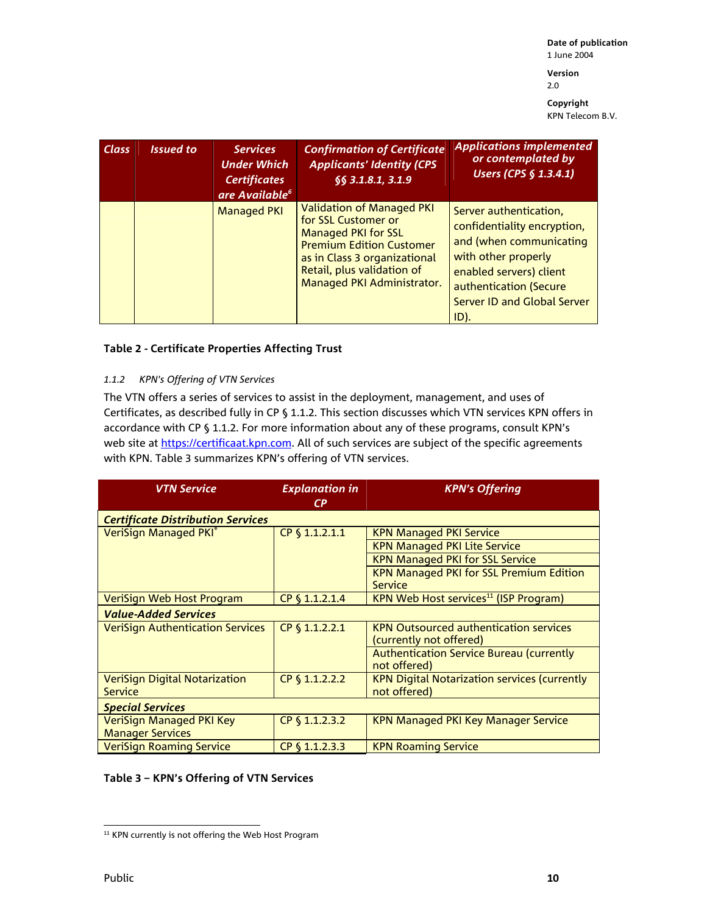| Class | Issued to | Services Under Which Certificates are Available[6] | Confirmation of Certificate Applicants' Identity (CPS §§ 3.1.8.1, 3.1.9 | Applications implemented or contemplated by Users (CPS § 1.3.4.1) |
|---|---|---|---|---|
| | | Managed PKI | Validation of Managed PKI for SSL Customer or Managed PKI for SSL Premium Edition Customer as in Class 3 organizational Retail, plus validation of Managed PKI Administrator. | Server authentication, confidentiality encryption, and (when communicating with other properly enabled servers) client authentication (Secure Server ID and Global Server ID). |

**Table 2 - Certificate Properties Affecting Trust**

*1.1.2 KPN's Offering of VTN Services*

The VTN offers a series of services to assist in the deployment, management, and uses of Certificates, as described fully in CP § 1.1.2. This section discusses which VTN services KPN offers in accordance with CP § 1.1.2. For more information about any of these programs, consult KPN's web site at https://certificaat.kpn.com. All of such services are subject of the specific agreements with KPN. Table 3 summarizes KPN's offering of VTN services.

| VTN Service | Explanation in CP | KPN's Offering |
|---|---|---|
| ***Certificate Distribution Services*** | | |
| VeriSign Managed PKI® | CP § 1.1.2.1.1 | KPN Managed PKI Service |
| | | KPN Managed PKI Lite Service |
| | | KPN Managed PKI for SSL Service |
| | | KPN Managed PKI for SSL Premium Edition Service |
| VeriSign Web Host Program | CP § 1.1.2.1.4 | KPN Web Host services[11] (ISP Program) |
| ***Value-Added Services*** | | |
| VeriSign Authentication Services | CP § 1.1.2.2.1 | KPN Outsourced authentication services (currently not offered) |
| | | Authentication Service Bureau (currently not offered) |
| VeriSign Digital Notarization Service | CP § 1.1.2.2.2 | KPN Digital Notarization services (currently not offered) |
| ***Special Services*** | | |
| VeriSign Managed PKI Key Manager Services | CP § 1.1.2.3.2 | KPN Managed PKI Key Manager Service |
| VeriSign Roaming Service | CP § 1.1.2.3.3 | KPN Roaming Service |

**Table 3 – KPN's Offering of VTN Services**

[11] KPN currently is not offering the Web Host Program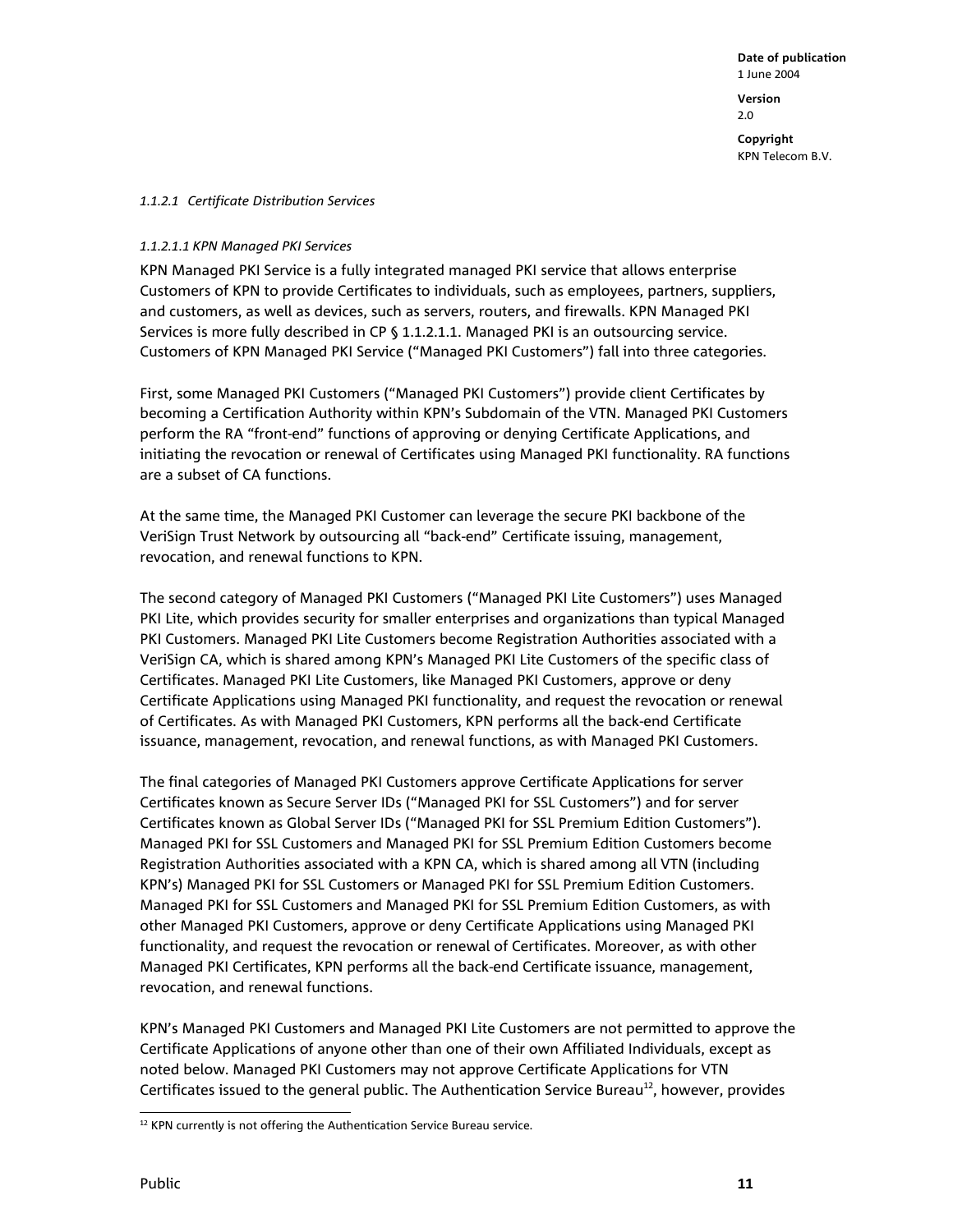*1.1.2.1 Certificate Distribution Services*

*1.1.2.1.1 KPN Managed PKI Services*

KPN Managed PKI Service is a fully integrated managed PKI service that allows enterprise Customers of KPN to provide Certificates to individuals, such as employees, partners, suppliers, and customers, as well as devices, such as servers, routers, and firewalls. KPN Managed PKI Services is more fully described in CP § 1.1.2.1.1. Managed PKI is an outsourcing service. Customers of KPN Managed PKI Service ("Managed PKI Customers") fall into three categories.

First, some Managed PKI Customers ("Managed PKI Customers") provide client Certificates by becoming a Certification Authority within KPN's Subdomain of the VTN. Managed PKI Customers perform the RA "front-end" functions of approving or denying Certificate Applications, and initiating the revocation or renewal of Certificates using Managed PKI functionality. RA functions are a subset of CA functions.

At the same time, the Managed PKI Customer can leverage the secure PKI backbone of the VeriSign Trust Network by outsourcing all "back-end" Certificate issuing, management, revocation, and renewal functions to KPN.

The second category of Managed PKI Customers ("Managed PKI Lite Customers") uses Managed PKI Lite, which provides security for smaller enterprises and organizations than typical Managed PKI Customers. Managed PKI Lite Customers become Registration Authorities associated with a VeriSign CA, which is shared among KPN's Managed PKI Lite Customers of the specific class of Certificates. Managed PKI Lite Customers, like Managed PKI Customers, approve or deny Certificate Applications using Managed PKI functionality, and request the revocation or renewal of Certificates. As with Managed PKI Customers, KPN performs all the back-end Certificate issuance, management, revocation, and renewal functions, as with Managed PKI Customers.

The final categories of Managed PKI Customers approve Certificate Applications for server Certificates known as Secure Server IDs ("Managed PKI for SSL Customers") and for server Certificates known as Global Server IDs ("Managed PKI for SSL Premium Edition Customers"). Managed PKI for SSL Customers and Managed PKI for SSL Premium Edition Customers become Registration Authorities associated with a KPN CA, which is shared among all VTN (including KPN's) Managed PKI for SSL Customers or Managed PKI for SSL Premium Edition Customers. Managed PKI for SSL Customers and Managed PKI for SSL Premium Edition Customers, as with other Managed PKI Customers, approve or deny Certificate Applications using Managed PKI functionality, and request the revocation or renewal of Certificates. Moreover, as with other Managed PKI Certificates, KPN performs all the back-end Certificate issuance, management, revocation, and renewal functions.

KPN's Managed PKI Customers and Managed PKI Lite Customers are not permitted to approve the Certificate Applications of anyone other than one of their own Affiliated Individuals, except as noted below. Managed PKI Customers may not approve Certificate Applications for VTN Certificates issued to the general public. The Authentication Service Bureau[12], however, provides

[12] KPN currently is not offering the Authentication Service Bureau service.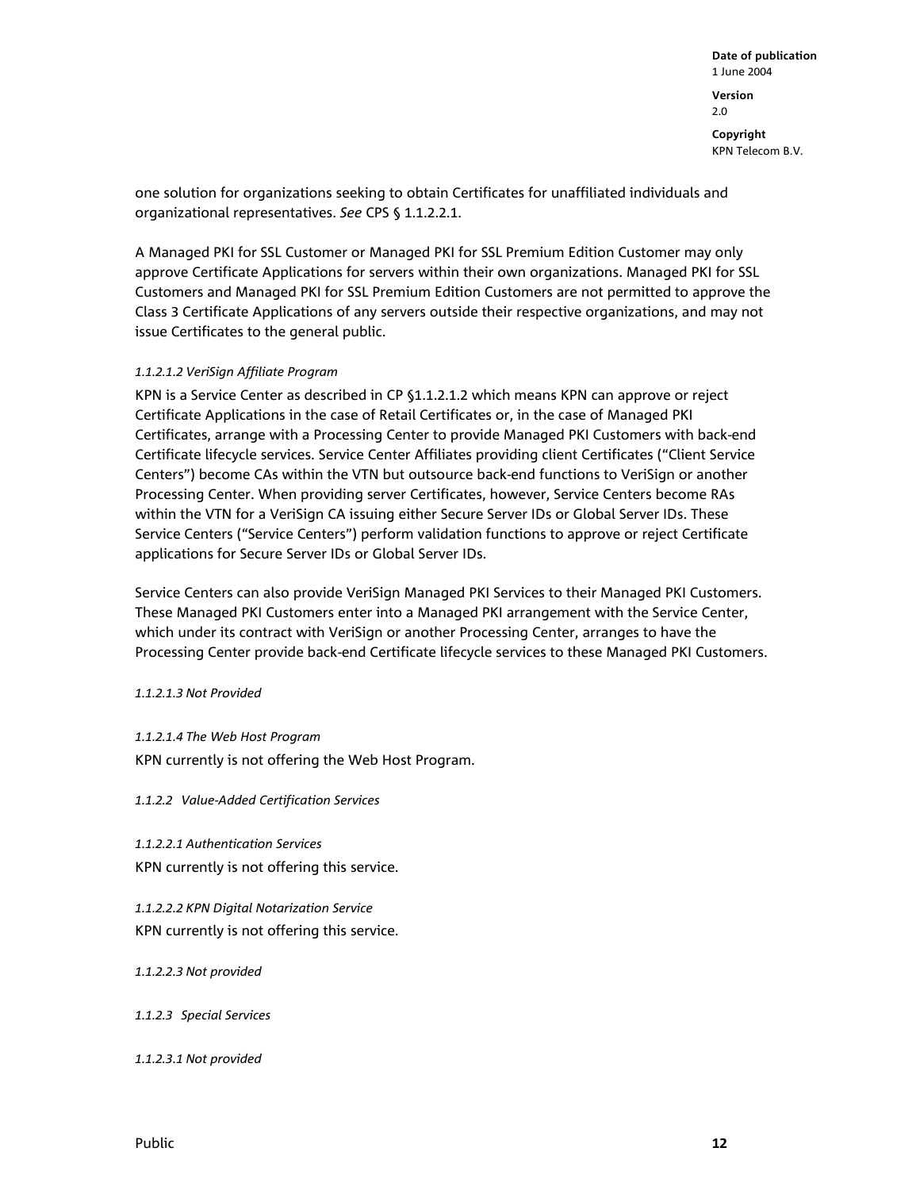one solution for organizations seeking to obtain Certificates for unaffiliated individuals and organizational representatives. *See* CPS § 1.1.2.2.1.

A Managed PKI for SSL Customer or Managed PKI for SSL Premium Edition Customer may only approve Certificate Applications for servers within their own organizations. Managed PKI for SSL Customers and Managed PKI for SSL Premium Edition Customers are not permitted to approve the Class 3 Certificate Applications of any servers outside their respective organizations, and may not issue Certificates to the general public.

*1.1.2.1.2 VeriSign Affiliate Program*

KPN is a Service Center as described in CP §1.1.2.1.2 which means KPN can approve or reject Certificate Applications in the case of Retail Certificates or, in the case of Managed PKI Certificates, arrange with a Processing Center to provide Managed PKI Customers with back-end Certificate lifecycle services. Service Center Affiliates providing client Certificates ("Client Service Centers") become CAs within the VTN but outsource back-end functions to VeriSign or another Processing Center. When providing server Certificates, however, Service Centers become RAs within the VTN for a VeriSign CA issuing either Secure Server IDs or Global Server IDs. These Service Centers ("Service Centers") perform validation functions to approve or reject Certificate applications for Secure Server IDs or Global Server IDs.

Service Centers can also provide VeriSign Managed PKI Services to their Managed PKI Customers. These Managed PKI Customers enter into a Managed PKI arrangement with the Service Center, which under its contract with VeriSign or another Processing Center, arranges to have the Processing Center provide back-end Certificate lifecycle services to these Managed PKI Customers.

*1.1.2.1.3 Not Provided*

*1.1.2.1.4 The Web Host Program*

KPN currently is not offering the Web Host Program.

*1.1.2.2 Value-Added Certification Services*

*1.1.2.2.1 Authentication Services*

KPN currently is not offering this service.

*1.1.2.2.2 KPN Digital Notarization Service*

KPN currently is not offering this service.

*1.1.2.2.3 Not provided*

*1.1.2.3 Special Services*

*1.1.2.3.1 Not provided*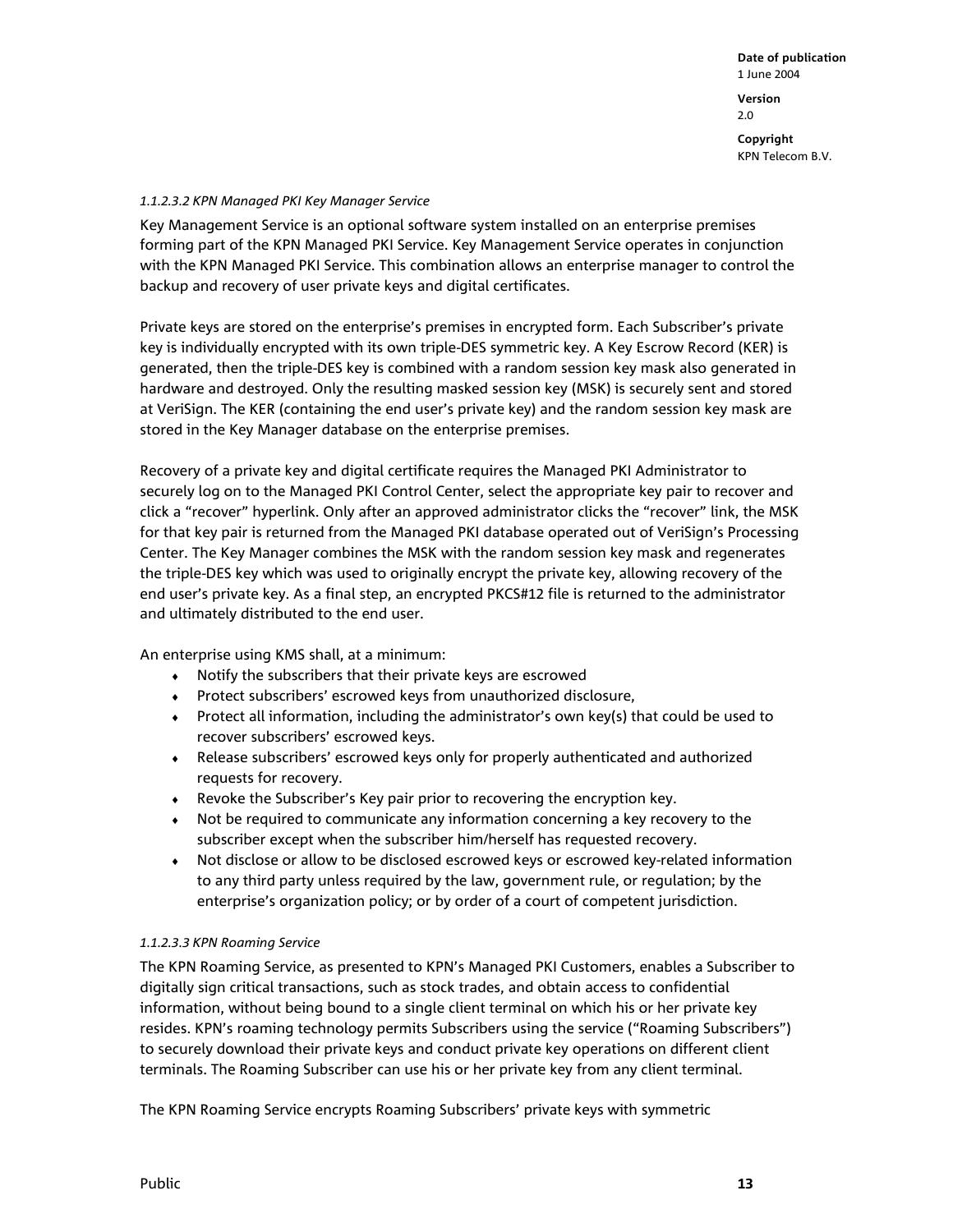*1.1.2.3.2 KPN Managed PKI Key Manager Service*

Key Management Service is an optional software system installed on an enterprise premises forming part of the KPN Managed PKI Service. Key Management Service operates in conjunction with the KPN Managed PKI Service. This combination allows an enterprise manager to control the backup and recovery of user private keys and digital certificates.

Private keys are stored on the enterprise's premises in encrypted form. Each Subscriber's private key is individually encrypted with its own triple-DES symmetric key. A Key Escrow Record (KER) is generated, then the triple-DES key is combined with a random session key mask also generated in hardware and destroyed. Only the resulting masked session key (MSK) is securely sent and stored at VeriSign. The KER (containing the end user's private key) and the random session key mask are stored in the Key Manager database on the enterprise premises.

Recovery of a private key and digital certificate requires the Managed PKI Administrator to securely log on to the Managed PKI Control Center, select the appropriate key pair to recover and click a "recover" hyperlink. Only after an approved administrator clicks the "recover" link, the MSK for that key pair is returned from the Managed PKI database operated out of VeriSign's Processing Center. The Key Manager combines the MSK with the random session key mask and regenerates the triple-DES key which was used to originally encrypt the private key, allowing recovery of the end user's private key. As a final step, an encrypted PKCS#12 file is returned to the administrator and ultimately distributed to the end user.

An enterprise using KMS shall, at a minimum:

- Notify the subscribers that their private keys are escrowed
- Protect subscribers' escrowed keys from unauthorized disclosure,
- Protect all information, including the administrator's own key(s) that could be used to recover subscribers' escrowed keys.
- Release subscribers' escrowed keys only for properly authenticated and authorized requests for recovery.
- Revoke the Subscriber's Key pair prior to recovering the encryption key.
- Not be required to communicate any information concerning a key recovery to the subscriber except when the subscriber him/herself has requested recovery.
- Not disclose or allow to be disclosed escrowed keys or escrowed key-related information to any third party unless required by the law, government rule, or regulation; by the enterprise's organization policy; or by order of a court of competent jurisdiction.

*1.1.2.3.3 KPN Roaming Service*

The KPN Roaming Service, as presented to KPN's Managed PKI Customers, enables a Subscriber to digitally sign critical transactions, such as stock trades, and obtain access to confidential information, without being bound to a single client terminal on which his or her private key resides. KPN's roaming technology permits Subscribers using the service ("Roaming Subscribers") to securely download their private keys and conduct private key operations on different client terminals. The Roaming Subscriber can use his or her private key from any client terminal.

The KPN Roaming Service encrypts Roaming Subscribers' private keys with symmetric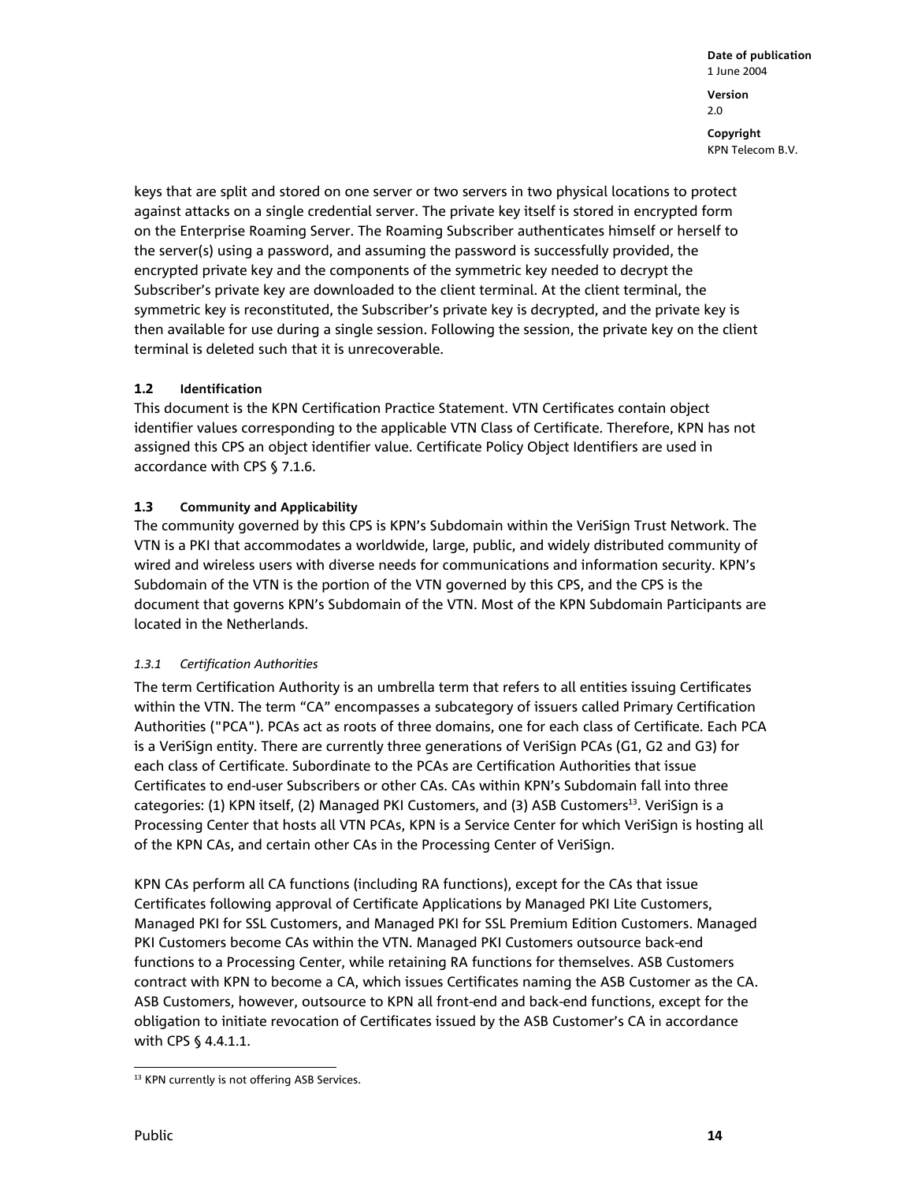keys that are split and stored on one server or two servers in two physical locations to protect against attacks on a single credential server. The private key itself is stored in encrypted form on the Enterprise Roaming Server. The Roaming Subscriber authenticates himself or herself to the server(s) using a password, and assuming the password is successfully provided, the encrypted private key and the components of the symmetric key needed to decrypt the Subscriber's private key are downloaded to the client terminal. At the client terminal, the symmetric key is reconstituted, the Subscriber's private key is decrypted, and the private key is then available for use during a single session. Following the session, the private key on the client terminal is deleted such that it is unrecoverable.

### 1.2 Identification

This document is the KPN Certification Practice Statement. VTN Certificates contain object identifier values corresponding to the applicable VTN Class of Certificate. Therefore, KPN has not assigned this CPS an object identifier value. Certificate Policy Object Identifiers are used in accordance with CPS § 7.1.6.

### 1.3 Community and Applicability

The community governed by this CPS is KPN's Subdomain within the VeriSign Trust Network. The VTN is a PKI that accommodates a worldwide, large, public, and widely distributed community of wired and wireless users with diverse needs for communications and information security. KPN's Subdomain of the VTN is the portion of the VTN governed by this CPS, and the CPS is the document that governs KPN's Subdomain of the VTN. Most of the KPN Subdomain Participants are located in the Netherlands.

#### *1.3.1 Certification Authorities*

The term Certification Authority is an umbrella term that refers to all entities issuing Certificates within the VTN. The term "CA" encompasses a subcategory of issuers called Primary Certification Authorities ("PCA"). PCAs act as roots of three domains, one for each class of Certificate. Each PCA is a VeriSign entity. There are currently three generations of VeriSign PCAs (G1, G2 and G3) for each class of Certificate. Subordinate to the PCAs are Certification Authorities that issue Certificates to end-user Subscribers or other CAs. CAs within KPN's Subdomain fall into three categories: (1) KPN itself, (2) Managed PKI Customers, and (3) ASB Customers[13]. VeriSign is a Processing Center that hosts all VTN PCAs, KPN is a Service Center for which VeriSign is hosting all of the KPN CAs, and certain other CAs in the Processing Center of VeriSign.

KPN CAs perform all CA functions (including RA functions), except for the CAs that issue Certificates following approval of Certificate Applications by Managed PKI Lite Customers, Managed PKI for SSL Customers, and Managed PKI for SSL Premium Edition Customers. Managed PKI Customers become CAs within the VTN. Managed PKI Customers outsource back-end functions to a Processing Center, while retaining RA functions for themselves. ASB Customers contract with KPN to become a CA, which issues Certificates naming the ASB Customer as the CA. ASB Customers, however, outsource to KPN all front-end and back-end functions, except for the obligation to initiate revocation of Certificates issued by the ASB Customer's CA in accordance with CPS § 4.4.1.1.

[13] KPN currently is not offering ASB Services.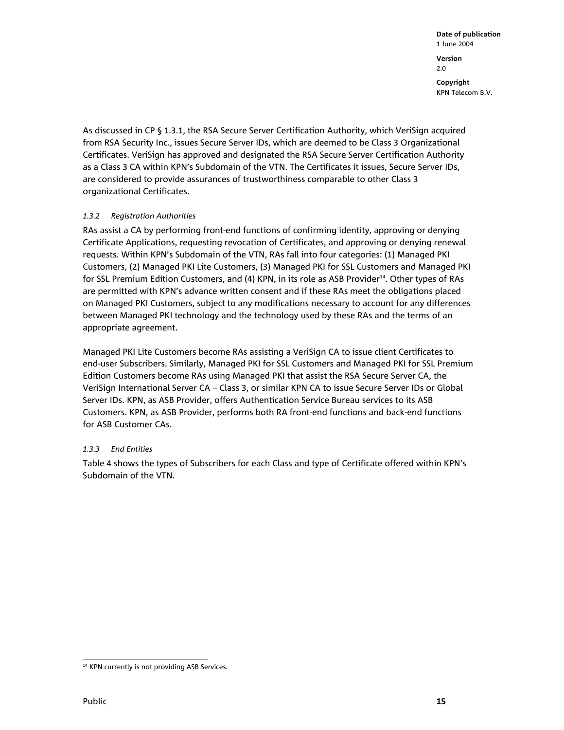As discussed in CP § 1.3.1, the RSA Secure Server Certification Authority, which VeriSign acquired from RSA Security Inc., issues Secure Server IDs, which are deemed to be Class 3 Organizational Certificates. VeriSign has approved and designated the RSA Secure Server Certification Authority as a Class 3 CA within KPN's Subdomain of the VTN. The Certificates it issues, Secure Server IDs, are considered to provide assurances of trustworthiness comparable to other Class 3 organizational Certificates.

#### *1.3.2 Registration Authorities*

RAs assist a CA by performing front-end functions of confirming identity, approving or denying Certificate Applications, requesting revocation of Certificates, and approving or denying renewal requests. Within KPN's Subdomain of the VTN, RAs fall into four categories: (1) Managed PKI Customers, (2) Managed PKI Lite Customers, (3) Managed PKI for SSL Customers and Managed PKI for SSL Premium Edition Customers, and (4) KPN, in its role as ASB Provider[14]. Other types of RAs are permitted with KPN's advance written consent and if these RAs meet the obligations placed on Managed PKI Customers, subject to any modifications necessary to account for any differences between Managed PKI technology and the technology used by these RAs and the terms of an appropriate agreement.

Managed PKI Lite Customers become RAs assisting a VeriSign CA to issue client Certificates to end-user Subscribers. Similarly, Managed PKI for SSL Customers and Managed PKI for SSL Premium Edition Customers become RAs using Managed PKI that assist the RSA Secure Server CA, the VeriSign International Server CA – Class 3, or similar KPN CA to issue Secure Server IDs or Global Server IDs. KPN, as ASB Provider, offers Authentication Service Bureau services to its ASB Customers. KPN, as ASB Provider, performs both RA front-end functions and back-end functions for ASB Customer CAs.

#### *1.3.3 End Entities*

Table 4 shows the types of Subscribers for each Class and type of Certificate offered within KPN's Subdomain of the VTN.

[14] KPN currently is not providing ASB Services.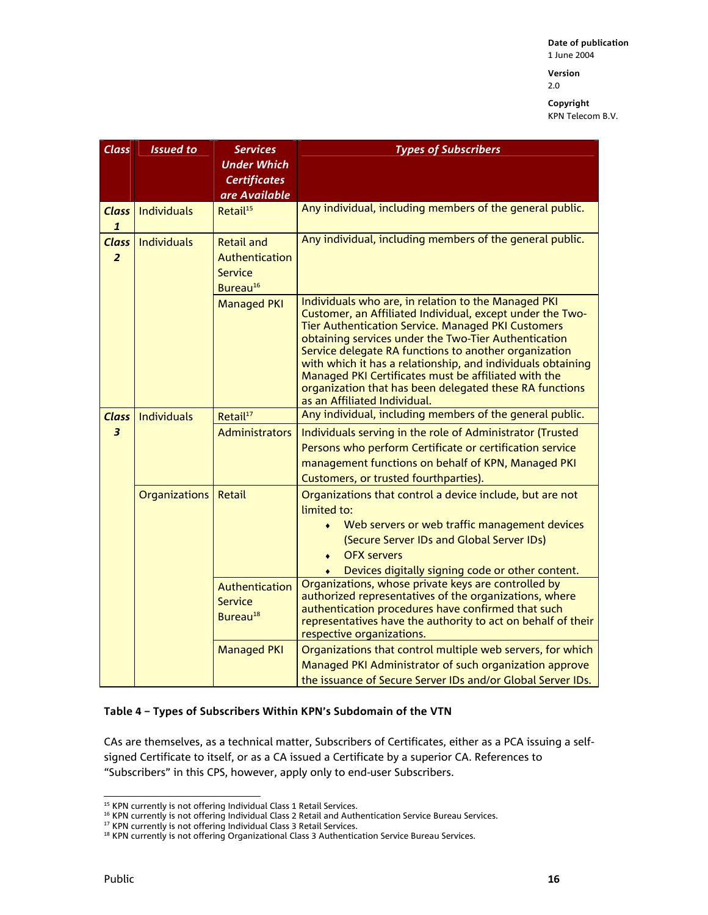| Class | Issued to | Services Under Which Certificates are Available | Types of Subscribers |
|---|---|---|---|
| Class 1 | Individuals | Retail[15] | Any individual, including members of the general public. |
| Class 2 | Individuals | Retail and Authentication Service Bureau[16] | Any individual, including members of the general public. |
| | | Managed PKI | Individuals who are, in relation to the Managed PKI Customer, an Affiliated Individual, except under the Two-Tier Authentication Service. Managed PKI Customers obtaining services under the Two-Tier Authentication Service delegate RA functions to another organization with which it has a relationship, and individuals obtaining Managed PKI Certificates must be affiliated with the organization that has been delegated these RA functions as an Affiliated Individual. |
| Class 3 | Individuals | Retail[17] | Any individual, including members of the general public. |
| | | Administrators | Individuals serving in the role of Administrator (Trusted Persons who perform Certificate or certification service management functions on behalf of KPN, Managed PKI Customers, or trusted fourthparties). |
| | Organizations | Retail | Organizations that control a device include, but are not limited to: ♦ Web servers or web traffic management devices (Secure Server IDs and Global Server IDs) ♦ OFX servers ♦ Devices digitally signing code or other content. |
| | | Authentication Service Bureau[18] | Organizations, whose private keys are controlled by authorized representatives of the organizations, where authentication procedures have confirmed that such representatives have the authority to act on behalf of their respective organizations. |
| | | Managed PKI | Organizations that control multiple web servers, for which Managed PKI Administrator of such organization approve the issuance of Secure Server IDs and/or Global Server IDs. |

**Table 4 – Types of Subscribers Within KPN's Subdomain of the VTN**

CAs are themselves, as a technical matter, Subscribers of Certificates, either as a PCA issuing a self-signed Certificate to itself, or as a CA issued a Certificate by a superior CA. References to "Subscribers" in this CPS, however, apply only to end-user Subscribers.

[15] KPN currently is not offering Individual Class 1 Retail Services.
[16] KPN currently is not offering Individual Class 2 Retail and Authentication Service Bureau Services.
[17] KPN currently is not offering Individual Class 3 Retail Services.
[18] KPN currently is not offering Organizational Class 3 Authentication Service Bureau Services.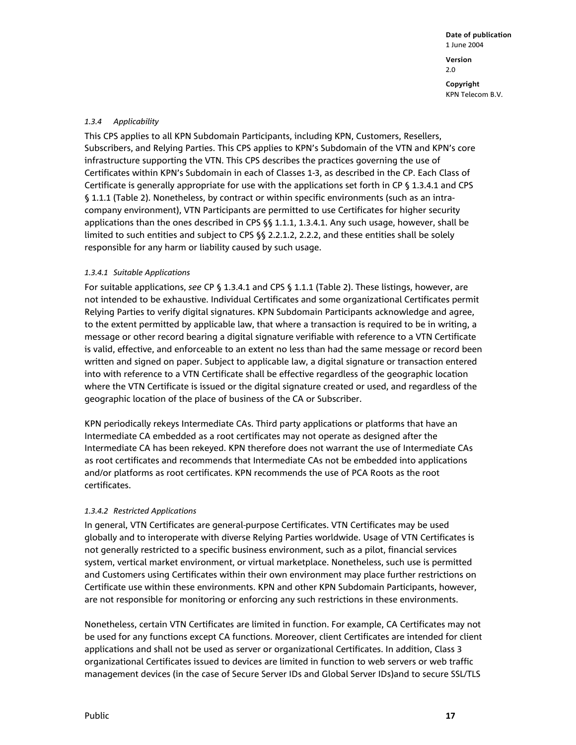### *1.3.4 Applicability*

This CPS applies to all KPN Subdomain Participants, including KPN, Customers, Resellers, Subscribers, and Relying Parties. This CPS applies to KPN's Subdomain of the VTN and KPN's core infrastructure supporting the VTN. This CPS describes the practices governing the use of Certificates within KPN's Subdomain in each of Classes 1-3, as described in the CP. Each Class of Certificate is generally appropriate for use with the applications set forth in CP § 1.3.4.1 and CPS § 1.1.1 (Table 2). Nonetheless, by contract or within specific environments (such as an intra-company environment), VTN Participants are permitted to use Certificates for higher security applications than the ones described in CPS §§ 1.1.1, 1.3.4.1. Any such usage, however, shall be limited to such entities and subject to CPS §§ 2.2.1.2, 2.2.2, and these entities shall be solely responsible for any harm or liability caused by such usage.

#### *1.3.4.1 Suitable Applications*

For suitable applications, *see* CP § 1.3.4.1 and CPS § 1.1.1 (Table 2). These listings, however, are not intended to be exhaustive. Individual Certificates and some organizational Certificates permit Relying Parties to verify digital signatures. KPN Subdomain Participants acknowledge and agree, to the extent permitted by applicable law, that where a transaction is required to be in writing, a message or other record bearing a digital signature verifiable with reference to a VTN Certificate is valid, effective, and enforceable to an extent no less than had the same message or record been written and signed on paper. Subject to applicable law, a digital signature or transaction entered into with reference to a VTN Certificate shall be effective regardless of the geographic location where the VTN Certificate is issued or the digital signature created or used, and regardless of the geographic location of the place of business of the CA or Subscriber.

KPN periodically rekeys Intermediate CAs. Third party applications or platforms that have an Intermediate CA embedded as a root certificates may not operate as designed after the Intermediate CA has been rekeyed. KPN therefore does not warrant the use of Intermediate CAs as root certificates and recommends that Intermediate CAs not be embedded into applications and/or platforms as root certificates. KPN recommends the use of PCA Roots as the root certificates.

#### *1.3.4.2 Restricted Applications*

In general, VTN Certificates are general-purpose Certificates. VTN Certificates may be used globally and to interoperate with diverse Relying Parties worldwide. Usage of VTN Certificates is not generally restricted to a specific business environment, such as a pilot, financial services system, vertical market environment, or virtual marketplace. Nonetheless, such use is permitted and Customers using Certificates within their own environment may place further restrictions on Certificate use within these environments. KPN and other KPN Subdomain Participants, however, are not responsible for monitoring or enforcing any such restrictions in these environments.

Nonetheless, certain VTN Certificates are limited in function. For example, CA Certificates may not be used for any functions except CA functions. Moreover, client Certificates are intended for client applications and shall not be used as server or organizational Certificates. In addition, Class 3 organizational Certificates issued to devices are limited in function to web servers or web traffic management devices (in the case of Secure Server IDs and Global Server IDs)and to secure SSL/TLS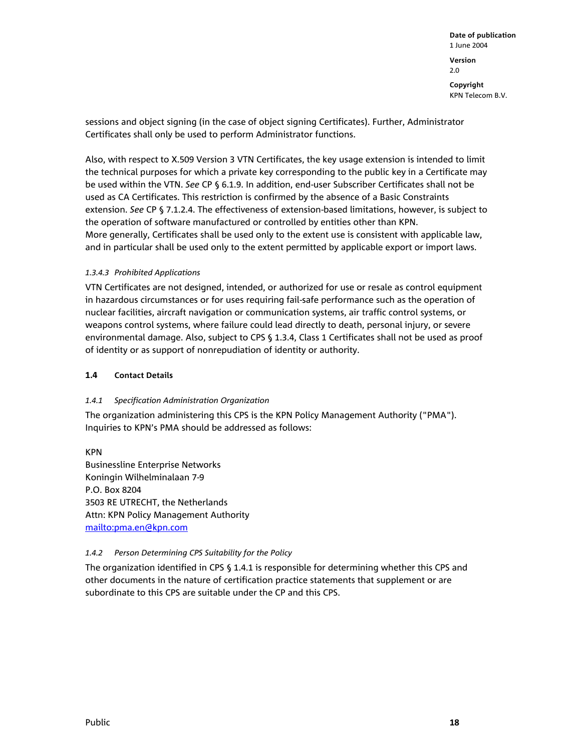sessions and object signing (in the case of object signing Certificates). Further, Administrator Certificates shall only be used to perform Administrator functions.

Also, with respect to X.509 Version 3 VTN Certificates, the key usage extension is intended to limit the technical purposes for which a private key corresponding to the public key in a Certificate may be used within the VTN. *See* CP § 6.1.9. In addition, end-user Subscriber Certificates shall not be used as CA Certificates. This restriction is confirmed by the absence of a Basic Constraints extension. *See* CP § 7.1.2.4. The effectiveness of extension-based limitations, however, is subject to the operation of software manufactured or controlled by entities other than KPN.
More generally, Certificates shall be used only to the extent use is consistent with applicable law, and in particular shall be used only to the extent permitted by applicable export or import laws.

#### *1.3.4.3 Prohibited Applications*

VTN Certificates are not designed, intended, or authorized for use or resale as control equipment in hazardous circumstances or for uses requiring fail-safe performance such as the operation of nuclear facilities, aircraft navigation or communication systems, air traffic control systems, or weapons control systems, where failure could lead directly to death, personal injury, or severe environmental damage. Also, subject to CPS § 1.3.4, Class 1 Certificates shall not be used as proof of identity or as support of nonrepudiation of identity or authority.

## 1.4 Contact Details

### *1.4.1 Specification Administration Organization*

The organization administering this CPS is the KPN Policy Management Authority ("PMA"). Inquiries to KPN's PMA should be addressed as follows:

KPN
Businessline Enterprise Networks
Koningin Wilhelminalaan 7-9
P.O. Box 8204
3503 RE UTRECHT, the Netherlands
Attn: KPN Policy Management Authority
mailto:pma.en@kpn.com

### *1.4.2 Person Determining CPS Suitability for the Policy*

The organization identified in CPS § 1.4.1 is responsible for determining whether this CPS and other documents in the nature of certification practice statements that supplement or are subordinate to this CPS are suitable under the CP and this CPS.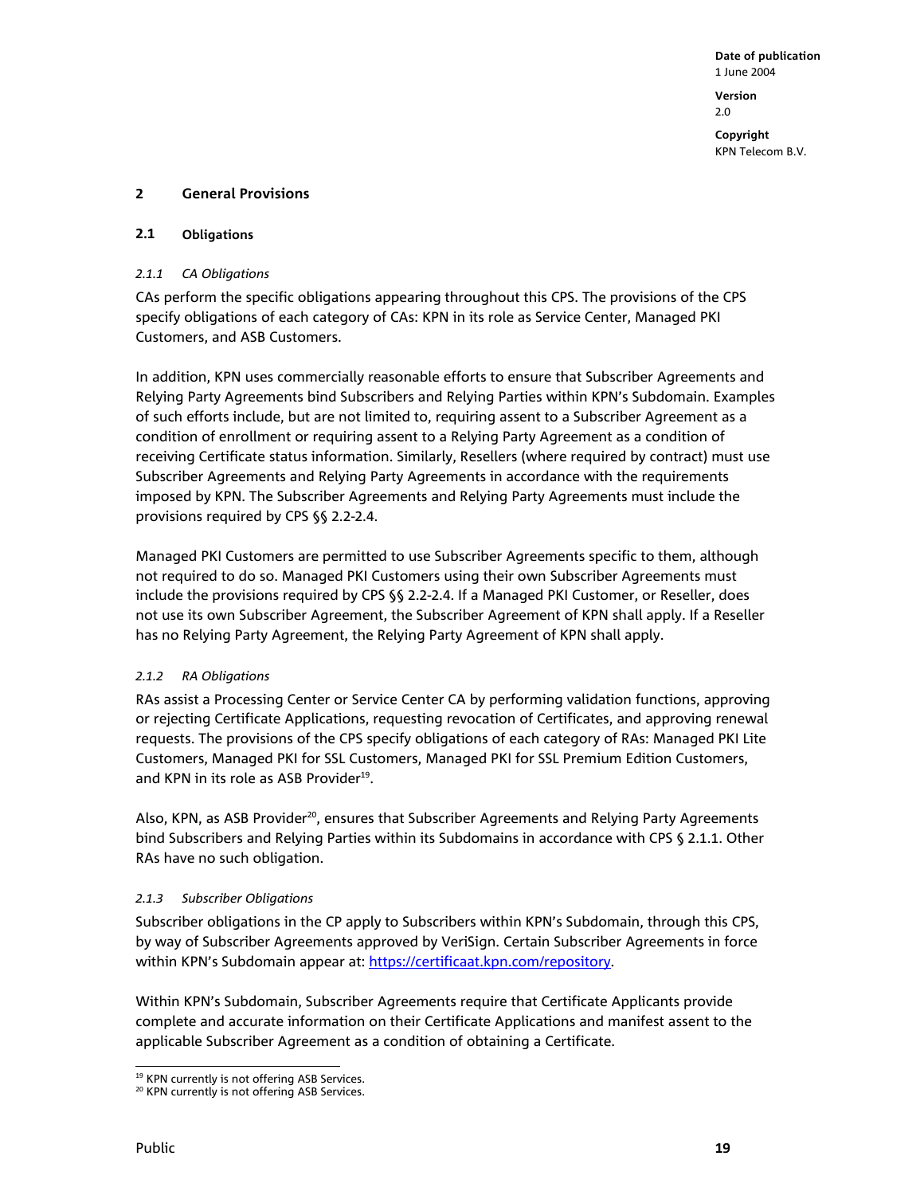## 2 General Provisions

### 2.1 Obligations

#### *2.1.1 CA Obligations*

CAs perform the specific obligations appearing throughout this CPS. The provisions of the CPS specify obligations of each category of CAs: KPN in its role as Service Center, Managed PKI Customers, and ASB Customers.

In addition, KPN uses commercially reasonable efforts to ensure that Subscriber Agreements and Relying Party Agreements bind Subscribers and Relying Parties within KPN's Subdomain. Examples of such efforts include, but are not limited to, requiring assent to a Subscriber Agreement as a condition of enrollment or requiring assent to a Relying Party Agreement as a condition of receiving Certificate status information. Similarly, Resellers (where required by contract) must use Subscriber Agreements and Relying Party Agreements in accordance with the requirements imposed by KPN. The Subscriber Agreements and Relying Party Agreements must include the provisions required by CPS §§ 2.2-2.4.

Managed PKI Customers are permitted to use Subscriber Agreements specific to them, although not required to do so. Managed PKI Customers using their own Subscriber Agreements must include the provisions required by CPS §§ 2.2-2.4. If a Managed PKI Customer, or Reseller, does not use its own Subscriber Agreement, the Subscriber Agreement of KPN shall apply. If a Reseller has no Relying Party Agreement, the Relying Party Agreement of KPN shall apply.

#### *2.1.2 RA Obligations*

RAs assist a Processing Center or Service Center CA by performing validation functions, approving or rejecting Certificate Applications, requesting revocation of Certificates, and approving renewal requests. The provisions of the CPS specify obligations of each category of RAs: Managed PKI Lite Customers, Managed PKI for SSL Customers, Managed PKI for SSL Premium Edition Customers, and KPN in its role as ASB Provider[19].

Also, KPN, as ASB Provider[20], ensures that Subscriber Agreements and Relying Party Agreements bind Subscribers and Relying Parties within its Subdomains in accordance with CPS § 2.1.1. Other RAs have no such obligation.

#### *2.1.3 Subscriber Obligations*

Subscriber obligations in the CP apply to Subscribers within KPN's Subdomain, through this CPS, by way of Subscriber Agreements approved by VeriSign. Certain Subscriber Agreements in force within KPN's Subdomain appear at: https://certificaat.kpn.com/repository.

Within KPN's Subdomain, Subscriber Agreements require that Certificate Applicants provide complete and accurate information on their Certificate Applications and manifest assent to the applicable Subscriber Agreement as a condition of obtaining a Certificate.

[19] KPN currently is not offering ASB Services.
[20] KPN currently is not offering ASB Services.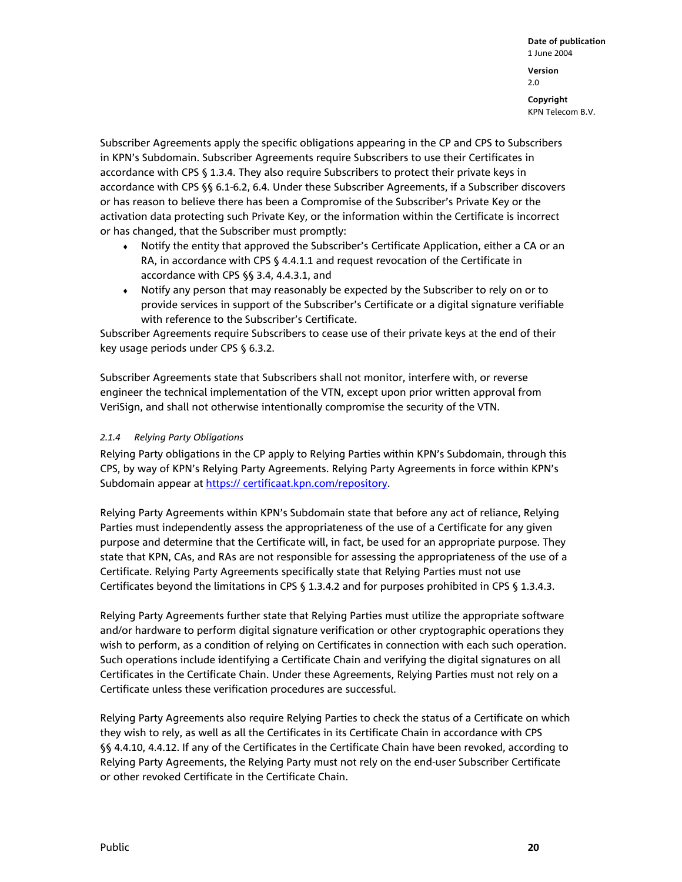Subscriber Agreements apply the specific obligations appearing in the CP and CPS to Subscribers in KPN's Subdomain. Subscriber Agreements require Subscribers to use their Certificates in accordance with CPS § 1.3.4. They also require Subscribers to protect their private keys in accordance with CPS §§ 6.1-6.2, 6.4. Under these Subscriber Agreements, if a Subscriber discovers or has reason to believe there has been a Compromise of the Subscriber's Private Key or the activation data protecting such Private Key, or the information within the Certificate is incorrect or has changed, that the Subscriber must promptly:

- Notify the entity that approved the Subscriber's Certificate Application, either a CA or an RA, in accordance with CPS § 4.4.1.1 and request revocation of the Certificate in accordance with CPS §§ 3.4, 4.4.3.1, and
- Notify any person that may reasonably be expected by the Subscriber to rely on or to provide services in support of the Subscriber's Certificate or a digital signature verifiable with reference to the Subscriber's Certificate.

Subscriber Agreements require Subscribers to cease use of their private keys at the end of their key usage periods under CPS § 6.3.2.

Subscriber Agreements state that Subscribers shall not monitor, interfere with, or reverse engineer the technical implementation of the VTN, except upon prior written approval from VeriSign, and shall not otherwise intentionally compromise the security of the VTN.

#### *2.1.4 Relying Party Obligations*

Relying Party obligations in the CP apply to Relying Parties within KPN's Subdomain, through this CPS, by way of KPN's Relying Party Agreements. Relying Party Agreements in force within KPN's Subdomain appear at https:// certificaat.kpn.com/repository.

Relying Party Agreements within KPN's Subdomain state that before any act of reliance, Relying Parties must independently assess the appropriateness of the use of a Certificate for any given purpose and determine that the Certificate will, in fact, be used for an appropriate purpose. They state that KPN, CAs, and RAs are not responsible for assessing the appropriateness of the use of a Certificate. Relying Party Agreements specifically state that Relying Parties must not use Certificates beyond the limitations in CPS § 1.3.4.2 and for purposes prohibited in CPS § 1.3.4.3.

Relying Party Agreements further state that Relying Parties must utilize the appropriate software and/or hardware to perform digital signature verification or other cryptographic operations they wish to perform, as a condition of relying on Certificates in connection with each such operation. Such operations include identifying a Certificate Chain and verifying the digital signatures on all Certificates in the Certificate Chain. Under these Agreements, Relying Parties must not rely on a Certificate unless these verification procedures are successful.

Relying Party Agreements also require Relying Parties to check the status of a Certificate on which they wish to rely, as well as all the Certificates in its Certificate Chain in accordance with CPS §§ 4.4.10, 4.4.12. If any of the Certificates in the Certificate Chain have been revoked, according to Relying Party Agreements, the Relying Party must not rely on the end-user Subscriber Certificate or other revoked Certificate in the Certificate Chain.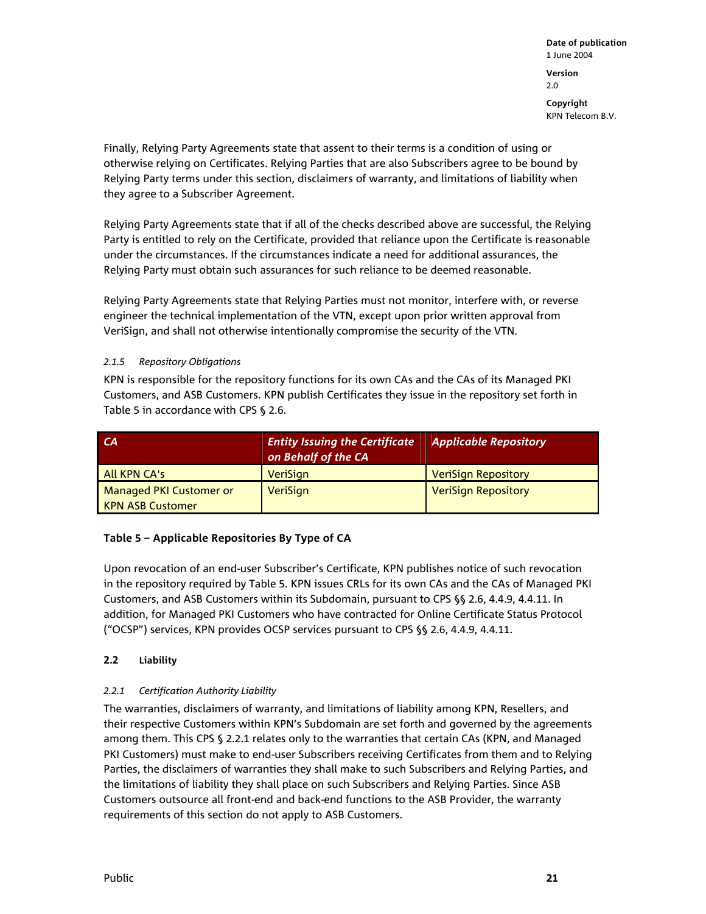Finally, Relying Party Agreements state that assent to their terms is a condition of using or otherwise relying on Certificates. Relying Parties that are also Subscribers agree to be bound by Relying Party terms under this section, disclaimers of warranty, and limitations of liability when they agree to a Subscriber Agreement.

Relying Party Agreements state that if all of the checks described above are successful, the Relying Party is entitled to rely on the Certificate, provided that reliance upon the Certificate is reasonable under the circumstances. If the circumstances indicate a need for additional assurances, the Relying Party must obtain such assurances for such reliance to be deemed reasonable.

Relying Party Agreements state that Relying Parties must not monitor, interfere with, or reverse engineer the technical implementation of the VTN, except upon prior written approval from VeriSign, and shall not otherwise intentionally compromise the security of the VTN.

#### *2.1.5 Repository Obligations*

KPN is responsible for the repository functions for its own CAs and the CAs of its Managed PKI Customers, and ASB Customers. KPN publish Certificates they issue in the repository set forth in Table 5 in accordance with CPS § 2.6.

| CA | Entity Issuing the Certificate on Behalf of the CA | Applicable Repository |
|---|---|---|
| All KPN CA's | VeriSign | VeriSign Repository |
| Managed PKI Customer or KPN ASB Customer | VeriSign | VeriSign Repository |

**Table 5 – Applicable Repositories By Type of CA**

Upon revocation of an end-user Subscriber's Certificate, KPN publishes notice of such revocation in the repository required by Table 5. KPN issues CRLs for its own CAs and the CAs of Managed PKI Customers, and ASB Customers within its Subdomain, pursuant to CPS §§ 2.6, 4.4.9, 4.4.11. In addition, for Managed PKI Customers who have contracted for Online Certificate Status Protocol ("OCSP") services, KPN provides OCSP services pursuant to CPS §§ 2.6, 4.4.9, 4.4.11.

### 2.2 Liability

#### *2.2.1 Certification Authority Liability*

The warranties, disclaimers of warranty, and limitations of liability among KPN, Resellers, and their respective Customers within KPN's Subdomain are set forth and governed by the agreements among them. This CPS § 2.2.1 relates only to the warranties that certain CAs (KPN, and Managed PKI Customers) must make to end-user Subscribers receiving Certificates from them and to Relying Parties, the disclaimers of warranties they shall make to such Subscribers and Relying Parties, and the limitations of liability they shall place on such Subscribers and Relying Parties. Since ASB Customers outsource all front-end and back-end functions to the ASB Provider, the warranty requirements of this section do not apply to ASB Customers.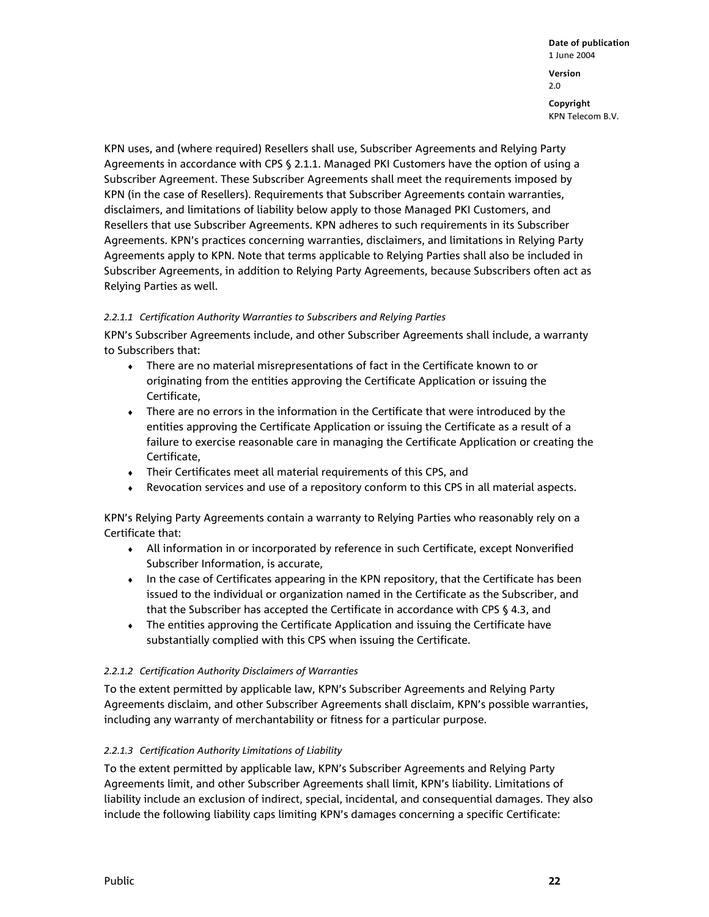KPN uses, and (where required) Resellers shall use, Subscriber Agreements and Relying Party Agreements in accordance with CPS § 2.1.1. Managed PKI Customers have the option of using a Subscriber Agreement. These Subscriber Agreements shall meet the requirements imposed by KPN (in the case of Resellers). Requirements that Subscriber Agreements contain warranties, disclaimers, and limitations of liability below apply to those Managed PKI Customers, and Resellers that use Subscriber Agreements. KPN adheres to such requirements in its Subscriber Agreements. KPN's practices concerning warranties, disclaimers, and limitations in Relying Party Agreements apply to KPN. Note that terms applicable to Relying Parties shall also be included in Subscriber Agreements, in addition to Relying Party Agreements, because Subscribers often act as Relying Parties as well.

#### *2.2.1.1 Certification Authority Warranties to Subscribers and Relying Parties*

KPN's Subscriber Agreements include, and other Subscriber Agreements shall include, a warranty to Subscribers that:

- There are no material misrepresentations of fact in the Certificate known to or originating from the entities approving the Certificate Application or issuing the Certificate,
- There are no errors in the information in the Certificate that were introduced by the entities approving the Certificate Application or issuing the Certificate as a result of a failure to exercise reasonable care in managing the Certificate Application or creating the Certificate,
- Their Certificates meet all material requirements of this CPS, and
- Revocation services and use of a repository conform to this CPS in all material aspects.

KPN's Relying Party Agreements contain a warranty to Relying Parties who reasonably rely on a Certificate that:

- All information in or incorporated by reference in such Certificate, except Nonverified Subscriber Information, is accurate,
- In the case of Certificates appearing in the KPN repository, that the Certificate has been issued to the individual or organization named in the Certificate as the Subscriber, and that the Subscriber has accepted the Certificate in accordance with CPS § 4.3, and
- The entities approving the Certificate Application and issuing the Certificate have substantially complied with this CPS when issuing the Certificate.

#### *2.2.1.2 Certification Authority Disclaimers of Warranties*

To the extent permitted by applicable law, KPN's Subscriber Agreements and Relying Party Agreements disclaim, and other Subscriber Agreements shall disclaim, KPN's possible warranties, including any warranty of merchantability or fitness for a particular purpose.

#### *2.2.1.3 Certification Authority Limitations of Liability*

To the extent permitted by applicable law, KPN's Subscriber Agreements and Relying Party Agreements limit, and other Subscriber Agreements shall limit, KPN's liability. Limitations of liability include an exclusion of indirect, special, incidental, and consequential damages. They also include the following liability caps limiting KPN's damages concerning a specific Certificate: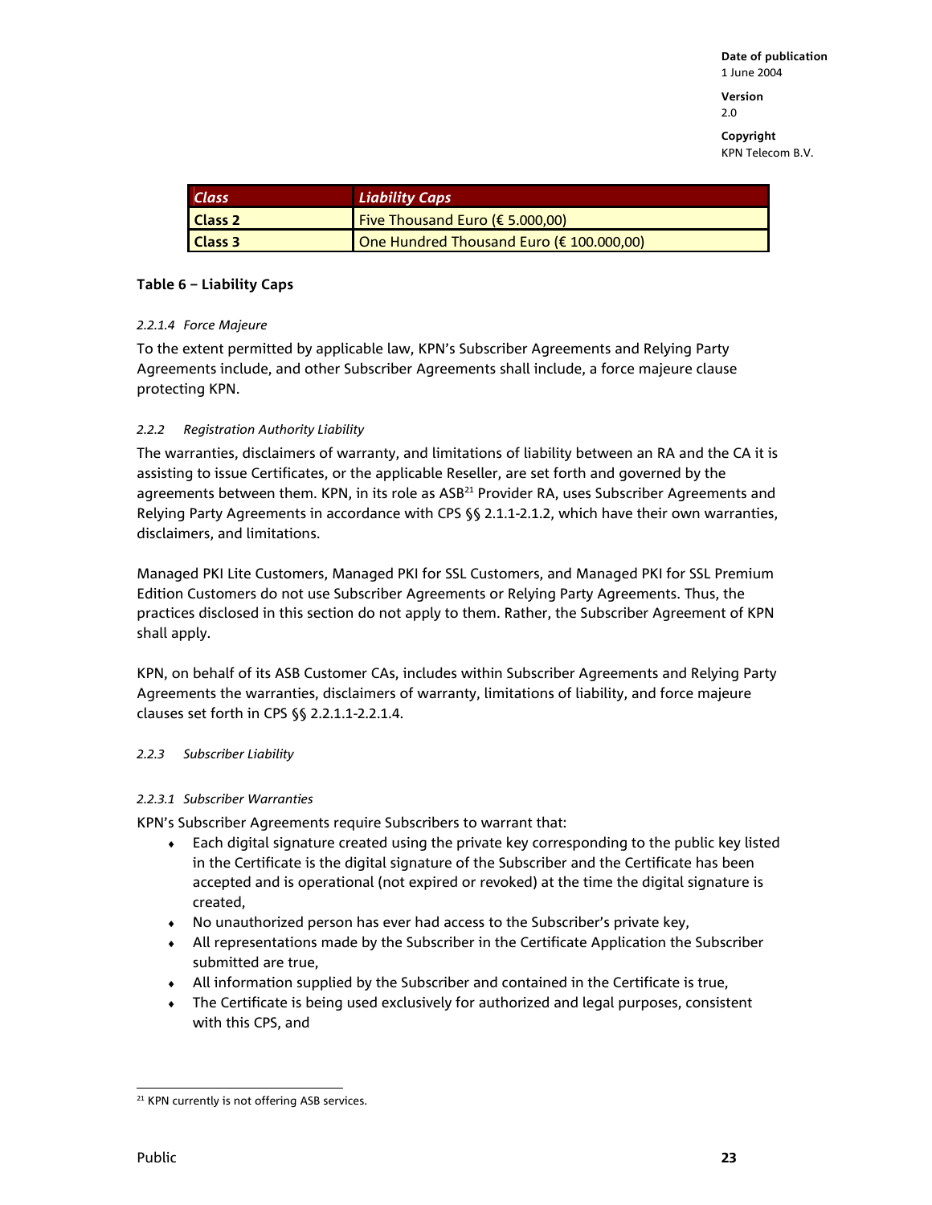| *Class* | *Liability Caps* |
| --- | --- |
| **Class 2** | Five Thousand Euro (€ 5.000,00) |
| **Class 3** | One Hundred Thousand Euro (€ 100.000,00) |

**Table 6 – Liability Caps**

*2.2.1.4 Force Majeure*

To the extent permitted by applicable law, KPN's Subscriber Agreements and Relying Party Agreements include, and other Subscriber Agreements shall include, a force majeure clause protecting KPN.

*2.2.2 Registration Authority Liability*

The warranties, disclaimers of warranty, and limitations of liability between an RA and the CA it is assisting to issue Certificates, or the applicable Reseller, are set forth and governed by the agreements between them. KPN, in its role as ASB[21] Provider RA, uses Subscriber Agreements and Relying Party Agreements in accordance with CPS §§ 2.1.1-2.1.2, which have their own warranties, disclaimers, and limitations.

Managed PKI Lite Customers, Managed PKI for SSL Customers, and Managed PKI for SSL Premium Edition Customers do not use Subscriber Agreements or Relying Party Agreements. Thus, the practices disclosed in this section do not apply to them. Rather, the Subscriber Agreement of KPN shall apply.

KPN, on behalf of its ASB Customer CAs, includes within Subscriber Agreements and Relying Party Agreements the warranties, disclaimers of warranty, limitations of liability, and force majeure clauses set forth in CPS §§ 2.2.1.1-2.2.1.4.

*2.2.3 Subscriber Liability*

*2.2.3.1 Subscriber Warranties*

KPN's Subscriber Agreements require Subscribers to warrant that:

- Each digital signature created using the private key corresponding to the public key listed in the Certificate is the digital signature of the Subscriber and the Certificate has been accepted and is operational (not expired or revoked) at the time the digital signature is created,
- No unauthorized person has ever had access to the Subscriber's private key,
- All representations made by the Subscriber in the Certificate Application the Subscriber submitted are true,
- All information supplied by the Subscriber and contained in the Certificate is true,
- The Certificate is being used exclusively for authorized and legal purposes, consistent with this CPS, and

[21] KPN currently is not offering ASB services.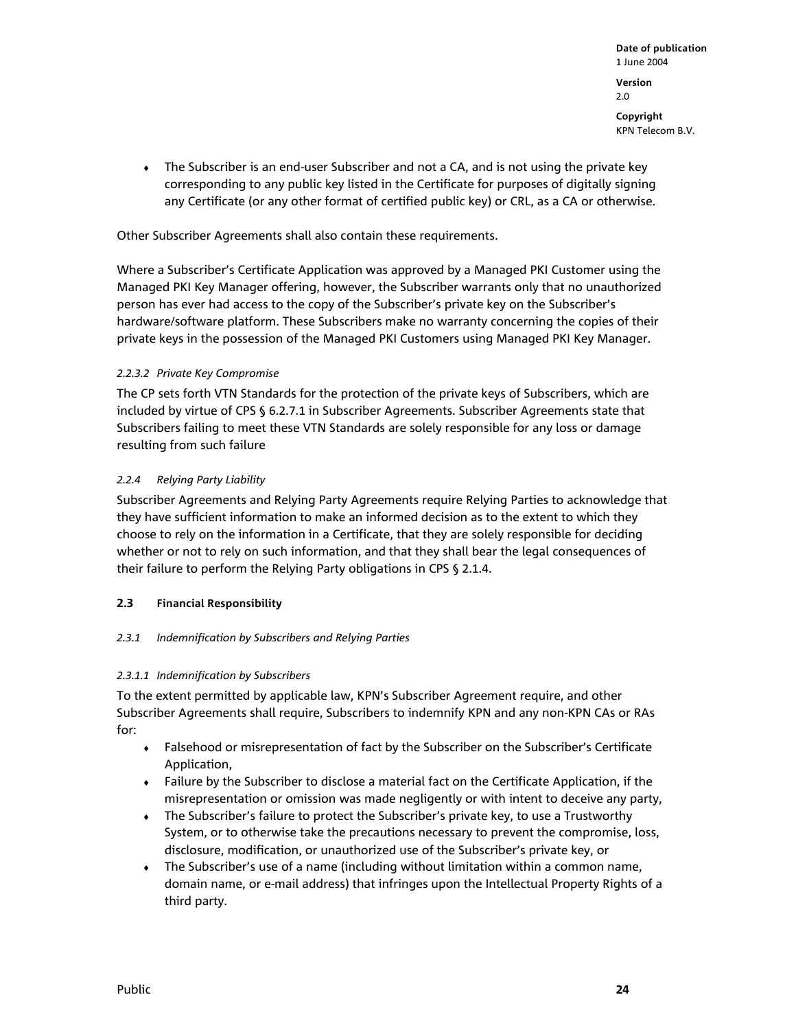- The Subscriber is an end-user Subscriber and not a CA, and is not using the private key corresponding to any public key listed in the Certificate for purposes of digitally signing any Certificate (or any other format of certified public key) or CRL, as a CA or otherwise.

Other Subscriber Agreements shall also contain these requirements.

Where a Subscriber's Certificate Application was approved by a Managed PKI Customer using the Managed PKI Key Manager offering, however, the Subscriber warrants only that no unauthorized person has ever had access to the copy of the Subscriber's private key on the Subscriber's hardware/software platform. These Subscribers make no warranty concerning the copies of their private keys in the possession of the Managed PKI Customers using Managed PKI Key Manager.

##### *2.2.3.2 Private Key Compromise*

The CP sets forth VTN Standards for the protection of the private keys of Subscribers, which are included by virtue of CPS § 6.2.7.1 in Subscriber Agreements. Subscriber Agreements state that Subscribers failing to meet these VTN Standards are solely responsible for any loss or damage resulting from such failure

#### *2.2.4 Relying Party Liability*

Subscriber Agreements and Relying Party Agreements require Relying Parties to acknowledge that they have sufficient information to make an informed decision as to the extent to which they choose to rely on the information in a Certificate, that they are solely responsible for deciding whether or not to rely on such information, and that they shall bear the legal consequences of their failure to perform the Relying Party obligations in CPS § 2.1.4.

### 2.3 Financial Responsibility

#### *2.3.1 Indemnification by Subscribers and Relying Parties*

##### *2.3.1.1 Indemnification by Subscribers*

To the extent permitted by applicable law, KPN's Subscriber Agreement require, and other Subscriber Agreements shall require, Subscribers to indemnify KPN and any non-KPN CAs or RAs for:

- Falsehood or misrepresentation of fact by the Subscriber on the Subscriber's Certificate Application,
- Failure by the Subscriber to disclose a material fact on the Certificate Application, if the misrepresentation or omission was made negligently or with intent to deceive any party,
- The Subscriber's failure to protect the Subscriber's private key, to use a Trustworthy System, or to otherwise take the precautions necessary to prevent the compromise, loss, disclosure, modification, or unauthorized use of the Subscriber's private key, or
- The Subscriber's use of a name (including without limitation within a common name, domain name, or e-mail address) that infringes upon the Intellectual Property Rights of a third party.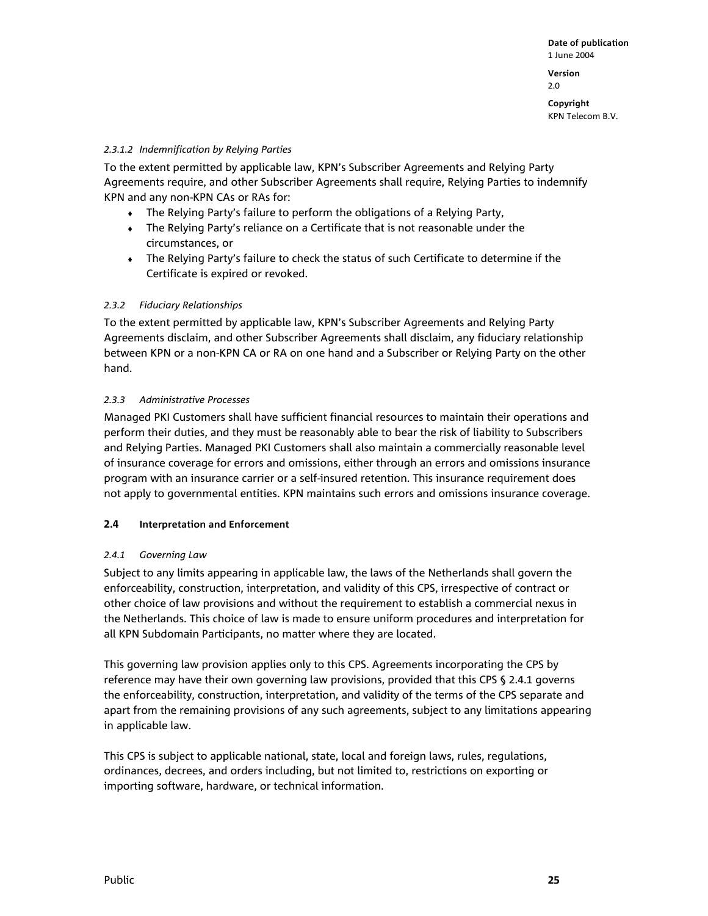#### *2.3.1.2 Indemnification by Relying Parties*

To the extent permitted by applicable law, KPN's Subscriber Agreements and Relying Party Agreements require, and other Subscriber Agreements shall require, Relying Parties to indemnify KPN and any non-KPN CAs or RAs for:

- The Relying Party's failure to perform the obligations of a Relying Party,
- The Relying Party's reliance on a Certificate that is not reasonable under the circumstances, or
- The Relying Party's failure to check the status of such Certificate to determine if the Certificate is expired or revoked.

### *2.3.2 Fiduciary Relationships*

To the extent permitted by applicable law, KPN's Subscriber Agreements and Relying Party Agreements disclaim, and other Subscriber Agreements shall disclaim, any fiduciary relationship between KPN or a non-KPN CA or RA on one hand and a Subscriber or Relying Party on the other hand.

### *2.3.3 Administrative Processes*

Managed PKI Customers shall have sufficient financial resources to maintain their operations and perform their duties, and they must be reasonably able to bear the risk of liability to Subscribers and Relying Parties. Managed PKI Customers shall also maintain a commercially reasonable level of insurance coverage for errors and omissions, either through an errors and omissions insurance program with an insurance carrier or a self-insured retention. This insurance requirement does not apply to governmental entities. KPN maintains such errors and omissions insurance coverage.

## 2.4 Interpretation and Enforcement

### *2.4.1 Governing Law*

Subject to any limits appearing in applicable law, the laws of the Netherlands shall govern the enforceability, construction, interpretation, and validity of this CPS, irrespective of contract or other choice of law provisions and without the requirement to establish a commercial nexus in the Netherlands. This choice of law is made to ensure uniform procedures and interpretation for all KPN Subdomain Participants, no matter where they are located.

This governing law provision applies only to this CPS. Agreements incorporating the CPS by reference may have their own governing law provisions, provided that this CPS § 2.4.1 governs the enforceability, construction, interpretation, and validity of the terms of the CPS separate and apart from the remaining provisions of any such agreements, subject to any limitations appearing in applicable law.

This CPS is subject to applicable national, state, local and foreign laws, rules, regulations, ordinances, decrees, and orders including, but not limited to, restrictions on exporting or importing software, hardware, or technical information.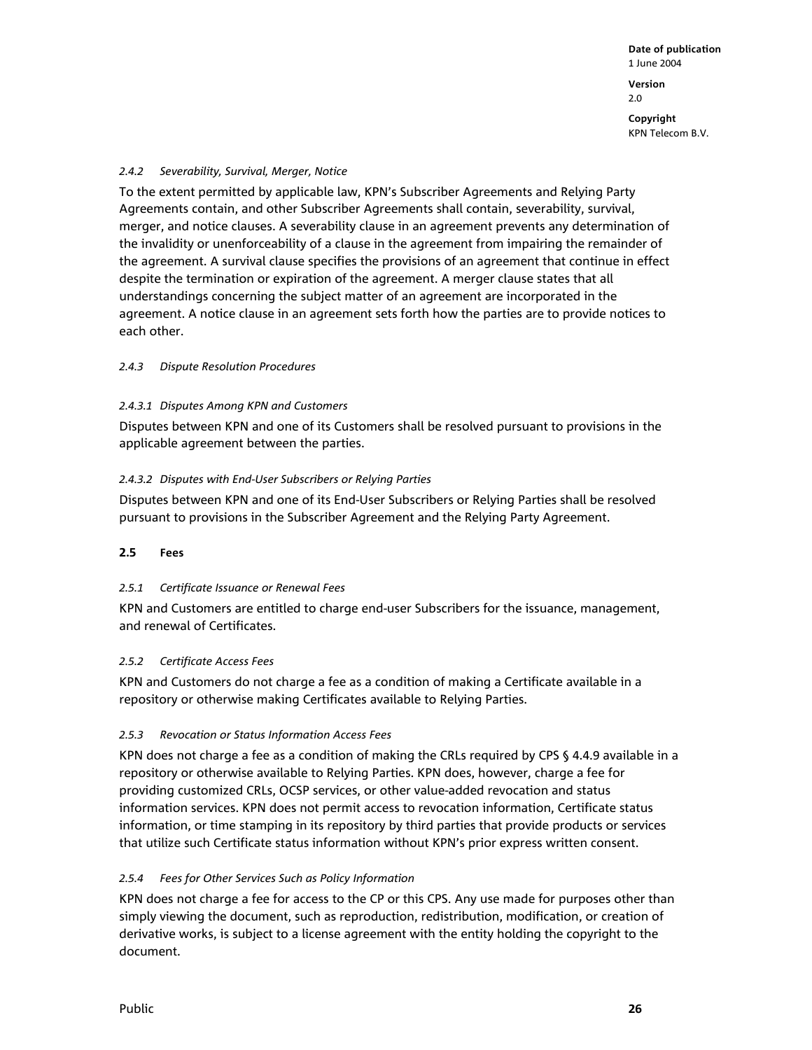#### *2.4.2 Severability, Survival, Merger, Notice*

To the extent permitted by applicable law, KPN's Subscriber Agreements and Relying Party Agreements contain, and other Subscriber Agreements shall contain, severability, survival, merger, and notice clauses. A severability clause in an agreement prevents any determination of the invalidity or unenforceability of a clause in the agreement from impairing the remainder of the agreement. A survival clause specifies the provisions of an agreement that continue in effect despite the termination or expiration of the agreement. A merger clause states that all understandings concerning the subject matter of an agreement are incorporated in the agreement. A notice clause in an agreement sets forth how the parties are to provide notices to each other.

#### *2.4.3 Dispute Resolution Procedures*

##### *2.4.3.1 Disputes Among KPN and Customers*

Disputes between KPN and one of its Customers shall be resolved pursuant to provisions in the applicable agreement between the parties.

##### *2.4.3.2 Disputes with End-User Subscribers or Relying Parties*

Disputes between KPN and one of its End-User Subscribers or Relying Parties shall be resolved pursuant to provisions in the Subscriber Agreement and the Relying Party Agreement.

### 2.5 Fees

#### *2.5.1 Certificate Issuance or Renewal Fees*

KPN and Customers are entitled to charge end-user Subscribers for the issuance, management, and renewal of Certificates.

#### *2.5.2 Certificate Access Fees*

KPN and Customers do not charge a fee as a condition of making a Certificate available in a repository or otherwise making Certificates available to Relying Parties.

#### *2.5.3 Revocation or Status Information Access Fees*

KPN does not charge a fee as a condition of making the CRLs required by CPS § 4.4.9 available in a repository or otherwise available to Relying Parties. KPN does, however, charge a fee for providing customized CRLs, OCSP services, or other value-added revocation and status information services. KPN does not permit access to revocation information, Certificate status information, or time stamping in its repository by third parties that provide products or services that utilize such Certificate status information without KPN's prior express written consent.

#### *2.5.4 Fees for Other Services Such as Policy Information*

KPN does not charge a fee for access to the CP or this CPS. Any use made for purposes other than simply viewing the document, such as reproduction, redistribution, modification, or creation of derivative works, is subject to a license agreement with the entity holding the copyright to the document.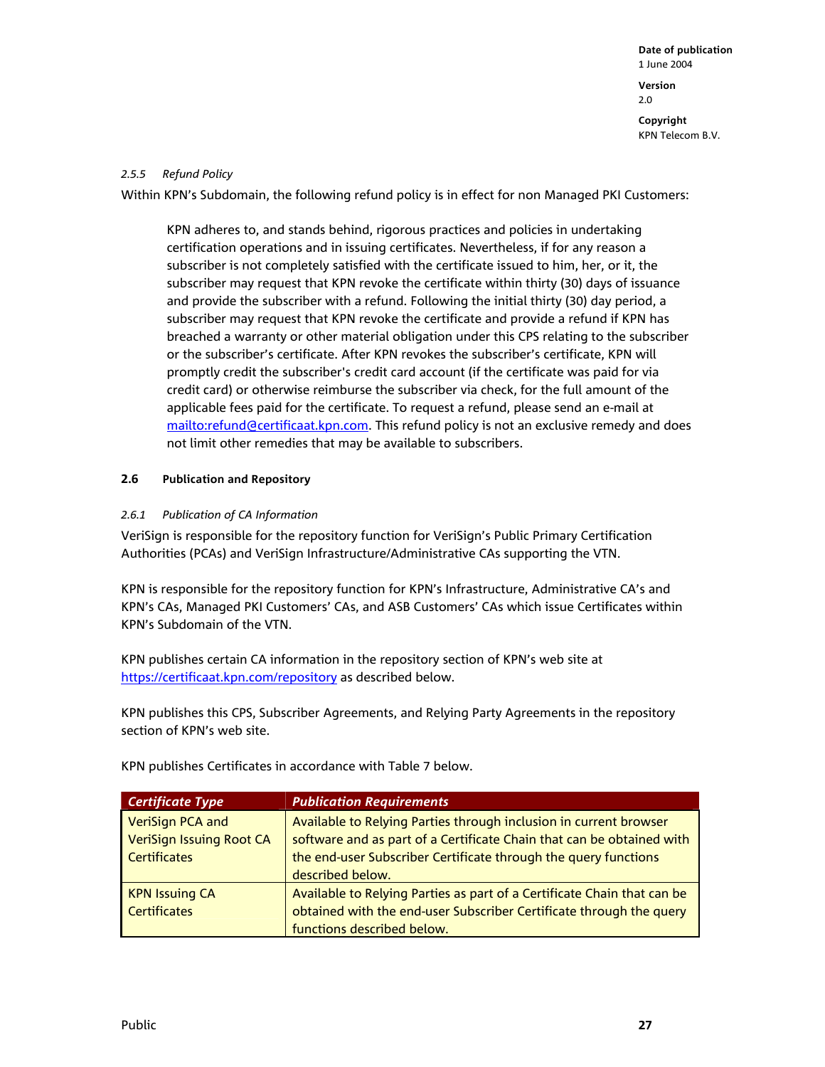*2.5.5 Refund Policy*

Within KPN's Subdomain, the following refund policy is in effect for non Managed PKI Customers:

> KPN adheres to, and stands behind, rigorous practices and policies in undertaking certification operations and in issuing certificates. Nevertheless, if for any reason a subscriber is not completely satisfied with the certificate issued to him, her, or it, the subscriber may request that KPN revoke the certificate within thirty (30) days of issuance and provide the subscriber with a refund. Following the initial thirty (30) day period, a subscriber may request that KPN revoke the certificate and provide a refund if KPN has breached a warranty or other material obligation under this CPS relating to the subscriber or the subscriber's certificate. After KPN revokes the subscriber's certificate, KPN will promptly credit the subscriber's credit card account (if the certificate was paid for via credit card) or otherwise reimburse the subscriber via check, for the full amount of the applicable fees paid for the certificate. To request a refund, please send an e-mail at mailto:refund@certificaat.kpn.com. This refund policy is not an exclusive remedy and does not limit other remedies that may be available to subscribers.

### 2.6 Publication and Repository

*2.6.1 Publication of CA Information*

VeriSign is responsible for the repository function for VeriSign's Public Primary Certification Authorities (PCAs) and VeriSign Infrastructure/Administrative CAs supporting the VTN.

KPN is responsible for the repository function for KPN's Infrastructure, Administrative CA's and KPN's CAs, Managed PKI Customers' CAs, and ASB Customers' CAs which issue Certificates within KPN's Subdomain of the VTN.

KPN publishes certain CA information in the repository section of KPN's web site at https://certificaat.kpn.com/repository as described below.

KPN publishes this CPS, Subscriber Agreements, and Relying Party Agreements in the repository section of KPN's web site.

KPN publishes Certificates in accordance with Table 7 below.

| *Certificate Type* | *Publication Requirements* |
|---|---|
| VeriSign PCA and VeriSign Issuing Root CA Certificates | Available to Relying Parties through inclusion in current browser software and as part of a Certificate Chain that can be obtained with the end-user Subscriber Certificate through the query functions described below. |
| KPN Issuing CA Certificates | Available to Relying Parties as part of a Certificate Chain that can be obtained with the end-user Subscriber Certificate through the query functions described below. |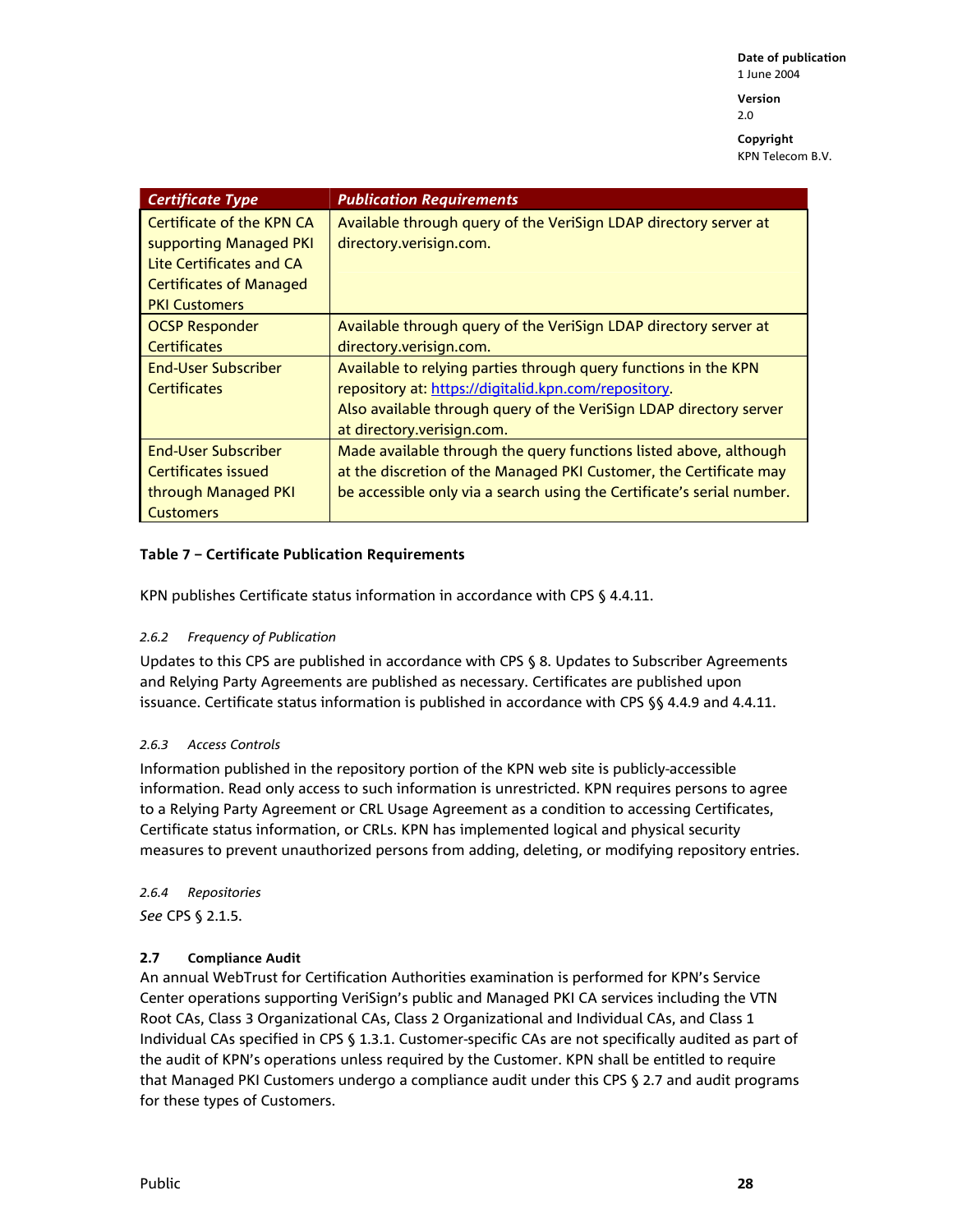| *Certificate Type* | *Publication Requirements* |
|---|---|
| Certificate of the KPN CA supporting Managed PKI Lite Certificates and CA Certificates of Managed PKI Customers | Available through query of the VeriSign LDAP directory server at directory.verisign.com. |
| OCSP Responder Certificates | Available through query of the VeriSign LDAP directory server at directory.verisign.com. |
| End-User Subscriber Certificates | Available to relying parties through query functions in the KPN repository at: https://digitalid.kpn.com/repository. Also available through query of the VeriSign LDAP directory server at directory.verisign.com. |
| End-User Subscriber Certificates issued through Managed PKI Customers | Made available through the query functions listed above, although at the discretion of the Managed PKI Customer, the Certificate may be accessible only via a search using the Certificate's serial number. |

**Table 7 – Certificate Publication Requirements**

KPN publishes Certificate status information in accordance with CPS § 4.4.11.

#### *2.6.2 Frequency of Publication*

Updates to this CPS are published in accordance with CPS § 8. Updates to Subscriber Agreements and Relying Party Agreements are published as necessary. Certificates are published upon issuance. Certificate status information is published in accordance with CPS §§ 4.4.9 and 4.4.11.

#### *2.6.3 Access Controls*

Information published in the repository portion of the KPN web site is publicly-accessible information. Read only access to such information is unrestricted. KPN requires persons to agree to a Relying Party Agreement or CRL Usage Agreement as a condition to accessing Certificates, Certificate status information, or CRLs. KPN has implemented logical and physical security measures to prevent unauthorized persons from adding, deleting, or modifying repository entries.

#### *2.6.4 Repositories*

*See* CPS § 2.1.5.

### 2.7 Compliance Audit

An annual WebTrust for Certification Authorities examination is performed for KPN's Service Center operations supporting VeriSign's public and Managed PKI CA services including the VTN Root CAs, Class 3 Organizational CAs, Class 2 Organizational and Individual CAs, and Class 1 Individual CAs specified in CPS § 1.3.1. Customer-specific CAs are not specifically audited as part of the audit of KPN's operations unless required by the Customer. KPN shall be entitled to require that Managed PKI Customers undergo a compliance audit under this CPS § 2.7 and audit programs for these types of Customers.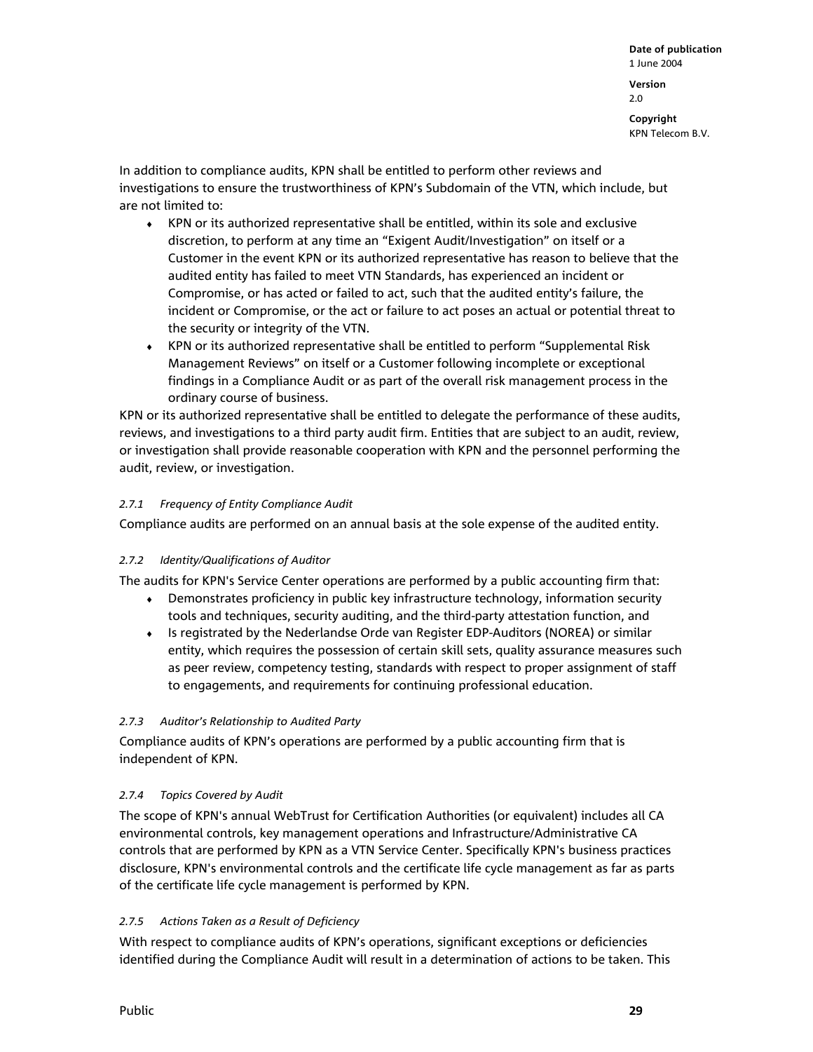In addition to compliance audits, KPN shall be entitled to perform other reviews and investigations to ensure the trustworthiness of KPN's Subdomain of the VTN, which include, but are not limited to:

- KPN or its authorized representative shall be entitled, within its sole and exclusive discretion, to perform at any time an "Exigent Audit/Investigation" on itself or a Customer in the event KPN or its authorized representative has reason to believe that the audited entity has failed to meet VTN Standards, has experienced an incident or Compromise, or has acted or failed to act, such that the audited entity's failure, the incident or Compromise, or the act or failure to act poses an actual or potential threat to the security or integrity of the VTN.
- KPN or its authorized representative shall be entitled to perform "Supplemental Risk Management Reviews" on itself or a Customer following incomplete or exceptional findings in a Compliance Audit or as part of the overall risk management process in the ordinary course of business.

KPN or its authorized representative shall be entitled to delegate the performance of these audits, reviews, and investigations to a third party audit firm. Entities that are subject to an audit, review, or investigation shall provide reasonable cooperation with KPN and the personnel performing the audit, review, or investigation.

#### *2.7.1 Frequency of Entity Compliance Audit*

Compliance audits are performed on an annual basis at the sole expense of the audited entity.

#### *2.7.2 Identity/Qualifications of Auditor*

The audits for KPN's Service Center operations are performed by a public accounting firm that:

- Demonstrates proficiency in public key infrastructure technology, information security tools and techniques, security auditing, and the third-party attestation function, and
- Is registrated by the Nederlandse Orde van Register EDP-Auditors (NOREA) or similar entity, which requires the possession of certain skill sets, quality assurance measures such as peer review, competency testing, standards with respect to proper assignment of staff to engagements, and requirements for continuing professional education.

#### *2.7.3 Auditor's Relationship to Audited Party*

Compliance audits of KPN's operations are performed by a public accounting firm that is independent of KPN.

#### *2.7.4 Topics Covered by Audit*

The scope of KPN's annual WebTrust for Certification Authorities (or equivalent) includes all CA environmental controls, key management operations and Infrastructure/Administrative CA controls that are performed by KPN as a VTN Service Center. Specifically KPN's business practices disclosure, KPN's environmental controls and the certificate life cycle management as far as parts of the certificate life cycle management is performed by KPN.

#### *2.7.5 Actions Taken as a Result of Deficiency*

With respect to compliance audits of KPN's operations, significant exceptions or deficiencies identified during the Compliance Audit will result in a determination of actions to be taken. This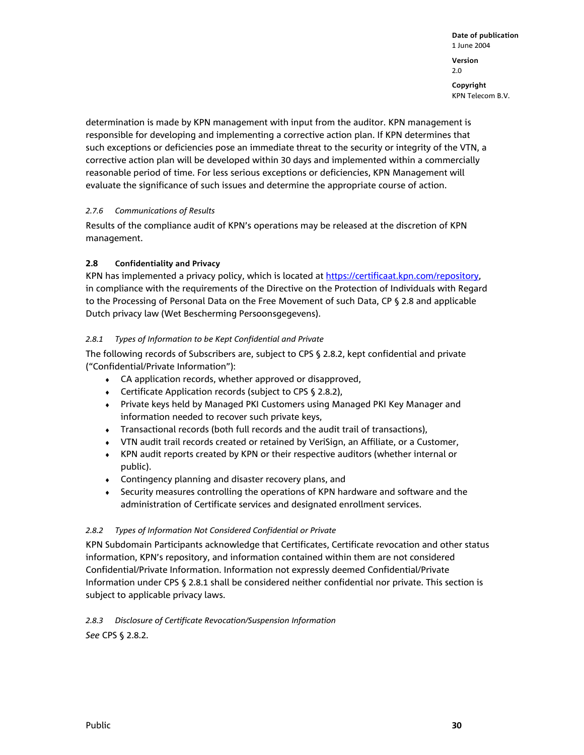determination is made by KPN management with input from the auditor. KPN management is responsible for developing and implementing a corrective action plan. If KPN determines that such exceptions or deficiencies pose an immediate threat to the security or integrity of the VTN, a corrective action plan will be developed within 30 days and implemented within a commercially reasonable period of time. For less serious exceptions or deficiencies, KPN Management will evaluate the significance of such issues and determine the appropriate course of action.

#### *2.7.6 Communications of Results*

Results of the compliance audit of KPN's operations may be released at the discretion of KPN management.

### 2.8 Confidentiality and Privacy

KPN has implemented a privacy policy, which is located at [https://certificaat.kpn.com/repository](https://certificaat.kpn.com/repository), in compliance with the requirements of the Directive on the Protection of Individuals with Regard to the Processing of Personal Data on the Free Movement of such Data, CP § 2.8 and applicable Dutch privacy law (Wet Bescherming Persoonsgegevens).

#### *2.8.1 Types of Information to be Kept Confidential and Private*

The following records of Subscribers are, subject to CPS § 2.8.2, kept confidential and private ("Confidential/Private Information"):

- CA application records, whether approved or disapproved,
- Certificate Application records (subject to CPS § 2.8.2),
- Private keys held by Managed PKI Customers using Managed PKI Key Manager and information needed to recover such private keys,
- Transactional records (both full records and the audit trail of transactions),
- VTN audit trail records created or retained by VeriSign, an Affiliate, or a Customer,
- KPN audit reports created by KPN or their respective auditors (whether internal or public).
- Contingency planning and disaster recovery plans, and
- Security measures controlling the operations of KPN hardware and software and the administration of Certificate services and designated enrollment services.

#### *2.8.2 Types of Information Not Considered Confidential or Private*

KPN Subdomain Participants acknowledge that Certificates, Certificate revocation and other status information, KPN's repository, and information contained within them are not considered Confidential/Private Information. Information not expressly deemed Confidential/Private Information under CPS § 2.8.1 shall be considered neither confidential nor private. This section is subject to applicable privacy laws.

#### *2.8.3 Disclosure of Certificate Revocation/Suspension Information*

*See* CPS § 2.8.2.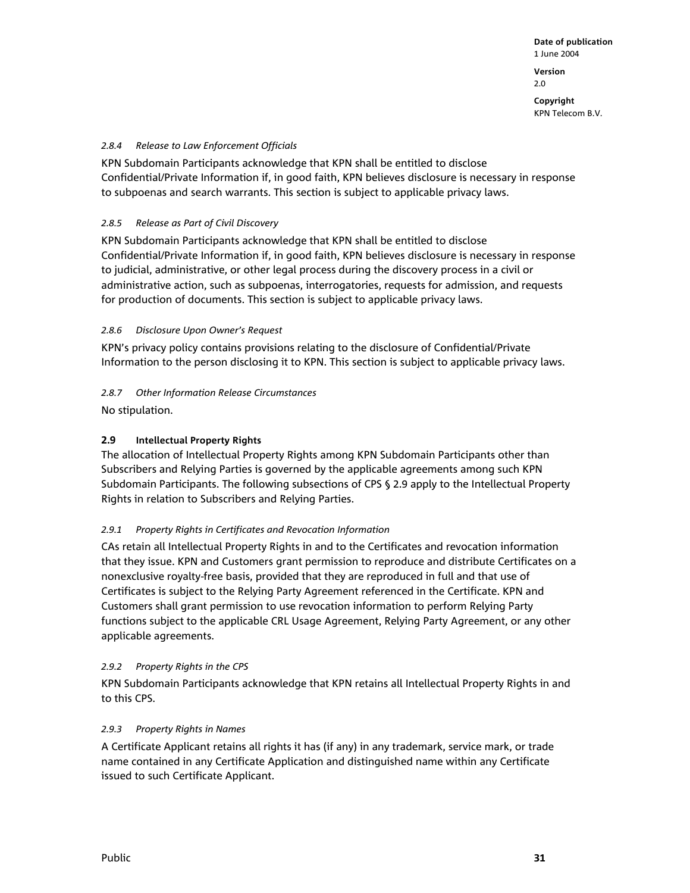#### *2.8.4 Release to Law Enforcement Officials*

KPN Subdomain Participants acknowledge that KPN shall be entitled to disclose Confidential/Private Information if, in good faith, KPN believes disclosure is necessary in response to subpoenas and search warrants. This section is subject to applicable privacy laws.

#### *2.8.5 Release as Part of Civil Discovery*

KPN Subdomain Participants acknowledge that KPN shall be entitled to disclose Confidential/Private Information if, in good faith, KPN believes disclosure is necessary in response to judicial, administrative, or other legal process during the discovery process in a civil or administrative action, such as subpoenas, interrogatories, requests for admission, and requests for production of documents. This section is subject to applicable privacy laws.

#### *2.8.6 Disclosure Upon Owner's Request*

KPN's privacy policy contains provisions relating to the disclosure of Confidential/Private Information to the person disclosing it to KPN. This section is subject to applicable privacy laws.

#### *2.8.7 Other Information Release Circumstances*

No stipulation.

### 2.9 Intellectual Property Rights

The allocation of Intellectual Property Rights among KPN Subdomain Participants other than Subscribers and Relying Parties is governed by the applicable agreements among such KPN Subdomain Participants. The following subsections of CPS § 2.9 apply to the Intellectual Property Rights in relation to Subscribers and Relying Parties.

#### *2.9.1 Property Rights in Certificates and Revocation Information*

CAs retain all Intellectual Property Rights in and to the Certificates and revocation information that they issue. KPN and Customers grant permission to reproduce and distribute Certificates on a nonexclusive royalty-free basis, provided that they are reproduced in full and that use of Certificates is subject to the Relying Party Agreement referenced in the Certificate. KPN and Customers shall grant permission to use revocation information to perform Relying Party functions subject to the applicable CRL Usage Agreement, Relying Party Agreement, or any other applicable agreements.

#### *2.9.2 Property Rights in the CPS*

KPN Subdomain Participants acknowledge that KPN retains all Intellectual Property Rights in and to this CPS.

#### *2.9.3 Property Rights in Names*

A Certificate Applicant retains all rights it has (if any) in any trademark, service mark, or trade name contained in any Certificate Application and distinguished name within any Certificate issued to such Certificate Applicant.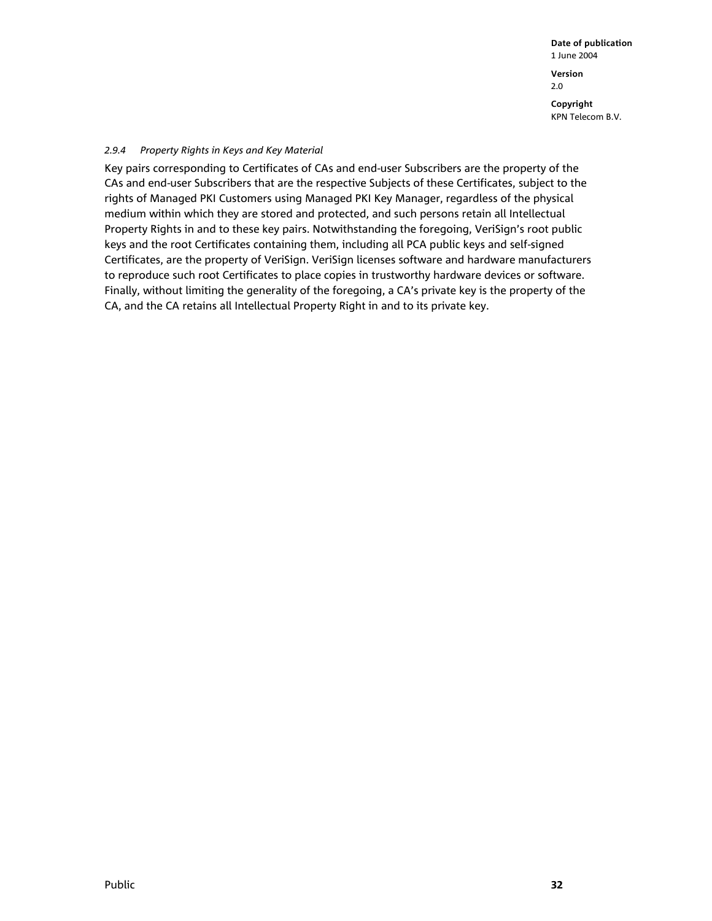#### *2.9.4 Property Rights in Keys and Key Material*

Key pairs corresponding to Certificates of CAs and end-user Subscribers are the property of the CAs and end-user Subscribers that are the respective Subjects of these Certificates, subject to the rights of Managed PKI Customers using Managed PKI Key Manager, regardless of the physical medium within which they are stored and protected, and such persons retain all Intellectual Property Rights in and to these key pairs. Notwithstanding the foregoing, VeriSign's root public keys and the root Certificates containing them, including all PCA public keys and self-signed Certificates, are the property of VeriSign. VeriSign licenses software and hardware manufacturers to reproduce such root Certificates to place copies in trustworthy hardware devices or software. Finally, without limiting the generality of the foregoing, a CA's private key is the property of the CA, and the CA retains all Intellectual Property Right in and to its private key.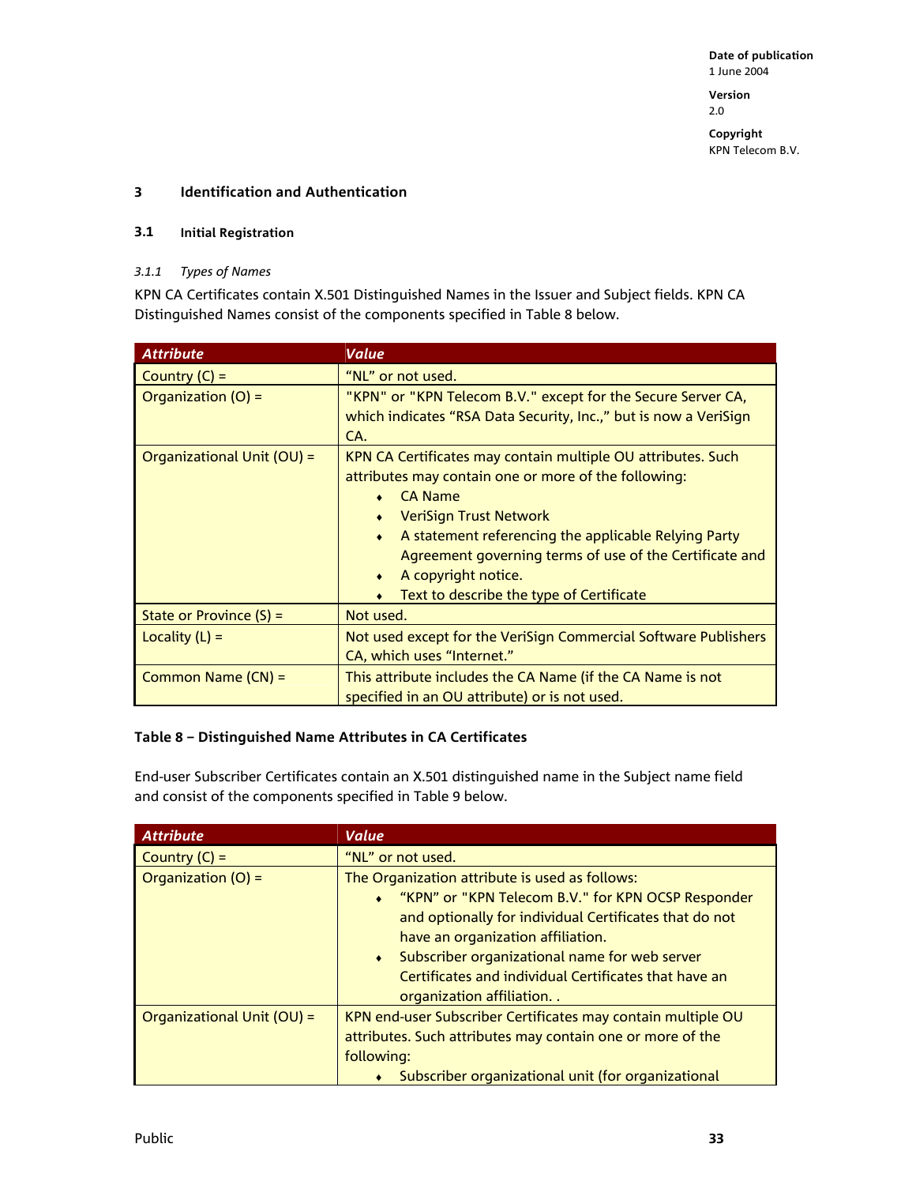## 3 Identification and Authentication

### 3.1 Initial Registration

#### *3.1.1 Types of Names*

KPN CA Certificates contain X.501 Distinguished Names in the Issuer and Subject fields. KPN CA Distinguished Names consist of the components specified in Table 8 below.

| Attribute | Value |
|---|---|
| Country (C) = | "NL" or not used. |
| Organization (O) = | "KPN" or "KPN Telecom B.V." except for the Secure Server CA, which indicates "RSA Data Security, Inc.," but is now a VeriSign CA. |
| Organizational Unit (OU) = | KPN CA Certificates may contain multiple OU attributes. Such attributes may contain one or more of the following: <br>♦ CA Name <br>♦ VeriSign Trust Network <br>♦ A statement referencing the applicable Relying Party Agreement governing terms of use of the Certificate and <br>♦ A copyright notice. <br>♦ Text to describe the type of Certificate |
| State or Province (S) = | Not used. |
| Locality (L) = | Not used except for the VeriSign Commercial Software Publishers CA, which uses "Internet." |
| Common Name (CN) = | This attribute includes the CA Name (if the CA Name is not specified in an OU attribute) or is not used. |

**Table 8 – Distinguished Name Attributes in CA Certificates**

End-user Subscriber Certificates contain an X.501 distinguished name in the Subject name field and consist of the components specified in Table 9 below.

| Attribute | Value |
|---|---|
| Country (C) = | "NL" or not used. |
| Organization (O) = | The Organization attribute is used as follows: <br>♦ "KPN" or "KPN Telecom B.V." for KPN OCSP Responder and optionally for individual Certificates that do not have an organization affiliation. <br>♦ Subscriber organizational name for web server Certificates and individual Certificates that have an organization affiliation. . |
| Organizational Unit (OU) = | KPN end-user Subscriber Certificates may contain multiple OU attributes. Such attributes may contain one or more of the following: <br>♦ Subscriber organizational unit (for organizational |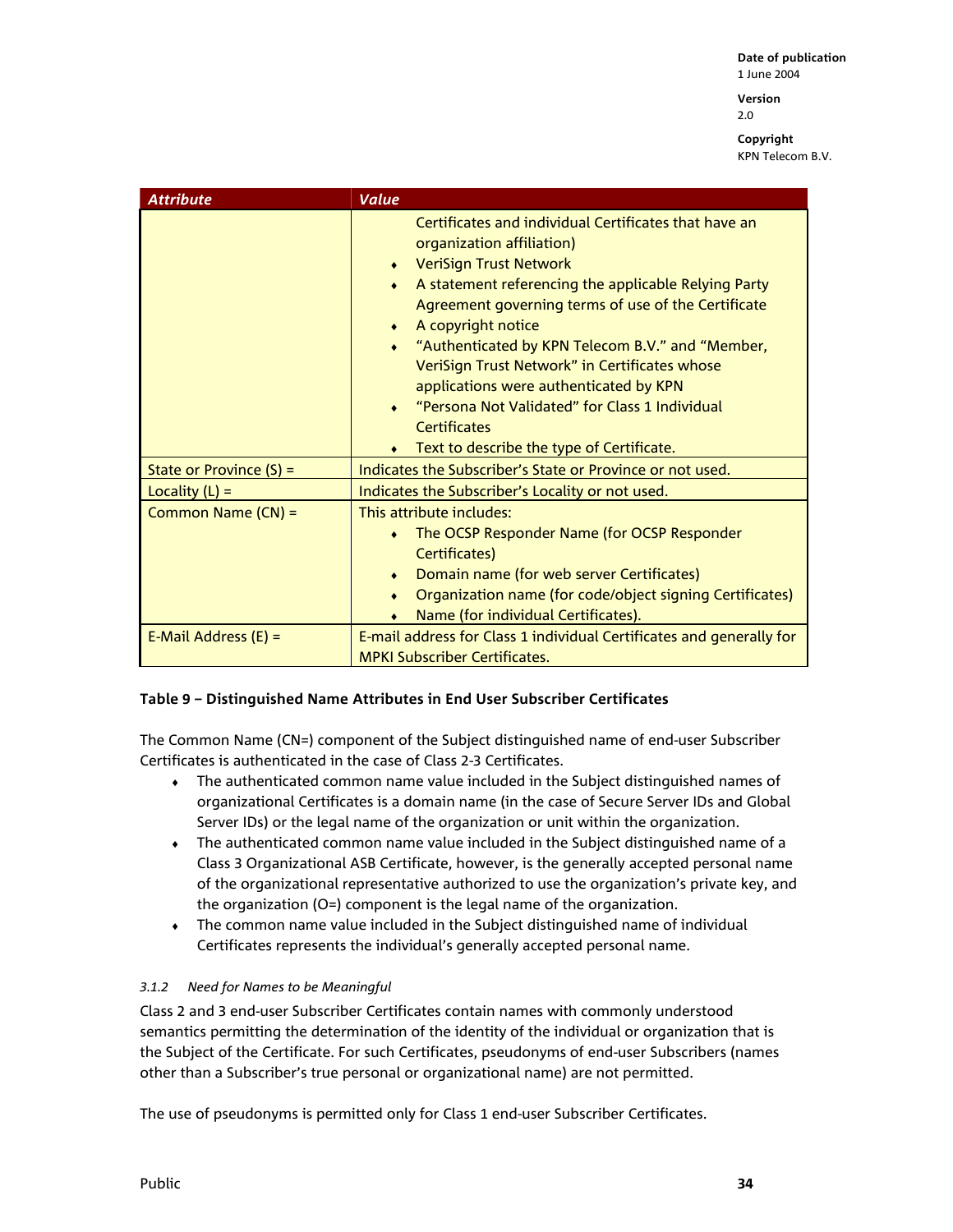| Attribute | Value |
|---|---|
| | Certificates and individual Certificates that have an organization affiliation)<br>♦ VeriSign Trust Network<br>♦ A statement referencing the applicable Relying Party Agreement governing terms of use of the Certificate<br>♦ A copyright notice<br>♦ "Authenticated by KPN Telecom B.V." and "Member, VeriSign Trust Network" in Certificates whose applications were authenticated by KPN<br>♦ "Persona Not Validated" for Class 1 Individual Certificates<br>♦ Text to describe the type of Certificate. |
| State or Province (S) = | Indicates the Subscriber's State or Province or not used. |
| Locality (L) = | Indicates the Subscriber's Locality or not used. |
| Common Name (CN) = | This attribute includes:<br>♦ The OCSP Responder Name (for OCSP Responder Certificates)<br>♦ Domain name (for web server Certificates)<br>♦ Organization name (for code/object signing Certificates)<br>♦ Name (for individual Certificates). |
| E-Mail Address (E) = | E-mail address for Class 1 individual Certificates and generally for MPKI Subscriber Certificates. |

**Table 9 – Distinguished Name Attributes in End User Subscriber Certificates**

The Common Name (CN=) component of the Subject distinguished name of end-user Subscriber Certificates is authenticated in the case of Class 2-3 Certificates.

- The authenticated common name value included in the Subject distinguished names of organizational Certificates is a domain name (in the case of Secure Server IDs and Global Server IDs) or the legal name of the organization or unit within the organization.
- The authenticated common name value included in the Subject distinguished name of a Class 3 Organizational ASB Certificate, however, is the generally accepted personal name of the organizational representative authorized to use the organization's private key, and the organization (O=) component is the legal name of the organization.
- The common name value included in the Subject distinguished name of individual Certificates represents the individual's generally accepted personal name.

#### *3.1.2 Need for Names to be Meaningful*

Class 2 and 3 end-user Subscriber Certificates contain names with commonly understood semantics permitting the determination of the identity of the individual or organization that is the Subject of the Certificate. For such Certificates, pseudonyms of end-user Subscribers (names other than a Subscriber's true personal or organizational name) are not permitted.

The use of pseudonyms is permitted only for Class 1 end-user Subscriber Certificates.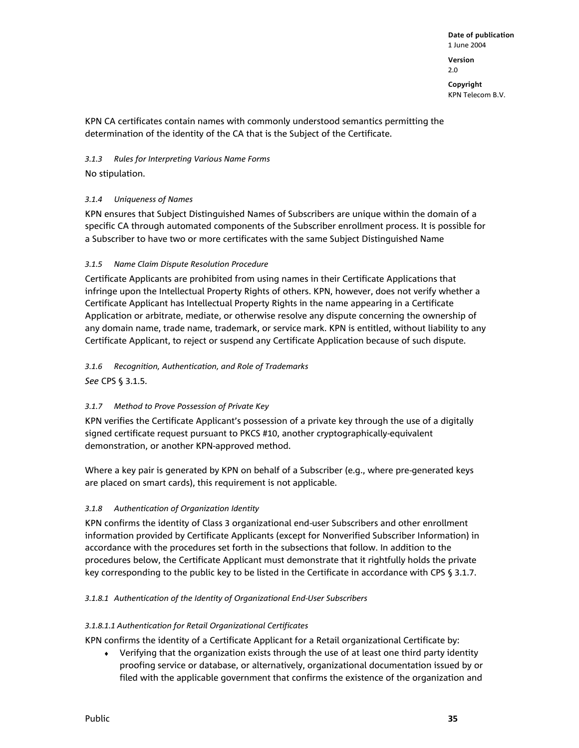KPN CA certificates contain names with commonly understood semantics permitting the determination of the identity of the CA that is the Subject of the Certificate.

#### *3.1.3 Rules for Interpreting Various Name Forms*

No stipulation.

#### *3.1.4 Uniqueness of Names*

KPN ensures that Subject Distinguished Names of Subscribers are unique within the domain of a specific CA through automated components of the Subscriber enrollment process. It is possible for a Subscriber to have two or more certificates with the same Subject Distinguished Name

#### *3.1.5 Name Claim Dispute Resolution Procedure*

Certificate Applicants are prohibited from using names in their Certificate Applications that infringe upon the Intellectual Property Rights of others. KPN, however, does not verify whether a Certificate Applicant has Intellectual Property Rights in the name appearing in a Certificate Application or arbitrate, mediate, or otherwise resolve any dispute concerning the ownership of any domain name, trade name, trademark, or service mark. KPN is entitled, without liability to any Certificate Applicant, to reject or suspend any Certificate Application because of such dispute.

#### *3.1.6 Recognition, Authentication, and Role of Trademarks*

*See* CPS § 3.1.5.

#### *3.1.7 Method to Prove Possession of Private Key*

KPN verifies the Certificate Applicant's possession of a private key through the use of a digitally signed certificate request pursuant to PKCS #10, another cryptographically-equivalent demonstration, or another KPN-approved method.

Where a key pair is generated by KPN on behalf of a Subscriber (e.g., where pre-generated keys are placed on smart cards), this requirement is not applicable.

#### *3.1.8 Authentication of Organization Identity*

KPN confirms the identity of Class 3 organizational end-user Subscribers and other enrollment information provided by Certificate Applicants (except for Nonverified Subscriber Information) in accordance with the procedures set forth in the subsections that follow. In addition to the procedures below, the Certificate Applicant must demonstrate that it rightfully holds the private key corresponding to the public key to be listed in the Certificate in accordance with CPS § 3.1.7.

##### *3.1.8.1 Authentication of the Identity of Organizational End-User Subscribers*

###### *3.1.8.1.1 Authentication for Retail Organizational Certificates*

KPN confirms the identity of a Certificate Applicant for a Retail organizational Certificate by:

- Verifying that the organization exists through the use of at least one third party identity proofing service or database, or alternatively, organizational documentation issued by or filed with the applicable government that confirms the existence of the organization and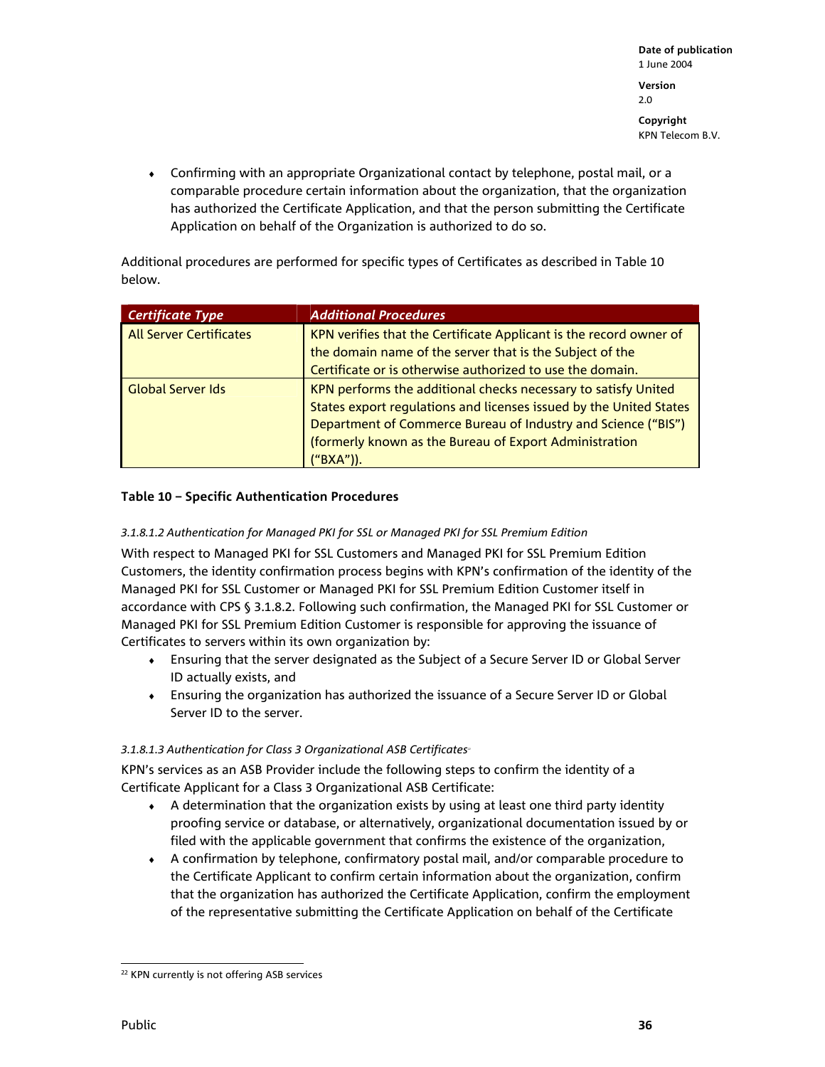- Confirming with an appropriate Organizational contact by telephone, postal mail, or a comparable procedure certain information about the organization, that the organization has authorized the Certificate Application, and that the person submitting the Certificate Application on behalf of the Organization is authorized to do so.

Additional procedures are performed for specific types of Certificates as described in Table 10 below.

| *Certificate Type* | *Additional Procedures* |
|---|---|
| All Server Certificates | KPN verifies that the Certificate Applicant is the record owner of the domain name of the server that is the Subject of the Certificate or is otherwise authorized to use the domain. |
| Global Server Ids | KPN performs the additional checks necessary to satisfy United States export regulations and licenses issued by the United States Department of Commerce Bureau of Industry and Science ("BIS") (formerly known as the Bureau of Export Administration ("BXA")). |

**Table 10 – Specific Authentication Procedures**

*3.1.8.1.2 Authentication for Managed PKI for SSL or Managed PKI for SSL Premium Edition*

With respect to Managed PKI for SSL Customers and Managed PKI for SSL Premium Edition Customers, the identity confirmation process begins with KPN's confirmation of the identity of the Managed PKI for SSL Customer or Managed PKI for SSL Premium Edition Customer itself in accordance with CPS § 3.1.8.2. Following such confirmation, the Managed PKI for SSL Customer or Managed PKI for SSL Premium Edition Customer is responsible for approving the issuance of Certificates to servers within its own organization by:

- Ensuring that the server designated as the Subject of a Secure Server ID or Global Server ID actually exists, and
- Ensuring the organization has authorized the issuance of a Secure Server ID or Global Server ID to the server.

*3.1.8.1.3 Authentication for Class 3 Organizational ASB Certificates*[22]

KPN's services as an ASB Provider include the following steps to confirm the identity of a Certificate Applicant for a Class 3 Organizational ASB Certificate:

- A determination that the organization exists by using at least one third party identity proofing service or database, or alternatively, organizational documentation issued by or filed with the applicable government that confirms the existence of the organization,
- A confirmation by telephone, confirmatory postal mail, and/or comparable procedure to the Certificate Applicant to confirm certain information about the organization, confirm that the organization has authorized the Certificate Application, confirm the employment of the representative submitting the Certificate Application on behalf of the Certificate

[22] KPN currently is not offering ASB services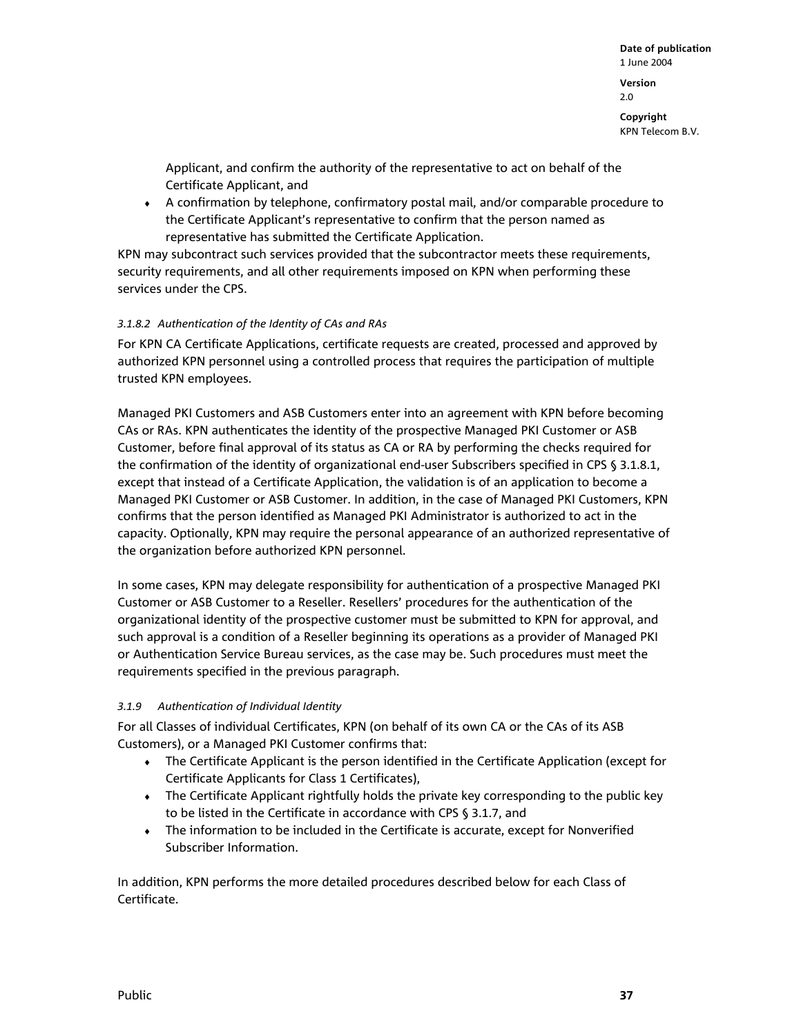Applicant, and confirm the authority of the representative to act on behalf of the Certificate Applicant, and

- A confirmation by telephone, confirmatory postal mail, and/or comparable procedure to the Certificate Applicant's representative to confirm that the person named as representative has submitted the Certificate Application.

KPN may subcontract such services provided that the subcontractor meets these requirements, security requirements, and all other requirements imposed on KPN when performing these services under the CPS.

#### *3.1.8.2 Authentication of the Identity of CAs and RAs*

For KPN CA Certificate Applications, certificate requests are created, processed and approved by authorized KPN personnel using a controlled process that requires the participation of multiple trusted KPN employees.

Managed PKI Customers and ASB Customers enter into an agreement with KPN before becoming CAs or RAs. KPN authenticates the identity of the prospective Managed PKI Customer or ASB Customer, before final approval of its status as CA or RA by performing the checks required for the confirmation of the identity of organizational end-user Subscribers specified in CPS § 3.1.8.1, except that instead of a Certificate Application, the validation is of an application to become a Managed PKI Customer or ASB Customer. In addition, in the case of Managed PKI Customers, KPN confirms that the person identified as Managed PKI Administrator is authorized to act in the capacity. Optionally, KPN may require the personal appearance of an authorized representative of the organization before authorized KPN personnel.

In some cases, KPN may delegate responsibility for authentication of a prospective Managed PKI Customer or ASB Customer to a Reseller. Resellers' procedures for the authentication of the organizational identity of the prospective customer must be submitted to KPN for approval, and such approval is a condition of a Reseller beginning its operations as a provider of Managed PKI or Authentication Service Bureau services, as the case may be. Such procedures must meet the requirements specified in the previous paragraph.

### *3.1.9 Authentication of Individual Identity*

For all Classes of individual Certificates, KPN (on behalf of its own CA or the CAs of its ASB Customers), or a Managed PKI Customer confirms that:

- The Certificate Applicant is the person identified in the Certificate Application (except for Certificate Applicants for Class 1 Certificates),
- The Certificate Applicant rightfully holds the private key corresponding to the public key to be listed in the Certificate in accordance with CPS § 3.1.7, and
- The information to be included in the Certificate is accurate, except for Nonverified Subscriber Information.

In addition, KPN performs the more detailed procedures described below for each Class of Certificate.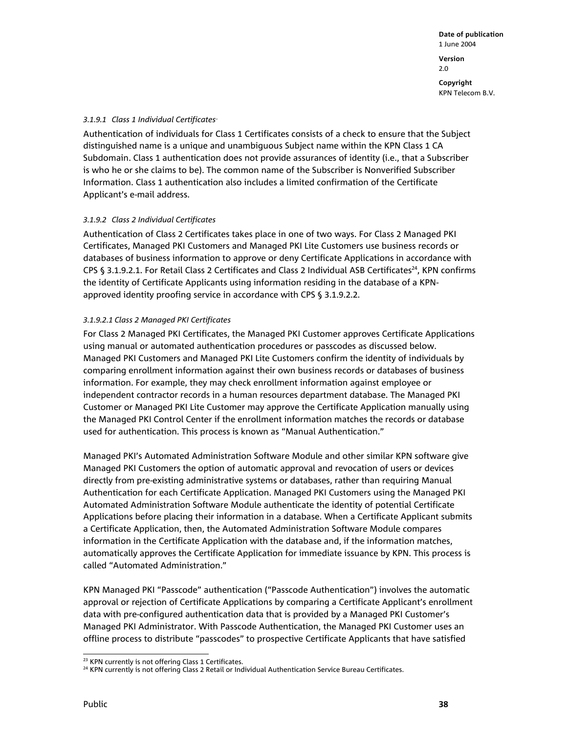#### *3.1.9.1 Class 1 Individual Certificates*[23]

Authentication of individuals for Class 1 Certificates consists of a check to ensure that the Subject distinguished name is a unique and unambiguous Subject name within the KPN Class 1 CA Subdomain. Class 1 authentication does not provide assurances of identity (i.e., that a Subscriber is who he or she claims to be). The common name of the Subscriber is Nonverified Subscriber Information. Class 1 authentication also includes a limited confirmation of the Certificate Applicant's e-mail address.

#### *3.1.9.2 Class 2 Individual Certificates*

Authentication of Class 2 Certificates takes place in one of two ways. For Class 2 Managed PKI Certificates, Managed PKI Customers and Managed PKI Lite Customers use business records or databases of business information to approve or deny Certificate Applications in accordance with CPS § 3.1.9.2.1. For Retail Class 2 Certificates and Class 2 Individual ASB Certificates[24], KPN confirms the identity of Certificate Applicants using information residing in the database of a KPN-approved identity proofing service in accordance with CPS § 3.1.9.2.2.

##### *3.1.9.2.1 Class 2 Managed PKI Certificates*

For Class 2 Managed PKI Certificates, the Managed PKI Customer approves Certificate Applications using manual or automated authentication procedures or passcodes as discussed below. Managed PKI Customers and Managed PKI Lite Customers confirm the identity of individuals by comparing enrollment information against their own business records or databases of business information. For example, they may check enrollment information against employee or independent contractor records in a human resources department database. The Managed PKI Customer or Managed PKI Lite Customer may approve the Certificate Application manually using the Managed PKI Control Center if the enrollment information matches the records or database used for authentication. This process is known as "Manual Authentication."

Managed PKI's Automated Administration Software Module and other similar KPN software give Managed PKI Customers the option of automatic approval and revocation of users or devices directly from pre-existing administrative systems or databases, rather than requiring Manual Authentication for each Certificate Application. Managed PKI Customers using the Managed PKI Automated Administration Software Module authenticate the identity of potential Certificate Applications before placing their information in a database. When a Certificate Applicant submits a Certificate Application, then, the Automated Administration Software Module compares information in the Certificate Application with the database and, if the information matches, automatically approves the Certificate Application for immediate issuance by KPN. This process is called "Automated Administration."

KPN Managed PKI "Passcode" authentication ("Passcode Authentication") involves the automatic approval or rejection of Certificate Applications by comparing a Certificate Applicant's enrollment data with pre-configured authentication data that is provided by a Managed PKI Customer's Managed PKI Administrator. With Passcode Authentication, the Managed PKI Customer uses an offline process to distribute "passcodes" to prospective Certificate Applicants that have satisfied

---

[23] KPN currently is not offering Class 1 Certificates.

[24] KPN currently is not offering Class 2 Retail or Individual Authentication Service Bureau Certificates.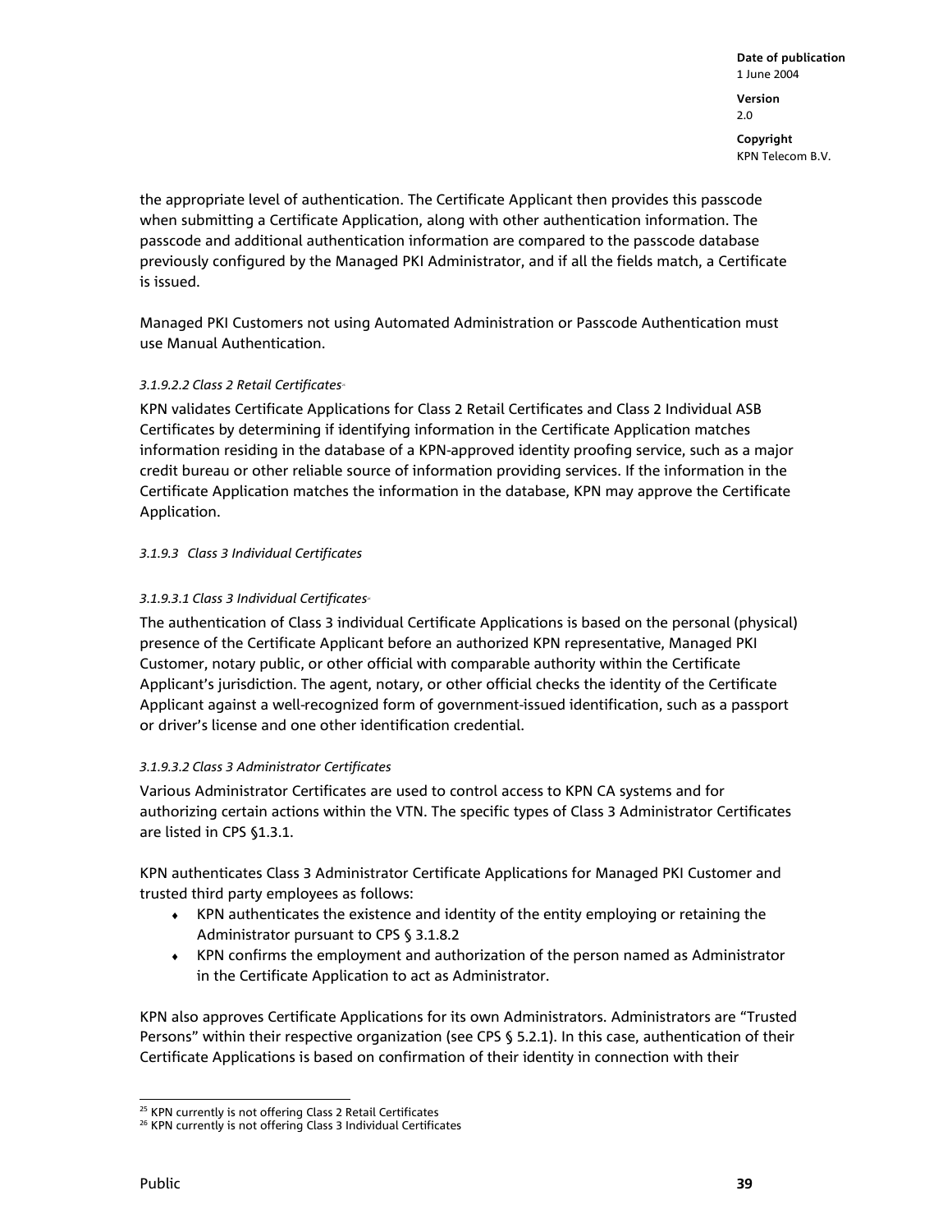the appropriate level of authentication. The Certificate Applicant then provides this passcode when submitting a Certificate Application, along with other authentication information. The passcode and additional authentication information are compared to the passcode database previously configured by the Managed PKI Administrator, and if all the fields match, a Certificate is issued.

Managed PKI Customers not using Automated Administration or Passcode Authentication must use Manual Authentication.

*3.1.9.2.2 Class 2 Retail Certificates*[25]

KPN validates Certificate Applications for Class 2 Retail Certificates and Class 2 Individual ASB Certificates by determining if identifying information in the Certificate Application matches information residing in the database of a KPN-approved identity proofing service, such as a major credit bureau or other reliable source of information providing services. If the information in the Certificate Application matches the information in the database, KPN may approve the Certificate Application.

*3.1.9.3 Class 3 Individual Certificates*

*3.1.9.3.1 Class 3 Individual Certificates*[26]

The authentication of Class 3 individual Certificate Applications is based on the personal (physical) presence of the Certificate Applicant before an authorized KPN representative, Managed PKI Customer, notary public, or other official with comparable authority within the Certificate Applicant's jurisdiction. The agent, notary, or other official checks the identity of the Certificate Applicant against a well-recognized form of government-issued identification, such as a passport or driver's license and one other identification credential.

*3.1.9.3.2 Class 3 Administrator Certificates*

Various Administrator Certificates are used to control access to KPN CA systems and for authorizing certain actions within the VTN. The specific types of Class 3 Administrator Certificates are listed in CPS §1.3.1.

KPN authenticates Class 3 Administrator Certificate Applications for Managed PKI Customer and trusted third party employees as follows:

- KPN authenticates the existence and identity of the entity employing or retaining the Administrator pursuant to CPS § 3.1.8.2
- KPN confirms the employment and authorization of the person named as Administrator in the Certificate Application to act as Administrator.

KPN also approves Certificate Applications for its own Administrators. Administrators are "Trusted Persons" within their respective organization (see CPS § 5.2.1). In this case, authentication of their Certificate Applications is based on confirmation of their identity in connection with their

[25] KPN currently is not offering Class 2 Retail Certificates
[26] KPN currently is not offering Class 3 Individual Certificates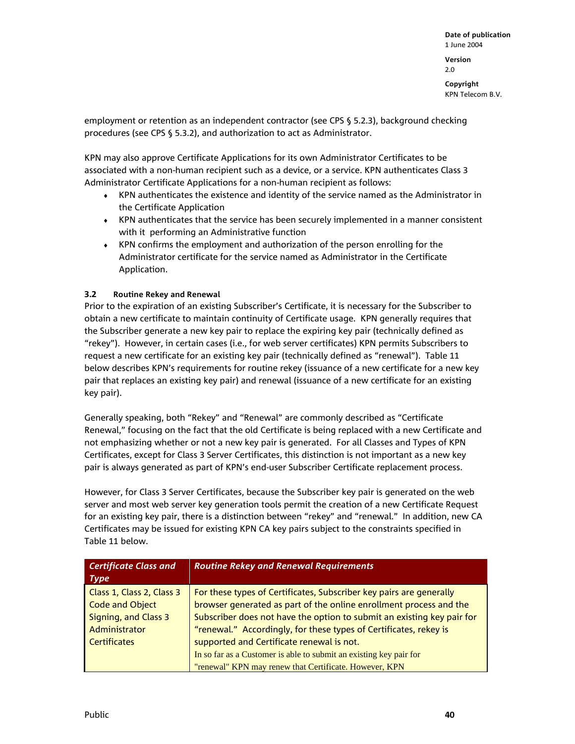employment or retention as an independent contractor (see CPS § 5.2.3), background checking procedures (see CPS § 5.3.2), and authorization to act as Administrator.

KPN may also approve Certificate Applications for its own Administrator Certificates to be associated with a non-human recipient such as a device, or a service. KPN authenticates Class 3 Administrator Certificate Applications for a non-human recipient as follows:

- KPN authenticates the existence and identity of the service named as the Administrator in the Certificate Application
- KPN authenticates that the service has been securely implemented in a manner consistent with it performing an Administrative function
- KPN confirms the employment and authorization of the person enrolling for the Administrator certificate for the service named as Administrator in the Certificate Application.

### 3.2 Routine Rekey and Renewal

Prior to the expiration of an existing Subscriber's Certificate, it is necessary for the Subscriber to obtain a new certificate to maintain continuity of Certificate usage. KPN generally requires that the Subscriber generate a new key pair to replace the expiring key pair (technically defined as "rekey"). However, in certain cases (i.e., for web server certificates) KPN permits Subscribers to request a new certificate for an existing key pair (technically defined as "renewal"). Table 11 below describes KPN's requirements for routine rekey (issuance of a new certificate for a new key pair that replaces an existing key pair) and renewal (issuance of a new certificate for an existing key pair).

Generally speaking, both "Rekey" and "Renewal" are commonly described as "Certificate Renewal," focusing on the fact that the old Certificate is being replaced with a new Certificate and not emphasizing whether or not a new key pair is generated. For all Classes and Types of KPN Certificates, except for Class 3 Server Certificates, this distinction is not important as a new key pair is always generated as part of KPN's end-user Subscriber Certificate replacement process.

However, for Class 3 Server Certificates, because the Subscriber key pair is generated on the web server and most web server key generation tools permit the creation of a new Certificate Request for an existing key pair, there is a distinction between "rekey" and "renewal." In addition, new CA Certificates may be issued for existing KPN CA key pairs subject to the constraints specified in Table 11 below.

| *Certificate Class and Type* | *Routine Rekey and Renewal Requirements* |
|---|---|
| Class 1, Class 2, Class 3 Code and Object Signing, and Class 3 Administrator Certificates | For these types of Certificates, Subscriber key pairs are generally browser generated as part of the online enrollment process and the Subscriber does not have the option to submit an existing key pair for "renewal." Accordingly, for these types of Certificates, rekey is supported and Certificate renewal is not.<br>In so far as a Customer is able to submit an existing key pair for "renewal" KPN may renew that Certificate. However, KPN |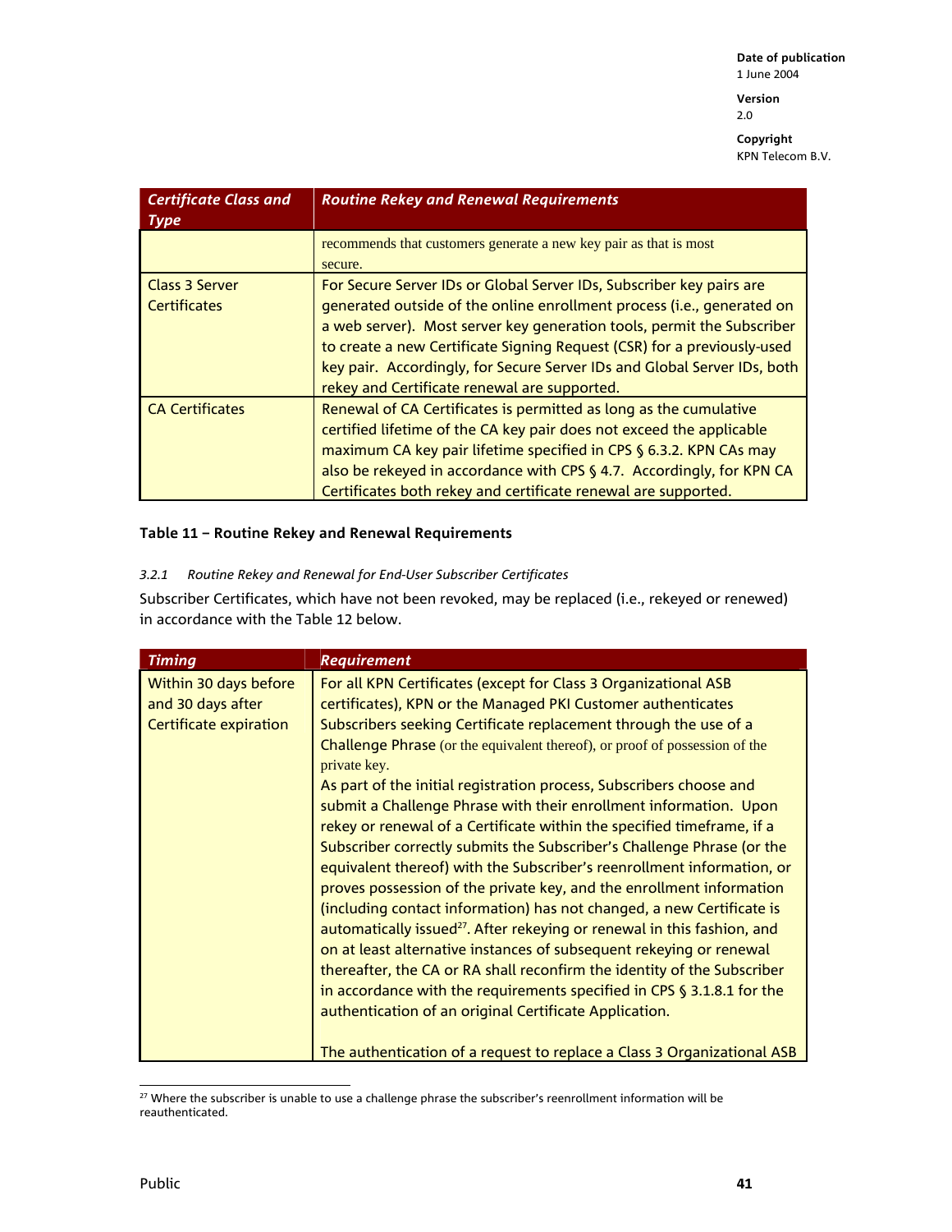| Certificate Class and Type | Routine Rekey and Renewal Requirements |
|---|---|
| | recommends that customers generate a new key pair as that is most secure. |
| Class 3 Server Certificates | For Secure Server IDs or Global Server IDs, Subscriber key pairs are generated outside of the online enrollment process (i.e., generated on a web server). Most server key generation tools, permit the Subscriber to create a new Certificate Signing Request (CSR) for a previously-used key pair. Accordingly, for Secure Server IDs and Global Server IDs, both rekey and Certificate renewal are supported. |
| CA Certificates | Renewal of CA Certificates is permitted as long as the cumulative certified lifetime of the CA key pair does not exceed the applicable maximum CA key pair lifetime specified in CPS § 6.3.2. KPN CAs may also be rekeyed in accordance with CPS § 4.7. Accordingly, for KPN CA Certificates both rekey and certificate renewal are supported. |

**Table 11 – Routine Rekey and Renewal Requirements**

*3.2.1 Routine Rekey and Renewal for End-User Subscriber Certificates*

Subscriber Certificates, which have not been revoked, may be replaced (i.e., rekeyed or renewed) in accordance with the Table 12 below.

| Timing | Requirement |
|---|---|
| Within 30 days before and 30 days after Certificate expiration | For all KPN Certificates (except for Class 3 Organizational ASB certificates), KPN or the Managed PKI Customer authenticates Subscribers seeking Certificate replacement through the use of a Challenge Phrase (or the equivalent thereof), or proof of possession of the private key.<br>As part of the initial registration process, Subscribers choose and submit a Challenge Phrase with their enrollment information. Upon rekey or renewal of a Certificate within the specified timeframe, if a Subscriber correctly submits the Subscriber's Challenge Phrase (or the equivalent thereof) with the Subscriber's reenrollment information, or proves possession of the private key, and the enrollment information (including contact information) has not changed, a new Certificate is automatically issued[27]. After rekeying or renewal in this fashion, and on at least alternative instances of subsequent rekeying or renewal thereafter, the CA or RA shall reconfirm the identity of the Subscriber in accordance with the requirements specified in CPS § 3.1.8.1 for the authentication of an original Certificate Application.<br><br>The authentication of a request to replace a Class 3 Organizational ASB |

[27] Where the subscriber is unable to use a challenge phrase the subscriber's reenrollment information will be reauthenticated.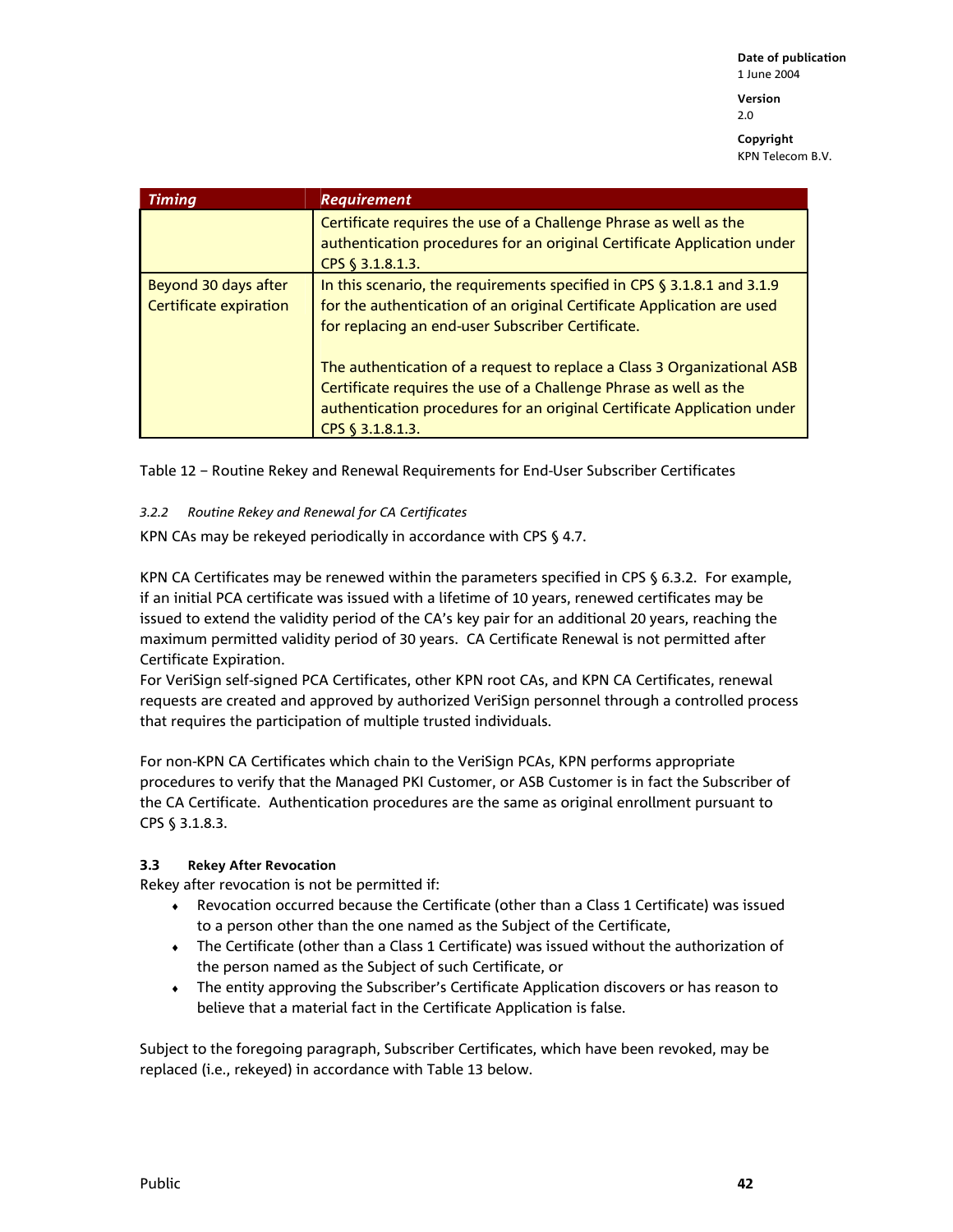| Timing | Requirement |
| --- | --- |
| | Certificate requires the use of a Challenge Phrase as well as the authentication procedures for an original Certificate Application under CPS § 3.1.8.1.3. |
| Beyond 30 days after Certificate expiration | In this scenario, the requirements specified in CPS § 3.1.8.1 and 3.1.9 for the authentication of an original Certificate Application are used for replacing an end-user Subscriber Certificate.<br><br>The authentication of a request to replace a Class 3 Organizational ASB Certificate requires the use of a Challenge Phrase as well as the authentication procedures for an original Certificate Application under CPS § 3.1.8.1.3. |

Table 12 – Routine Rekey and Renewal Requirements for End-User Subscriber Certificates

#### *3.2.2 Routine Rekey and Renewal for CA Certificates*

KPN CAs may be rekeyed periodically in accordance with CPS § 4.7.

KPN CA Certificates may be renewed within the parameters specified in CPS § 6.3.2. For example, if an initial PCA certificate was issued with a lifetime of 10 years, renewed certificates may be issued to extend the validity period of the CA's key pair for an additional 20 years, reaching the maximum permitted validity period of 30 years. CA Certificate Renewal is not permitted after Certificate Expiration.
For VeriSign self-signed PCA Certificates, other KPN root CAs, and KPN CA Certificates, renewal requests are created and approved by authorized VeriSign personnel through a controlled process that requires the participation of multiple trusted individuals.

For non-KPN CA Certificates which chain to the VeriSign PCAs, KPN performs appropriate procedures to verify that the Managed PKI Customer, or ASB Customer is in fact the Subscriber of the CA Certificate. Authentication procedures are the same as original enrollment pursuant to CPS § 3.1.8.3.

### 3.3 Rekey After Revocation

Rekey after revocation is not be permitted if:

- Revocation occurred because the Certificate (other than a Class 1 Certificate) was issued to a person other than the one named as the Subject of the Certificate,
- The Certificate (other than a Class 1 Certificate) was issued without the authorization of the person named as the Subject of such Certificate, or
- The entity approving the Subscriber's Certificate Application discovers or has reason to believe that a material fact in the Certificate Application is false.

Subject to the foregoing paragraph, Subscriber Certificates, which have been revoked, may be replaced (i.e., rekeyed) in accordance with Table 13 below.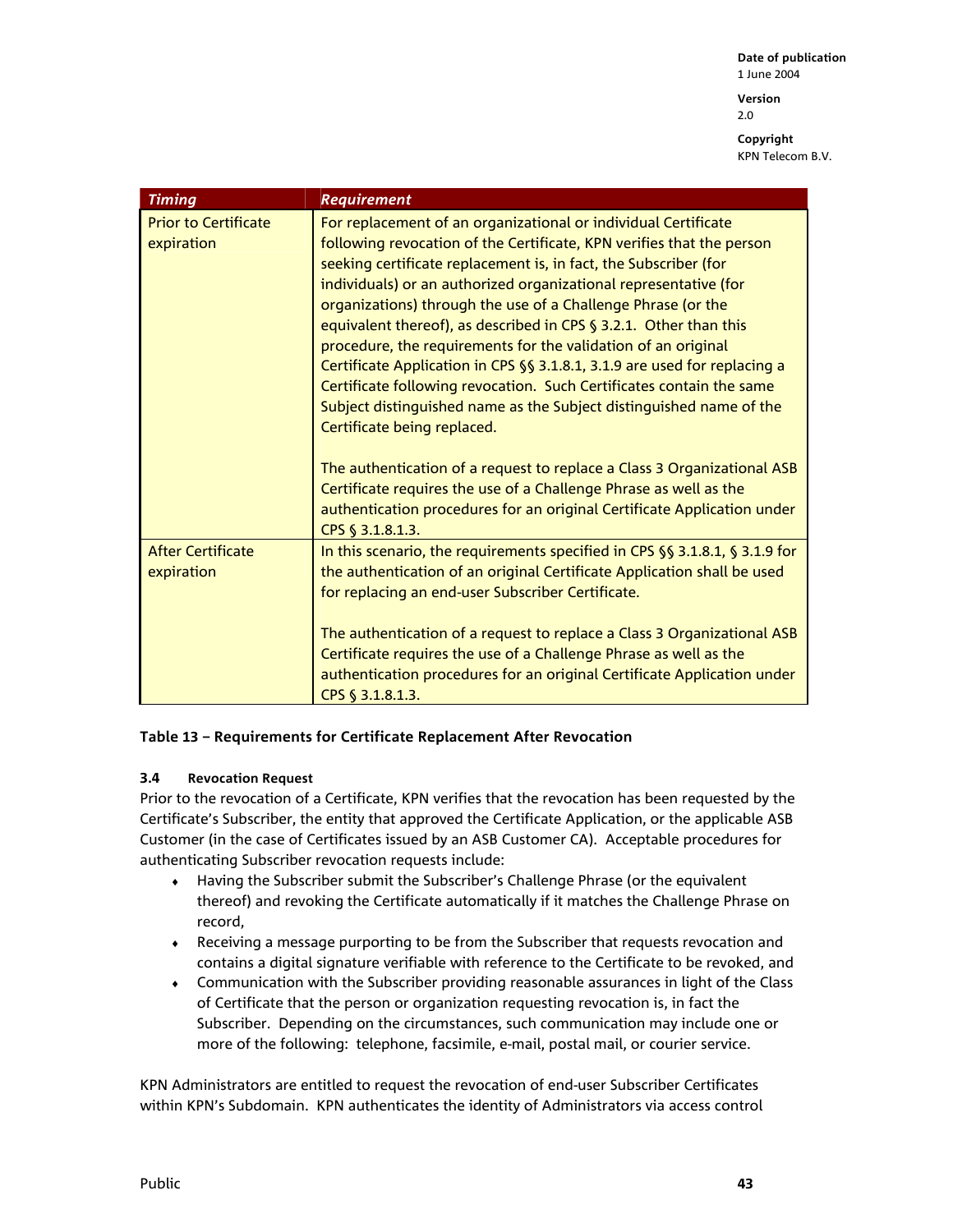| *Timing* | *Requirement* |
| --- | --- |
| Prior to Certificate expiration | For replacement of an organizational or individual Certificate following revocation of the Certificate, KPN verifies that the person seeking certificate replacement is, in fact, the Subscriber (for individuals) or an authorized organizational representative (for organizations) through the use of a Challenge Phrase (or the equivalent thereof), as described in CPS § 3.2.1. Other than this procedure, the requirements for the validation of an original Certificate Application in CPS §§ 3.1.8.1, 3.1.9 are used for replacing a Certificate following revocation. Such Certificates contain the same Subject distinguished name as the Subject distinguished name of the Certificate being replaced.<br><br>The authentication of a request to replace a Class 3 Organizational ASB Certificate requires the use of a Challenge Phrase as well as the authentication procedures for an original Certificate Application under CPS § 3.1.8.1.3. |
| After Certificate expiration | In this scenario, the requirements specified in CPS §§ 3.1.8.1, § 3.1.9 for the authentication of an original Certificate Application shall be used for replacing an end-user Subscriber Certificate.<br><br>The authentication of a request to replace a Class 3 Organizational ASB Certificate requires the use of a Challenge Phrase as well as the authentication procedures for an original Certificate Application under CPS § 3.1.8.1.3. |

**Table 13 – Requirements for Certificate Replacement After Revocation**

#### 3.4 Revocation Request

Prior to the revocation of a Certificate, KPN verifies that the revocation has been requested by the Certificate's Subscriber, the entity that approved the Certificate Application, or the applicable ASB Customer (in the case of Certificates issued by an ASB Customer CA). Acceptable procedures for authenticating Subscriber revocation requests include:

- Having the Subscriber submit the Subscriber's Challenge Phrase (or the equivalent thereof) and revoking the Certificate automatically if it matches the Challenge Phrase on record,
- Receiving a message purporting to be from the Subscriber that requests revocation and contains a digital signature verifiable with reference to the Certificate to be revoked, and
- Communication with the Subscriber providing reasonable assurances in light of the Class of Certificate that the person or organization requesting revocation is, in fact the Subscriber. Depending on the circumstances, such communication may include one or more of the following: telephone, facsimile, e-mail, postal mail, or courier service.

KPN Administrators are entitled to request the revocation of end-user Subscriber Certificates within KPN's Subdomain. KPN authenticates the identity of Administrators via access control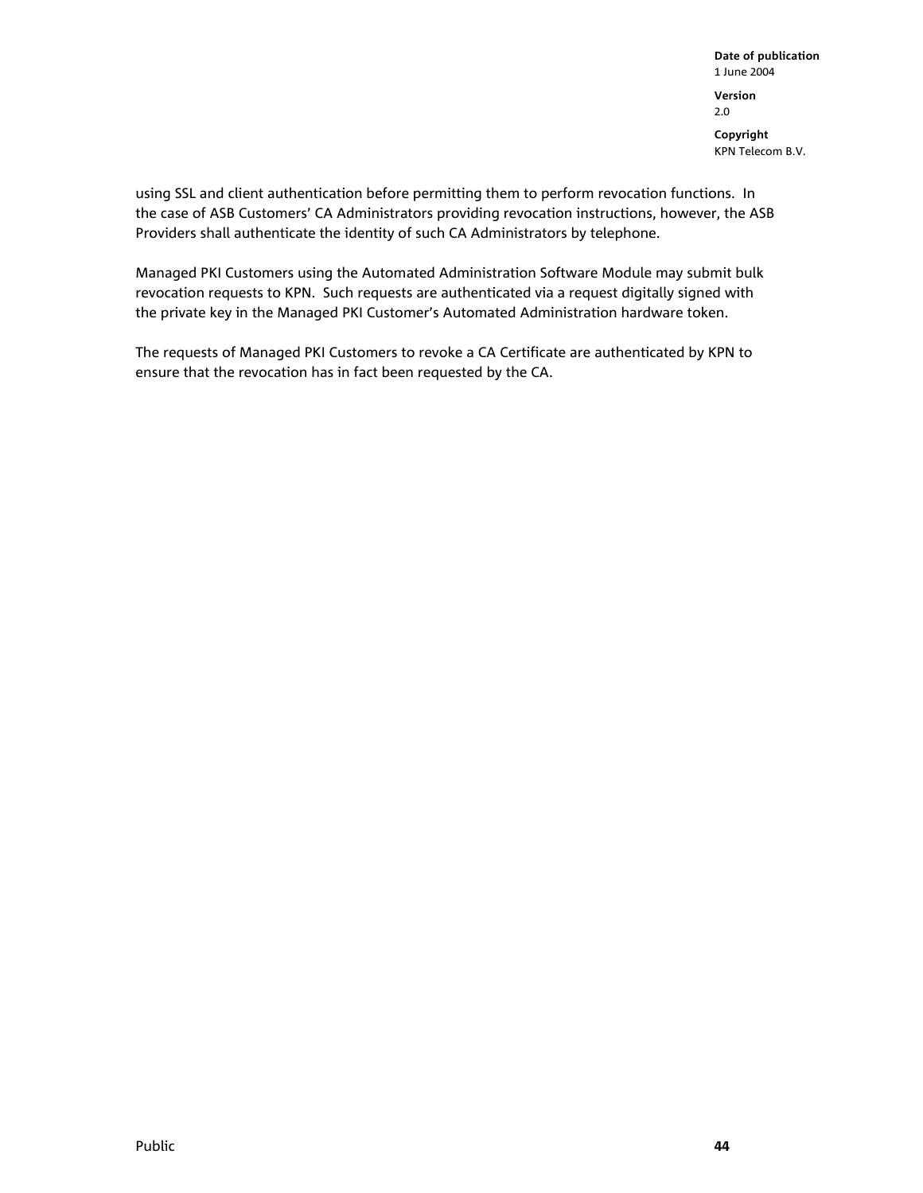using SSL and client authentication before permitting them to perform revocation functions. In the case of ASB Customers' CA Administrators providing revocation instructions, however, the ASB Providers shall authenticate the identity of such CA Administrators by telephone.

Managed PKI Customers using the Automated Administration Software Module may submit bulk revocation requests to KPN. Such requests are authenticated via a request digitally signed with the private key in the Managed PKI Customer's Automated Administration hardware token.

The requests of Managed PKI Customers to revoke a CA Certificate are authenticated by KPN to ensure that the revocation has in fact been requested by the CA.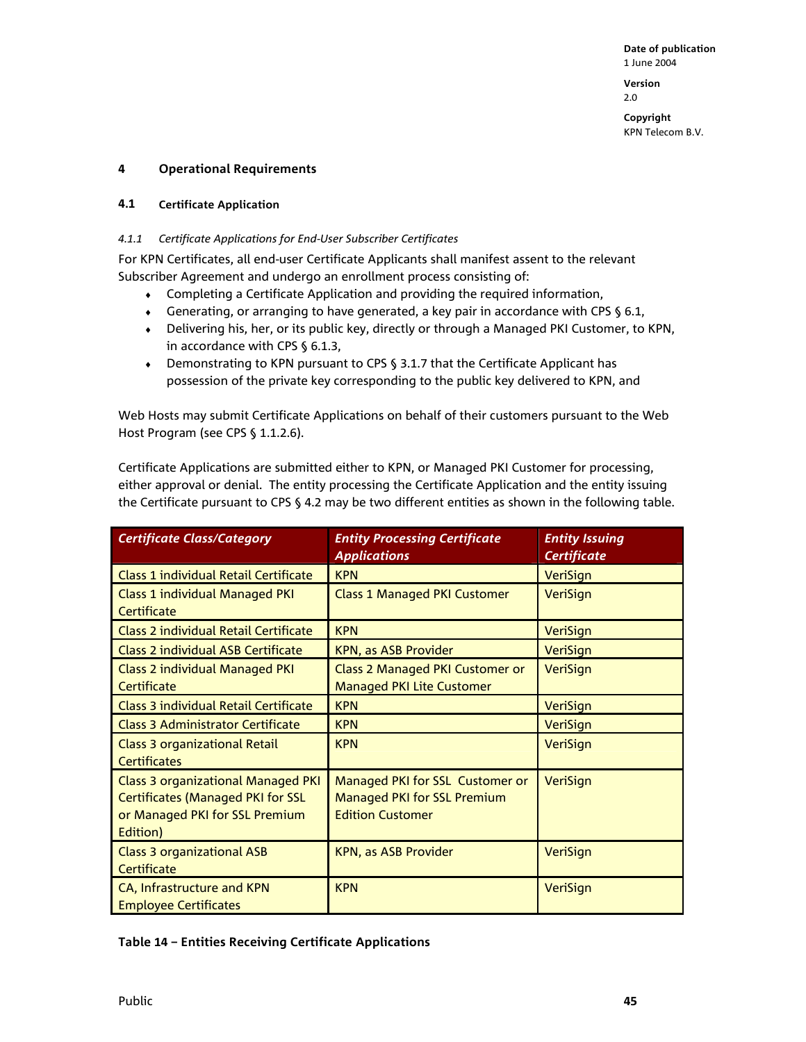# 4 Operational Requirements

## 4.1 Certificate Application

### *4.1.1 Certificate Applications for End-User Subscriber Certificates*

For KPN Certificates, all end-user Certificate Applicants shall manifest assent to the relevant Subscriber Agreement and undergo an enrollment process consisting of:

- Completing a Certificate Application and providing the required information,
- Generating, or arranging to have generated, a key pair in accordance with CPS § 6.1,
- Delivering his, her, or its public key, directly or through a Managed PKI Customer, to KPN, in accordance with CPS § 6.1.3,
- Demonstrating to KPN pursuant to CPS § 3.1.7 that the Certificate Applicant has possession of the private key corresponding to the public key delivered to KPN, and

Web Hosts may submit Certificate Applications on behalf of their customers pursuant to the Web Host Program (see CPS § 1.1.2.6).

Certificate Applications are submitted either to KPN, or Managed PKI Customer for processing, either approval or denial. The entity processing the Certificate Application and the entity issuing the Certificate pursuant to CPS § 4.2 may be two different entities as shown in the following table.

| *Certificate Class/Category* | *Entity Processing Certificate Applications* | *Entity Issuing Certificate* |
|---|---|---|
| Class 1 individual Retail Certificate | KPN | VeriSign |
| Class 1 individual Managed PKI Certificate | Class 1 Managed PKI Customer | VeriSign |
| Class 2 individual Retail Certificate | KPN | VeriSign |
| Class 2 individual ASB Certificate | KPN, as ASB Provider | VeriSign |
| Class 2 individual Managed PKI Certificate | Class 2 Managed PKI Customer or Managed PKI Lite Customer | VeriSign |
| Class 3 individual Retail Certificate | KPN | VeriSign |
| Class 3 Administrator Certificate | KPN | VeriSign |
| Class 3 organizational Retail Certificates | KPN | VeriSign |
| Class 3 organizational Managed PKI Certificates (Managed PKI for SSL or Managed PKI for SSL Premium Edition) | Managed PKI for SSL Customer or Managed PKI for SSL Premium Edition Customer | VeriSign |
| Class 3 organizational ASB Certificate | KPN, as ASB Provider | VeriSign |
| CA, Infrastructure and KPN Employee Certificates | KPN | VeriSign |

**Table 14 – Entities Receiving Certificate Applications**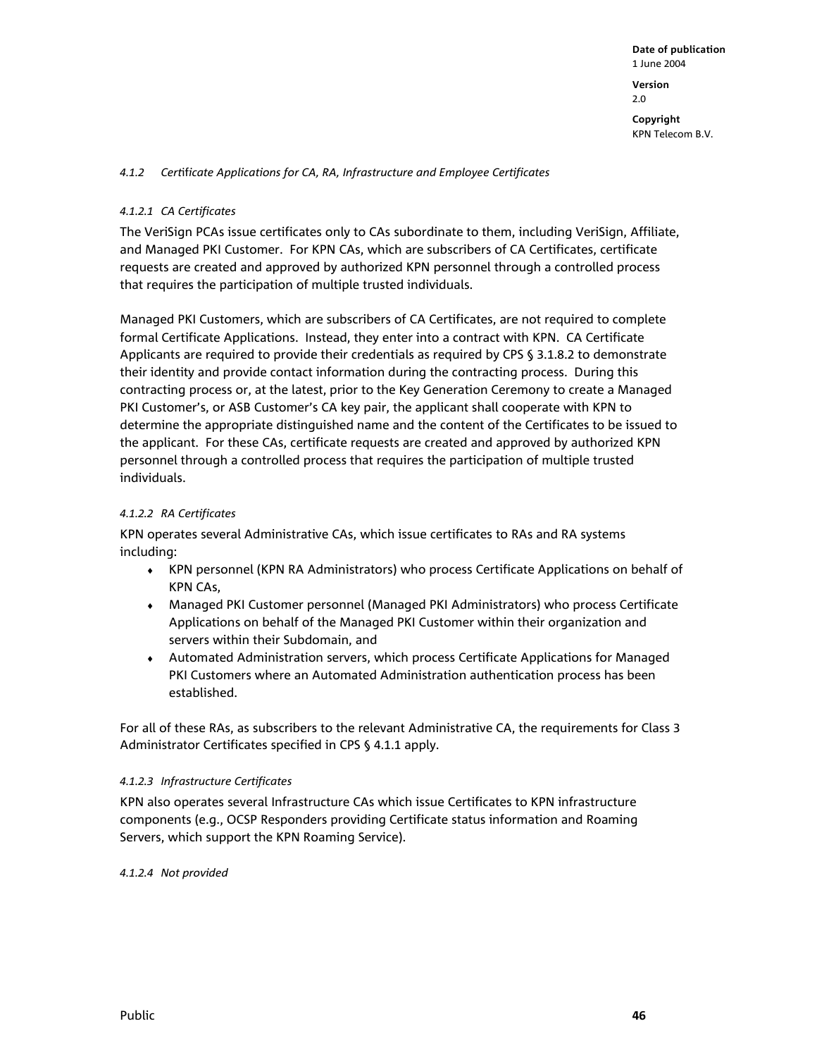*4.1.2 Certificate Applications for CA, RA, Infrastructure and Employee Certificates*

*4.1.2.1 CA Certificates*

The VeriSign PCAs issue certificates only to CAs subordinate to them, including VeriSign, Affiliate, and Managed PKI Customer. For KPN CAs, which are subscribers of CA Certificates, certificate requests are created and approved by authorized KPN personnel through a controlled process that requires the participation of multiple trusted individuals.

Managed PKI Customers, which are subscribers of CA Certificates, are not required to complete formal Certificate Applications. Instead, they enter into a contract with KPN. CA Certificate Applicants are required to provide their credentials as required by CPS § 3.1.8.2 to demonstrate their identity and provide contact information during the contracting process. During this contracting process or, at the latest, prior to the Key Generation Ceremony to create a Managed PKI Customer's, or ASB Customer's CA key pair, the applicant shall cooperate with KPN to determine the appropriate distinguished name and the content of the Certificates to be issued to the applicant. For these CAs, certificate requests are created and approved by authorized KPN personnel through a controlled process that requires the participation of multiple trusted individuals.

*4.1.2.2 RA Certificates*

KPN operates several Administrative CAs, which issue certificates to RAs and RA systems including:

- KPN personnel (KPN RA Administrators) who process Certificate Applications on behalf of KPN CAs,
- Managed PKI Customer personnel (Managed PKI Administrators) who process Certificate Applications on behalf of the Managed PKI Customer within their organization and servers within their Subdomain, and
- Automated Administration servers, which process Certificate Applications for Managed PKI Customers where an Automated Administration authentication process has been established.

For all of these RAs, as subscribers to the relevant Administrative CA, the requirements for Class 3 Administrator Certificates specified in CPS § 4.1.1 apply.

*4.1.2.3 Infrastructure Certificates*

KPN also operates several Infrastructure CAs which issue Certificates to KPN infrastructure components (e.g., OCSP Responders providing Certificate status information and Roaming Servers, which support the KPN Roaming Service).

*4.1.2.4 Not provided*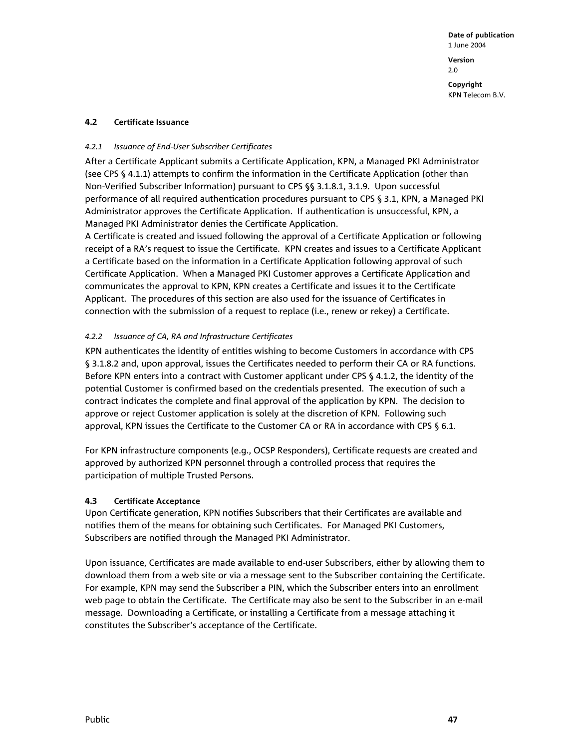### 4.2 Certificate Issuance

#### *4.2.1 Issuance of End-User Subscriber Certificates*

After a Certificate Applicant submits a Certificate Application, KPN, a Managed PKI Administrator (see CPS § 4.1.1) attempts to confirm the information in the Certificate Application (other than Non-Verified Subscriber Information) pursuant to CPS §§ 3.1.8.1, 3.1.9. Upon successful performance of all required authentication procedures pursuant to CPS § 3.1, KPN, a Managed PKI Administrator approves the Certificate Application. If authentication is unsuccessful, KPN, a Managed PKI Administrator denies the Certificate Application.
A Certificate is created and issued following the approval of a Certificate Application or following receipt of a RA's request to issue the Certificate. KPN creates and issues to a Certificate Applicant a Certificate based on the information in a Certificate Application following approval of such Certificate Application. When a Managed PKI Customer approves a Certificate Application and communicates the approval to KPN, KPN creates a Certificate and issues it to the Certificate Applicant. The procedures of this section are also used for the issuance of Certificates in connection with the submission of a request to replace (i.e., renew or rekey) a Certificate.

#### *4.2.2 Issuance of CA, RA and Infrastructure Certificates*

KPN authenticates the identity of entities wishing to become Customers in accordance with CPS § 3.1.8.2 and, upon approval, issues the Certificates needed to perform their CA or RA functions. Before KPN enters into a contract with Customer applicant under CPS § 4.1.2, the identity of the potential Customer is confirmed based on the credentials presented. The execution of such a contract indicates the complete and final approval of the application by KPN. The decision to approve or reject Customer application is solely at the discretion of KPN. Following such approval, KPN issues the Certificate to the Customer CA or RA in accordance with CPS § 6.1.

For KPN infrastructure components (e.g., OCSP Responders), Certificate requests are created and approved by authorized KPN personnel through a controlled process that requires the participation of multiple Trusted Persons.

### 4.3 Certificate Acceptance

Upon Certificate generation, KPN notifies Subscribers that their Certificates are available and notifies them of the means for obtaining such Certificates. For Managed PKI Customers, Subscribers are notified through the Managed PKI Administrator.

Upon issuance, Certificates are made available to end-user Subscribers, either by allowing them to download them from a web site or via a message sent to the Subscriber containing the Certificate. For example, KPN may send the Subscriber a PIN, which the Subscriber enters into an enrollment web page to obtain the Certificate. The Certificate may also be sent to the Subscriber in an e-mail message. Downloading a Certificate, or installing a Certificate from a message attaching it constitutes the Subscriber's acceptance of the Certificate.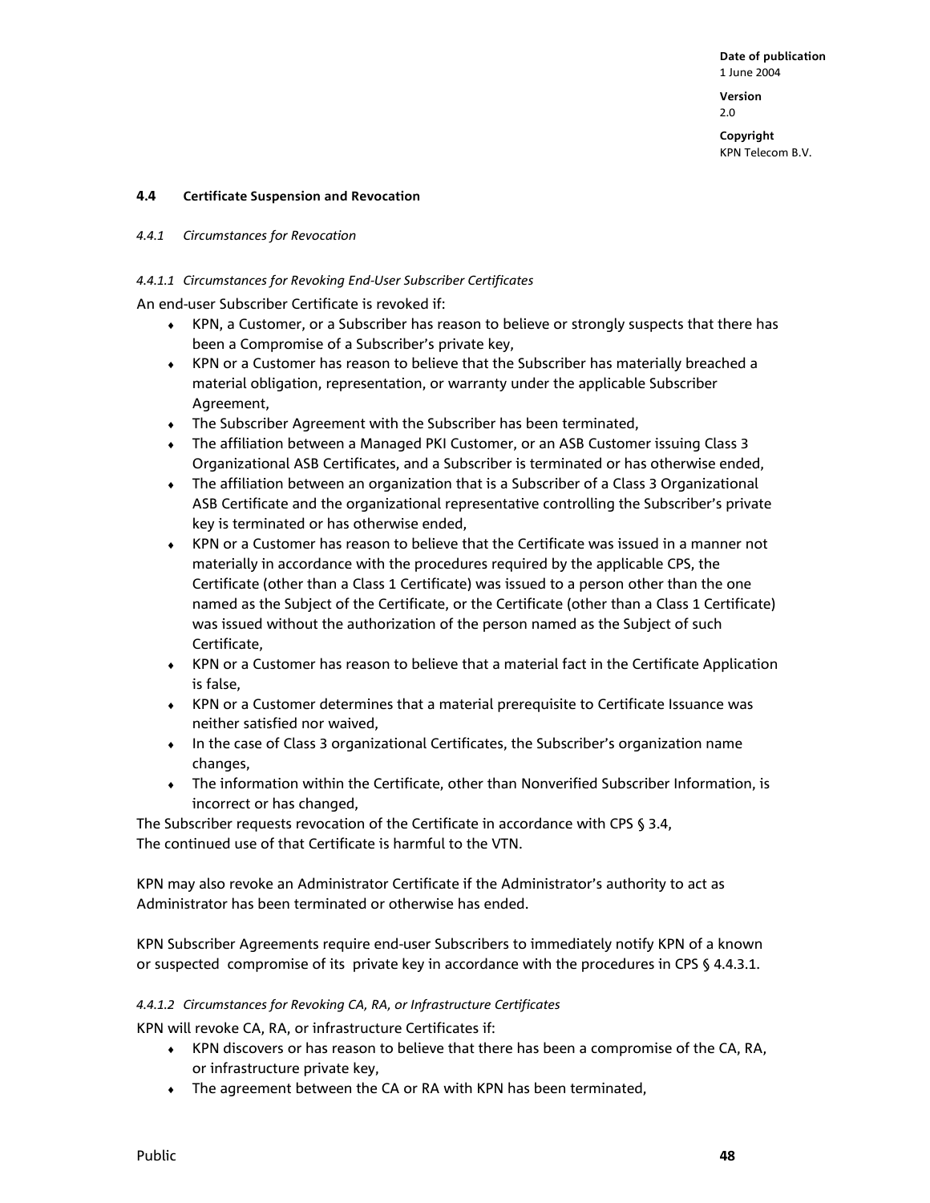### 4.4 Certificate Suspension and Revocation

#### *4.4.1 Circumstances for Revocation*

##### *4.4.1.1 Circumstances for Revoking End-User Subscriber Certificates*

An end-user Subscriber Certificate is revoked if:

- KPN, a Customer, or a Subscriber has reason to believe or strongly suspects that there has been a Compromise of a Subscriber's private key,
- KPN or a Customer has reason to believe that the Subscriber has materially breached a material obligation, representation, or warranty under the applicable Subscriber Agreement,
- The Subscriber Agreement with the Subscriber has been terminated,
- The affiliation between a Managed PKI Customer, or an ASB Customer issuing Class 3 Organizational ASB Certificates, and a Subscriber is terminated or has otherwise ended,
- The affiliation between an organization that is a Subscriber of a Class 3 Organizational ASB Certificate and the organizational representative controlling the Subscriber's private key is terminated or has otherwise ended,
- KPN or a Customer has reason to believe that the Certificate was issued in a manner not materially in accordance with the procedures required by the applicable CPS, the Certificate (other than a Class 1 Certificate) was issued to a person other than the one named as the Subject of the Certificate, or the Certificate (other than a Class 1 Certificate) was issued without the authorization of the person named as the Subject of such Certificate,
- KPN or a Customer has reason to believe that a material fact in the Certificate Application is false,
- KPN or a Customer determines that a material prerequisite to Certificate Issuance was neither satisfied nor waived,
- In the case of Class 3 organizational Certificates, the Subscriber's organization name changes,
- The information within the Certificate, other than Nonverified Subscriber Information, is incorrect or has changed,

The Subscriber requests revocation of the Certificate in accordance with CPS § 3.4,
The continued use of that Certificate is harmful to the VTN.

KPN may also revoke an Administrator Certificate if the Administrator's authority to act as Administrator has been terminated or otherwise has ended.

KPN Subscriber Agreements require end-user Subscribers to immediately notify KPN of a known or suspected compromise of its private key in accordance with the procedures in CPS § 4.4.3.1.

##### *4.4.1.2 Circumstances for Revoking CA, RA, or Infrastructure Certificates*

KPN will revoke CA, RA, or infrastructure Certificates if:

- KPN discovers or has reason to believe that there has been a compromise of the CA, RA, or infrastructure private key,
- The agreement between the CA or RA with KPN has been terminated,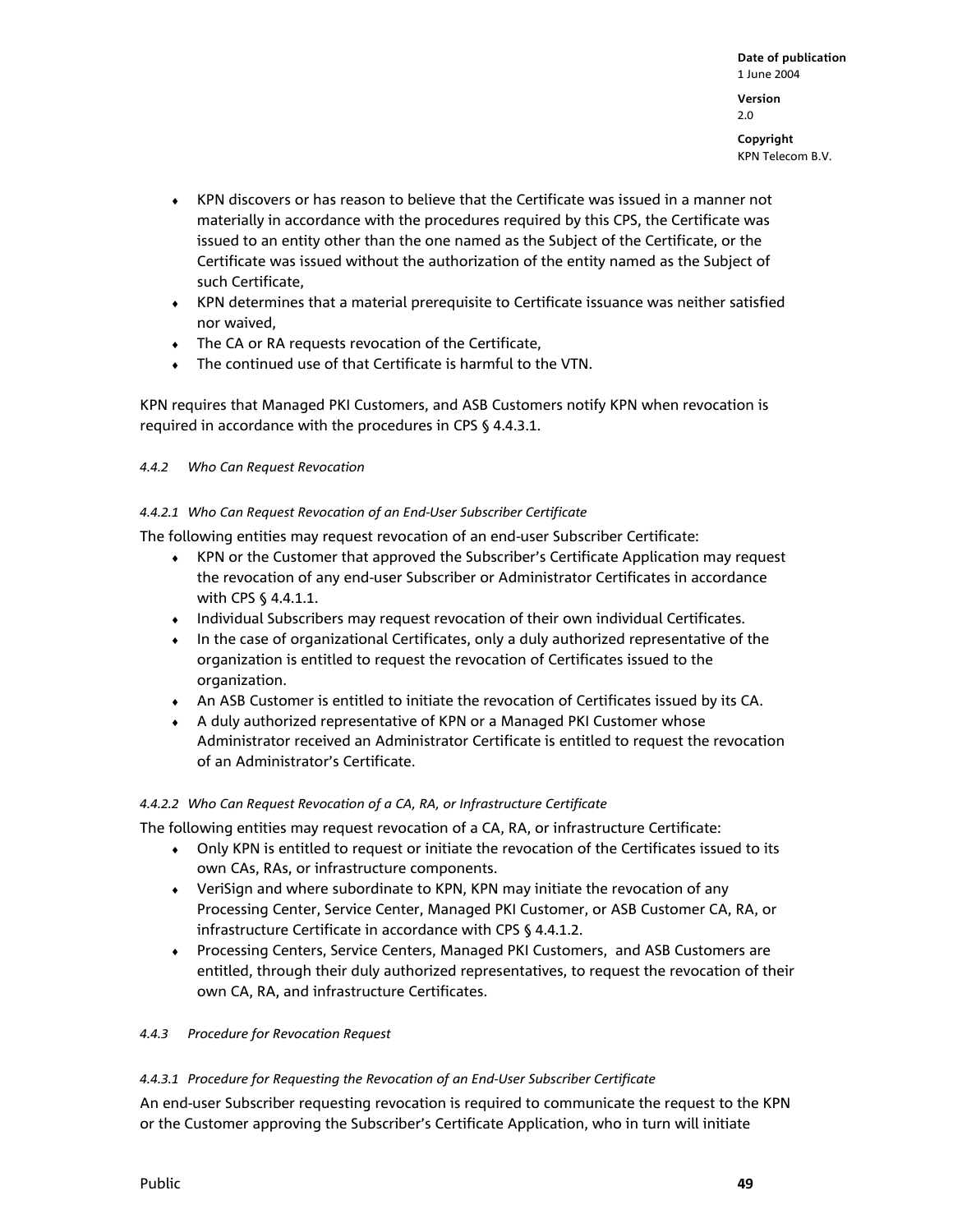- KPN discovers or has reason to believe that the Certificate was issued in a manner not materially in accordance with the procedures required by this CPS, the Certificate was issued to an entity other than the one named as the Subject of the Certificate, or the Certificate was issued without the authorization of the entity named as the Subject of such Certificate,
- KPN determines that a material prerequisite to Certificate issuance was neither satisfied nor waived,
- The CA or RA requests revocation of the Certificate,
- The continued use of that Certificate is harmful to the VTN.

KPN requires that Managed PKI Customers, and ASB Customers notify KPN when revocation is required in accordance with the procedures in CPS § 4.4.3.1.

#### *4.4.2 Who Can Request Revocation*

##### *4.4.2.1 Who Can Request Revocation of an End-User Subscriber Certificate*

The following entities may request revocation of an end-user Subscriber Certificate:

- KPN or the Customer that approved the Subscriber's Certificate Application may request the revocation of any end-user Subscriber or Administrator Certificates in accordance with CPS § 4.4.1.1.
- Individual Subscribers may request revocation of their own individual Certificates.
- In the case of organizational Certificates, only a duly authorized representative of the organization is entitled to request the revocation of Certificates issued to the organization.
- An ASB Customer is entitled to initiate the revocation of Certificates issued by its CA.
- A duly authorized representative of KPN or a Managed PKI Customer whose Administrator received an Administrator Certificate is entitled to request the revocation of an Administrator's Certificate.

##### *4.4.2.2 Who Can Request Revocation of a CA, RA, or Infrastructure Certificate*

The following entities may request revocation of a CA, RA, or infrastructure Certificate:

- Only KPN is entitled to request or initiate the revocation of the Certificates issued to its own CAs, RAs, or infrastructure components.
- VeriSign and where subordinate to KPN, KPN may initiate the revocation of any Processing Center, Service Center, Managed PKI Customer, or ASB Customer CA, RA, or infrastructure Certificate in accordance with CPS § 4.4.1.2.
- Processing Centers, Service Centers, Managed PKI Customers, and ASB Customers are entitled, through their duly authorized representatives, to request the revocation of their own CA, RA, and infrastructure Certificates.

#### *4.4.3 Procedure for Revocation Request*

##### *4.4.3.1 Procedure for Requesting the Revocation of an End-User Subscriber Certificate*

An end-user Subscriber requesting revocation is required to communicate the request to the KPN or the Customer approving the Subscriber's Certificate Application, who in turn will initiate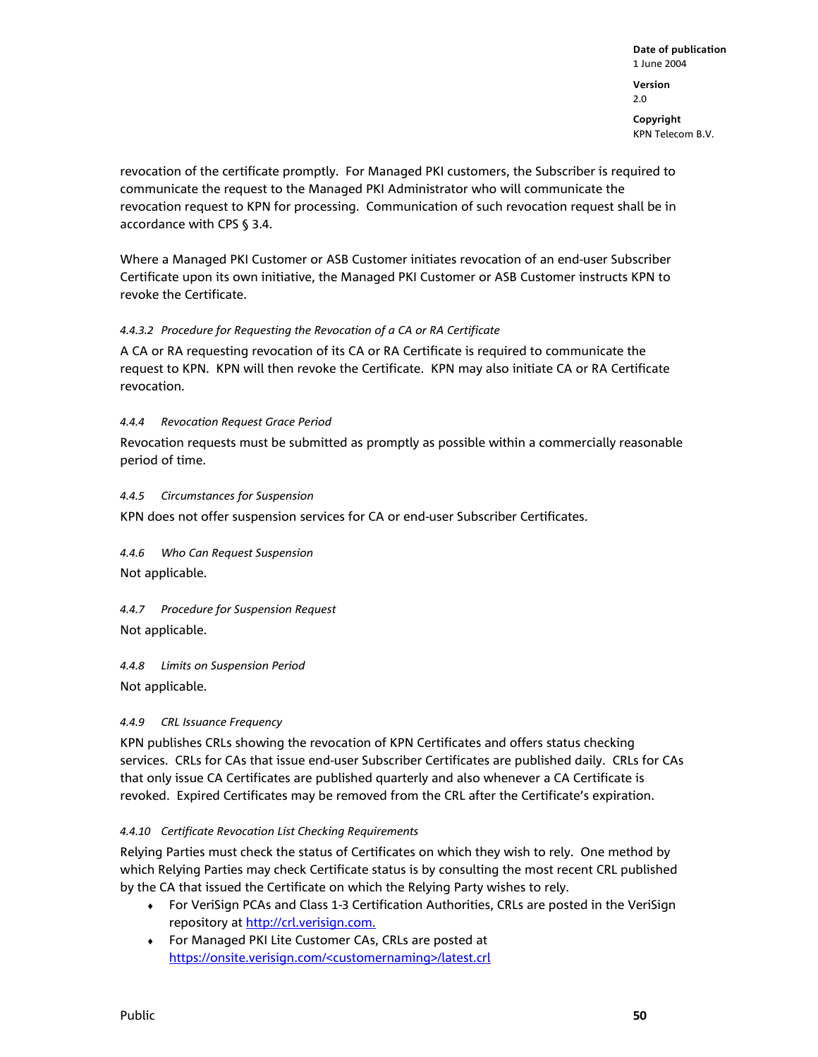revocation of the certificate promptly. For Managed PKI customers, the Subscriber is required to communicate the request to the Managed PKI Administrator who will communicate the revocation request to KPN for processing. Communication of such revocation request shall be in accordance with CPS § 3.4.

Where a Managed PKI Customer or ASB Customer initiates revocation of an end-user Subscriber Certificate upon its own initiative, the Managed PKI Customer or ASB Customer instructs KPN to revoke the Certificate.

#### *4.4.3.2 Procedure for Requesting the Revocation of a CA or RA Certificate*

A CA or RA requesting revocation of its CA or RA Certificate is required to communicate the request to KPN. KPN will then revoke the Certificate. KPN may also initiate CA or RA Certificate revocation.

### *4.4.4 Revocation Request Grace Period*

Revocation requests must be submitted as promptly as possible within a commercially reasonable period of time.

### *4.4.5 Circumstances for Suspension*

KPN does not offer suspension services for CA or end-user Subscriber Certificates.

### *4.4.6 Who Can Request Suspension*

Not applicable.

### *4.4.7 Procedure for Suspension Request*

Not applicable.

### *4.4.8 Limits on Suspension Period*

Not applicable.

### *4.4.9 CRL Issuance Frequency*

KPN publishes CRLs showing the revocation of KPN Certificates and offers status checking services. CRLs for CAs that issue end-user Subscriber Certificates are published daily. CRLs for CAs that only issue CA Certificates are published quarterly and also whenever a CA Certificate is revoked. Expired Certificates may be removed from the CRL after the Certificate's expiration.

### *4.4.10 Certificate Revocation List Checking Requirements*

Relying Parties must check the status of Certificates on which they wish to rely. One method by which Relying Parties may check Certificate status is by consulting the most recent CRL published by the CA that issued the Certificate on which the Relying Party wishes to rely.

- For VeriSign PCAs and Class 1-3 Certification Authorities, CRLs are posted in the VeriSign repository at http://crl.verisign.com.
- For Managed PKI Lite Customer CAs, CRLs are posted at https://onsite.verisign.com/<customernaming>/latest.crl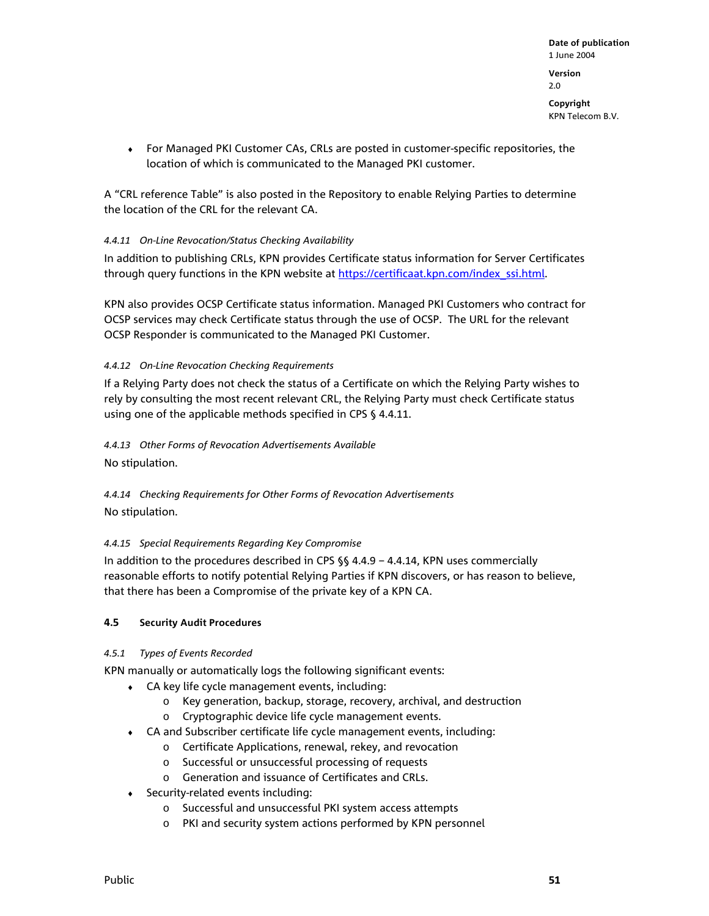- For Managed PKI Customer CAs, CRLs are posted in customer-specific repositories, the location of which is communicated to the Managed PKI customer.

A "CRL reference Table" is also posted in the Repository to enable Relying Parties to determine the location of the CRL for the relevant CA.

#### *4.4.11 On-Line Revocation/Status Checking Availability*

In addition to publishing CRLs, KPN provides Certificate status information for Server Certificates through query functions in the KPN website at https://certificaat.kpn.com/index_ssi.html.

KPN also provides OCSP Certificate status information. Managed PKI Customers who contract for OCSP services may check Certificate status through the use of OCSP. The URL for the relevant OCSP Responder is communicated to the Managed PKI Customer.

#### *4.4.12 On-Line Revocation Checking Requirements*

If a Relying Party does not check the status of a Certificate on which the Relying Party wishes to rely by consulting the most recent relevant CRL, the Relying Party must check Certificate status using one of the applicable methods specified in CPS § 4.4.11.

#### *4.4.13 Other Forms of Revocation Advertisements Available*

No stipulation.

#### *4.4.14 Checking Requirements for Other Forms of Revocation Advertisements*

No stipulation.

#### *4.4.15 Special Requirements Regarding Key Compromise*

In addition to the procedures described in CPS §§ 4.4.9 – 4.4.14, KPN uses commercially reasonable efforts to notify potential Relying Parties if KPN discovers, or has reason to believe, that there has been a Compromise of the private key of a KPN CA.

### 4.5 Security Audit Procedures

#### *4.5.1 Types of Events Recorded*

KPN manually or automatically logs the following significant events:

- CA key life cycle management events, including:
  - Key generation, backup, storage, recovery, archival, and destruction
  - Cryptographic device life cycle management events.
- CA and Subscriber certificate life cycle management events, including:
  - Certificate Applications, renewal, rekey, and revocation
  - Successful or unsuccessful processing of requests
  - Generation and issuance of Certificates and CRLs.
- Security-related events including:
  - Successful and unsuccessful PKI system access attempts
  - PKI and security system actions performed by KPN personnel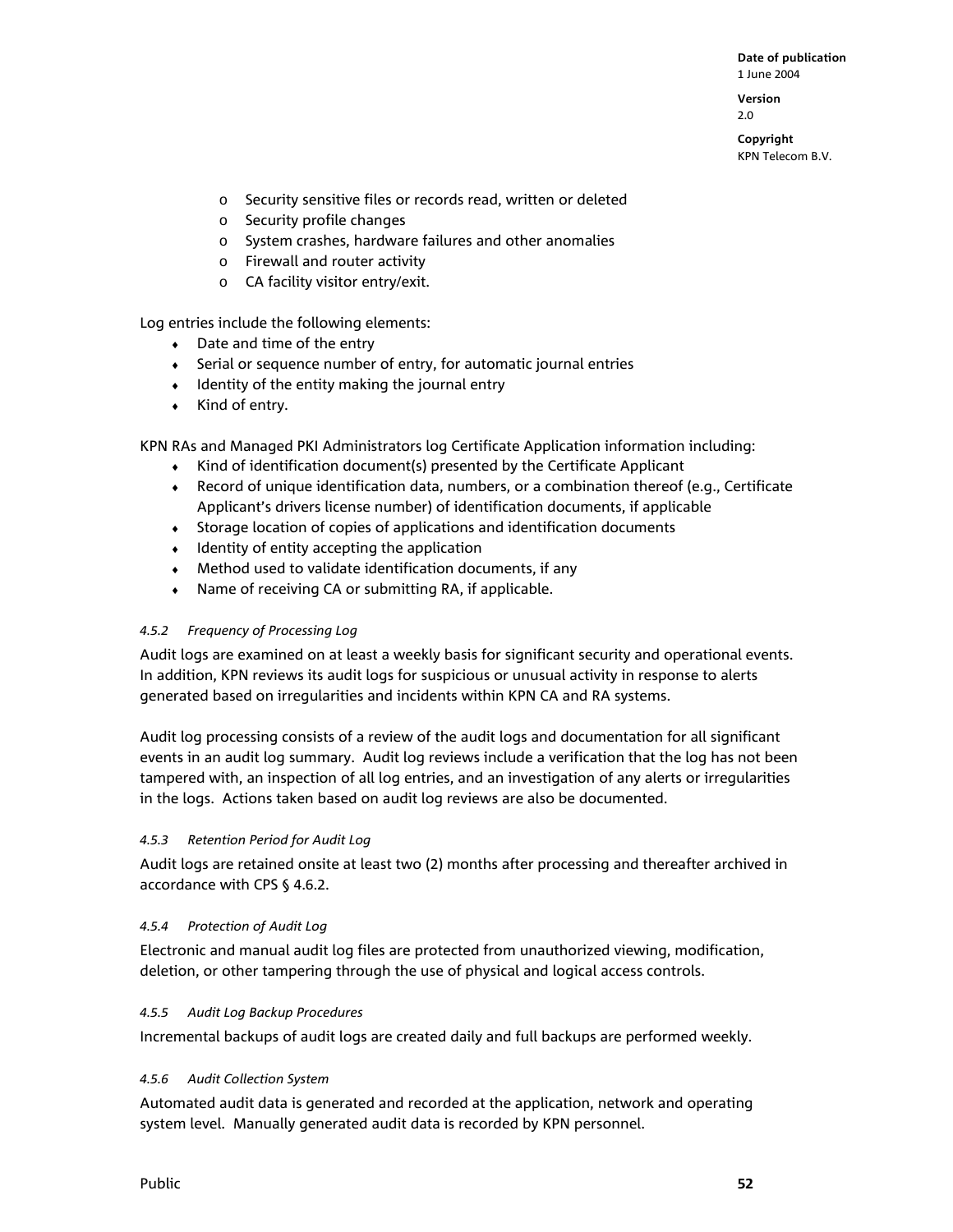- Security sensitive files or records read, written or deleted
- Security profile changes
- System crashes, hardware failures and other anomalies
- Firewall and router activity
- CA facility visitor entry/exit.

Log entries include the following elements:

- Date and time of the entry
- Serial or sequence number of entry, for automatic journal entries
- Identity of the entity making the journal entry
- Kind of entry.

KPN RAs and Managed PKI Administrators log Certificate Application information including:

- Kind of identification document(s) presented by the Certificate Applicant
- Record of unique identification data, numbers, or a combination thereof (e.g., Certificate Applicant's drivers license number) of identification documents, if applicable
- Storage location of copies of applications and identification documents
- Identity of entity accepting the application
- Method used to validate identification documents, if any
- Name of receiving CA or submitting RA, if applicable.

#### *4.5.2 Frequency of Processing Log*

Audit logs are examined on at least a weekly basis for significant security and operational events. In addition, KPN reviews its audit logs for suspicious or unusual activity in response to alerts generated based on irregularities and incidents within KPN CA and RA systems.

Audit log processing consists of a review of the audit logs and documentation for all significant events in an audit log summary. Audit log reviews include a verification that the log has not been tampered with, an inspection of all log entries, and an investigation of any alerts or irregularities in the logs. Actions taken based on audit log reviews are also be documented.

#### *4.5.3 Retention Period for Audit Log*

Audit logs are retained onsite at least two (2) months after processing and thereafter archived in accordance with CPS § 4.6.2.

#### *4.5.4 Protection of Audit Log*

Electronic and manual audit log files are protected from unauthorized viewing, modification, deletion, or other tampering through the use of physical and logical access controls.

#### *4.5.5 Audit Log Backup Procedures*

Incremental backups of audit logs are created daily and full backups are performed weekly.

#### *4.5.6 Audit Collection System*

Automated audit data is generated and recorded at the application, network and operating system level. Manually generated audit data is recorded by KPN personnel.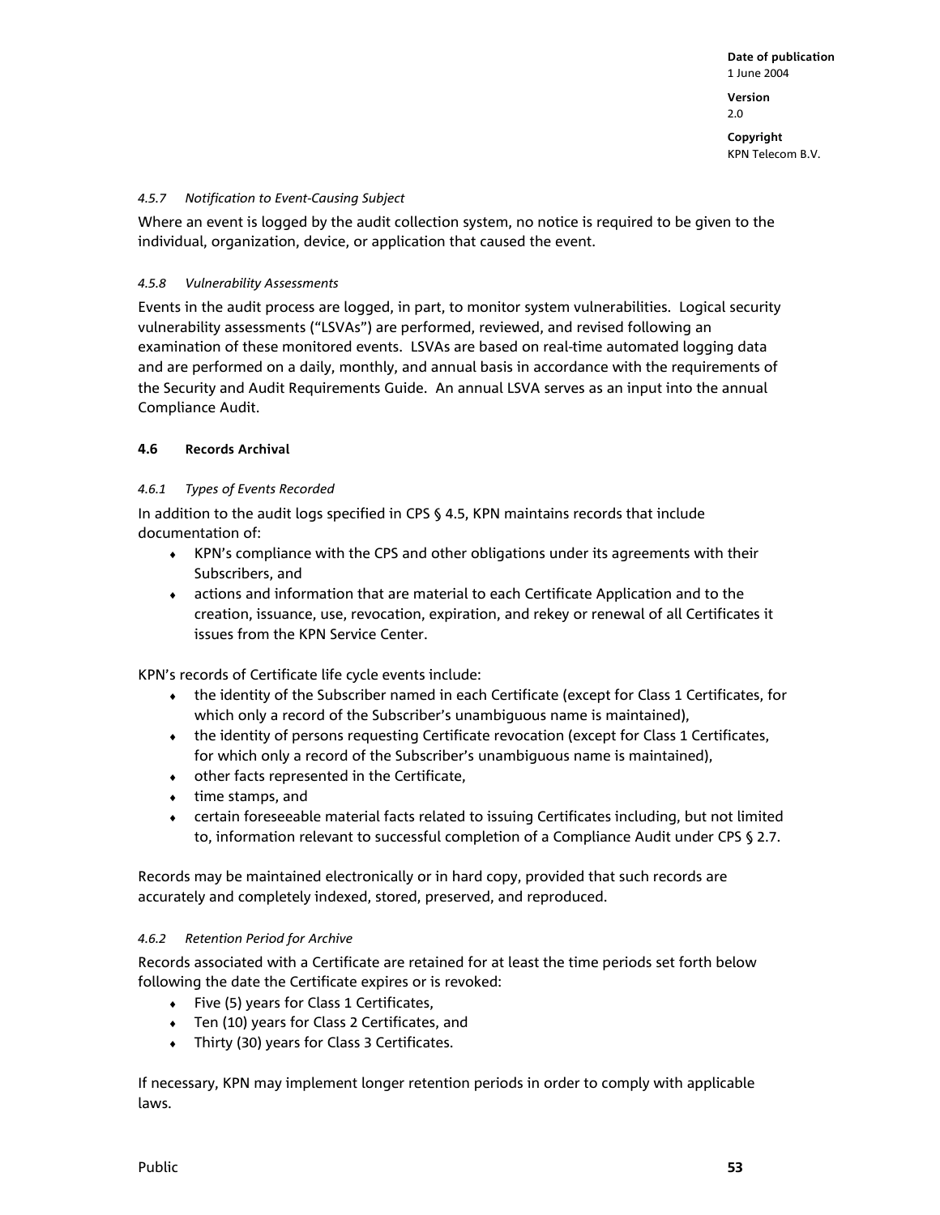#### 4.5.7 Notification to Event-Causing Subject

Where an event is logged by the audit collection system, no notice is required to be given to the individual, organization, device, or application that caused the event.

#### 4.5.8 Vulnerability Assessments

Events in the audit process are logged, in part, to monitor system vulnerabilities. Logical security vulnerability assessments ("LSVAs") are performed, reviewed, and revised following an examination of these monitored events. LSVAs are based on real-time automated logging data and are performed on a daily, monthly, and annual basis in accordance with the requirements of the Security and Audit Requirements Guide. An annual LSVA serves as an input into the annual Compliance Audit.

### 4.6 Records Archival

#### 4.6.1 Types of Events Recorded

In addition to the audit logs specified in CPS § 4.5, KPN maintains records that include documentation of:

- KPN's compliance with the CPS and other obligations under its agreements with their Subscribers, and
- actions and information that are material to each Certificate Application and to the creation, issuance, use, revocation, expiration, and rekey or renewal of all Certificates it issues from the KPN Service Center.

KPN's records of Certificate life cycle events include:

- the identity of the Subscriber named in each Certificate (except for Class 1 Certificates, for which only a record of the Subscriber's unambiguous name is maintained),
- the identity of persons requesting Certificate revocation (except for Class 1 Certificates, for which only a record of the Subscriber's unambiguous name is maintained),
- other facts represented in the Certificate,
- time stamps, and
- certain foreseeable material facts related to issuing Certificates including, but not limited to, information relevant to successful completion of a Compliance Audit under CPS § 2.7.

Records may be maintained electronically or in hard copy, provided that such records are accurately and completely indexed, stored, preserved, and reproduced.

#### 4.6.2 Retention Period for Archive

Records associated with a Certificate are retained for at least the time periods set forth below following the date the Certificate expires or is revoked:

- Five (5) years for Class 1 Certificates,
- Ten (10) years for Class 2 Certificates, and
- Thirty (30) years for Class 3 Certificates.

If necessary, KPN may implement longer retention periods in order to comply with applicable laws.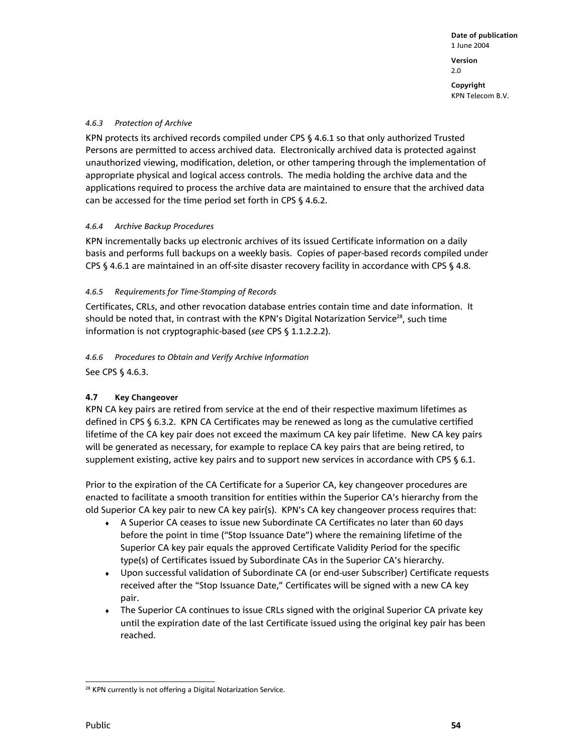#### *4.6.3 Protection of Archive*

KPN protects its archived records compiled under CPS § 4.6.1 so that only authorized Trusted Persons are permitted to access archived data. Electronically archived data is protected against unauthorized viewing, modification, deletion, or other tampering through the implementation of appropriate physical and logical access controls. The media holding the archive data and the applications required to process the archive data are maintained to ensure that the archived data can be accessed for the time period set forth in CPS § 4.6.2.

#### *4.6.4 Archive Backup Procedures*

KPN incrementally backs up electronic archives of its issued Certificate information on a daily basis and performs full backups on a weekly basis. Copies of paper-based records compiled under CPS § 4.6.1 are maintained in an off-site disaster recovery facility in accordance with CPS § 4.8.

#### *4.6.5 Requirements for Time-Stamping of Records*

Certificates, CRLs, and other revocation database entries contain time and date information. It should be noted that, in contrast with the KPN's Digital Notarization Service[28], such time information is not cryptographic-based (*see* CPS § 1.1.2.2.2).

#### *4.6.6 Procedures to Obtain and Verify Archive Information*

See CPS § 4.6.3.

### 4.7 Key Changeover

KPN CA key pairs are retired from service at the end of their respective maximum lifetimes as defined in CPS § 6.3.2. KPN CA Certificates may be renewed as long as the cumulative certified lifetime of the CA key pair does not exceed the maximum CA key pair lifetime. New CA key pairs will be generated as necessary, for example to replace CA key pairs that are being retired, to supplement existing, active key pairs and to support new services in accordance with CPS § 6.1.

Prior to the expiration of the CA Certificate for a Superior CA, key changeover procedures are enacted to facilitate a smooth transition for entities within the Superior CA's hierarchy from the old Superior CA key pair to new CA key pair(s). KPN's CA key changeover process requires that:

- A Superior CA ceases to issue new Subordinate CA Certificates no later than 60 days before the point in time ("Stop Issuance Date") where the remaining lifetime of the Superior CA key pair equals the approved Certificate Validity Period for the specific type(s) of Certificates issued by Subordinate CAs in the Superior CA's hierarchy.
- Upon successful validation of Subordinate CA (or end-user Subscriber) Certificate requests received after the "Stop Issuance Date," Certificates will be signed with a new CA key pair.
- The Superior CA continues to issue CRLs signed with the original Superior CA private key until the expiration date of the last Certificate issued using the original key pair has been reached.

[28] KPN currently is not offering a Digital Notarization Service.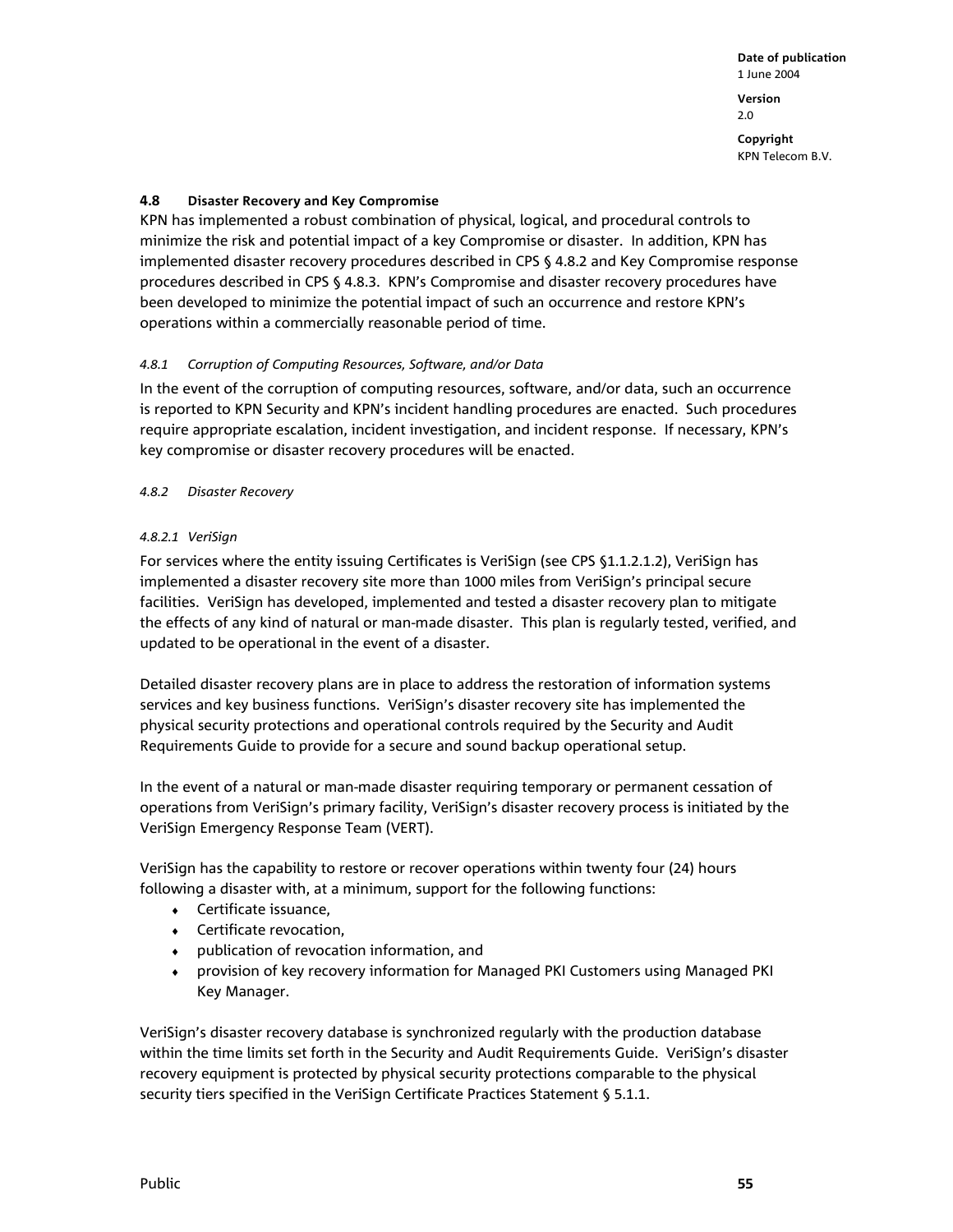### 4.8 Disaster Recovery and Key Compromise

KPN has implemented a robust combination of physical, logical, and procedural controls to minimize the risk and potential impact of a key Compromise or disaster. In addition, KPN has implemented disaster recovery procedures described in CPS § 4.8.2 and Key Compromise response procedures described in CPS § 4.8.3. KPN's Compromise and disaster recovery procedures have been developed to minimize the potential impact of such an occurrence and restore KPN's operations within a commercially reasonable period of time.

#### *4.8.1 Corruption of Computing Resources, Software, and/or Data*

In the event of the corruption of computing resources, software, and/or data, such an occurrence is reported to KPN Security and KPN's incident handling procedures are enacted. Such procedures require appropriate escalation, incident investigation, and incident response. If necessary, KPN's key compromise or disaster recovery procedures will be enacted.

#### *4.8.2 Disaster Recovery*

##### *4.8.2.1 VeriSign*

For services where the entity issuing Certificates is VeriSign (see CPS §1.1.2.1.2), VeriSign has implemented a disaster recovery site more than 1000 miles from VeriSign's principal secure facilities. VeriSign has developed, implemented and tested a disaster recovery plan to mitigate the effects of any kind of natural or man-made disaster. This plan is regularly tested, verified, and updated to be operational in the event of a disaster.

Detailed disaster recovery plans are in place to address the restoration of information systems services and key business functions. VeriSign's disaster recovery site has implemented the physical security protections and operational controls required by the Security and Audit Requirements Guide to provide for a secure and sound backup operational setup.

In the event of a natural or man-made disaster requiring temporary or permanent cessation of operations from VeriSign's primary facility, VeriSign's disaster recovery process is initiated by the VeriSign Emergency Response Team (VERT).

VeriSign has the capability to restore or recover operations within twenty four (24) hours following a disaster with, at a minimum, support for the following functions:

- Certificate issuance,
- Certificate revocation,
- publication of revocation information, and
- provision of key recovery information for Managed PKI Customers using Managed PKI Key Manager.

VeriSign's disaster recovery database is synchronized regularly with the production database within the time limits set forth in the Security and Audit Requirements Guide. VeriSign's disaster recovery equipment is protected by physical security protections comparable to the physical security tiers specified in the VeriSign Certificate Practices Statement § 5.1.1.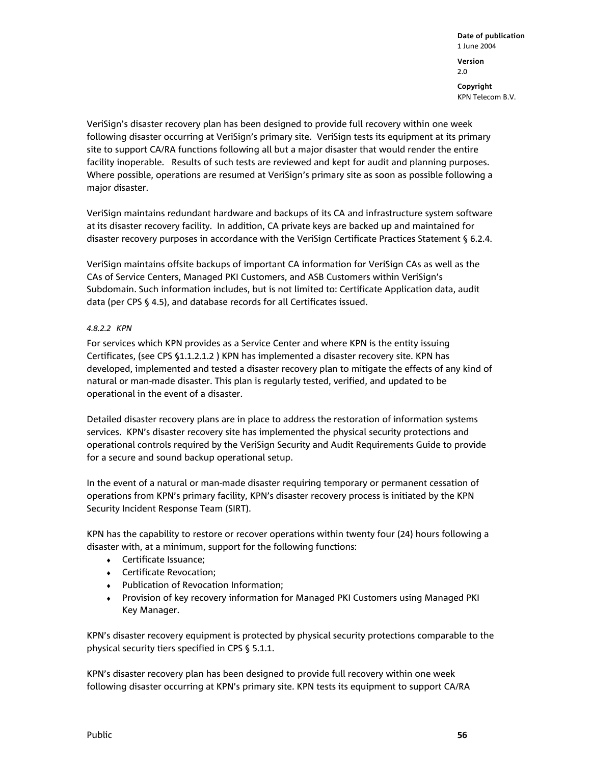VeriSign's disaster recovery plan has been designed to provide full recovery within one week following disaster occurring at VeriSign's primary site. VeriSign tests its equipment at its primary site to support CA/RA functions following all but a major disaster that would render the entire facility inoperable. Results of such tests are reviewed and kept for audit and planning purposes. Where possible, operations are resumed at VeriSign's primary site as soon as possible following a major disaster.

VeriSign maintains redundant hardware and backups of its CA and infrastructure system software at its disaster recovery facility. In addition, CA private keys are backed up and maintained for disaster recovery purposes in accordance with the VeriSign Certificate Practices Statement § 6.2.4.

VeriSign maintains offsite backups of important CA information for VeriSign CAs as well as the CAs of Service Centers, Managed PKI Customers, and ASB Customers within VeriSign's Subdomain. Such information includes, but is not limited to: Certificate Application data, audit data (per CPS § 4.5), and database records for all Certificates issued.

#### *4.8.2.2 KPN*

For services which KPN provides as a Service Center and where KPN is the entity issuing Certificates, (see CPS §1.1.2.1.2 ) KPN has implemented a disaster recovery site. KPN has developed, implemented and tested a disaster recovery plan to mitigate the effects of any kind of natural or man-made disaster. This plan is regularly tested, verified, and updated to be operational in the event of a disaster.

Detailed disaster recovery plans are in place to address the restoration of information systems services. KPN's disaster recovery site has implemented the physical security protections and operational controls required by the VeriSign Security and Audit Requirements Guide to provide for a secure and sound backup operational setup.

In the event of a natural or man-made disaster requiring temporary or permanent cessation of operations from KPN's primary facility, KPN's disaster recovery process is initiated by the KPN Security Incident Response Team (SIRT).

KPN has the capability to restore or recover operations within twenty four (24) hours following a disaster with, at a minimum, support for the following functions:

- Certificate Issuance;
- Certificate Revocation;
- Publication of Revocation Information;
- Provision of key recovery information for Managed PKI Customers using Managed PKI Key Manager.

KPN's disaster recovery equipment is protected by physical security protections comparable to the physical security tiers specified in CPS § 5.1.1.

KPN's disaster recovery plan has been designed to provide full recovery within one week following disaster occurring at KPN's primary site. KPN tests its equipment to support CA/RA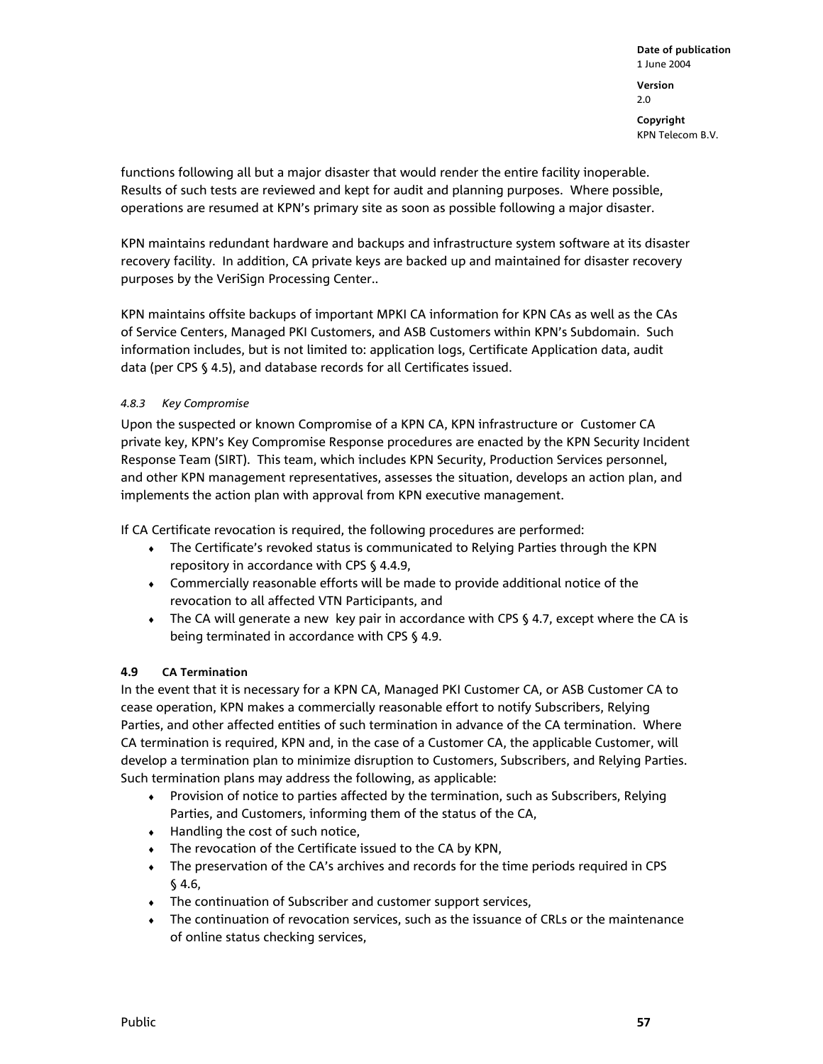functions following all but a major disaster that would render the entire facility inoperable. Results of such tests are reviewed and kept for audit and planning purposes. Where possible, operations are resumed at KPN's primary site as soon as possible following a major disaster.

KPN maintains redundant hardware and backups and infrastructure system software at its disaster recovery facility. In addition, CA private keys are backed up and maintained for disaster recovery purposes by the VeriSign Processing Center..

KPN maintains offsite backups of important MPKI CA information for KPN CAs as well as the CAs of Service Centers, Managed PKI Customers, and ASB Customers within KPN's Subdomain. Such information includes, but is not limited to: application logs, Certificate Application data, audit data (per CPS § 4.5), and database records for all Certificates issued.

#### *4.8.3 Key Compromise*

Upon the suspected or known Compromise of a KPN CA, KPN infrastructure or Customer CA private key, KPN's Key Compromise Response procedures are enacted by the KPN Security Incident Response Team (SIRT). This team, which includes KPN Security, Production Services personnel, and other KPN management representatives, assesses the situation, develops an action plan, and implements the action plan with approval from KPN executive management.

If CA Certificate revocation is required, the following procedures are performed:

- The Certificate's revoked status is communicated to Relying Parties through the KPN repository in accordance with CPS § 4.4.9,
- Commercially reasonable efforts will be made to provide additional notice of the revocation to all affected VTN Participants, and
- The CA will generate a new key pair in accordance with CPS § 4.7, except where the CA is being terminated in accordance with CPS § 4.9.

### **4.9 CA Termination**

In the event that it is necessary for a KPN CA, Managed PKI Customer CA, or ASB Customer CA to cease operation, KPN makes a commercially reasonable effort to notify Subscribers, Relying Parties, and other affected entities of such termination in advance of the CA termination. Where CA termination is required, KPN and, in the case of a Customer CA, the applicable Customer, will develop a termination plan to minimize disruption to Customers, Subscribers, and Relying Parties. Such termination plans may address the following, as applicable:

- Provision of notice to parties affected by the termination, such as Subscribers, Relying Parties, and Customers, informing them of the status of the CA,
- Handling the cost of such notice,
- The revocation of the Certificate issued to the CA by KPN,
- The preservation of the CA's archives and records for the time periods required in CPS § 4.6,
- The continuation of Subscriber and customer support services,
- The continuation of revocation services, such as the issuance of CRLs or the maintenance of online status checking services,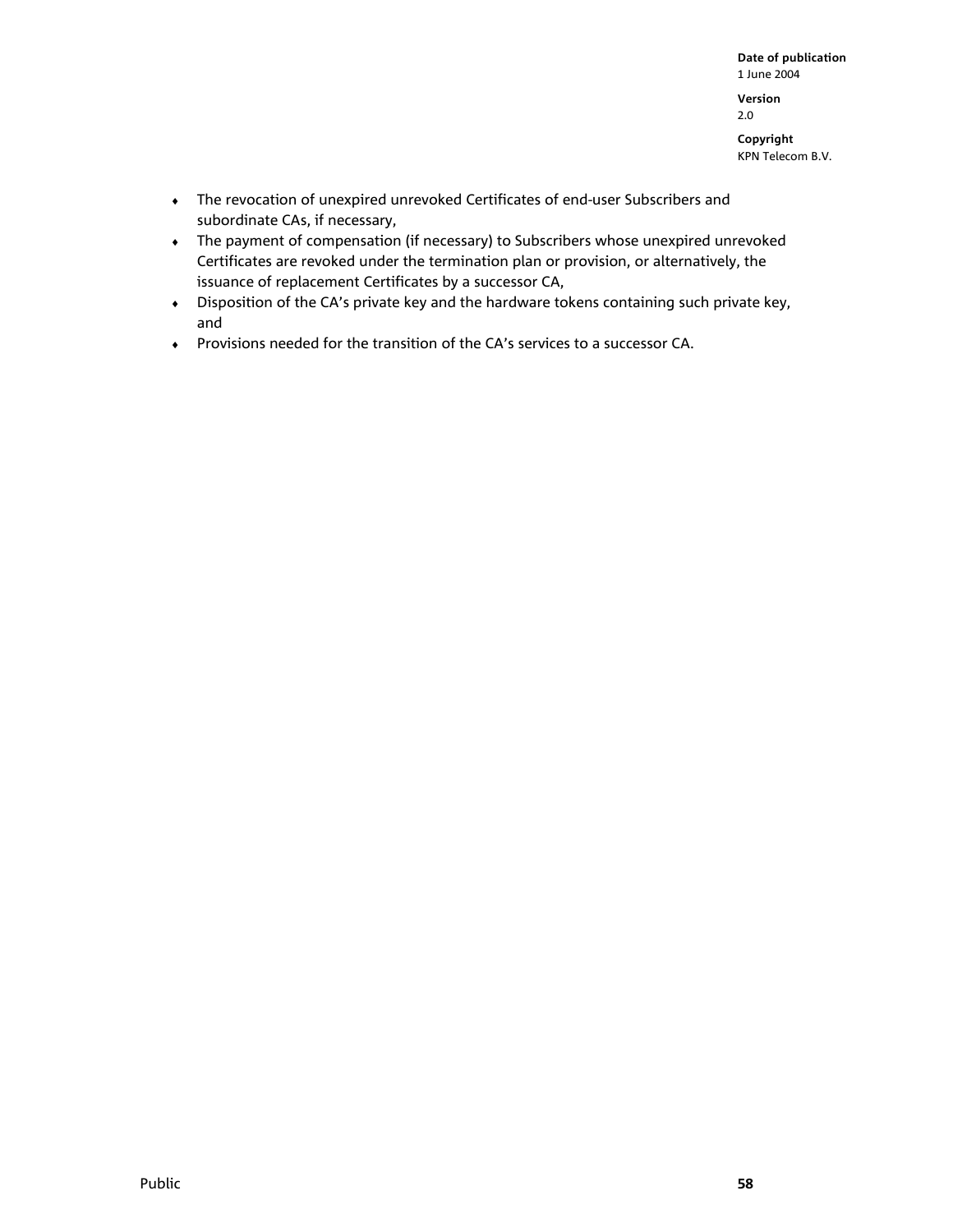- The revocation of unexpired unrevoked Certificates of end-user Subscribers and subordinate CAs, if necessary,
- The payment of compensation (if necessary) to Subscribers whose unexpired unrevoked Certificates are revoked under the termination plan or provision, or alternatively, the issuance of replacement Certificates by a successor CA,
- Disposition of the CA's private key and the hardware tokens containing such private key, and
- Provisions needed for the transition of the CA's services to a successor CA.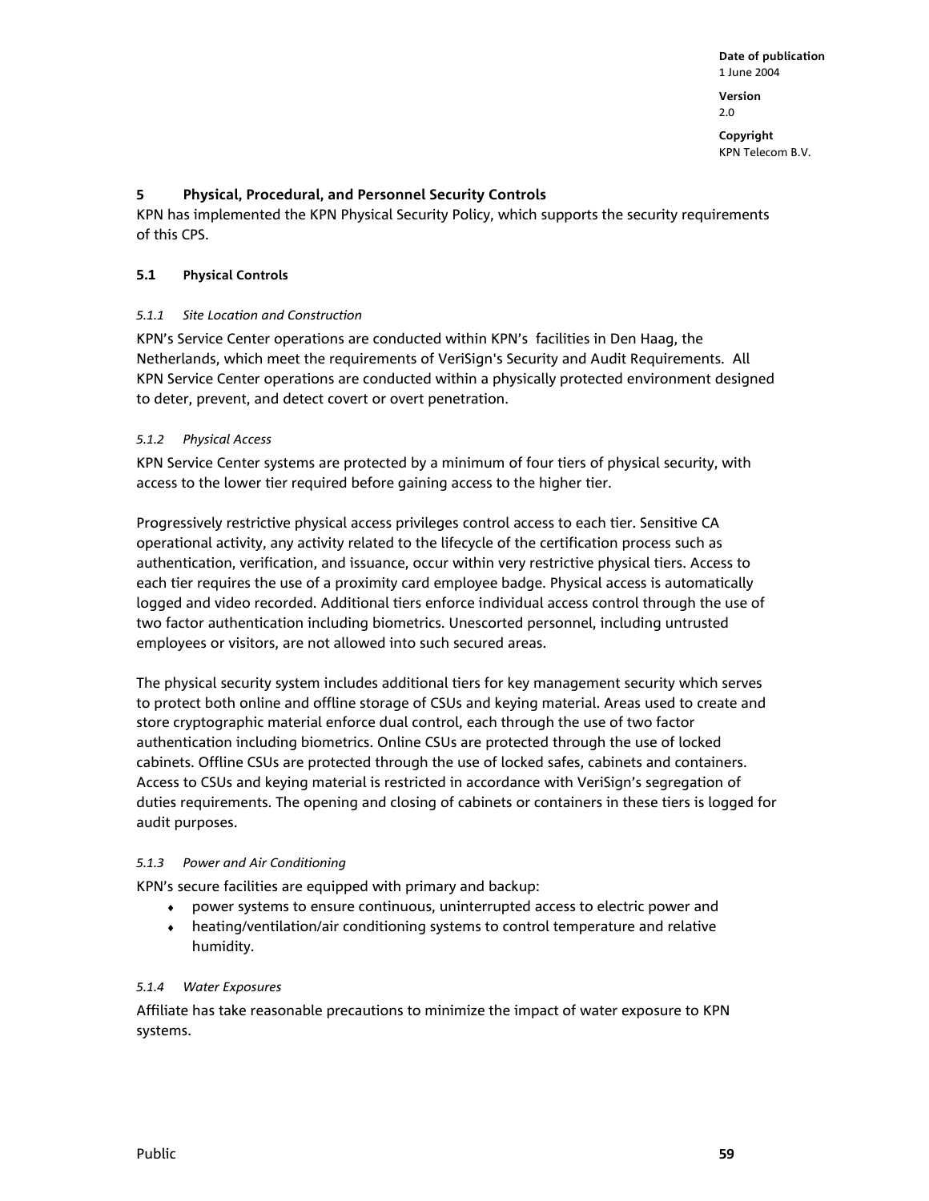## 5 Physical, Procedural, and Personnel Security Controls

KPN has implemented the KPN Physical Security Policy, which supports the security requirements of this CPS.

### 5.1 Physical Controls

#### *5.1.1 Site Location and Construction*

KPN's Service Center operations are conducted within KPN's facilities in Den Haag, the Netherlands, which meet the requirements of VeriSign's Security and Audit Requirements. All KPN Service Center operations are conducted within a physically protected environment designed to deter, prevent, and detect covert or overt penetration.

#### *5.1.2 Physical Access*

KPN Service Center systems are protected by a minimum of four tiers of physical security, with access to the lower tier required before gaining access to the higher tier.

Progressively restrictive physical access privileges control access to each tier. Sensitive CA operational activity, any activity related to the lifecycle of the certification process such as authentication, verification, and issuance, occur within very restrictive physical tiers. Access to each tier requires the use of a proximity card employee badge. Physical access is automatically logged and video recorded. Additional tiers enforce individual access control through the use of two factor authentication including biometrics. Unescorted personnel, including untrusted employees or visitors, are not allowed into such secured areas.

The physical security system includes additional tiers for key management security which serves to protect both online and offline storage of CSUs and keying material. Areas used to create and store cryptographic material enforce dual control, each through the use of two factor authentication including biometrics. Online CSUs are protected through the use of locked cabinets. Offline CSUs are protected through the use of locked safes, cabinets and containers. Access to CSUs and keying material is restricted in accordance with VeriSign's segregation of duties requirements. The opening and closing of cabinets or containers in these tiers is logged for audit purposes.

#### *5.1.3 Power and Air Conditioning*

KPN's secure facilities are equipped with primary and backup:

- power systems to ensure continuous, uninterrupted access to electric power and
- heating/ventilation/air conditioning systems to control temperature and relative humidity.

#### *5.1.4 Water Exposures*

Affiliate has take reasonable precautions to minimize the impact of water exposure to KPN systems.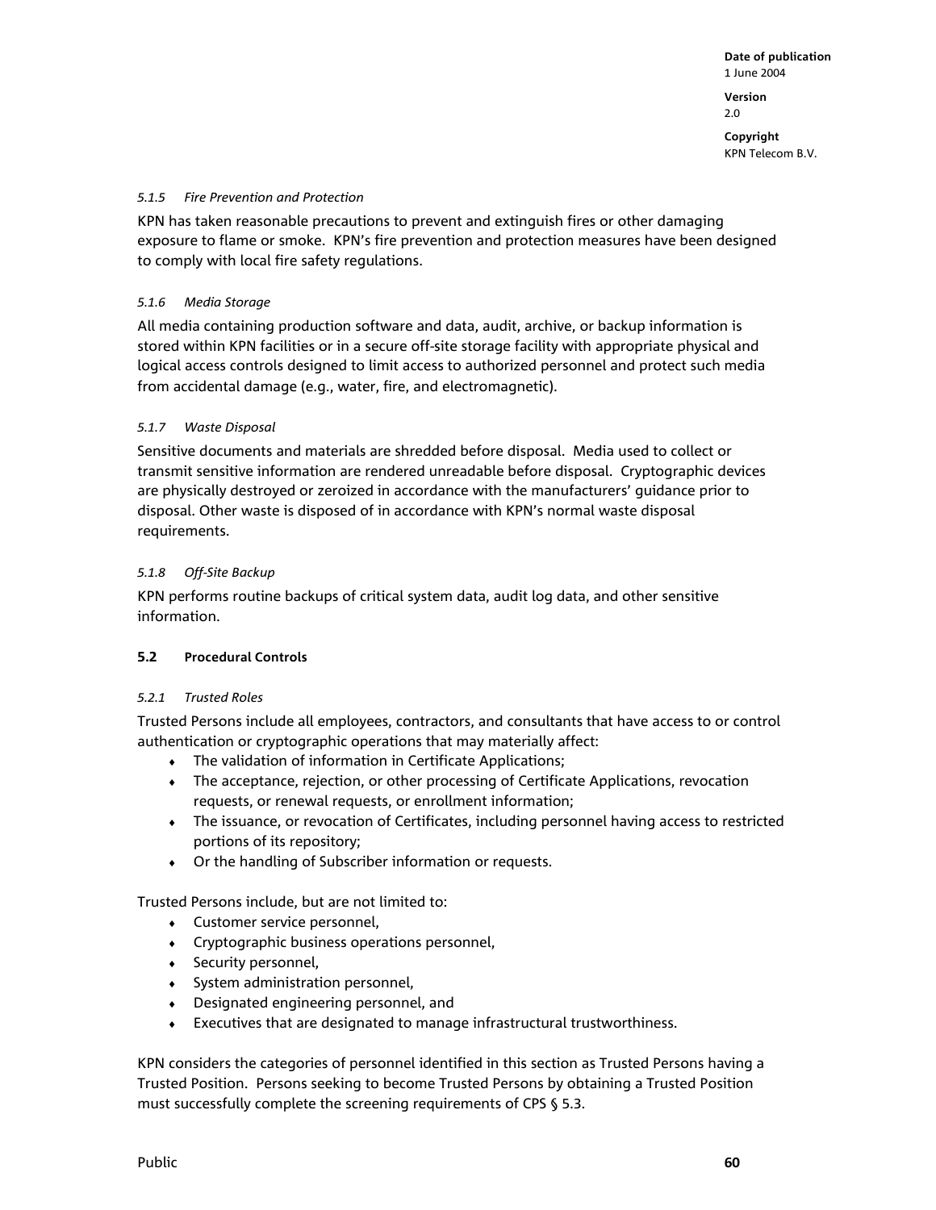#### *5.1.5 Fire Prevention and Protection*

KPN has taken reasonable precautions to prevent and extinguish fires or other damaging exposure to flame or smoke. KPN's fire prevention and protection measures have been designed to comply with local fire safety regulations.

#### *5.1.6 Media Storage*

All media containing production software and data, audit, archive, or backup information is stored within KPN facilities or in a secure off-site storage facility with appropriate physical and logical access controls designed to limit access to authorized personnel and protect such media from accidental damage (e.g., water, fire, and electromagnetic).

#### *5.1.7 Waste Disposal*

Sensitive documents and materials are shredded before disposal. Media used to collect or transmit sensitive information are rendered unreadable before disposal. Cryptographic devices are physically destroyed or zeroized in accordance with the manufacturers' guidance prior to disposal. Other waste is disposed of in accordance with KPN's normal waste disposal requirements.

#### *5.1.8 Off-Site Backup*

KPN performs routine backups of critical system data, audit log data, and other sensitive information.

### **5.2 Procedural Controls**

#### *5.2.1 Trusted Roles*

Trusted Persons include all employees, contractors, and consultants that have access to or control authentication or cryptographic operations that may materially affect:

- The validation of information in Certificate Applications;
- The acceptance, rejection, or other processing of Certificate Applications, revocation requests, or renewal requests, or enrollment information;
- The issuance, or revocation of Certificates, including personnel having access to restricted portions of its repository;
- Or the handling of Subscriber information or requests.

Trusted Persons include, but are not limited to:

- Customer service personnel,
- Cryptographic business operations personnel,
- Security personnel,
- System administration personnel,
- Designated engineering personnel, and
- Executives that are designated to manage infrastructural trustworthiness.

KPN considers the categories of personnel identified in this section as Trusted Persons having a Trusted Position. Persons seeking to become Trusted Persons by obtaining a Trusted Position must successfully complete the screening requirements of CPS § 5.3.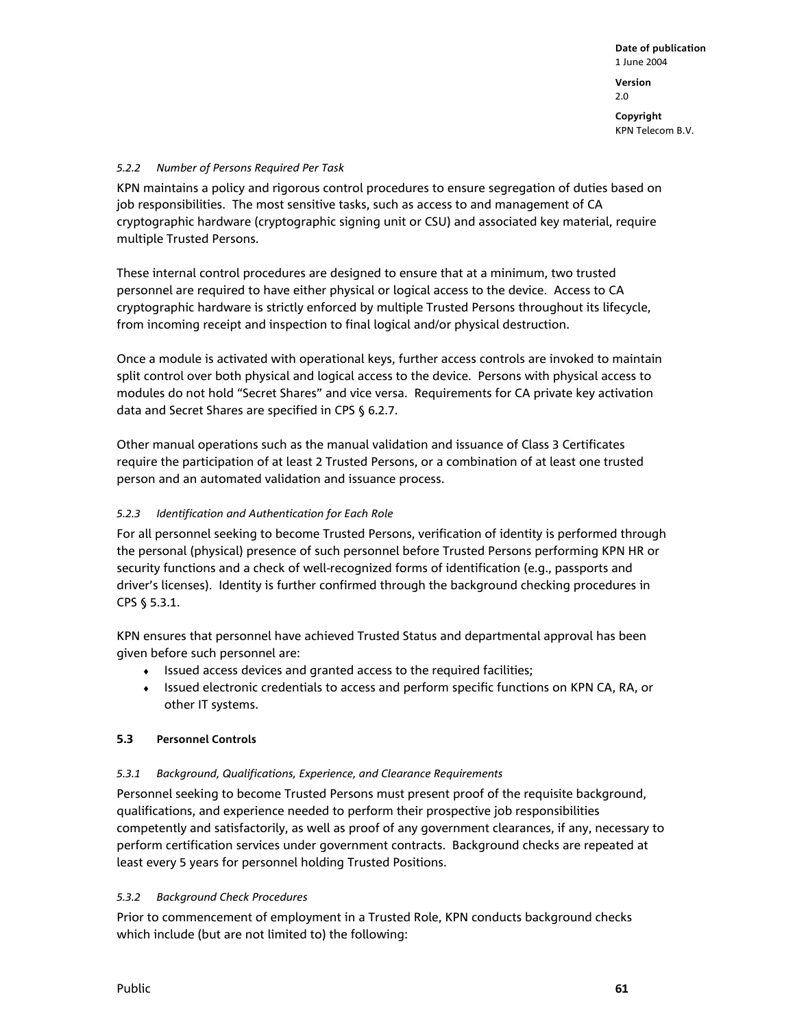#### *5.2.2 Number of Persons Required Per Task*

KPN maintains a policy and rigorous control procedures to ensure segregation of duties based on job responsibilities. The most sensitive tasks, such as access to and management of CA cryptographic hardware (cryptographic signing unit or CSU) and associated key material, require multiple Trusted Persons.

These internal control procedures are designed to ensure that at a minimum, two trusted personnel are required to have either physical or logical access to the device. Access to CA cryptographic hardware is strictly enforced by multiple Trusted Persons throughout its lifecycle, from incoming receipt and inspection to final logical and/or physical destruction.

Once a module is activated with operational keys, further access controls are invoked to maintain split control over both physical and logical access to the device. Persons with physical access to modules do not hold "Secret Shares" and vice versa. Requirements for CA private key activation data and Secret Shares are specified in CPS § 6.2.7.

Other manual operations such as the manual validation and issuance of Class 3 Certificates require the participation of at least 2 Trusted Persons, or a combination of at least one trusted person and an automated validation and issuance process.

#### *5.2.3 Identification and Authentication for Each Role*

For all personnel seeking to become Trusted Persons, verification of identity is performed through the personal (physical) presence of such personnel before Trusted Persons performing KPN HR or security functions and a check of well-recognized forms of identification (e.g., passports and driver's licenses). Identity is further confirmed through the background checking procedures in CPS § 5.3.1.

KPN ensures that personnel have achieved Trusted Status and departmental approval has been given before such personnel are:

- Issued access devices and granted access to the required facilities;
- Issued electronic credentials to access and perform specific functions on KPN CA, RA, or other IT systems.

### 5.3 Personnel Controls

#### *5.3.1 Background, Qualifications, Experience, and Clearance Requirements*

Personnel seeking to become Trusted Persons must present proof of the requisite background, qualifications, and experience needed to perform their prospective job responsibilities competently and satisfactorily, as well as proof of any government clearances, if any, necessary to perform certification services under government contracts. Background checks are repeated at least every 5 years for personnel holding Trusted Positions.

#### *5.3.2 Background Check Procedures*

Prior to commencement of employment in a Trusted Role, KPN conducts background checks which include (but are not limited to) the following: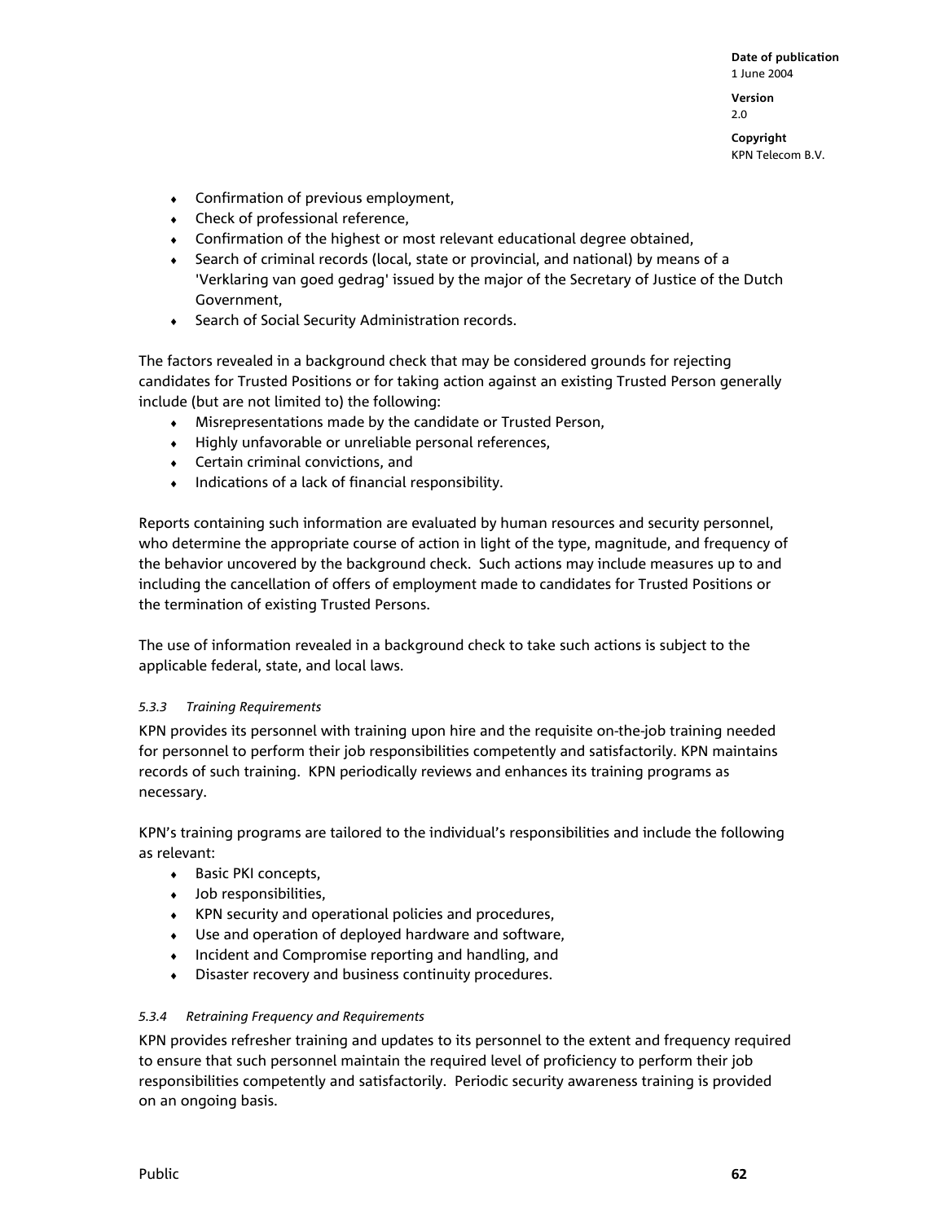- Confirmation of previous employment,
- Check of professional reference,
- Confirmation of the highest or most relevant educational degree obtained,
- Search of criminal records (local, state or provincial, and national) by means of a 'Verklaring van goed gedrag' issued by the major of the Secretary of Justice of the Dutch Government,
- Search of Social Security Administration records.

The factors revealed in a background check that may be considered grounds for rejecting candidates for Trusted Positions or for taking action against an existing Trusted Person generally include (but are not limited to) the following:

- Misrepresentations made by the candidate or Trusted Person,
- Highly unfavorable or unreliable personal references,
- Certain criminal convictions, and
- Indications of a lack of financial responsibility.

Reports containing such information are evaluated by human resources and security personnel, who determine the appropriate course of action in light of the type, magnitude, and frequency of the behavior uncovered by the background check. Such actions may include measures up to and including the cancellation of offers of employment made to candidates for Trusted Positions or the termination of existing Trusted Persons.

The use of information revealed in a background check to take such actions is subject to the applicable federal, state, and local laws.

#### *5.3.3 Training Requirements*

KPN provides its personnel with training upon hire and the requisite on-the-job training needed for personnel to perform their job responsibilities competently and satisfactorily. KPN maintains records of such training. KPN periodically reviews and enhances its training programs as necessary.

KPN's training programs are tailored to the individual's responsibilities and include the following as relevant:

- Basic PKI concepts,
- Job responsibilities,
- KPN security and operational policies and procedures,
- Use and operation of deployed hardware and software,
- Incident and Compromise reporting and handling, and
- Disaster recovery and business continuity procedures.

#### *5.3.4 Retraining Frequency and Requirements*

KPN provides refresher training and updates to its personnel to the extent and frequency required to ensure that such personnel maintain the required level of proficiency to perform their job responsibilities competently and satisfactorily. Periodic security awareness training is provided on an ongoing basis.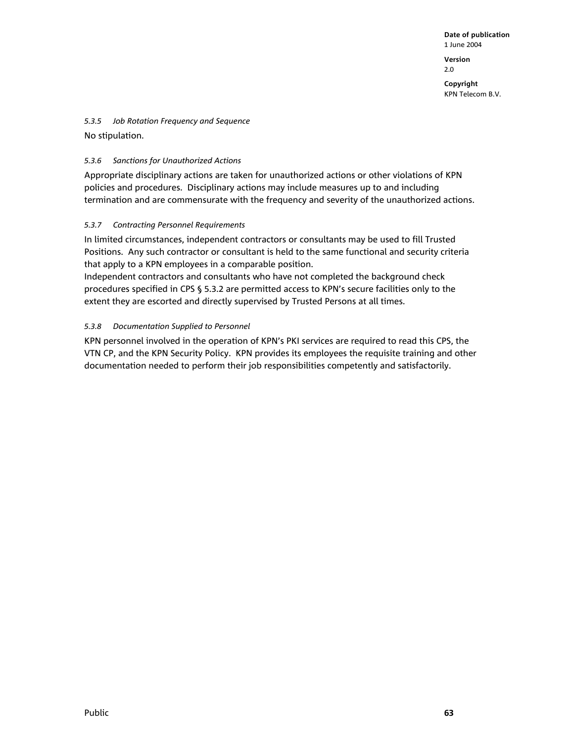#### *5.3.5 Job Rotation Frequency and Sequence*

No stipulation.

#### *5.3.6 Sanctions for Unauthorized Actions*

Appropriate disciplinary actions are taken for unauthorized actions or other violations of KPN policies and procedures. Disciplinary actions may include measures up to and including termination and are commensurate with the frequency and severity of the unauthorized actions.

#### *5.3.7 Contracting Personnel Requirements*

In limited circumstances, independent contractors or consultants may be used to fill Trusted Positions. Any such contractor or consultant is held to the same functional and security criteria that apply to a KPN employees in a comparable position.
Independent contractors and consultants who have not completed the background check procedures specified in CPS § 5.3.2 are permitted access to KPN's secure facilities only to the extent they are escorted and directly supervised by Trusted Persons at all times.

#### *5.3.8 Documentation Supplied to Personnel*

KPN personnel involved in the operation of KPN's PKI services are required to read this CPS, the VTN CP, and the KPN Security Policy. KPN provides its employees the requisite training and other documentation needed to perform their job responsibilities competently and satisfactorily.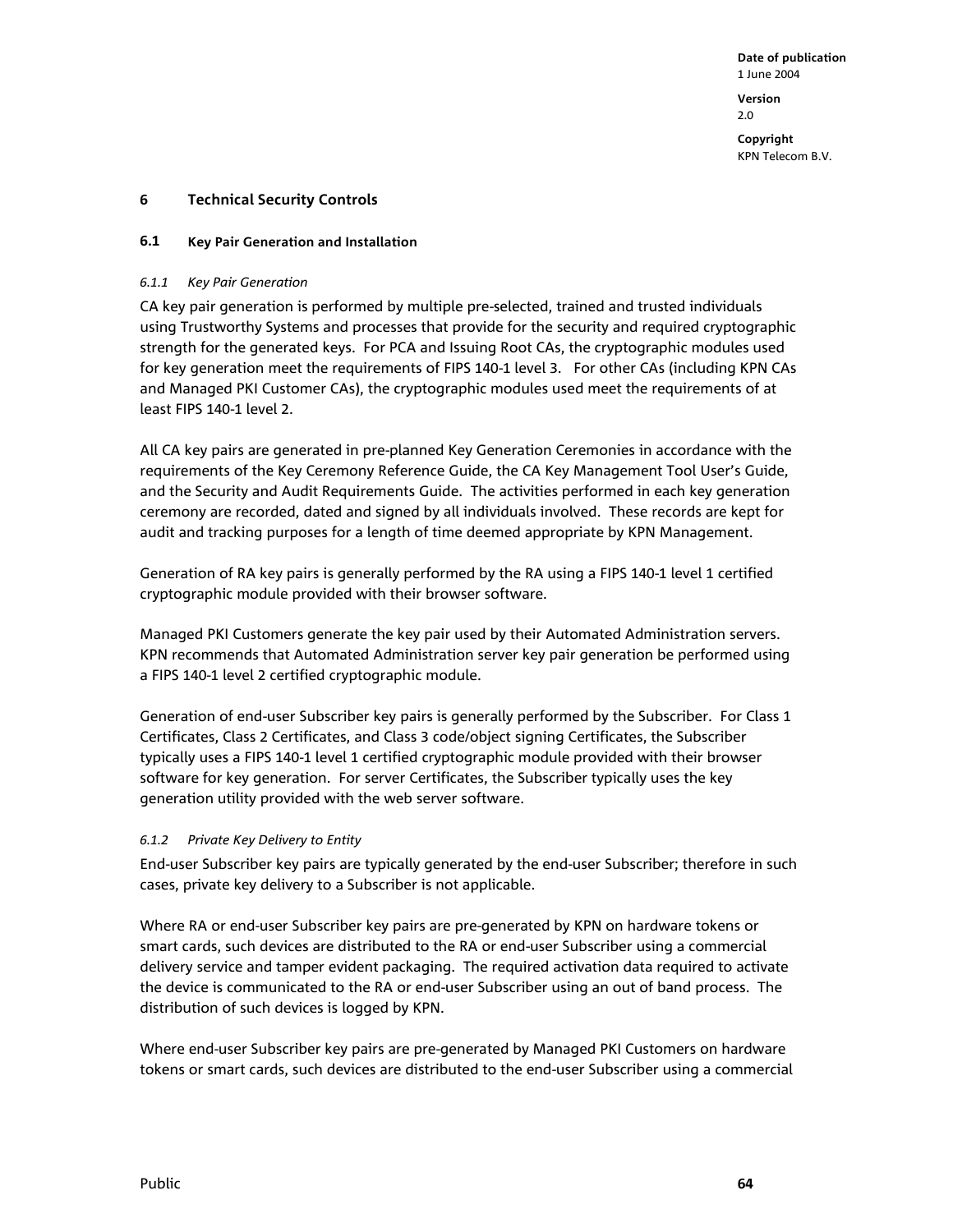# 6 Technical Security Controls

## 6.1 Key Pair Generation and Installation

### *6.1.1 Key Pair Generation*

CA key pair generation is performed by multiple pre-selected, trained and trusted individuals using Trustworthy Systems and processes that provide for the security and required cryptographic strength for the generated keys. For PCA and Issuing Root CAs, the cryptographic modules used for key generation meet the requirements of FIPS 140-1 level 3. For other CAs (including KPN CAs and Managed PKI Customer CAs), the cryptographic modules used meet the requirements of at least FIPS 140-1 level 2.

All CA key pairs are generated in pre-planned Key Generation Ceremonies in accordance with the requirements of the Key Ceremony Reference Guide, the CA Key Management Tool User's Guide, and the Security and Audit Requirements Guide. The activities performed in each key generation ceremony are recorded, dated and signed by all individuals involved. These records are kept for audit and tracking purposes for a length of time deemed appropriate by KPN Management.

Generation of RA key pairs is generally performed by the RA using a FIPS 140-1 level 1 certified cryptographic module provided with their browser software.

Managed PKI Customers generate the key pair used by their Automated Administration servers. KPN recommends that Automated Administration server key pair generation be performed using a FIPS 140-1 level 2 certified cryptographic module.

Generation of end-user Subscriber key pairs is generally performed by the Subscriber. For Class 1 Certificates, Class 2 Certificates, and Class 3 code/object signing Certificates, the Subscriber typically uses a FIPS 140-1 level 1 certified cryptographic module provided with their browser software for key generation. For server Certificates, the Subscriber typically uses the key generation utility provided with the web server software.

### *6.1.2 Private Key Delivery to Entity*

End-user Subscriber key pairs are typically generated by the end-user Subscriber; therefore in such cases, private key delivery to a Subscriber is not applicable.

Where RA or end-user Subscriber key pairs are pre-generated by KPN on hardware tokens or smart cards, such devices are distributed to the RA or end-user Subscriber using a commercial delivery service and tamper evident packaging. The required activation data required to activate the device is communicated to the RA or end-user Subscriber using an out of band process. The distribution of such devices is logged by KPN.

Where end-user Subscriber key pairs are pre-generated by Managed PKI Customers on hardware tokens or smart cards, such devices are distributed to the end-user Subscriber using a commercial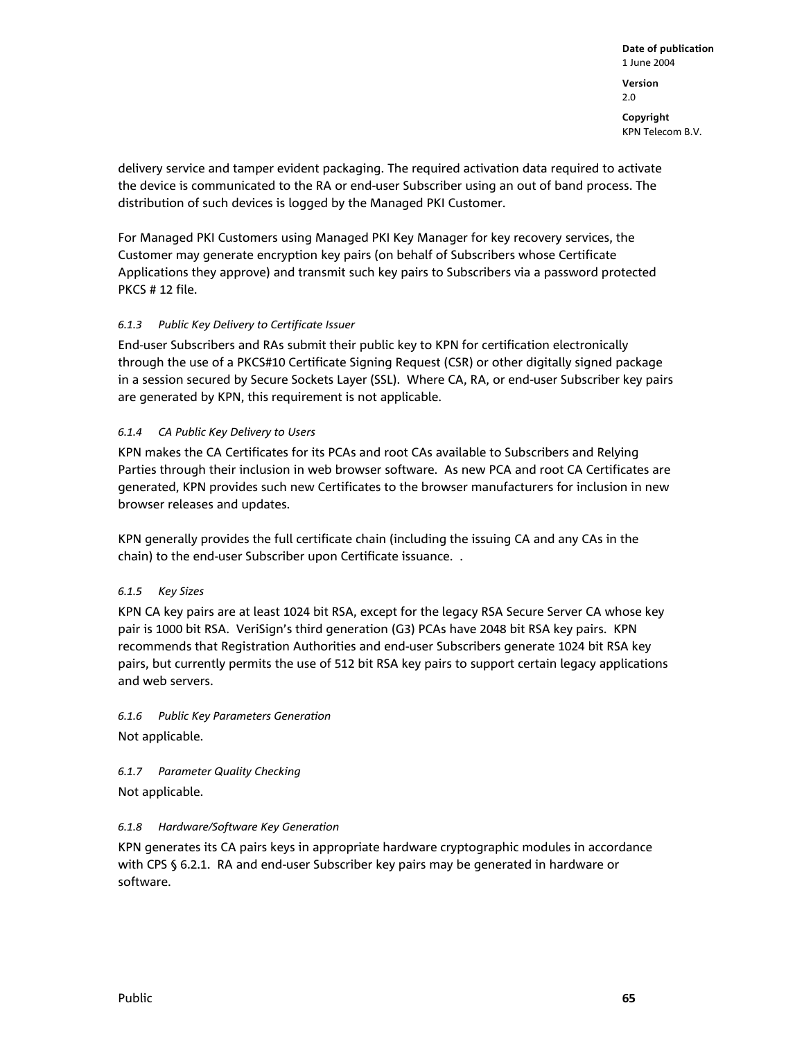delivery service and tamper evident packaging. The required activation data required to activate the device is communicated to the RA or end-user Subscriber using an out of band process. The distribution of such devices is logged by the Managed PKI Customer.

For Managed PKI Customers using Managed PKI Key Manager for key recovery services, the Customer may generate encryption key pairs (on behalf of Subscribers whose Certificate Applications they approve) and transmit such key pairs to Subscribers via a password protected PKCS # 12 file.

###### *6.1.3 Public Key Delivery to Certificate Issuer*

End-user Subscribers and RAs submit their public key to KPN for certification electronically through the use of a PKCS#10 Certificate Signing Request (CSR) or other digitally signed package in a session secured by Secure Sockets Layer (SSL). Where CA, RA, or end-user Subscriber key pairs are generated by KPN, this requirement is not applicable.

###### *6.1.4 CA Public Key Delivery to Users*

KPN makes the CA Certificates for its PCAs and root CAs available to Subscribers and Relying Parties through their inclusion in web browser software. As new PCA and root CA Certificates are generated, KPN provides such new Certificates to the browser manufacturers for inclusion in new browser releases and updates.

KPN generally provides the full certificate chain (including the issuing CA and any CAs in the chain) to the end-user Subscriber upon Certificate issuance. .

###### *6.1.5 Key Sizes*

KPN CA key pairs are at least 1024 bit RSA, except for the legacy RSA Secure Server CA whose key pair is 1000 bit RSA. VeriSign's third generation (G3) PCAs have 2048 bit RSA key pairs. KPN recommends that Registration Authorities and end-user Subscribers generate 1024 bit RSA key pairs, but currently permits the use of 512 bit RSA key pairs to support certain legacy applications and web servers.

###### *6.1.6 Public Key Parameters Generation*

Not applicable.

###### *6.1.7 Parameter Quality Checking*

Not applicable.

###### *6.1.8 Hardware/Software Key Generation*

KPN generates its CA pairs keys in appropriate hardware cryptographic modules in accordance with CPS § 6.2.1. RA and end-user Subscriber key pairs may be generated in hardware or software.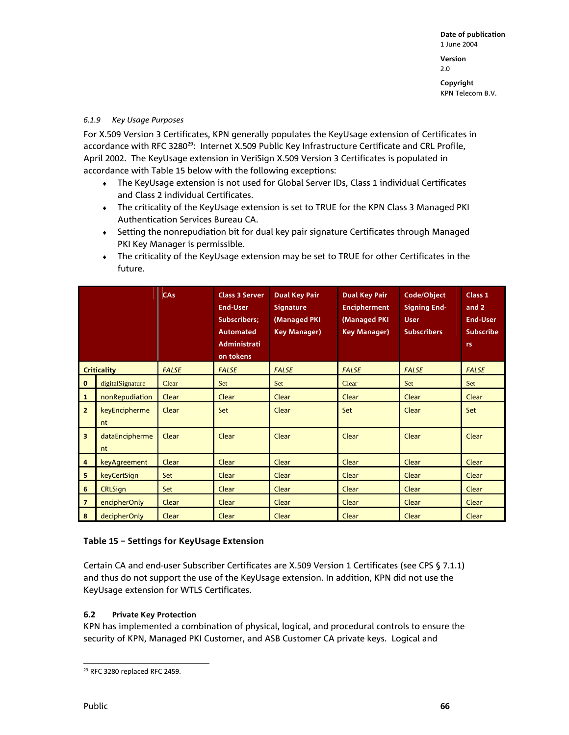#### 6.1.9 Key Usage Purposes

For X.509 Version 3 Certificates, KPN generally populates the KeyUsage extension of Certificates in accordance with RFC 3280[29]: Internet X.509 Public Key Infrastructure Certificate and CRL Profile, April 2002. The KeyUsage extension in VeriSign X.509 Version 3 Certificates is populated in accordance with Table 15 below with the following exceptions:

- The KeyUsage extension is not used for Global Server IDs, Class 1 individual Certificates and Class 2 individual Certificates.
- The criticality of the KeyUsage extension is set to TRUE for the KPN Class 3 Managed PKI Authentication Services Bureau CA.
- Setting the nonrepudiation bit for dual key pair signature Certificates through Managed PKI Key Manager is permissible.
- The criticality of the KeyUsage extension may be set to TRUE for other Certificates in the future.

| | | CAs | Class 3 Server End-User Subscribers; Automated Administration tokens | Dual Key Pair Signature (Managed PKI Key Manager) | Dual Key Pair Encipherment (Managed PKI Key Manager) | Code/Object Signing End-User Subscribers | Class 1 and 2 End-User Subscribers |
|---|---|---|---|---|---|---|---|
| **Criticality** | | *FALSE* | *FALSE* | *FALSE* | *FALSE* | *FALSE* | *FALSE* |
| **0** | digitalSignature | Clear | Set | Set | Clear | Set | Set |
| **1** | nonRepudiation | Clear | Clear | Clear | Clear | Clear | Clear |
| **2** | keyEncipherment | Clear | Set | Clear | Set | Clear | Set |
| **3** | dataEncipherment | Clear | Clear | Clear | Clear | Clear | Clear |
| **4** | keyAgreement | Clear | Clear | Clear | Clear | Clear | Clear |
| **5** | keyCertSign | Set | Clear | Clear | Clear | Clear | Clear |
| **6** | CRLSign | Set | Clear | Clear | Clear | Clear | Clear |
| **7** | encipherOnly | Clear | Clear | Clear | Clear | Clear | Clear |
| **8** | decipherOnly | Clear | Clear | Clear | Clear | Clear | Clear |

**Table 15 – Settings for KeyUsage Extension**

Certain CA and end-user Subscriber Certificates are X.509 Version 1 Certificates (see CPS § 7.1.1) and thus do not support the use of the KeyUsage extension. In addition, KPN did not use the KeyUsage extension for WTLS Certificates.

### 6.2 Private Key Protection

KPN has implemented a combination of physical, logical, and procedural controls to ensure the security of KPN, Managed PKI Customer, and ASB Customer CA private keys. Logical and

[29] RFC 3280 replaced RFC 2459.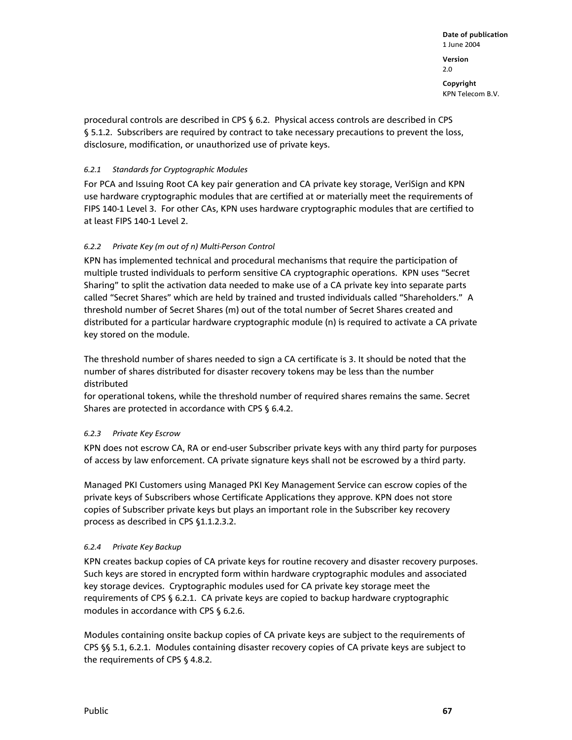procedural controls are described in CPS § 6.2. Physical access controls are described in CPS § 5.1.2. Subscribers are required by contract to take necessary precautions to prevent the loss, disclosure, modification, or unauthorized use of private keys.

#### *6.2.1 Standards for Cryptographic Modules*

For PCA and Issuing Root CA key pair generation and CA private key storage, VeriSign and KPN use hardware cryptographic modules that are certified at or materially meet the requirements of FIPS 140-1 Level 3. For other CAs, KPN uses hardware cryptographic modules that are certified to at least FIPS 140-1 Level 2.

#### *6.2.2 Private Key (m out of n) Multi-Person Control*

KPN has implemented technical and procedural mechanisms that require the participation of multiple trusted individuals to perform sensitive CA cryptographic operations. KPN uses "Secret Sharing" to split the activation data needed to make use of a CA private key into separate parts called "Secret Shares" which are held by trained and trusted individuals called "Shareholders." A threshold number of Secret Shares (m) out of the total number of Secret Shares created and distributed for a particular hardware cryptographic module (n) is required to activate a CA private key stored on the module.

The threshold number of shares needed to sign a CA certificate is 3. It should be noted that the number of shares distributed for disaster recovery tokens may be less than the number distributed for operational tokens, while the threshold number of required shares remains the same. Secret Shares are protected in accordance with CPS § 6.4.2.

#### *6.2.3 Private Key Escrow*

KPN does not escrow CA, RA or end-user Subscriber private keys with any third party for purposes of access by law enforcement. CA private signature keys shall not be escrowed by a third party.

Managed PKI Customers using Managed PKI Key Management Service can escrow copies of the private keys of Subscribers whose Certificate Applications they approve. KPN does not store copies of Subscriber private keys but plays an important role in the Subscriber key recovery process as described in CPS §1.1.2.3.2.

#### *6.2.4 Private Key Backup*

KPN creates backup copies of CA private keys for routine recovery and disaster recovery purposes. Such keys are stored in encrypted form within hardware cryptographic modules and associated key storage devices. Cryptographic modules used for CA private key storage meet the requirements of CPS § 6.2.1. CA private keys are copied to backup hardware cryptographic modules in accordance with CPS § 6.2.6.

Modules containing onsite backup copies of CA private keys are subject to the requirements of CPS §§ 5.1, 6.2.1. Modules containing disaster recovery copies of CA private keys are subject to the requirements of CPS § 4.8.2.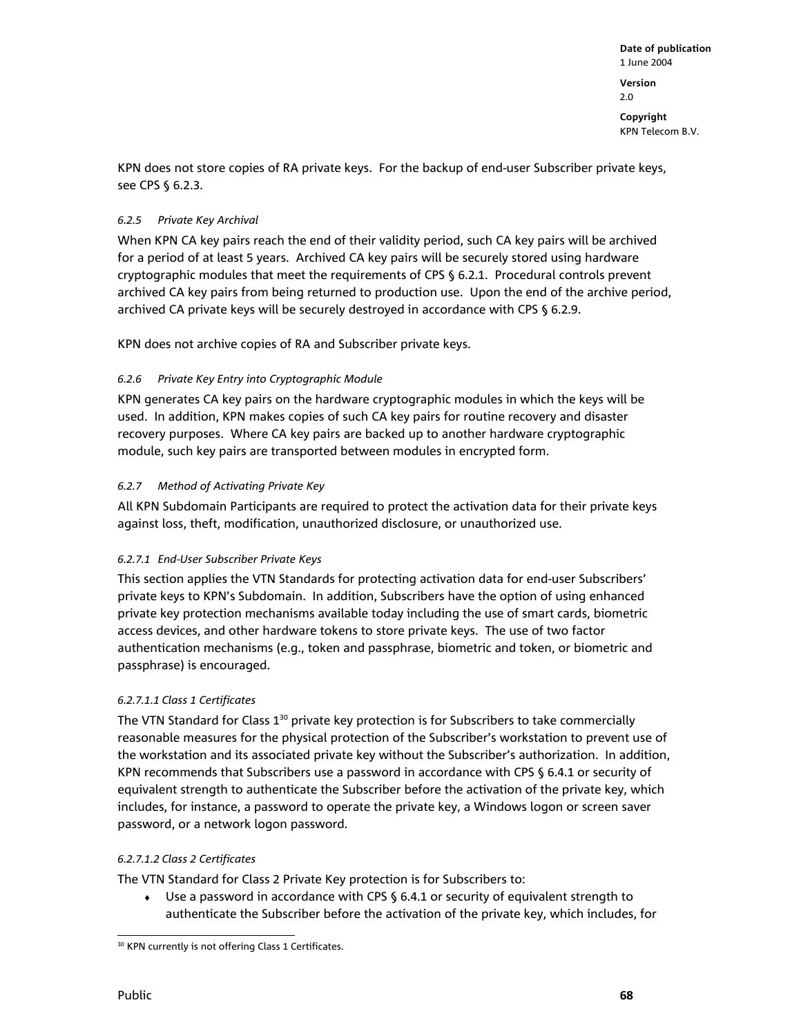KPN does not store copies of RA private keys. For the backup of end-user Subscriber private keys, see CPS § 6.2.3.

#### *6.2.5 Private Key Archival*

When KPN CA key pairs reach the end of their validity period, such CA key pairs will be archived for a period of at least 5 years. Archived CA key pairs will be securely stored using hardware cryptographic modules that meet the requirements of CPS § 6.2.1. Procedural controls prevent archived CA key pairs from being returned to production use. Upon the end of the archive period, archived CA private keys will be securely destroyed in accordance with CPS § 6.2.9.

KPN does not archive copies of RA and Subscriber private keys.

#### *6.2.6 Private Key Entry into Cryptographic Module*

KPN generates CA key pairs on the hardware cryptographic modules in which the keys will be used. In addition, KPN makes copies of such CA key pairs for routine recovery and disaster recovery purposes. Where CA key pairs are backed up to another hardware cryptographic module, such key pairs are transported between modules in encrypted form.

#### *6.2.7 Method of Activating Private Key*

All KPN Subdomain Participants are required to protect the activation data for their private keys against loss, theft, modification, unauthorized disclosure, or unauthorized use.

##### *6.2.7.1 End-User Subscriber Private Keys*

This section applies the VTN Standards for protecting activation data for end-user Subscribers' private keys to KPN's Subdomain. In addition, Subscribers have the option of using enhanced private key protection mechanisms available today including the use of smart cards, biometric access devices, and other hardware tokens to store private keys. The use of two factor authentication mechanisms (e.g., token and passphrase, biometric and token, or biometric and passphrase) is encouraged.

###### *6.2.7.1.1 Class 1 Certificates*

The VTN Standard for Class 1[30] private key protection is for Subscribers to take commercially reasonable measures for the physical protection of the Subscriber's workstation to prevent use of the workstation and its associated private key without the Subscriber's authorization. In addition, KPN recommends that Subscribers use a password in accordance with CPS § 6.4.1 or security of equivalent strength to authenticate the Subscriber before the activation of the private key, which includes, for instance, a password to operate the private key, a Windows logon or screen saver password, or a network logon password.

###### *6.2.7.1.2 Class 2 Certificates*

The VTN Standard for Class 2 Private Key protection is for Subscribers to:

- Use a password in accordance with CPS § 6.4.1 or security of equivalent strength to authenticate the Subscriber before the activation of the private key, which includes, for

[30] KPN currently is not offering Class 1 Certificates.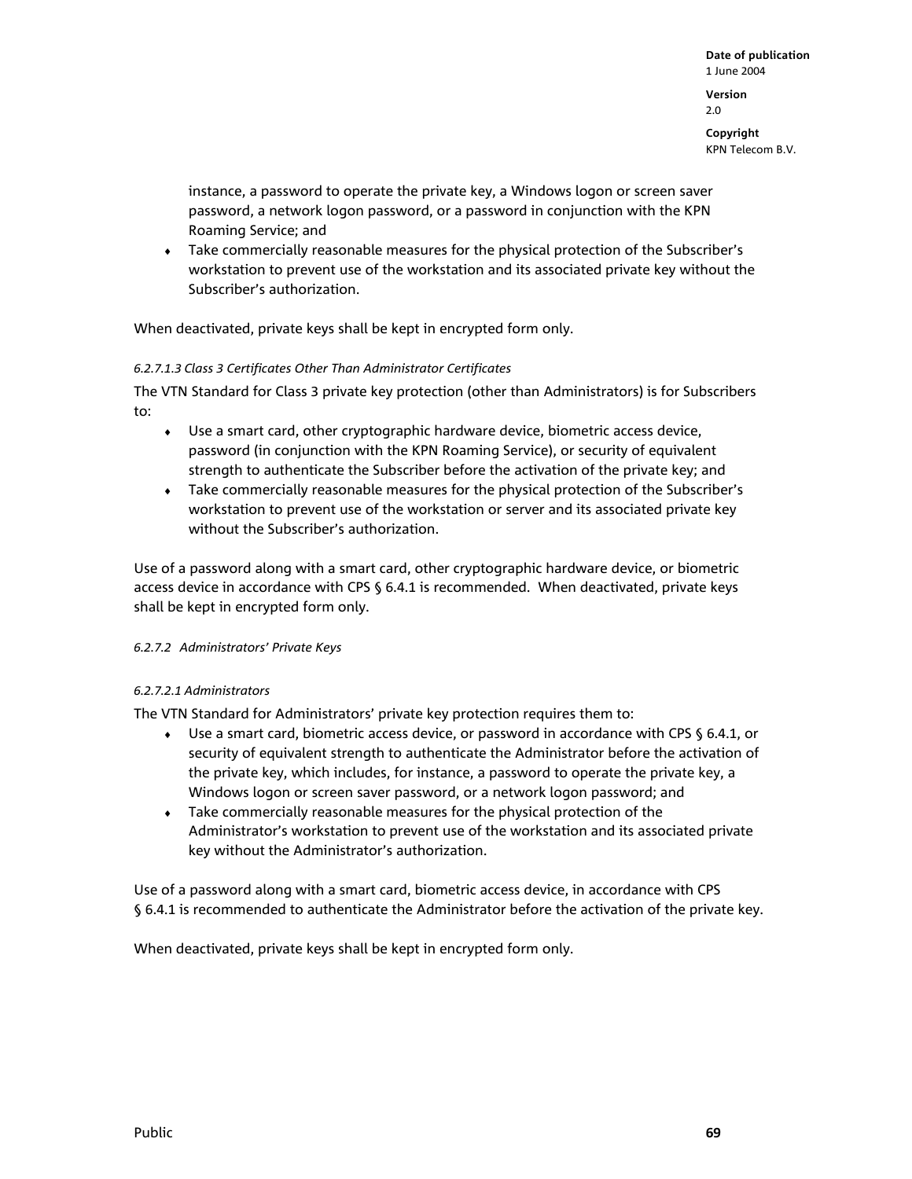instance, a password to operate the private key, a Windows logon or screen saver password, a network logon password, or a password in conjunction with the KPN Roaming Service; and
- Take commercially reasonable measures for the physical protection of the Subscriber's workstation to prevent use of the workstation and its associated private key without the Subscriber's authorization.

When deactivated, private keys shall be kept in encrypted form only.

*6.2.7.1.3 Class 3 Certificates Other Than Administrator Certificates*

The VTN Standard for Class 3 private key protection (other than Administrators) is for Subscribers to:

- Use a smart card, other cryptographic hardware device, biometric access device, password (in conjunction with the KPN Roaming Service), or security of equivalent strength to authenticate the Subscriber before the activation of the private key; and
- Take commercially reasonable measures for the physical protection of the Subscriber's workstation to prevent use of the workstation or server and its associated private key without the Subscriber's authorization.

Use of a password along with a smart card, other cryptographic hardware device, or biometric access device in accordance with CPS § 6.4.1 is recommended. When deactivated, private keys shall be kept in encrypted form only.

*6.2.7.2 Administrators' Private Keys*

*6.2.7.2.1 Administrators*

The VTN Standard for Administrators' private key protection requires them to:

- Use a smart card, biometric access device, or password in accordance with CPS § 6.4.1, or security of equivalent strength to authenticate the Administrator before the activation of the private key, which includes, for instance, a password to operate the private key, a Windows logon or screen saver password, or a network logon password; and
- Take commercially reasonable measures for the physical protection of the Administrator's workstation to prevent use of the workstation and its associated private key without the Administrator's authorization.

Use of a password along with a smart card, biometric access device, in accordance with CPS § 6.4.1 is recommended to authenticate the Administrator before the activation of the private key.

When deactivated, private keys shall be kept in encrypted form only.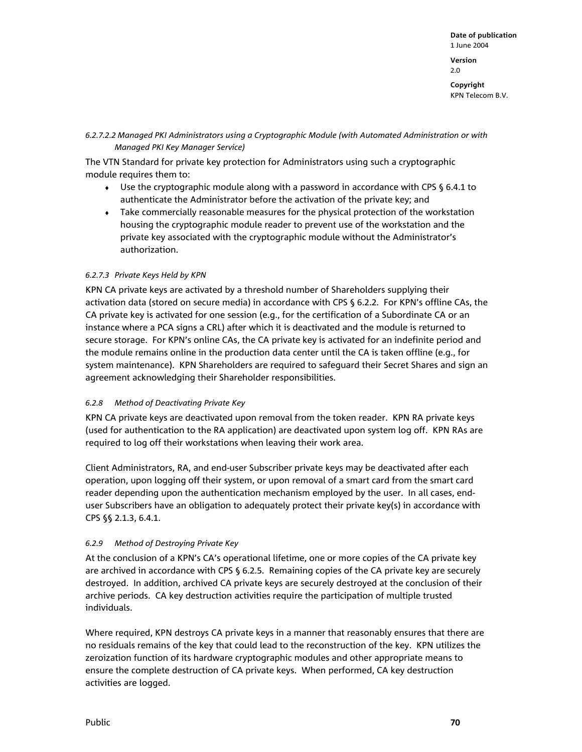#### *6.2.7.2.2 Managed PKI Administrators using a Cryptographic Module (with Automated Administration or with Managed PKI Key Manager Service)*

The VTN Standard for private key protection for Administrators using such a cryptographic module requires them to:

- Use the cryptographic module along with a password in accordance with CPS § 6.4.1 to authenticate the Administrator before the activation of the private key; and
- Take commercially reasonable measures for the physical protection of the workstation housing the cryptographic module reader to prevent use of the workstation and the private key associated with the cryptographic module without the Administrator's authorization.

#### *6.2.7.3 Private Keys Held by KPN*

KPN CA private keys are activated by a threshold number of Shareholders supplying their activation data (stored on secure media) in accordance with CPS § 6.2.2. For KPN's offline CAs, the CA private key is activated for one session (e.g., for the certification of a Subordinate CA or an instance where a PCA signs a CRL) after which it is deactivated and the module is returned to secure storage. For KPN's online CAs, the CA private key is activated for an indefinite period and the module remains online in the production data center until the CA is taken offline (e.g., for system maintenance). KPN Shareholders are required to safeguard their Secret Shares and sign an agreement acknowledging their Shareholder responsibilities.

### *6.2.8 Method of Deactivating Private Key*

KPN CA private keys are deactivated upon removal from the token reader. KPN RA private keys (used for authentication to the RA application) are deactivated upon system log off. KPN RAs are required to log off their workstations when leaving their work area.

Client Administrators, RA, and end-user Subscriber private keys may be deactivated after each operation, upon logging off their system, or upon removal of a smart card from the smart card reader depending upon the authentication mechanism employed by the user. In all cases, end-user Subscribers have an obligation to adequately protect their private key(s) in accordance with CPS §§ 2.1.3, 6.4.1.

### *6.2.9 Method of Destroying Private Key*

At the conclusion of a KPN's CA's operational lifetime, one or more copies of the CA private key are archived in accordance with CPS § 6.2.5. Remaining copies of the CA private key are securely destroyed. In addition, archived CA private keys are securely destroyed at the conclusion of their archive periods. CA key destruction activities require the participation of multiple trusted individuals.

Where required, KPN destroys CA private keys in a manner that reasonably ensures that there are no residuals remains of the key that could lead to the reconstruction of the key. KPN utilizes the zeroization function of its hardware cryptographic modules and other appropriate means to ensure the complete destruction of CA private keys. When performed, CA key destruction activities are logged.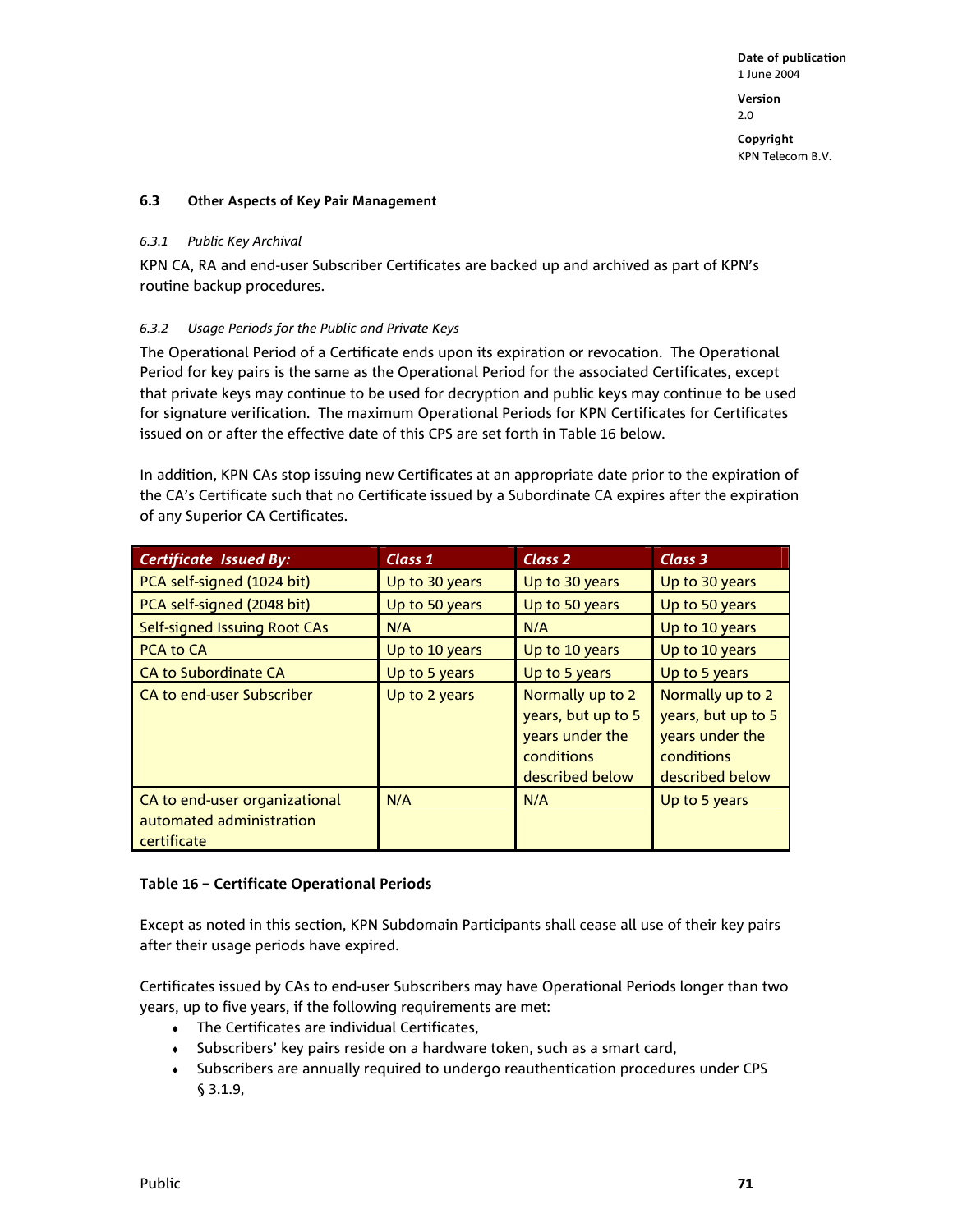### 6.3 Other Aspects of Key Pair Management

#### *6.3.1 Public Key Archival*

KPN CA, RA and end-user Subscriber Certificates are backed up and archived as part of KPN's routine backup procedures.

#### *6.3.2 Usage Periods for the Public and Private Keys*

The Operational Period of a Certificate ends upon its expiration or revocation. The Operational Period for key pairs is the same as the Operational Period for the associated Certificates, except that private keys may continue to be used for decryption and public keys may continue to be used for signature verification. The maximum Operational Periods for KPN Certificates for Certificates issued on or after the effective date of this CPS are set forth in Table 16 below.

In addition, KPN CAs stop issuing new Certificates at an appropriate date prior to the expiration of the CA's Certificate such that no Certificate issued by a Subordinate CA expires after the expiration of any Superior CA Certificates.

| *Certificate Issued By:* | *Class 1* | *Class 2* | *Class 3* |
|---|---|---|---|
| PCA self-signed (1024 bit) | Up to 30 years | Up to 30 years | Up to 30 years |
| PCA self-signed (2048 bit) | Up to 50 years | Up to 50 years | Up to 50 years |
| Self-signed Issuing Root CAs | N/A | N/A | Up to 10 years |
| PCA to CA | Up to 10 years | Up to 10 years | Up to 10 years |
| CA to Subordinate CA | Up to 5 years | Up to 5 years | Up to 5 years |
| CA to end-user Subscriber | Up to 2 years | Normally up to 2 years, but up to 5 years under the conditions described below | Normally up to 2 years, but up to 5 years under the conditions described below |
| CA to end-user organizational automated administration certificate | N/A | N/A | Up to 5 years |

**Table 16 – Certificate Operational Periods**

Except as noted in this section, KPN Subdomain Participants shall cease all use of their key pairs after their usage periods have expired.

Certificates issued by CAs to end-user Subscribers may have Operational Periods longer than two years, up to five years, if the following requirements are met:

- The Certificates are individual Certificates,
- Subscribers' key pairs reside on a hardware token, such as a smart card,
- Subscribers are annually required to undergo reauthentication procedures under CPS § 3.1.9,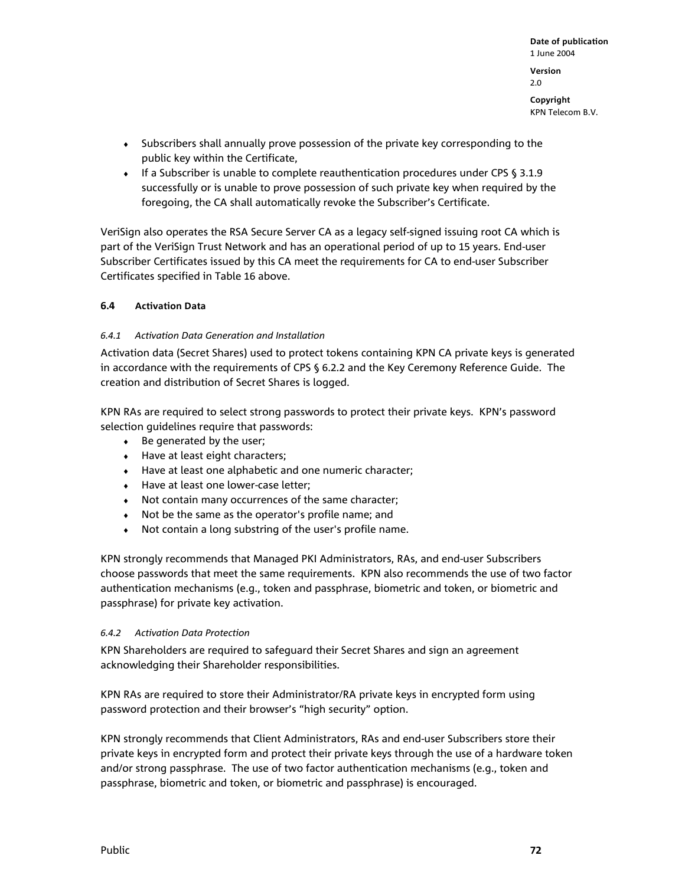- Subscribers shall annually prove possession of the private key corresponding to the public key within the Certificate,
- If a Subscriber is unable to complete reauthentication procedures under CPS § 3.1.9 successfully or is unable to prove possession of such private key when required by the foregoing, the CA shall automatically revoke the Subscriber's Certificate.

VeriSign also operates the RSA Secure Server CA as a legacy self-signed issuing root CA which is part of the VeriSign Trust Network and has an operational period of up to 15 years. End-user Subscriber Certificates issued by this CA meet the requirements for CA to end-user Subscriber Certificates specified in Table 16 above.

### 6.4 Activation Data

#### *6.4.1 Activation Data Generation and Installation*

Activation data (Secret Shares) used to protect tokens containing KPN CA private keys is generated in accordance with the requirements of CPS § 6.2.2 and the Key Ceremony Reference Guide. The creation and distribution of Secret Shares is logged.

KPN RAs are required to select strong passwords to protect their private keys. KPN's password selection guidelines require that passwords:

- Be generated by the user;
- Have at least eight characters;
- Have at least one alphabetic and one numeric character;
- Have at least one lower-case letter;
- Not contain many occurrences of the same character;
- Not be the same as the operator's profile name; and
- Not contain a long substring of the user's profile name.

KPN strongly recommends that Managed PKI Administrators, RAs, and end-user Subscribers choose passwords that meet the same requirements. KPN also recommends the use of two factor authentication mechanisms (e.g., token and passphrase, biometric and token, or biometric and passphrase) for private key activation.

#### *6.4.2 Activation Data Protection*

KPN Shareholders are required to safeguard their Secret Shares and sign an agreement acknowledging their Shareholder responsibilities.

KPN RAs are required to store their Administrator/RA private keys in encrypted form using password protection and their browser's "high security" option.

KPN strongly recommends that Client Administrators, RAs and end-user Subscribers store their private keys in encrypted form and protect their private keys through the use of a hardware token and/or strong passphrase. The use of two factor authentication mechanisms (e.g., token and passphrase, biometric and token, or biometric and passphrase) is encouraged.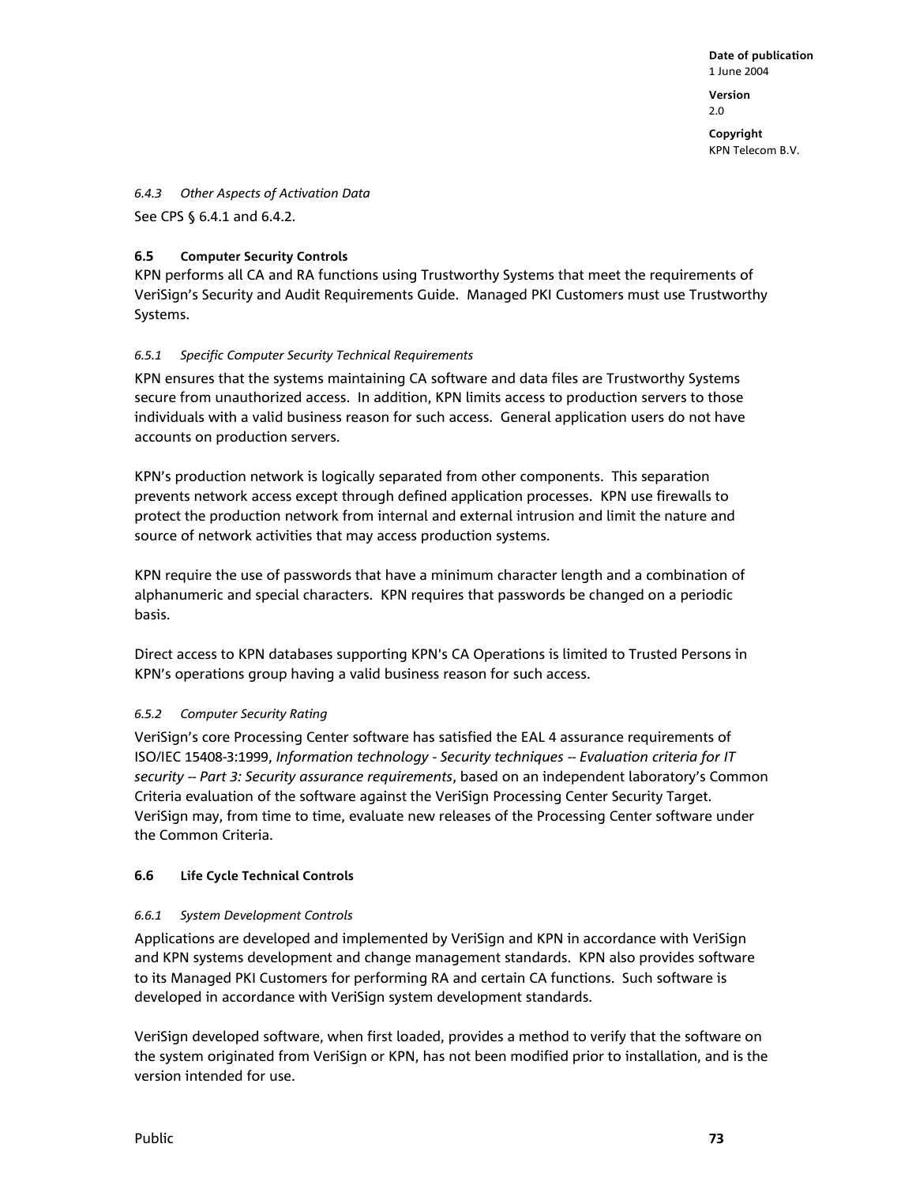#### *6.4.3 Other Aspects of Activation Data*

See CPS § 6.4.1 and 6.4.2.

### 6.5 Computer Security Controls

KPN performs all CA and RA functions using Trustworthy Systems that meet the requirements of VeriSign's Security and Audit Requirements Guide. Managed PKI Customers must use Trustworthy Systems.

#### *6.5.1 Specific Computer Security Technical Requirements*

KPN ensures that the systems maintaining CA software and data files are Trustworthy Systems secure from unauthorized access. In addition, KPN limits access to production servers to those individuals with a valid business reason for such access. General application users do not have accounts on production servers.

KPN's production network is logically separated from other components. This separation prevents network access except through defined application processes. KPN use firewalls to protect the production network from internal and external intrusion and limit the nature and source of network activities that may access production systems.

KPN require the use of passwords that have a minimum character length and a combination of alphanumeric and special characters. KPN requires that passwords be changed on a periodic basis.

Direct access to KPN databases supporting KPN's CA Operations is limited to Trusted Persons in KPN's operations group having a valid business reason for such access.

#### *6.5.2 Computer Security Rating*

VeriSign's core Processing Center software has satisfied the EAL 4 assurance requirements of ISO/IEC 15408-3:1999, *Information technology - Security techniques -- Evaluation criteria for IT security -- Part 3: Security assurance requirements*, based on an independent laboratory's Common Criteria evaluation of the software against the VeriSign Processing Center Security Target. VeriSign may, from time to time, evaluate new releases of the Processing Center software under the Common Criteria.

### 6.6 Life Cycle Technical Controls

#### *6.6.1 System Development Controls*

Applications are developed and implemented by VeriSign and KPN in accordance with VeriSign and KPN systems development and change management standards. KPN also provides software to its Managed PKI Customers for performing RA and certain CA functions. Such software is developed in accordance with VeriSign system development standards.

VeriSign developed software, when first loaded, provides a method to verify that the software on the system originated from VeriSign or KPN, has not been modified prior to installation, and is the version intended for use.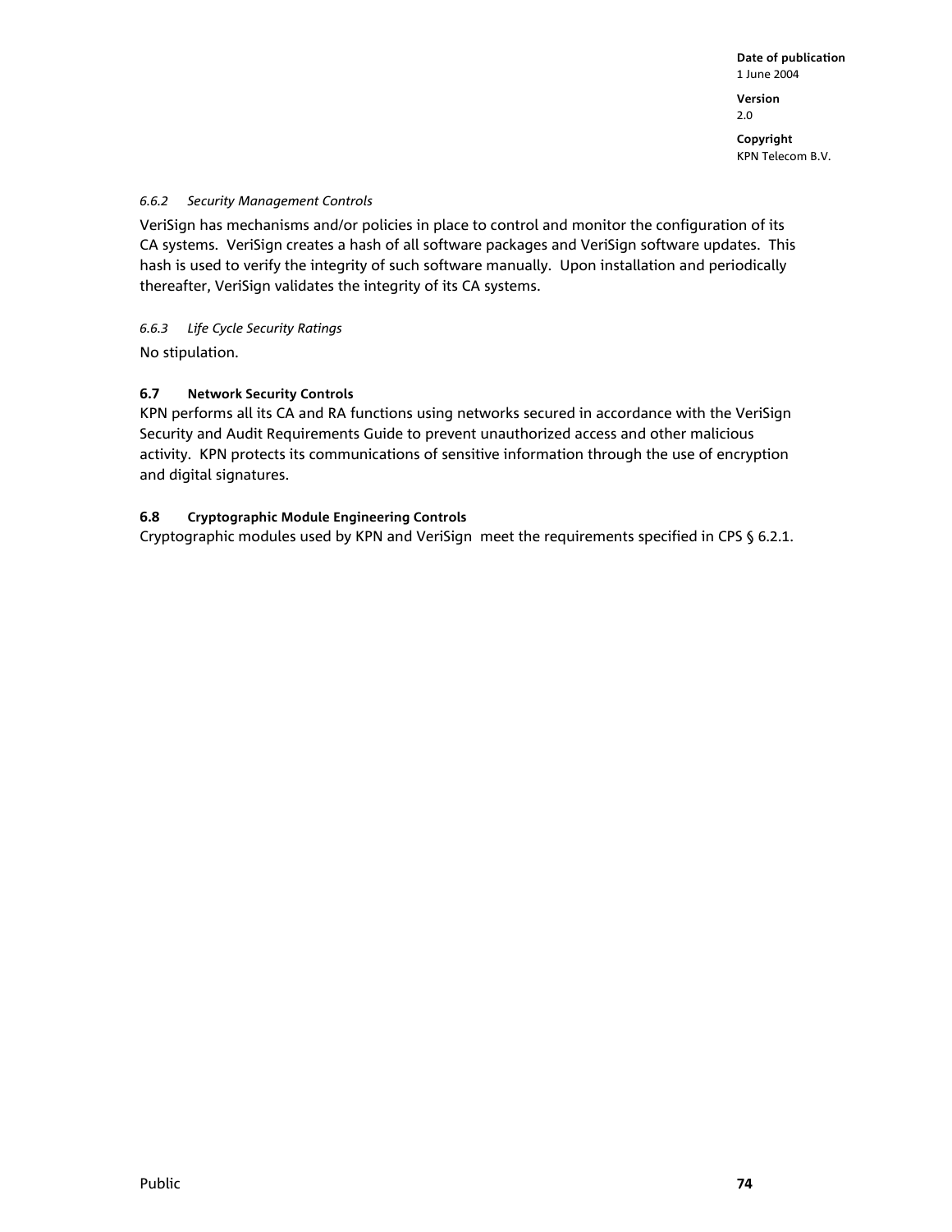#### *6.6.2 Security Management Controls*

VeriSign has mechanisms and/or policies in place to control and monitor the configuration of its CA systems. VeriSign creates a hash of all software packages and VeriSign software updates. This hash is used to verify the integrity of such software manually. Upon installation and periodically thereafter, VeriSign validates the integrity of its CA systems.

#### *6.6.3 Life Cycle Security Ratings*

No stipulation.

### 6.7 Network Security Controls

KPN performs all its CA and RA functions using networks secured in accordance with the VeriSign Security and Audit Requirements Guide to prevent unauthorized access and other malicious activity. KPN protects its communications of sensitive information through the use of encryption and digital signatures.

### 6.8 Cryptographic Module Engineering Controls

Cryptographic modules used by KPN and VeriSign meet the requirements specified in CPS § 6.2.1.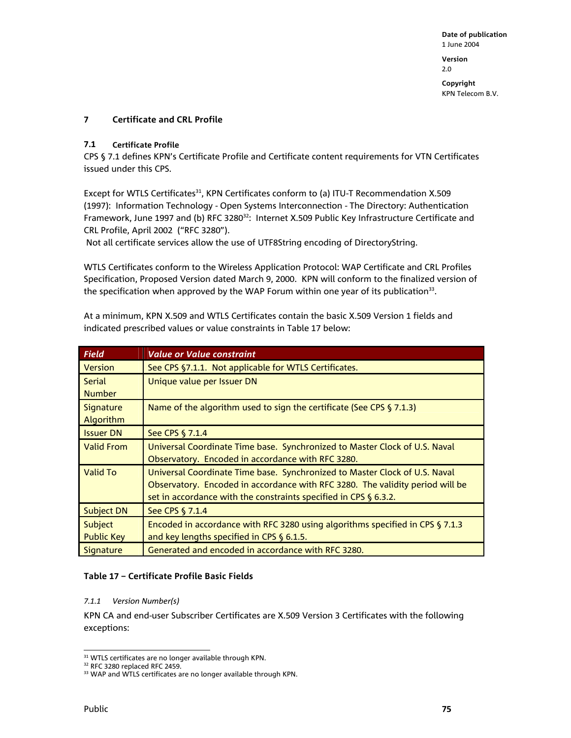## 7 Certificate and CRL Profile

### 7.1 Certificate Profile

CPS § 7.1 defines KPN's Certificate Profile and Certificate content requirements for VTN Certificates issued under this CPS.

Except for WTLS Certificates[31], KPN Certificates conform to (a) ITU-T Recommendation X.509 (1997): Information Technology - Open Systems Interconnection - The Directory: Authentication Framework, June 1997 and (b) RFC 3280[32]: Internet X.509 Public Key Infrastructure Certificate and CRL Profile, April 2002 ("RFC 3280").
Not all certificate services allow the use of UTF8String encoding of DirectoryString.

WTLS Certificates conform to the Wireless Application Protocol: WAP Certificate and CRL Profiles Specification, Proposed Version dated March 9, 2000. KPN will conform to the finalized version of the specification when approved by the WAP Forum within one year of its publication[33].

At a minimum, KPN X.509 and WTLS Certificates contain the basic X.509 Version 1 fields and indicated prescribed values or value constraints in Table 17 below:

| *Field* | *Value or Value constraint* |
|---|---|
| Version | See CPS §7.1.1. Not applicable for WTLS Certificates. |
| Serial Number | Unique value per Issuer DN |
| Signature Algorithm | Name of the algorithm used to sign the certificate (See CPS § 7.1.3) |
| Issuer DN | See CPS § 7.1.4 |
| Valid From | Universal Coordinate Time base. Synchronized to Master Clock of U.S. Naval Observatory. Encoded in accordance with RFC 3280. |
| Valid To | Universal Coordinate Time base. Synchronized to Master Clock of U.S. Naval Observatory. Encoded in accordance with RFC 3280. The validity period will be set in accordance with the constraints specified in CPS § 6.3.2. |
| Subject DN | See CPS § 7.1.4 |
| Subject Public Key | Encoded in accordance with RFC 3280 using algorithms specified in CPS § 7.1.3 and key lengths specified in CPS § 6.1.5. |
| Signature | Generated and encoded in accordance with RFC 3280. |

**Table 17 – Certificate Profile Basic Fields**

#### *7.1.1 Version Number(s)*

KPN CA and end-user Subscriber Certificates are X.509 Version 3 Certificates with the following exceptions:

---

[31] WTLS certificates are no longer available through KPN.
[32] RFC 3280 replaced RFC 2459.
[33] WAP and WTLS certificates are no longer available through KPN.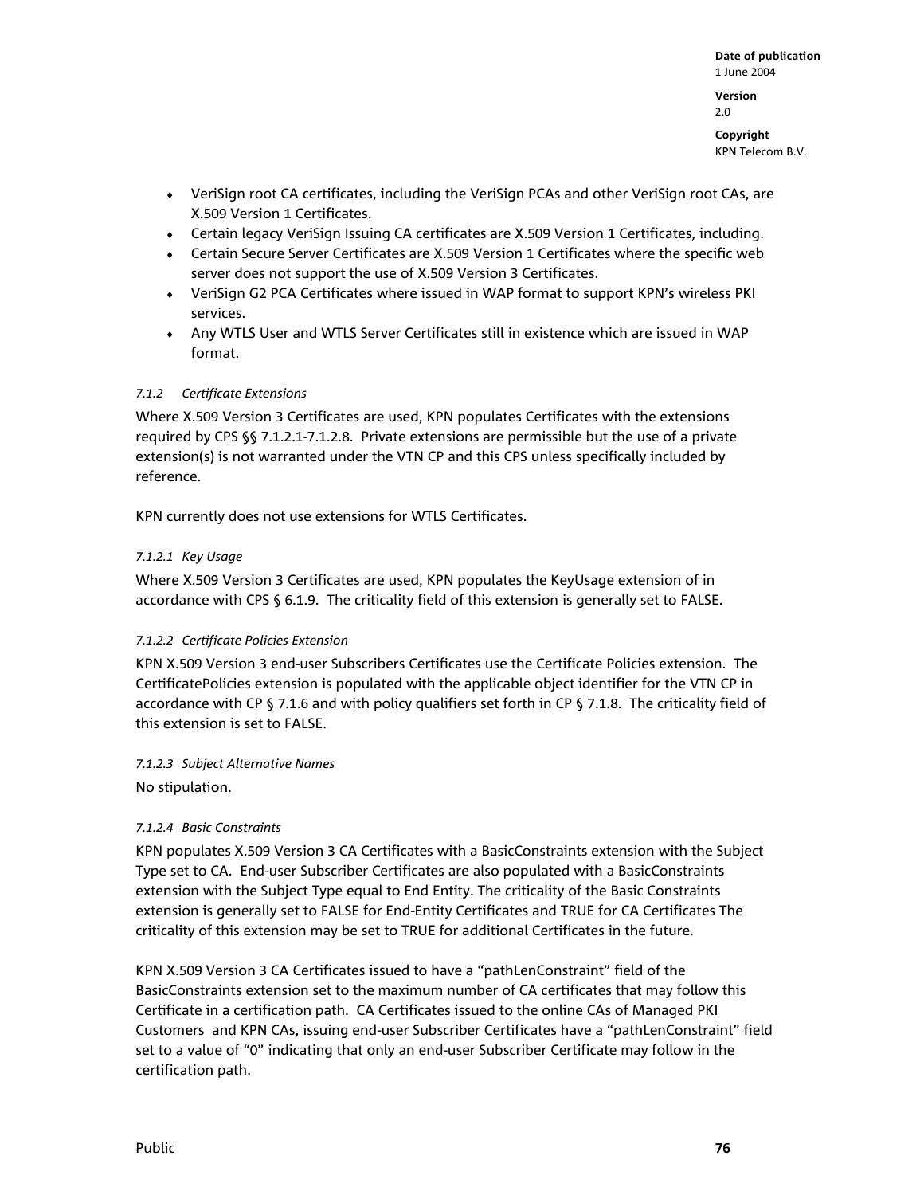- VeriSign root CA certificates, including the VeriSign PCAs and other VeriSign root CAs, are X.509 Version 1 Certificates.
- Certain legacy VeriSign Issuing CA certificates are X.509 Version 1 Certificates, including.
- Certain Secure Server Certificates are X.509 Version 1 Certificates where the specific web server does not support the use of X.509 Version 3 Certificates.
- VeriSign G2 PCA Certificates where issued in WAP format to support KPN's wireless PKI services.
- Any WTLS User and WTLS Server Certificates still in existence which are issued in WAP format.

*7.1.2 Certificate Extensions*

Where X.509 Version 3 Certificates are used, KPN populates Certificates with the extensions required by CPS §§ 7.1.2.1-7.1.2.8. Private extensions are permissible but the use of a private extension(s) is not warranted under the VTN CP and this CPS unless specifically included by reference.

KPN currently does not use extensions for WTLS Certificates.

*7.1.2.1 Key Usage*

Where X.509 Version 3 Certificates are used, KPN populates the KeyUsage extension of in accordance with CPS § 6.1.9. The criticality field of this extension is generally set to FALSE.

*7.1.2.2 Certificate Policies Extension*

KPN X.509 Version 3 end-user Subscribers Certificates use the Certificate Policies extension. The CertificatePolicies extension is populated with the applicable object identifier for the VTN CP in accordance with CP § 7.1.6 and with policy qualifiers set forth in CP § 7.1.8. The criticality field of this extension is set to FALSE.

*7.1.2.3 Subject Alternative Names*

No stipulation.

*7.1.2.4 Basic Constraints*

KPN populates X.509 Version 3 CA Certificates with a BasicConstraints extension with the Subject Type set to CA. End-user Subscriber Certificates are also populated with a BasicConstraints extension with the Subject Type equal to End Entity. The criticality of the Basic Constraints extension is generally set to FALSE for End-Entity Certificates and TRUE for CA Certificates The criticality of this extension may be set to TRUE for additional Certificates in the future.

KPN X.509 Version 3 CA Certificates issued to have a "pathLenConstraint" field of the BasicConstraints extension set to the maximum number of CA certificates that may follow this Certificate in a certification path. CA Certificates issued to the online CAs of Managed PKI Customers and KPN CAs, issuing end-user Subscriber Certificates have a "pathLenConstraint" field set to a value of "0" indicating that only an end-user Subscriber Certificate may follow in the certification path.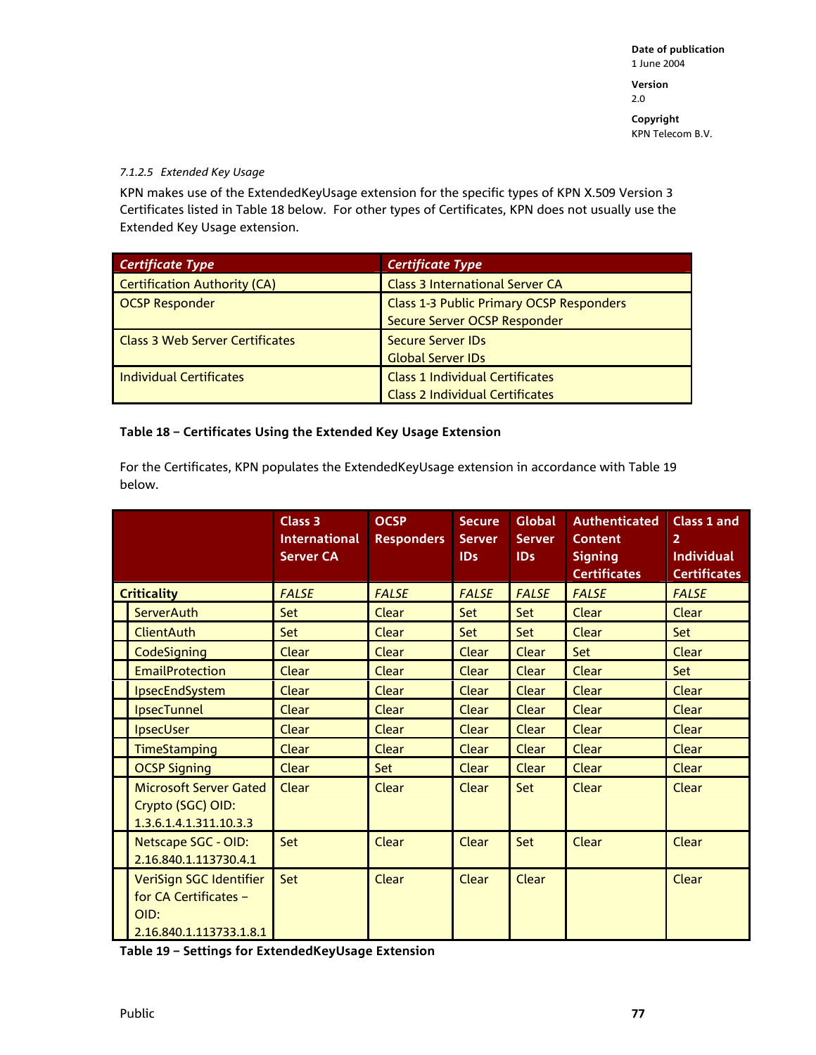#### 7.1.2.5 *Extended Key Usage*

KPN makes use of the ExtendedKeyUsage extension for the specific types of KPN X.509 Version 3 Certificates listed in Table 18 below. For other types of Certificates, KPN does not usually use the Extended Key Usage extension.

| *Certificate Type* | *Certificate Type* |
|---|---|
| Certification Authority (CA) | Class 3 International Server CA |
| OCSP Responder | Class 1-3 Public Primary OCSP Responders<br>Secure Server OCSP Responder |
| Class 3 Web Server Certificates | Secure Server IDs<br>Global Server IDs |
| Individual Certificates | Class 1 Individual Certificates<br>Class 2 Individual Certificates |

**Table 18 – Certificates Using the Extended Key Usage Extension**

For the Certificates, KPN populates the ExtendedKeyUsage extension in accordance with Table 19 below.

| | Class 3 International Server CA | OCSP Responders | Secure Server IDs | Global Server IDs | Authenticated Content Signing Certificates | Class 1 and 2 Individual Certificates |
|---|---|---|---|---|---|---|
| **Criticality** | *FALSE* | *FALSE* | *FALSE* | *FALSE* | *FALSE* | *FALSE* |
| ServerAuth | Set | Clear | Set | Set | Clear | Clear |
| ClientAuth | Set | Clear | Set | Set | Clear | Set |
| CodeSigning | Clear | Clear | Clear | Clear | Set | Clear |
| EmailProtection | Clear | Clear | Clear | Clear | Clear | Set |
| IpsecEndSystem | Clear | Clear | Clear | Clear | Clear | Clear |
| IpsecTunnel | Clear | Clear | Clear | Clear | Clear | Clear |
| IpsecUser | Clear | Clear | Clear | Clear | Clear | Clear |
| TimeStamping | Clear | Clear | Clear | Clear | Clear | Clear |
| OCSP Signing | Clear | Set | Clear | Clear | Clear | Clear |
| Microsoft Server Gated Crypto (SGC) OID: 1.3.6.1.4.1.311.10.3.3 | Clear | Clear | Clear | Set | Clear | Clear |
| Netscape SGC - OID: 2.16.840.1.113730.4.1 | Set | Clear | Clear | Set | Clear | Clear |
| VeriSign SGC Identifier for CA Certificates – OID: 2.16.840.1.113733.1.8.1 | Set | Clear | Clear | Clear | | Clear |

**Table 19 – Settings for ExtendedKeyUsage Extension**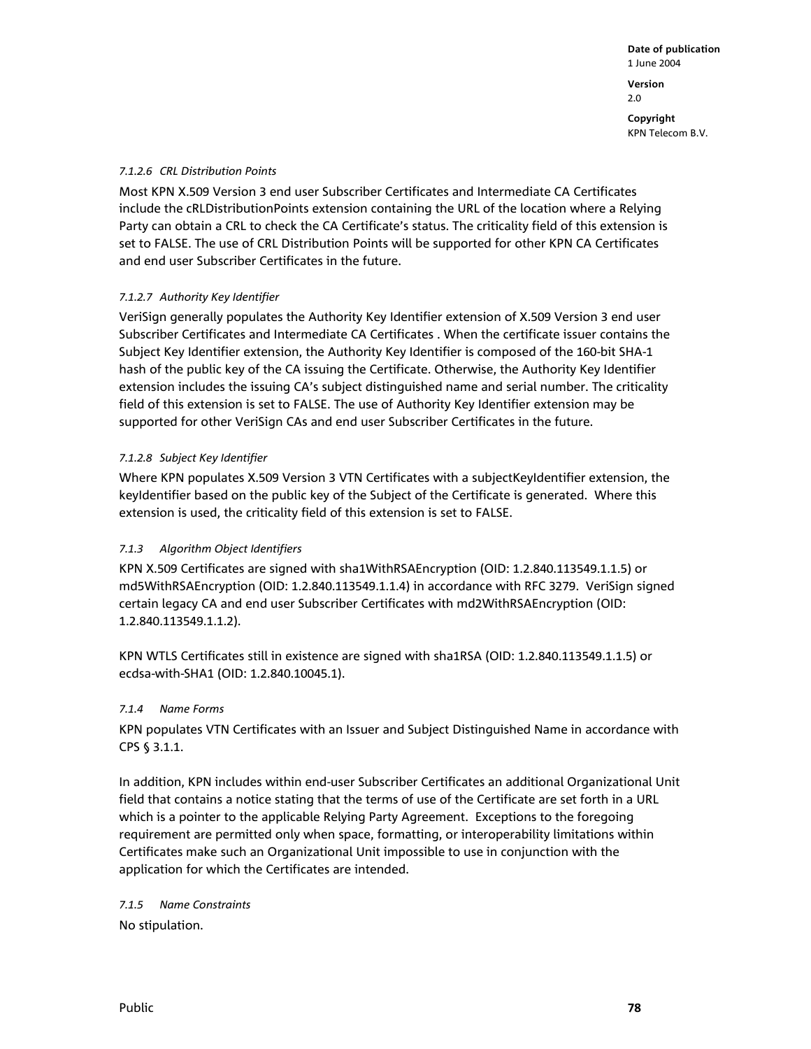*7.1.2.6 CRL Distribution Points*

Most KPN X.509 Version 3 end user Subscriber Certificates and Intermediate CA Certificates include the cRLDistributionPoints extension containing the URL of the location where a Relying Party can obtain a CRL to check the CA Certificate's status. The criticality field of this extension is set to FALSE. The use of CRL Distribution Points will be supported for other KPN CA Certificates and end user Subscriber Certificates in the future.

*7.1.2.7 Authority Key Identifier*

VeriSign generally populates the Authority Key Identifier extension of X.509 Version 3 end user Subscriber Certificates and Intermediate CA Certificates . When the certificate issuer contains the Subject Key Identifier extension, the Authority Key Identifier is composed of the 160-bit SHA-1 hash of the public key of the CA issuing the Certificate. Otherwise, the Authority Key Identifier extension includes the issuing CA's subject distinguished name and serial number. The criticality field of this extension is set to FALSE. The use of Authority Key Identifier extension may be supported for other VeriSign CAs and end user Subscriber Certificates in the future.

*7.1.2.8 Subject Key Identifier*

Where KPN populates X.509 Version 3 VTN Certificates with a subjectKeyIdentifier extension, the keyIdentifier based on the public key of the Subject of the Certificate is generated. Where this extension is used, the criticality field of this extension is set to FALSE.

*7.1.3 Algorithm Object Identifiers*

KPN X.509 Certificates are signed with sha1WithRSAEncryption (OID: 1.2.840.113549.1.1.5) or md5WithRSAEncryption (OID: 1.2.840.113549.1.1.4) in accordance with RFC 3279. VeriSign signed certain legacy CA and end user Subscriber Certificates with md2WithRSAEncryption (OID: 1.2.840.113549.1.1.2).

KPN WTLS Certificates still in existence are signed with sha1RSA (OID: 1.2.840.113549.1.1.5) or ecdsa-with-SHA1 (OID: 1.2.840.10045.1).

*7.1.4 Name Forms*

KPN populates VTN Certificates with an Issuer and Subject Distinguished Name in accordance with CPS § 3.1.1.

In addition, KPN includes within end-user Subscriber Certificates an additional Organizational Unit field that contains a notice stating that the terms of use of the Certificate are set forth in a URL which is a pointer to the applicable Relying Party Agreement. Exceptions to the foregoing requirement are permitted only when space, formatting, or interoperability limitations within Certificates make such an Organizational Unit impossible to use in conjunction with the application for which the Certificates are intended.

*7.1.5 Name Constraints*

No stipulation.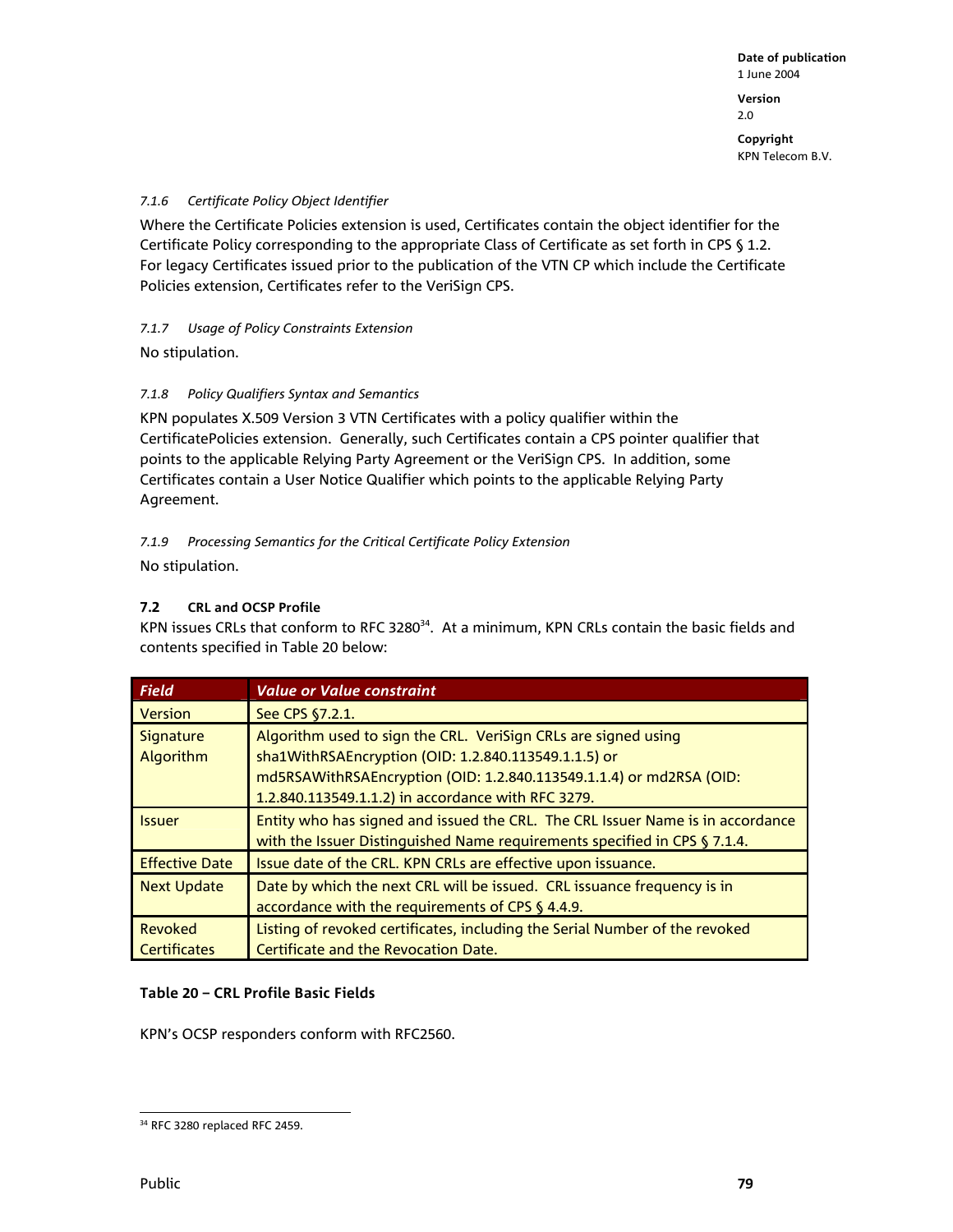#### 7.1.6 Certificate Policy Object Identifier

Where the Certificate Policies extension is used, Certificates contain the object identifier for the Certificate Policy corresponding to the appropriate Class of Certificate as set forth in CPS § 1.2. For legacy Certificates issued prior to the publication of the VTN CP which include the Certificate Policies extension, Certificates refer to the VeriSign CPS.

#### 7.1.7 Usage of Policy Constraints Extension

No stipulation.

#### 7.1.8 Policy Qualifiers Syntax and Semantics

KPN populates X.509 Version 3 VTN Certificates with a policy qualifier within the CertificatePolicies extension. Generally, such Certificates contain a CPS pointer qualifier that points to the applicable Relying Party Agreement or the VeriSign CPS. In addition, some Certificates contain a User Notice Qualifier which points to the applicable Relying Party Agreement.

#### 7.1.9 Processing Semantics for the Critical Certificate Policy Extension

No stipulation.

### 7.2 CRL and OCSP Profile

KPN issues CRLs that conform to RFC 3280[34]. At a minimum, KPN CRLs contain the basic fields and contents specified in Table 20 below:

| Field | Value or Value constraint |
|---|---|
| Version | See CPS §7.2.1. |
| Signature Algorithm | Algorithm used to sign the CRL. VeriSign CRLs are signed using sha1WithRSAEncryption (OID: 1.2.840.113549.1.1.5) or md5RSAWithRSAEncryption (OID: 1.2.840.113549.1.1.4) or md2RSA (OID: 1.2.840.113549.1.1.2) in accordance with RFC 3279. |
| Issuer | Entity who has signed and issued the CRL. The CRL Issuer Name is in accordance with the Issuer Distinguished Name requirements specified in CPS § 7.1.4. |
| Effective Date | Issue date of the CRL. KPN CRLs are effective upon issuance. |
| Next Update | Date by which the next CRL will be issued. CRL issuance frequency is in accordance with the requirements of CPS § 4.4.9. |
| Revoked Certificates | Listing of revoked certificates, including the Serial Number of the revoked Certificate and the Revocation Date. |

**Table 20 – CRL Profile Basic Fields**

KPN's OCSP responders conform with RFC2560.

[34] RFC 3280 replaced RFC 2459.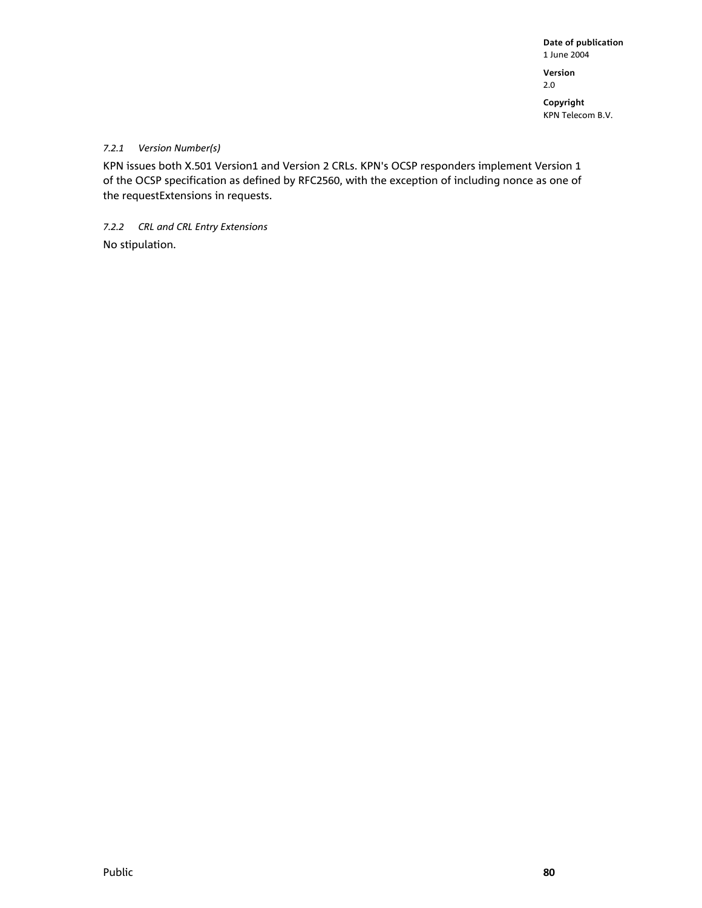#### *7.2.1 Version Number(s)*

KPN issues both X.501 Version1 and Version 2 CRLs. KPN's OCSP responders implement Version 1 of the OCSP specification as defined by RFC2560, with the exception of including nonce as one of the requestExtensions in requests.

#### *7.2.2 CRL and CRL Entry Extensions*

No stipulation.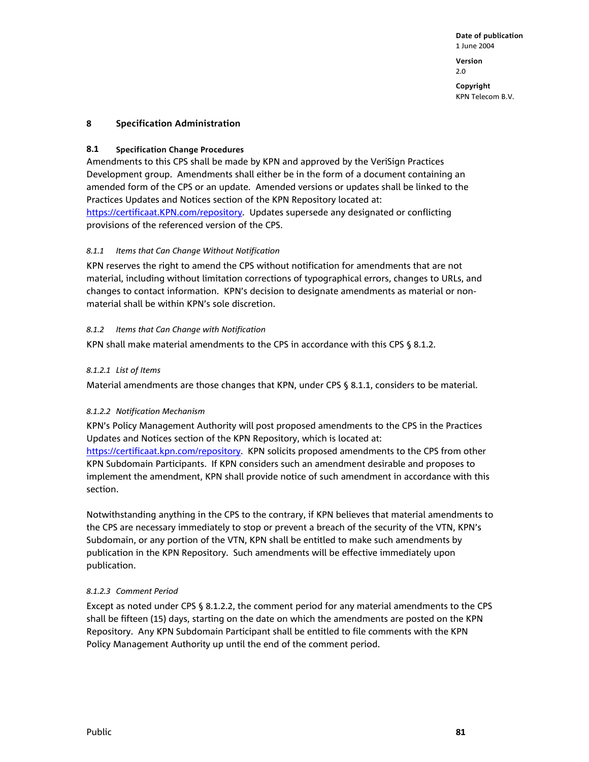# 8 Specification Administration

## 8.1 Specification Change Procedures

Amendments to this CPS shall be made by KPN and approved by the VeriSign Practices Development group. Amendments shall either be in the form of a document containing an amended form of the CPS or an update. Amended versions or updates shall be linked to the Practices Updates and Notices section of the KPN Repository located at: https://certificaat.KPN.com/repository. Updates supersede any designated or conflicting provisions of the referenced version of the CPS.

### *8.1.1 Items that Can Change Without Notification*

KPN reserves the right to amend the CPS without notification for amendments that are not material, including without limitation corrections of typographical errors, changes to URLs, and changes to contact information. KPN's decision to designate amendments as material or non-material shall be within KPN's sole discretion.

### *8.1.2 Items that Can Change with Notification*

KPN shall make material amendments to the CPS in accordance with this CPS § 8.1.2.

#### *8.1.2.1 List of Items*

Material amendments are those changes that KPN, under CPS § 8.1.1, considers to be material.

#### *8.1.2.2 Notification Mechanism*

KPN's Policy Management Authority will post proposed amendments to the CPS in the Practices Updates and Notices section of the KPN Repository, which is located at: https://certificaat.kpn.com/repository. KPN solicits proposed amendments to the CPS from other KPN Subdomain Participants. If KPN considers such an amendment desirable and proposes to implement the amendment, KPN shall provide notice of such amendment in accordance with this section.

Notwithstanding anything in the CPS to the contrary, if KPN believes that material amendments to the CPS are necessary immediately to stop or prevent a breach of the security of the VTN, KPN's Subdomain, or any portion of the VTN, KPN shall be entitled to make such amendments by publication in the KPN Repository. Such amendments will be effective immediately upon publication.

#### *8.1.2.3 Comment Period*

Except as noted under CPS § 8.1.2.2, the comment period for any material amendments to the CPS shall be fifteen (15) days, starting on the date on which the amendments are posted on the KPN Repository. Any KPN Subdomain Participant shall be entitled to file comments with the KPN Policy Management Authority up until the end of the comment period.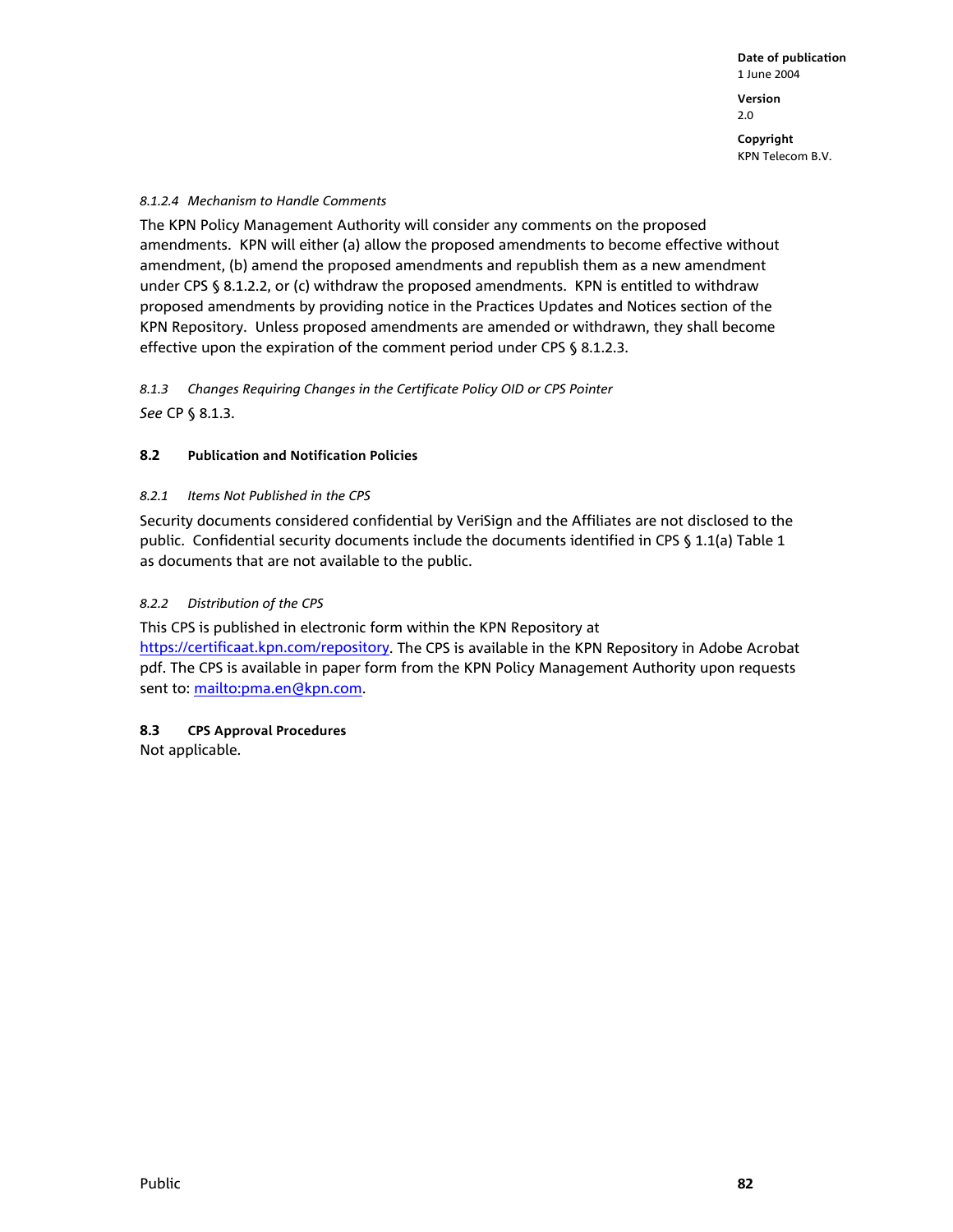#### *8.1.2.4 Mechanism to Handle Comments*

The KPN Policy Management Authority will consider any comments on the proposed amendments. KPN will either (a) allow the proposed amendments to become effective without amendment, (b) amend the proposed amendments and republish them as a new amendment under CPS § 8.1.2.2, or (c) withdraw the proposed amendments. KPN is entitled to withdraw proposed amendments by providing notice in the Practices Updates and Notices section of the KPN Repository. Unless proposed amendments are amended or withdrawn, they shall become effective upon the expiration of the comment period under CPS § 8.1.2.3.

### *8.1.3 Changes Requiring Changes in the Certificate Policy OID or CPS Pointer*

*See* CP § 8.1.3.

## 8.2 Publication and Notification Policies

### *8.2.1 Items Not Published in the CPS*

Security documents considered confidential by VeriSign and the Affiliates are not disclosed to the public. Confidential security documents include the documents identified in CPS § 1.1(a) Table 1 as documents that are not available to the public.

### *8.2.2 Distribution of the CPS*

This CPS is published in electronic form within the KPN Repository at https://certificaat.kpn.com/repository. The CPS is available in the KPN Repository in Adobe Acrobat pdf. The CPS is available in paper form from the KPN Policy Management Authority upon requests sent to: mailto:pma.en@kpn.com.

## 8.3 CPS Approval Procedures

Not applicable.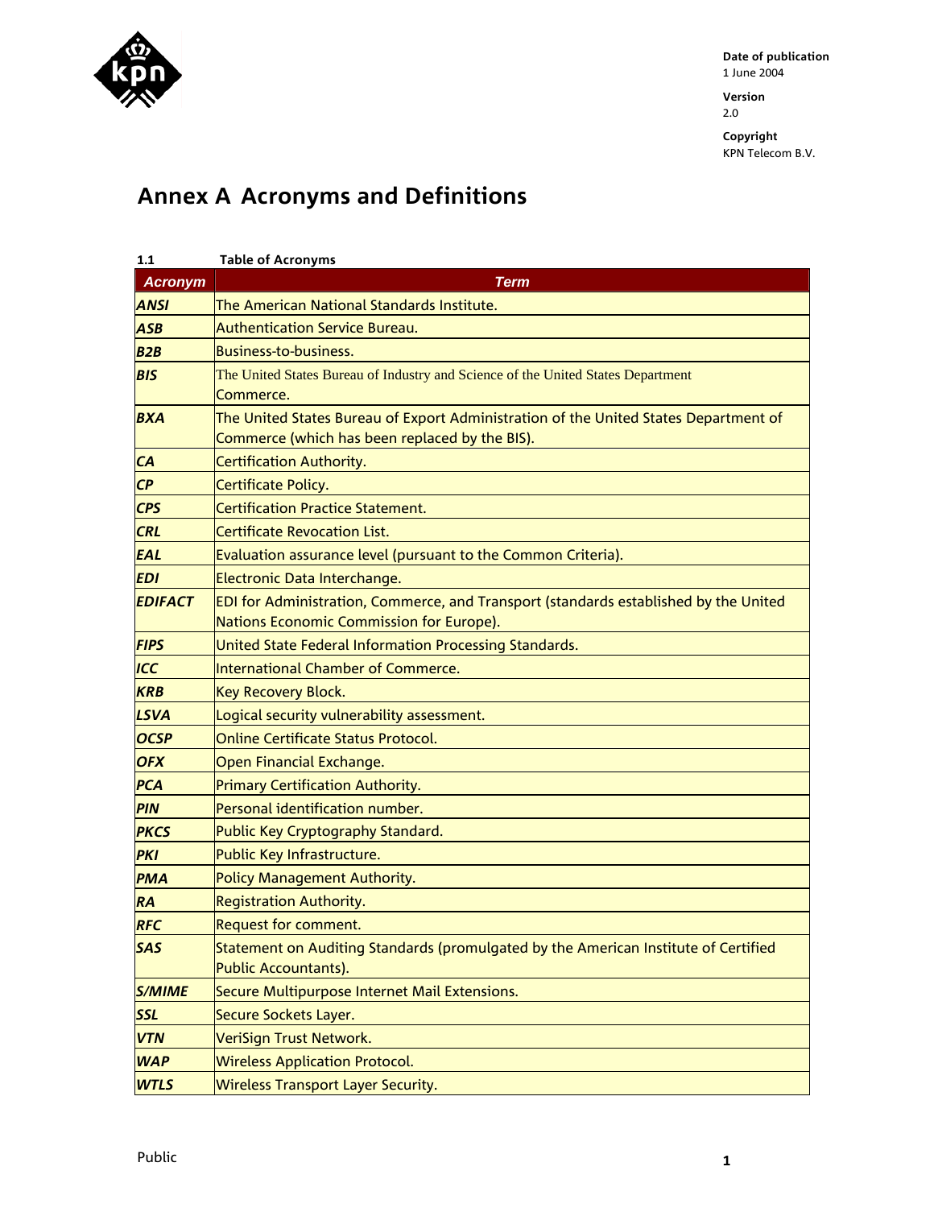Date of publication
1 June 2004

Version
2.0

Copyright
KPN Telecom B.V.

# Annex A Acronyms and Definitions

**1.1 Table of Acronyms**

| Acronym | Term |
|---|---|
| ***ANSI*** | The American National Standards Institute. |
| ***ASB*** | Authentication Service Bureau. |
| ***B2B*** | Business-to-business. |
| ***BIS*** | The United States Bureau of Industry and Science of the United States Department Commerce. |
| ***BXA*** | The United States Bureau of Export Administration of the United States Department of Commerce (which has been replaced by the BIS). |
| ***CA*** | Certification Authority. |
| ***CP*** | Certificate Policy. |
| ***CPS*** | Certification Practice Statement. |
| ***CRL*** | Certificate Revocation List. |
| ***EAL*** | Evaluation assurance level (pursuant to the Common Criteria). |
| ***EDI*** | Electronic Data Interchange. |
| ***EDIFACT*** | EDI for Administration, Commerce, and Transport (standards established by the United Nations Economic Commission for Europe). |
| ***FIPS*** | United State Federal Information Processing Standards. |
| ***ICC*** | International Chamber of Commerce. |
| ***KRB*** | Key Recovery Block. |
| ***LSVA*** | Logical security vulnerability assessment. |
| ***OCSP*** | Online Certificate Status Protocol. |
| ***OFX*** | Open Financial Exchange. |
| ***PCA*** | Primary Certification Authority. |
| ***PIN*** | Personal identification number. |
| ***PKCS*** | Public Key Cryptography Standard. |
| ***PKI*** | Public Key Infrastructure. |
| ***PMA*** | Policy Management Authority. |
| ***RA*** | Registration Authority. |
| ***RFC*** | Request for comment. |
| ***SAS*** | Statement on Auditing Standards (promulgated by the American Institute of Certified Public Accountants). |
| ***S/MIME*** | Secure Multipurpose Internet Mail Extensions. |
| ***SSL*** | Secure Sockets Layer. |
| ***VTN*** | VeriSign Trust Network. |
| ***WAP*** | Wireless Application Protocol. |
| ***WTLS*** | Wireless Transport Layer Security. |

Public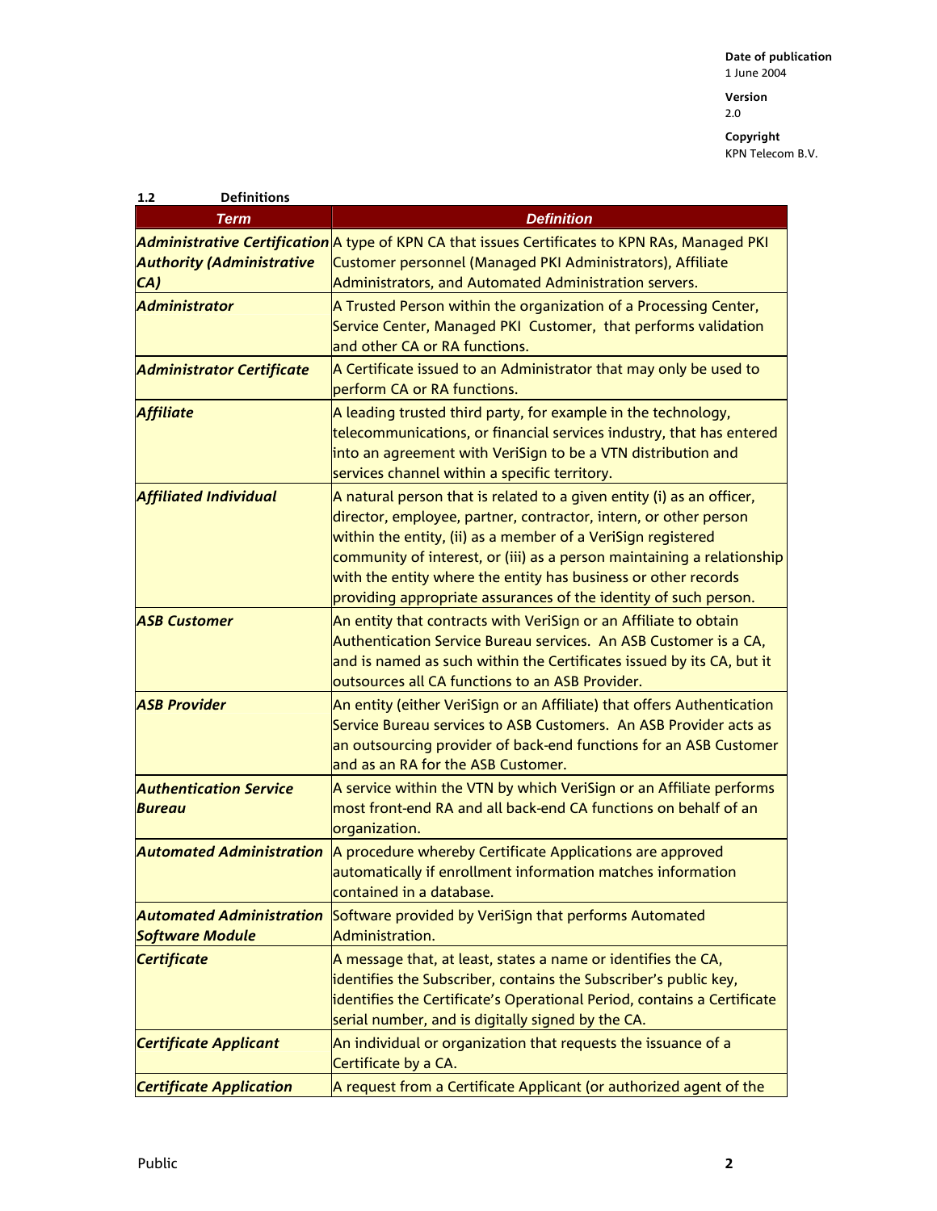### 1.2 Definitions

| Term | Definition |
|---|---|
| ***Administrative Certification Authority (Administrative CA)*** | A type of KPN CA that issues Certificates to KPN RAs, Managed PKI Customer personnel (Managed PKI Administrators), Affiliate Administrators, and Automated Administration servers. |
| ***Administrator*** | A Trusted Person within the organization of a Processing Center, Service Center, Managed PKI Customer, that performs validation and other CA or RA functions. |
| ***Administrator Certificate*** | A Certificate issued to an Administrator that may only be used to perform CA or RA functions. |
| ***Affiliate*** | A leading trusted third party, for example in the technology, telecommunications, or financial services industry, that has entered into an agreement with VeriSign to be a VTN distribution and services channel within a specific territory. |
| ***Affiliated Individual*** | A natural person that is related to a given entity (i) as an officer, director, employee, partner, contractor, intern, or other person within the entity, (ii) as a member of a VeriSign registered community of interest, or (iii) as a person maintaining a relationship with the entity where the entity has business or other records providing appropriate assurances of the identity of such person. |
| ***ASB Customer*** | An entity that contracts with VeriSign or an Affiliate to obtain Authentication Service Bureau services. An ASB Customer is a CA, and is named as such within the Certificates issued by its CA, but it outsources all CA functions to an ASB Provider. |
| ***ASB Provider*** | An entity (either VeriSign or an Affiliate) that offers Authentication Service Bureau services to ASB Customers. An ASB Provider acts as an outsourcing provider of back-end functions for an ASB Customer and as an RA for the ASB Customer. |
| ***Authentication Service Bureau*** | A service within the VTN by which VeriSign or an Affiliate performs most front-end RA and all back-end CA functions on behalf of an organization. |
| ***Automated Administration*** | A procedure whereby Certificate Applications are approved automatically if enrollment information matches information contained in a database. |
| ***Automated Administration Software Module*** | Software provided by VeriSign that performs Automated Administration. |
| ***Certificate*** | A message that, at least, states a name or identifies the CA, identifies the Subscriber, contains the Subscriber's public key, identifies the Certificate's Operational Period, contains a Certificate serial number, and is digitally signed by the CA. |
| ***Certificate Applicant*** | An individual or organization that requests the issuance of a Certificate by a CA. |
| ***Certificate Application*** | A request from a Certificate Applicant (or authorized agent of the |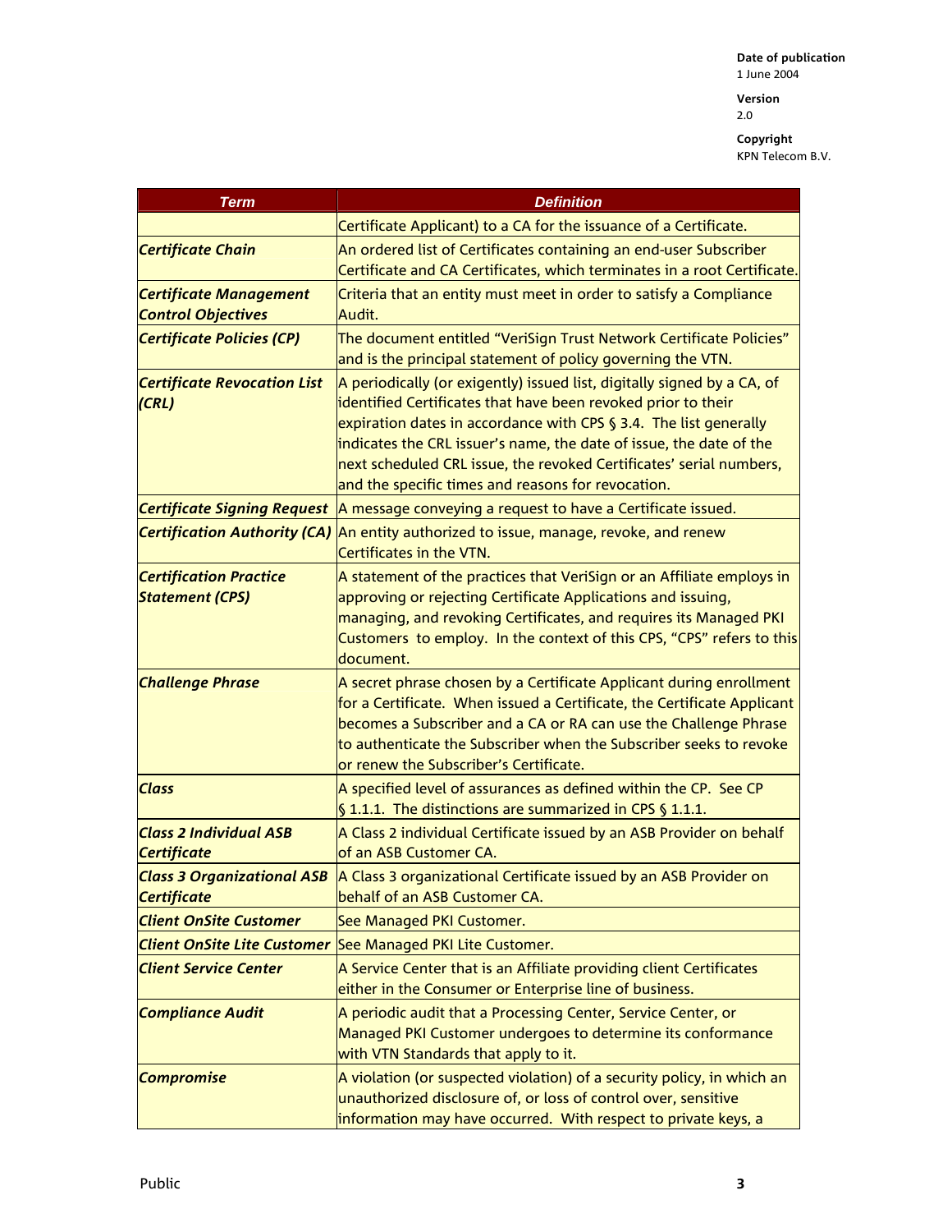| Term | Definition |
|---|---|
| | Certificate Applicant) to a CA for the issuance of a Certificate. |
| ***Certificate Chain*** | An ordered list of Certificates containing an end-user Subscriber Certificate and CA Certificates, which terminates in a root Certificate. |
| ***Certificate Management Control Objectives*** | Criteria that an entity must meet in order to satisfy a Compliance Audit. |
| ***Certificate Policies (CP)*** | The document entitled "VeriSign Trust Network Certificate Policies" and is the principal statement of policy governing the VTN. |
| ***Certificate Revocation List (CRL)*** | A periodically (or exigently) issued list, digitally signed by a CA, of identified Certificates that have been revoked prior to their expiration dates in accordance with CPS § 3.4. The list generally indicates the CRL issuer's name, the date of issue, the date of the next scheduled CRL issue, the revoked Certificates' serial numbers, and the specific times and reasons for revocation. |
| ***Certificate Signing Request*** | A message conveying a request to have a Certificate issued. |
| ***Certification Authority (CA)*** | An entity authorized to issue, manage, revoke, and renew Certificates in the VTN. |
| ***Certification Practice Statement (CPS)*** | A statement of the practices that VeriSign or an Affiliate employs in approving or rejecting Certificate Applications and issuing, managing, and revoking Certificates, and requires its Managed PKI Customers to employ. In the context of this CPS, "CPS" refers to this document. |
| ***Challenge Phrase*** | A secret phrase chosen by a Certificate Applicant during enrollment for a Certificate. When issued a Certificate, the Certificate Applicant becomes a Subscriber and a CA or RA can use the Challenge Phrase to authenticate the Subscriber when the Subscriber seeks to revoke or renew the Subscriber's Certificate. |
| ***Class*** | A specified level of assurances as defined within the CP. See CP § 1.1.1. The distinctions are summarized in CPS § 1.1.1. |
| ***Class 2 Individual ASB Certificate*** | A Class 2 individual Certificate issued by an ASB Provider on behalf of an ASB Customer CA. |
| ***Class 3 Organizational ASB Certificate*** | A Class 3 organizational Certificate issued by an ASB Provider on behalf of an ASB Customer CA. |
| ***Client OnSite Customer*** | See Managed PKI Customer. |
| ***Client OnSite Lite Customer*** | See Managed PKI Lite Customer. |
| ***Client Service Center*** | A Service Center that is an Affiliate providing client Certificates either in the Consumer or Enterprise line of business. |
| ***Compliance Audit*** | A periodic audit that a Processing Center, Service Center, or Managed PKI Customer undergoes to determine its conformance with VTN Standards that apply to it. |
| ***Compromise*** | A violation (or suspected violation) of a security policy, in which an unauthorized disclosure of, or loss of control over, sensitive information may have occurred. With respect to private keys, a |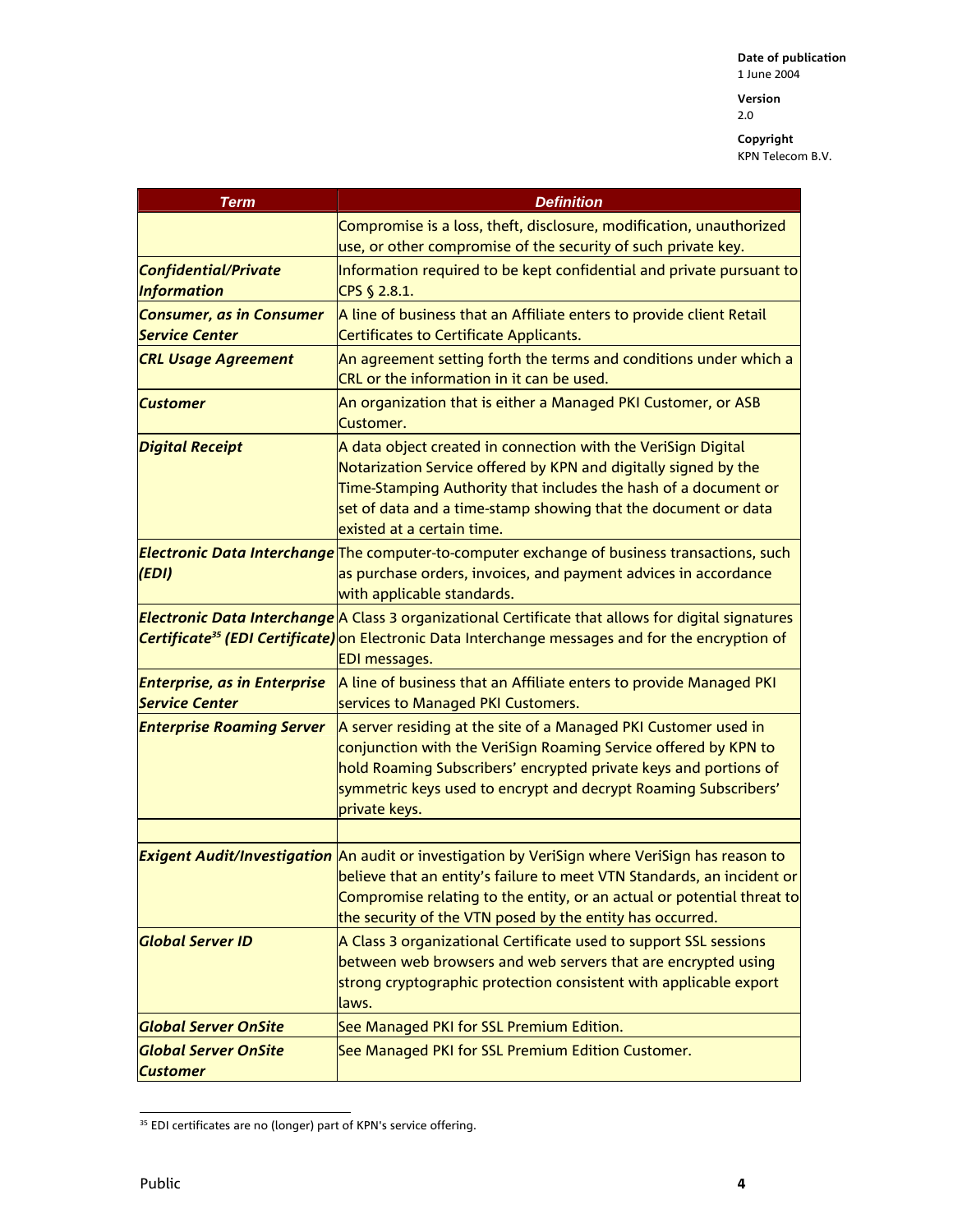| Term | Definition |
|---|---|
| | Compromise is a loss, theft, disclosure, modification, unauthorized use, or other compromise of the security of such private key. |
| ***Confidential/Private Information*** | Information required to be kept confidential and private pursuant to CPS § 2.8.1. |
| ***Consumer, as in Consumer Service Center*** | A line of business that an Affiliate enters to provide client Retail Certificates to Certificate Applicants. |
| ***CRL Usage Agreement*** | An agreement setting forth the terms and conditions under which a CRL or the information in it can be used. |
| ***Customer*** | An organization that is either a Managed PKI Customer, or ASB Customer. |
| ***Digital Receipt*** | A data object created in connection with the VeriSign Digital Notarization Service offered by KPN and digitally signed by the Time-Stamping Authority that includes the hash of a document or set of data and a time-stamp showing that the document or data existed at a certain time. |
| ***Electronic Data Interchange (EDI)*** | The computer-to-computer exchange of business transactions, such as purchase orders, invoices, and payment advices in accordance with applicable standards. |
| ***Electronic Data Interchange Certificate[35] (EDI Certificate)*** | A Class 3 organizational Certificate that allows for digital signatures on Electronic Data Interchange messages and for the encryption of EDI messages. |
| ***Enterprise, as in Enterprise Service Center*** | A line of business that an Affiliate enters to provide Managed PKI services to Managed PKI Customers. |
| ***Enterprise Roaming Server*** | A server residing at the site of a Managed PKI Customer used in conjunction with the VeriSign Roaming Service offered by KPN to hold Roaming Subscribers' encrypted private keys and portions of symmetric keys used to encrypt and decrypt Roaming Subscribers' private keys. |
| | |
| ***Exigent Audit/Investigation*** | An audit or investigation by VeriSign where VeriSign has reason to believe that an entity's failure to meet VTN Standards, an incident or Compromise relating to the entity, or an actual or potential threat to the security of the VTN posed by the entity has occurred. |
| ***Global Server ID*** | A Class 3 organizational Certificate used to support SSL sessions between web browsers and web servers that are encrypted using strong cryptographic protection consistent with applicable export laws. |
| ***Global Server OnSite*** | See Managed PKI for SSL Premium Edition. |
| ***Global Server OnSite Customer*** | See Managed PKI for SSL Premium Edition Customer. |

[35] EDI certificates are no (longer) part of KPN's service offering.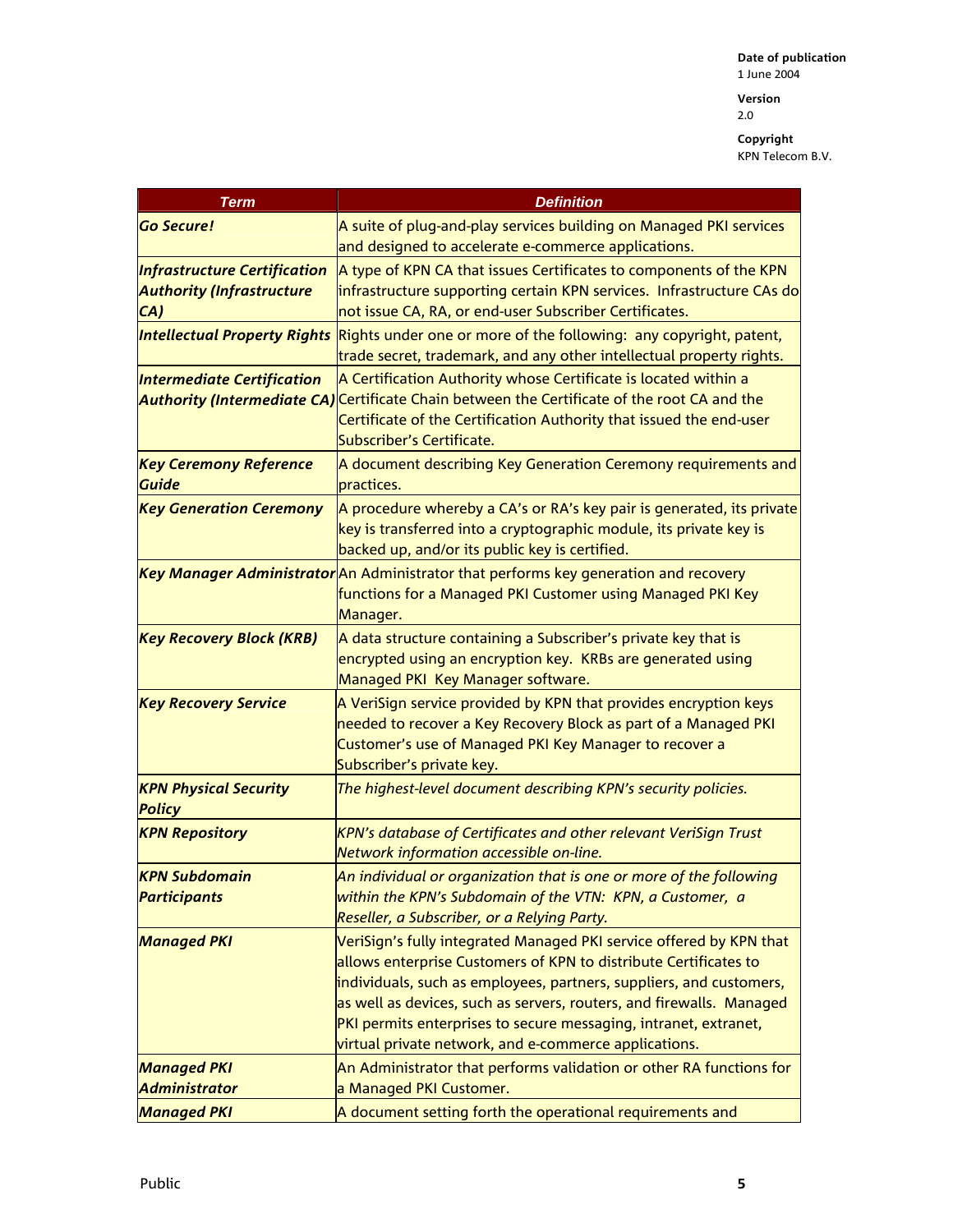| Term | Definition |
| --- | --- |
| ***Go Secure!*** | A suite of plug-and-play services building on Managed PKI services and designed to accelerate e-commerce applications. |
| ***Infrastructure Certification Authority (Infrastructure CA)*** | A type of KPN CA that issues Certificates to components of the KPN infrastructure supporting certain KPN services. Infrastructure CAs do not issue CA, RA, or end-user Subscriber Certificates. |
| ***Intellectual Property Rights*** | Rights under one or more of the following: any copyright, patent, trade secret, trademark, and any other intellectual property rights. |
| ***Intermediate Certification Authority (Intermediate CA)*** | A Certification Authority whose Certificate is located within a Certificate Chain between the Certificate of the root CA and the Certificate of the Certification Authority that issued the end-user Subscriber's Certificate. |
| ***Key Ceremony Reference Guide*** | A document describing Key Generation Ceremony requirements and practices. |
| ***Key Generation Ceremony*** | A procedure whereby a CA's or RA's key pair is generated, its private key is transferred into a cryptographic module, its private key is backed up, and/or its public key is certified. |
| ***Key Manager Administrator*** | An Administrator that performs key generation and recovery functions for a Managed PKI Customer using Managed PKI Key Manager. |
| ***Key Recovery Block (KRB)*** | A data structure containing a Subscriber's private key that is encrypted using an encryption key. KRBs are generated using Managed PKI Key Manager software. |
| ***Key Recovery Service*** | A VeriSign service provided by KPN that provides encryption keys needed to recover a Key Recovery Block as part of a Managed PKI Customer's use of Managed PKI Key Manager to recover a Subscriber's private key. |
| ***KPN Physical Security Policy*** | *The highest-level document describing KPN's security policies.* |
| ***KPN Repository*** | *KPN's database of Certificates and other relevant VeriSign Trust Network information accessible on-line.* |
| ***KPN Subdomain Participants*** | *An individual or organization that is one or more of the following within the KPN's Subdomain of the VTN: KPN, a Customer, a Reseller, a Subscriber, or a Relying Party.* |
| ***Managed PKI*** | VeriSign's fully integrated Managed PKI service offered by KPN that allows enterprise Customers of KPN to distribute Certificates to individuals, such as employees, partners, suppliers, and customers, as well as devices, such as servers, routers, and firewalls. Managed PKI permits enterprises to secure messaging, intranet, extranet, virtual private network, and e-commerce applications. |
| ***Managed PKI Administrator*** | An Administrator that performs validation or other RA functions for a Managed PKI Customer. |
| ***Managed PKI*** | A document setting forth the operational requirements and |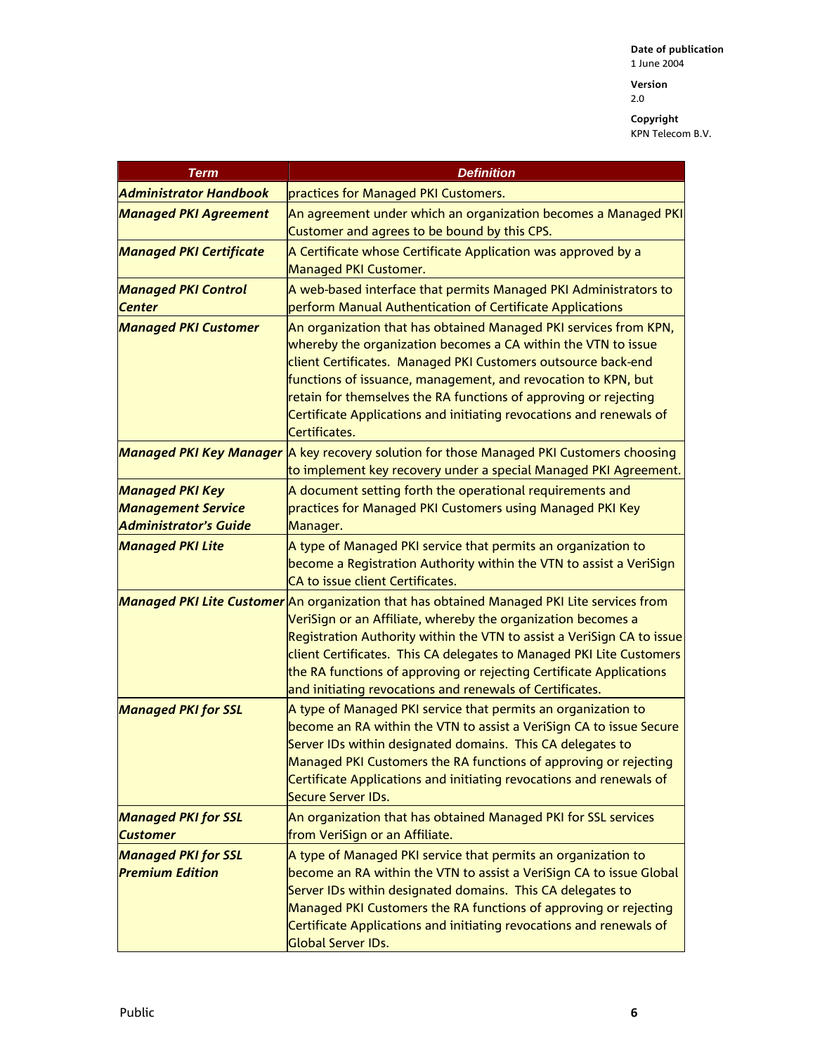| Term | Definition |
|---|---|
| ***Administrator Handbook*** | practices for Managed PKI Customers. |
| ***Managed PKI Agreement*** | An agreement under which an organization becomes a Managed PKI Customer and agrees to be bound by this CPS. |
| ***Managed PKI Certificate*** | A Certificate whose Certificate Application was approved by a Managed PKI Customer. |
| ***Managed PKI Control Center*** | A web-based interface that permits Managed PKI Administrators to perform Manual Authentication of Certificate Applications |
| ***Managed PKI Customer*** | An organization that has obtained Managed PKI services from KPN, whereby the organization becomes a CA within the VTN to issue client Certificates. Managed PKI Customers outsource back-end functions of issuance, management, and revocation to KPN, but retain for themselves the RA functions of approving or rejecting Certificate Applications and initiating revocations and renewals of Certificates. |
| ***Managed PKI Key Manager*** | A key recovery solution for those Managed PKI Customers choosing to implement key recovery under a special Managed PKI Agreement. |
| ***Managed PKI Key Management Service Administrator's Guide*** | A document setting forth the operational requirements and practices for Managed PKI Customers using Managed PKI Key Manager. |
| ***Managed PKI Lite*** | A type of Managed PKI service that permits an organization to become a Registration Authority within the VTN to assist a VeriSign CA to issue client Certificates. |
| ***Managed PKI Lite Customer*** | An organization that has obtained Managed PKI Lite services from VeriSign or an Affiliate, whereby the organization becomes a Registration Authority within the VTN to assist a VeriSign CA to issue client Certificates. This CA delegates to Managed PKI Lite Customers the RA functions of approving or rejecting Certificate Applications and initiating revocations and renewals of Certificates. |
| ***Managed PKI for SSL*** | A type of Managed PKI service that permits an organization to become an RA within the VTN to assist a VeriSign CA to issue Secure Server IDs within designated domains. This CA delegates to Managed PKI Customers the RA functions of approving or rejecting Certificate Applications and initiating revocations and renewals of Secure Server IDs. |
| ***Managed PKI for SSL Customer*** | An organization that has obtained Managed PKI for SSL services from VeriSign or an Affiliate. |
| ***Managed PKI for SSL Premium Edition*** | A type of Managed PKI service that permits an organization to become an RA within the VTN to assist a VeriSign CA to issue Global Server IDs within designated domains. This CA delegates to Managed PKI Customers the RA functions of approving or rejecting Certificate Applications and initiating revocations and renewals of Global Server IDs. |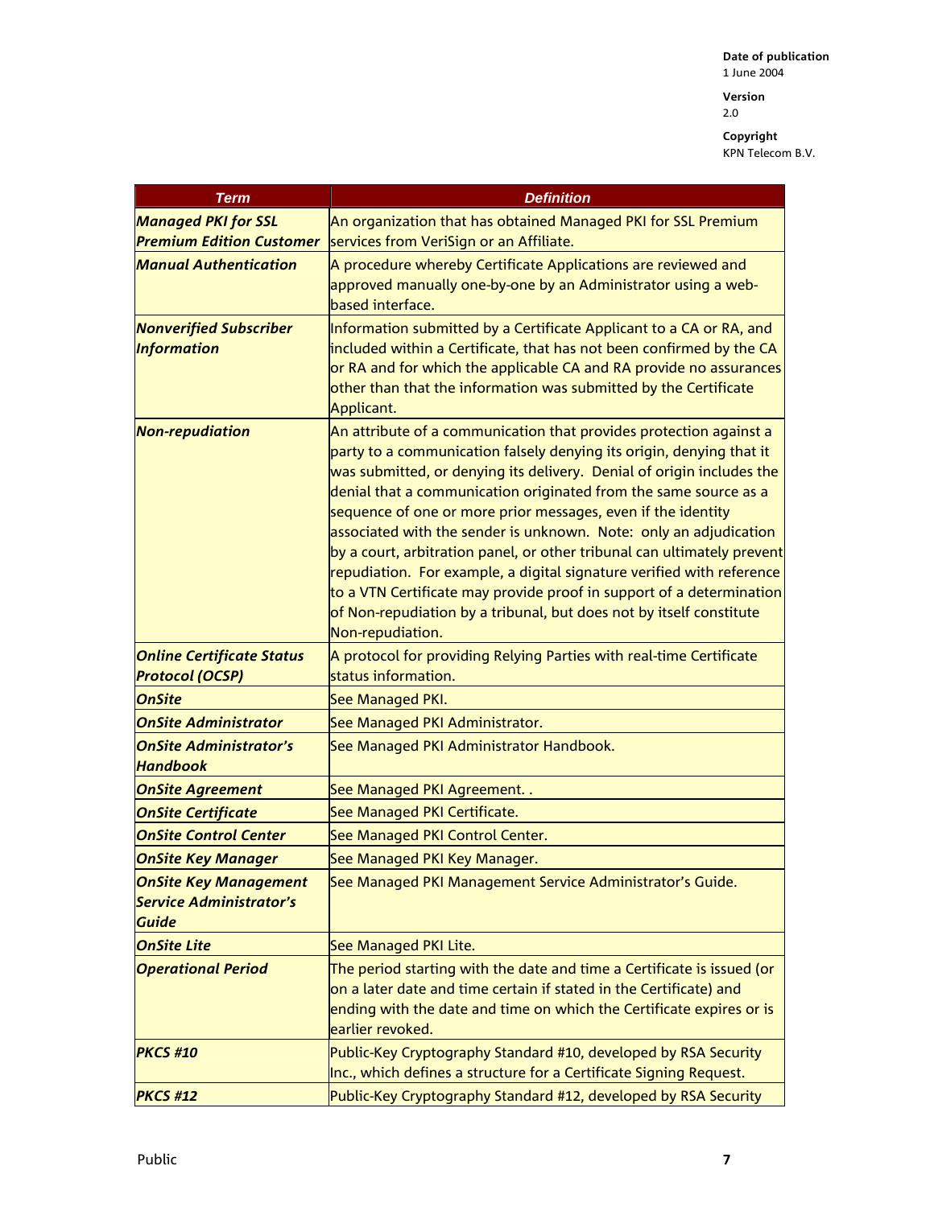| Term | Definition |
|---|---|
| ***Managed PKI for SSL Premium Edition Customer*** | An organization that has obtained Managed PKI for SSL Premium services from VeriSign or an Affiliate. |
| ***Manual Authentication*** | A procedure whereby Certificate Applications are reviewed and approved manually one-by-one by an Administrator using a web-based interface. |
| ***Nonverified Subscriber Information*** | Information submitted by a Certificate Applicant to a CA or RA, and included within a Certificate, that has not been confirmed by the CA or RA and for which the applicable CA and RA provide no assurances other than that the information was submitted by the Certificate Applicant. |
| ***Non-repudiation*** | An attribute of a communication that provides protection against a party to a communication falsely denying its origin, denying that it was submitted, or denying its delivery. Denial of origin includes the denial that a communication originated from the same source as a sequence of one or more prior messages, even if the identity associated with the sender is unknown. Note: only an adjudication by a court, arbitration panel, or other tribunal can ultimately prevent repudiation. For example, a digital signature verified with reference to a VTN Certificate may provide proof in support of a determination of Non-repudiation by a tribunal, but does not by itself constitute Non-repudiation. |
| ***Online Certificate Status Protocol (OCSP)*** | A protocol for providing Relying Parties with real-time Certificate status information. |
| ***OnSite*** | See Managed PKI. |
| ***OnSite Administrator*** | See Managed PKI Administrator. |
| ***OnSite Administrator's Handbook*** | See Managed PKI Administrator Handbook. |
| ***OnSite Agreement*** | See Managed PKI Agreement. . |
| ***OnSite Certificate*** | See Managed PKI Certificate. |
| ***OnSite Control Center*** | See Managed PKI Control Center. |
| ***OnSite Key Manager*** | See Managed PKI Key Manager. |
| ***OnSite Key Management Service Administrator's Guide*** | See Managed PKI Management Service Administrator's Guide. |
| ***OnSite Lite*** | See Managed PKI Lite. |
| ***Operational Period*** | The period starting with the date and time a Certificate is issued (or on a later date and time certain if stated in the Certificate) and ending with the date and time on which the Certificate expires or is earlier revoked. |
| ***PKCS #10*** | Public-Key Cryptography Standard #10, developed by RSA Security Inc., which defines a structure for a Certificate Signing Request. |
| ***PKCS #12*** | Public-Key Cryptography Standard #12, developed by RSA Security |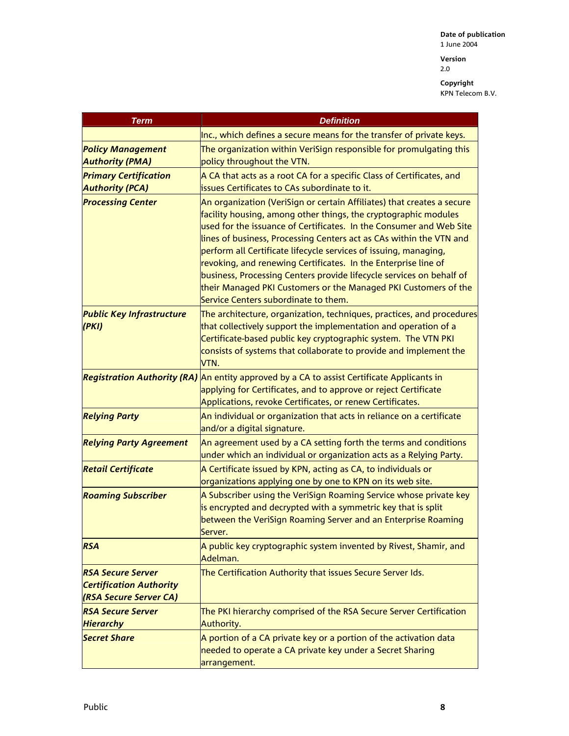| Term | Definition |
|---|---|
| | Inc., which defines a secure means for the transfer of private keys. |
| ***Policy Management Authority (PMA)*** | The organization within VeriSign responsible for promulgating this policy throughout the VTN. |
| ***Primary Certification Authority (PCA)*** | A CA that acts as a root CA for a specific Class of Certificates, and issues Certificates to CAs subordinate to it. |
| ***Processing Center*** | An organization (VeriSign or certain Affiliates) that creates a secure facility housing, among other things, the cryptographic modules used for the issuance of Certificates. In the Consumer and Web Site lines of business, Processing Centers act as CAs within the VTN and perform all Certificate lifecycle services of issuing, managing, revoking, and renewing Certificates. In the Enterprise line of business, Processing Centers provide lifecycle services on behalf of their Managed PKI Customers or the Managed PKI Customers of the Service Centers subordinate to them. |
| ***Public Key Infrastructure (PKI)*** | The architecture, organization, techniques, practices, and procedures that collectively support the implementation and operation of a Certificate-based public key cryptographic system. The VTN PKI consists of systems that collaborate to provide and implement the VTN. |
| ***Registration Authority (RA)*** | An entity approved by a CA to assist Certificate Applicants in applying for Certificates, and to approve or reject Certificate Applications, revoke Certificates, or renew Certificates. |
| ***Relying Party*** | An individual or organization that acts in reliance on a certificate and/or a digital signature. |
| ***Relying Party Agreement*** | An agreement used by a CA setting forth the terms and conditions under which an individual or organization acts as a Relying Party. |
| ***Retail Certificate*** | A Certificate issued by KPN, acting as CA, to individuals or organizations applying one by one to KPN on its web site. |
| ***Roaming Subscriber*** | A Subscriber using the VeriSign Roaming Service whose private key is encrypted and decrypted with a symmetric key that is split between the VeriSign Roaming Server and an Enterprise Roaming Server. |
| ***RSA*** | A public key cryptographic system invented by Rivest, Shamir, and Adelman. |
| ***RSA Secure Server Certification Authority (RSA Secure Server CA)*** | The Certification Authority that issues Secure Server Ids. |
| ***RSA Secure Server Hierarchy*** | The PKI hierarchy comprised of the RSA Secure Server Certification Authority. |
| ***Secret Share*** | A portion of a CA private key or a portion of the activation data needed to operate a CA private key under a Secret Sharing arrangement. |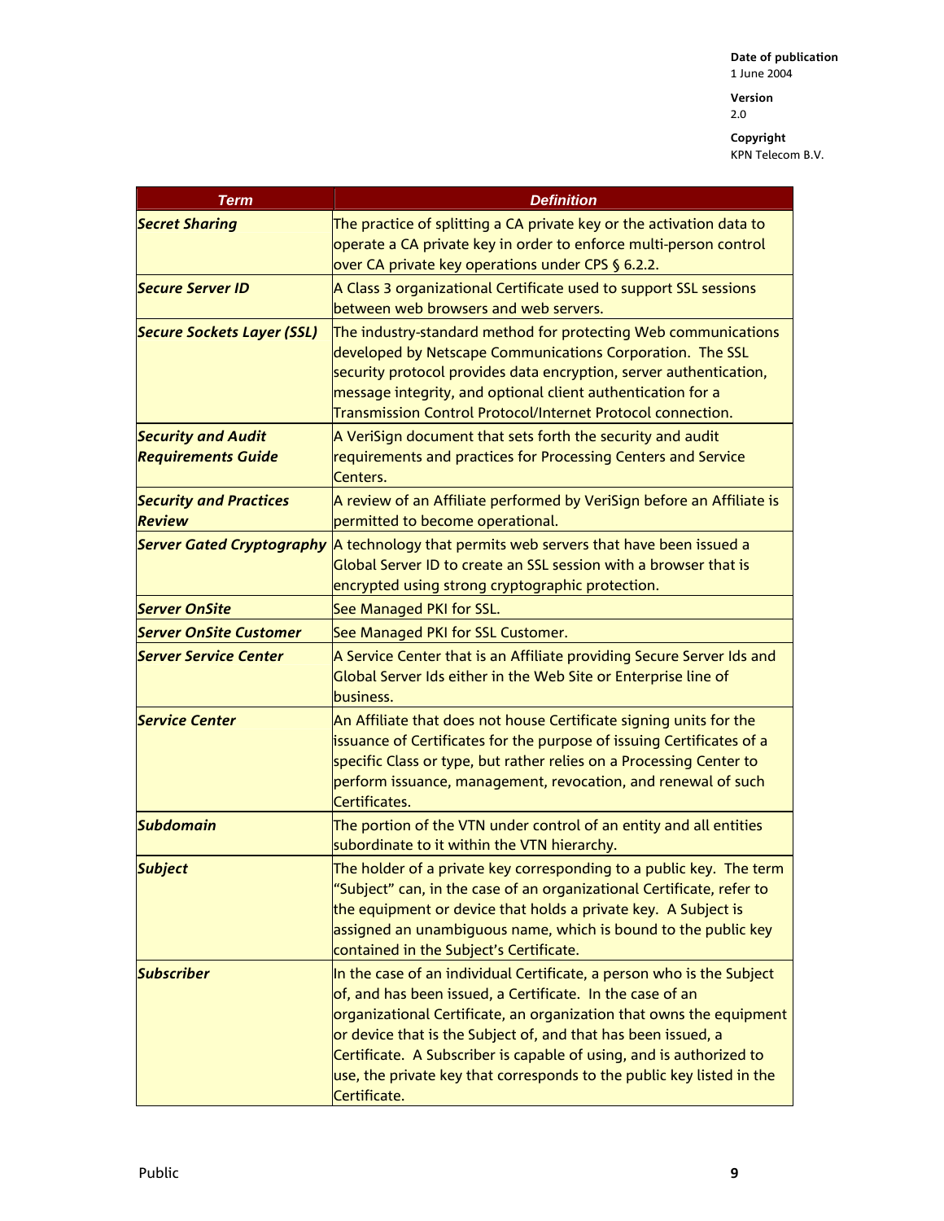| Term | Definition |
|---|---|
| ***Secret Sharing*** | The practice of splitting a CA private key or the activation data to operate a CA private key in order to enforce multi-person control over CA private key operations under CPS § 6.2.2. |
| ***Secure Server ID*** | A Class 3 organizational Certificate used to support SSL sessions between web browsers and web servers. |
| ***Secure Sockets Layer (SSL)*** | The industry-standard method for protecting Web communications developed by Netscape Communications Corporation. The SSL security protocol provides data encryption, server authentication, message integrity, and optional client authentication for a Transmission Control Protocol/Internet Protocol connection. |
| ***Security and Audit Requirements Guide*** | A VeriSign document that sets forth the security and audit requirements and practices for Processing Centers and Service Centers. |
| ***Security and Practices Review*** | A review of an Affiliate performed by VeriSign before an Affiliate is permitted to become operational. |
| ***Server Gated Cryptography*** | A technology that permits web servers that have been issued a Global Server ID to create an SSL session with a browser that is encrypted using strong cryptographic protection. |
| ***Server OnSite*** | See Managed PKI for SSL. |
| ***Server OnSite Customer*** | See Managed PKI for SSL Customer. |
| ***Server Service Center*** | A Service Center that is an Affiliate providing Secure Server Ids and Global Server Ids either in the Web Site or Enterprise line of business. |
| ***Service Center*** | An Affiliate that does not house Certificate signing units for the issuance of Certificates for the purpose of issuing Certificates of a specific Class or type, but rather relies on a Processing Center to perform issuance, management, revocation, and renewal of such Certificates. |
| ***Subdomain*** | The portion of the VTN under control of an entity and all entities subordinate to it within the VTN hierarchy. |
| ***Subject*** | The holder of a private key corresponding to a public key. The term "Subject" can, in the case of an organizational Certificate, refer to the equipment or device that holds a private key. A Subject is assigned an unambiguous name, which is bound to the public key contained in the Subject's Certificate. |
| ***Subscriber*** | In the case of an individual Certificate, a person who is the Subject of, and has been issued, a Certificate. In the case of an organizational Certificate, an organization that owns the equipment or device that is the Subject of, and that has been issued, a Certificate. A Subscriber is capable of using, and is authorized to use, the private key that corresponds to the public key listed in the Certificate. |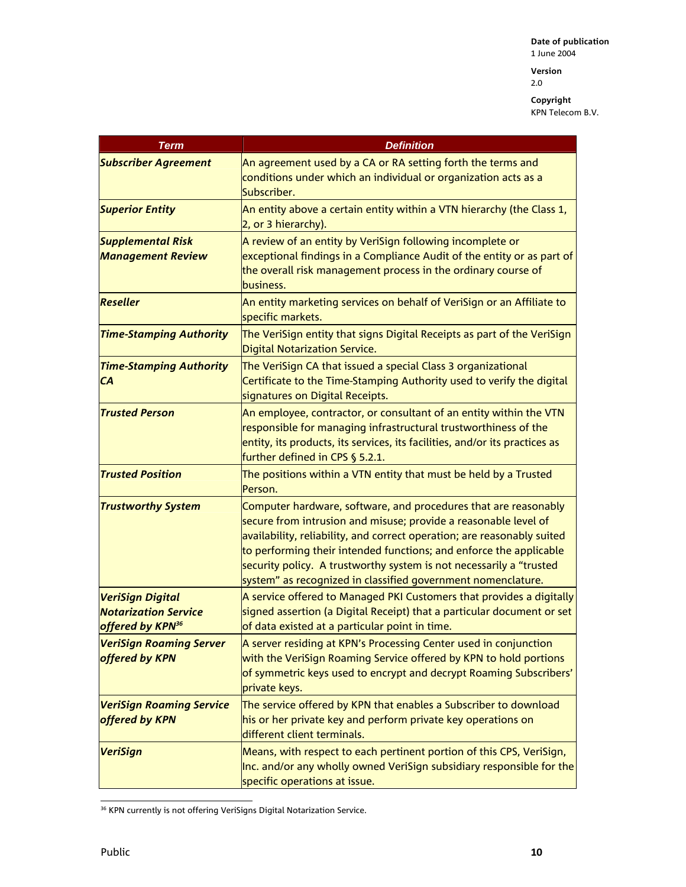| Term | Definition |
| --- | --- |
| ***Subscriber Agreement*** | An agreement used by a CA or RA setting forth the terms and conditions under which an individual or organization acts as a Subscriber. |
| ***Superior Entity*** | An entity above a certain entity within a VTN hierarchy (the Class 1, 2, or 3 hierarchy). |
| ***Supplemental Risk Management Review*** | A review of an entity by VeriSign following incomplete or exceptional findings in a Compliance Audit of the entity or as part of the overall risk management process in the ordinary course of business. |
| ***Reseller*** | An entity marketing services on behalf of VeriSign or an Affiliate to specific markets. |
| ***Time-Stamping Authority*** | The VeriSign entity that signs Digital Receipts as part of the VeriSign Digital Notarization Service. |
| ***Time-Stamping Authority CA*** | The VeriSign CA that issued a special Class 3 organizational Certificate to the Time-Stamping Authority used to verify the digital signatures on Digital Receipts. |
| ***Trusted Person*** | An employee, contractor, or consultant of an entity within the VTN responsible for managing infrastructural trustworthiness of the entity, its products, its services, its facilities, and/or its practices as further defined in CPS § 5.2.1. |
| ***Trusted Position*** | The positions within a VTN entity that must be held by a Trusted Person. |
| ***Trustworthy System*** | Computer hardware, software, and procedures that are reasonably secure from intrusion and misuse; provide a reasonable level of availability, reliability, and correct operation; are reasonably suited to performing their intended functions; and enforce the applicable security policy. A trustworthy system is not necessarily a "trusted system" as recognized in classified government nomenclature. |
| ***VeriSign Digital Notarization Service offered by KPN***[36] | A service offered to Managed PKI Customers that provides a digitally signed assertion (a Digital Receipt) that a particular document or set of data existed at a particular point in time. |
| ***VeriSign Roaming Server offered by KPN*** | A server residing at KPN's Processing Center used in conjunction with the VeriSign Roaming Service offered by KPN to hold portions of symmetric keys used to encrypt and decrypt Roaming Subscribers' private keys. |
| ***VeriSign Roaming Service offered by KPN*** | The service offered by KPN that enables a Subscriber to download his or her private key and perform private key operations on different client terminals. |
| ***VeriSign*** | Means, with respect to each pertinent portion of this CPS, VeriSign, Inc. and/or any wholly owned VeriSign subsidiary responsible for the specific operations at issue. |

[36] KPN currently is not offering VeriSigns Digital Notarization Service.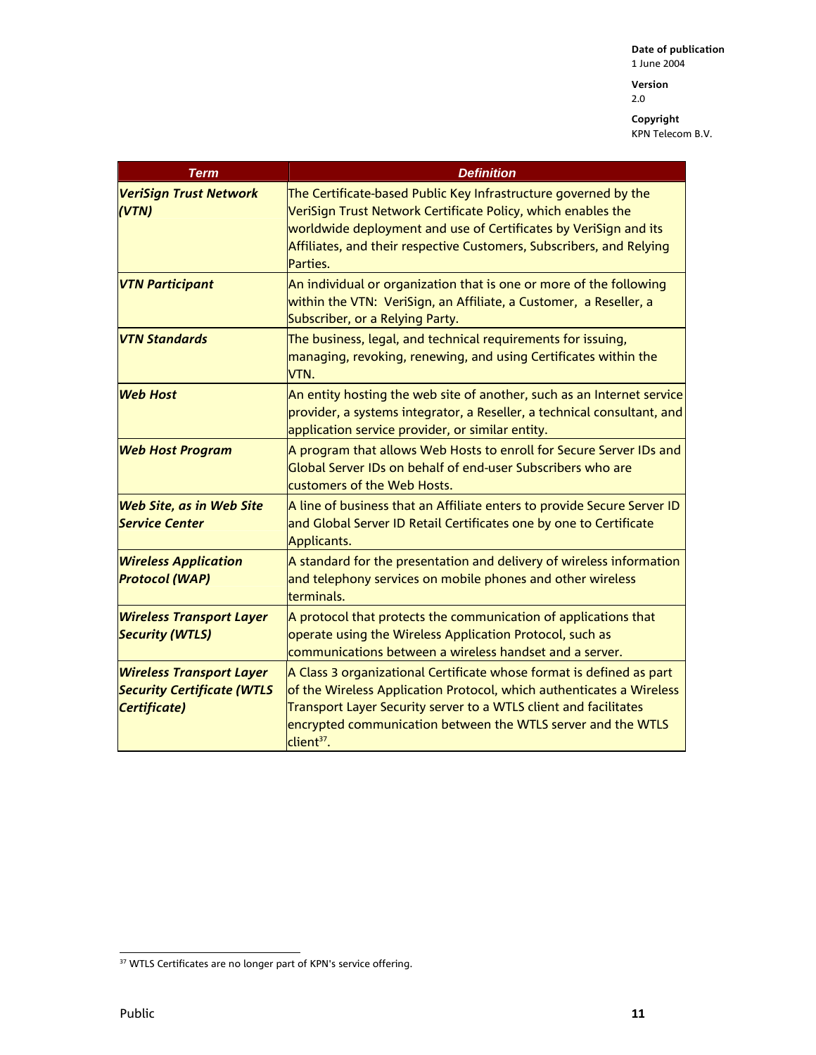| Term | Definition |
| --- | --- |
| ***VeriSign Trust Network (VTN)*** | The Certificate-based Public Key Infrastructure governed by the VeriSign Trust Network Certificate Policy, which enables the worldwide deployment and use of Certificates by VeriSign and its Affiliates, and their respective Customers, Subscribers, and Relying Parties. |
| ***VTN Participant*** | An individual or organization that is one or more of the following within the VTN: VeriSign, an Affiliate, a Customer, a Reseller, a Subscriber, or a Relying Party. |
| ***VTN Standards*** | The business, legal, and technical requirements for issuing, managing, revoking, renewing, and using Certificates within the VTN. |
| ***Web Host*** | An entity hosting the web site of another, such as an Internet service provider, a systems integrator, a Reseller, a technical consultant, and application service provider, or similar entity. |
| ***Web Host Program*** | A program that allows Web Hosts to enroll for Secure Server IDs and Global Server IDs on behalf of end-user Subscribers who are customers of the Web Hosts. |
| ***Web Site, as in Web Site Service Center*** | A line of business that an Affiliate enters to provide Secure Server ID and Global Server ID Retail Certificates one by one to Certificate Applicants. |
| ***Wireless Application Protocol (WAP)*** | A standard for the presentation and delivery of wireless information and telephony services on mobile phones and other wireless terminals. |
| ***Wireless Transport Layer Security (WTLS)*** | A protocol that protects the communication of applications that operate using the Wireless Application Protocol, such as communications between a wireless handset and a server. |
| ***Wireless Transport Layer Security Certificate (WTLS Certificate)*** | A Class 3 organizational Certificate whose format is defined as part of the Wireless Application Protocol, which authenticates a Wireless Transport Layer Security server to a WTLS client and facilitates encrypted communication between the WTLS server and the WTLS client[37]. |

[37] WTLS Certificates are no longer part of KPN's service offering.